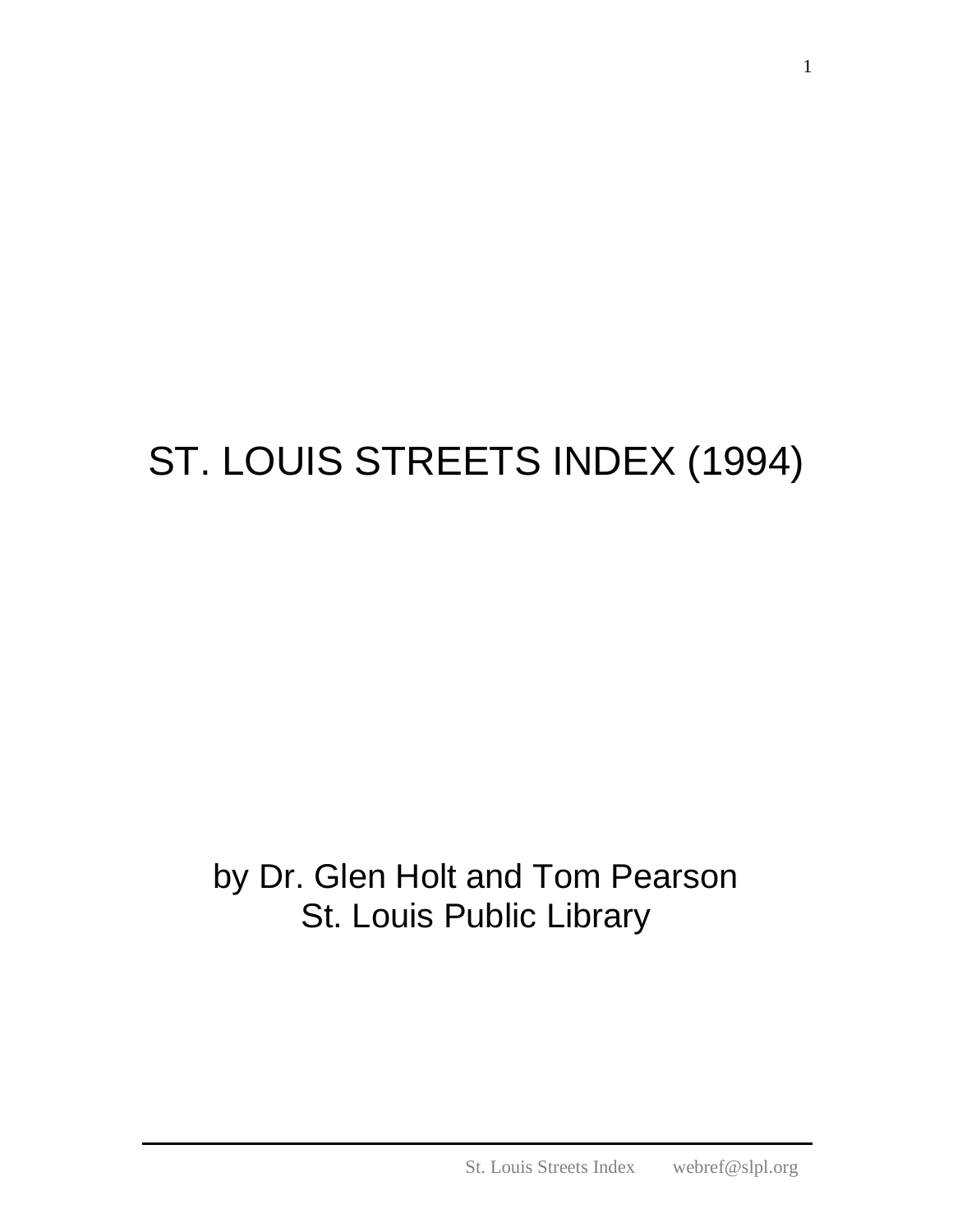# ST. LOUIS STREETS INDEX (1994)

by Dr. Glen Holt and Tom Pearson
St. Louis Public Library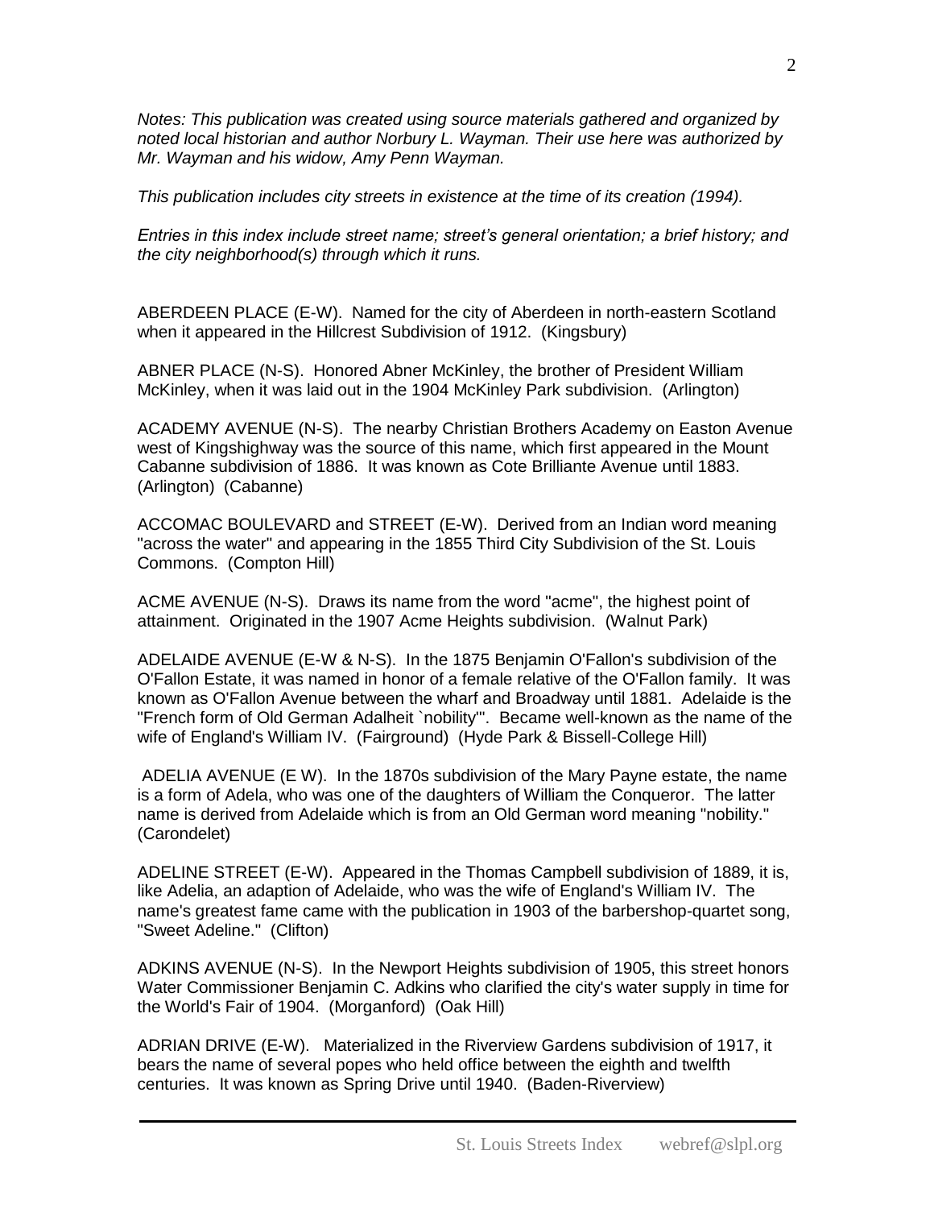*Notes: This publication was created using source materials gathered and organized by noted local historian and author Norbury L. Wayman. Their use here was authorized by Mr. Wayman and his widow, Amy Penn Wayman.*

*This publication includes city streets in existence at the time of its creation (1994).*

*Entries in this index include street name; street's general orientation; a brief history; and the city neighborhood(s) through which it runs.*

ABERDEEN PLACE (E-W). Named for the city of Aberdeen in north-eastern Scotland when it appeared in the Hillcrest Subdivision of 1912. (Kingsbury)

ABNER PLACE (N-S). Honored Abner McKinley, the brother of President William McKinley, when it was laid out in the 1904 McKinley Park subdivision. (Arlington)

ACADEMY AVENUE (N-S). The nearby Christian Brothers Academy on Easton Avenue west of Kingshighway was the source of this name, which first appeared in the Mount Cabanne subdivision of 1886. It was known as Cote Brilliante Avenue until 1883. (Arlington) (Cabanne)

ACCOMAC BOULEVARD and STREET (E-W). Derived from an Indian word meaning "across the water" and appearing in the 1855 Third City Subdivision of the St. Louis Commons. (Compton Hill)

ACME AVENUE (N-S). Draws its name from the word "acme", the highest point of attainment. Originated in the 1907 Acme Heights subdivision. (Walnut Park)

ADELAIDE AVENUE (E-W & N-S). In the 1875 Benjamin O'Fallon's subdivision of the O'Fallon Estate, it was named in honor of a female relative of the O'Fallon family. It was known as O'Fallon Avenue between the wharf and Broadway until 1881. Adelaide is the "French form of Old German Adalheit `nobility'". Became well-known as the name of the wife of England's William IV. (Fairground) (Hyde Park & Bissell-College Hill)

ADELIA AVENUE (E W). In the 1870s subdivision of the Mary Payne estate, the name is a form of Adela, who was one of the daughters of William the Conqueror. The latter name is derived from Adelaide which is from an Old German word meaning "nobility." (Carondelet)

ADELINE STREET (E-W). Appeared in the Thomas Campbell subdivision of 1889, it is, like Adelia, an adaption of Adelaide, who was the wife of England's William IV. The name's greatest fame came with the publication in 1903 of the barbershop-quartet song, "Sweet Adeline." (Clifton)

ADKINS AVENUE (N-S). In the Newport Heights subdivision of 1905, this street honors Water Commissioner Benjamin C. Adkins who clarified the city's water supply in time for the World's Fair of 1904. (Morganford) (Oak Hill)

ADRIAN DRIVE (E-W). Materialized in the Riverview Gardens subdivision of 1917, it bears the name of several popes who held office between the eighth and twelfth centuries. It was known as Spring Drive until 1940. (Baden-Riverview)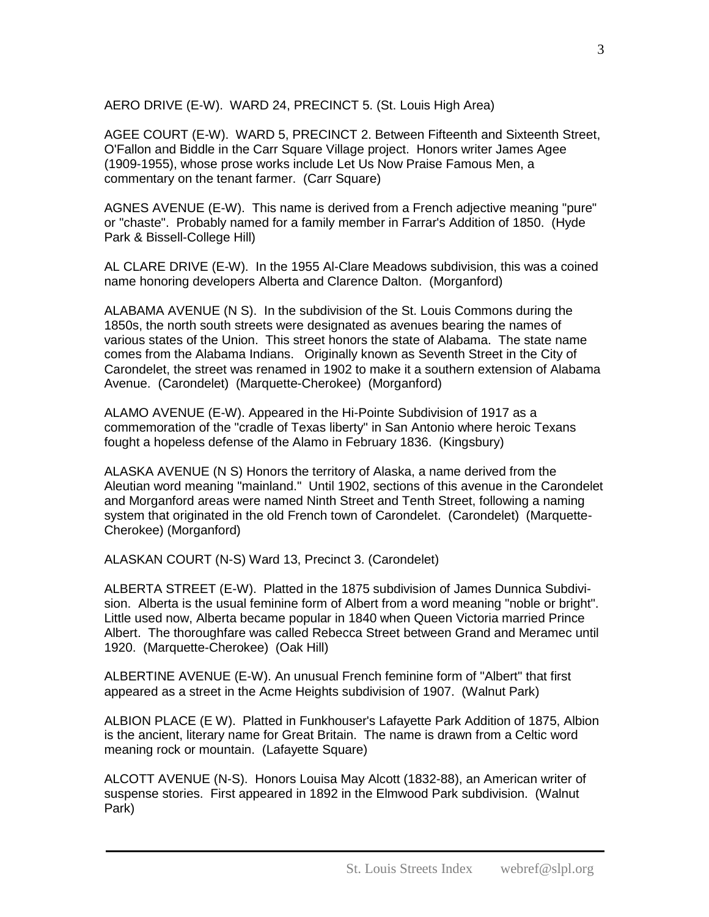AERO DRIVE (E-W). WARD 24, PRECINCT 5. (St. Louis High Area)

AGEE COURT (E-W). WARD 5, PRECINCT 2. Between Fifteenth and Sixteenth Street, O'Fallon and Biddle in the Carr Square Village project. Honors writer James Agee (1909-1955), whose prose works include Let Us Now Praise Famous Men, a commentary on the tenant farmer. (Carr Square)

AGNES AVENUE (E-W). This name is derived from a French adjective meaning "pure" or "chaste". Probably named for a family member in Farrar's Addition of 1850. (Hyde Park & Bissell-College Hill)

AL CLARE DRIVE (E-W). In the 1955 Al-Clare Meadows subdivision, this was a coined name honoring developers Alberta and Clarence Dalton. (Morganford)

ALABAMA AVENUE (N S). In the subdivision of the St. Louis Commons during the 1850s, the north south streets were designated as avenues bearing the names of various states of the Union. This street honors the state of Alabama. The state name comes from the Alabama Indians. Originally known as Seventh Street in the City of Carondelet, the street was renamed in 1902 to make it a southern extension of Alabama Avenue. (Carondelet) (Marquette-Cherokee) (Morganford)

ALAMO AVENUE (E-W). Appeared in the Hi-Pointe Subdivision of 1917 as a commemoration of the "cradle of Texas liberty" in San Antonio where heroic Texans fought a hopeless defense of the Alamo in February 1836. (Kingsbury)

ALASKA AVENUE (N S) Honors the territory of Alaska, a name derived from the Aleutian word meaning "mainland." Until 1902, sections of this avenue in the Carondelet and Morganford areas were named Ninth Street and Tenth Street, following a naming system that originated in the old French town of Carondelet. (Carondelet) (Marquette-Cherokee) (Morganford)

ALASKAN COURT (N-S) Ward 13, Precinct 3. (Carondelet)

ALBERTA STREET (E-W). Platted in the 1875 subdivision of James Dunnica Subdivision. Alberta is the usual feminine form of Albert from a word meaning "noble or bright". Little used now, Alberta became popular in 1840 when Queen Victoria married Prince Albert. The thoroughfare was called Rebecca Street between Grand and Meramec until 1920. (Marquette-Cherokee) (Oak Hill)

ALBERTINE AVENUE (E-W). An unusual French feminine form of "Albert" that first appeared as a street in the Acme Heights subdivision of 1907. (Walnut Park)

ALBION PLACE (E W). Platted in Funkhouser's Lafayette Park Addition of 1875, Albion is the ancient, literary name for Great Britain. The name is drawn from a Celtic word meaning rock or mountain. (Lafayette Square)

ALCOTT AVENUE (N-S). Honors Louisa May Alcott (1832-88), an American writer of suspense stories. First appeared in 1892 in the Elmwood Park subdivision. (Walnut Park)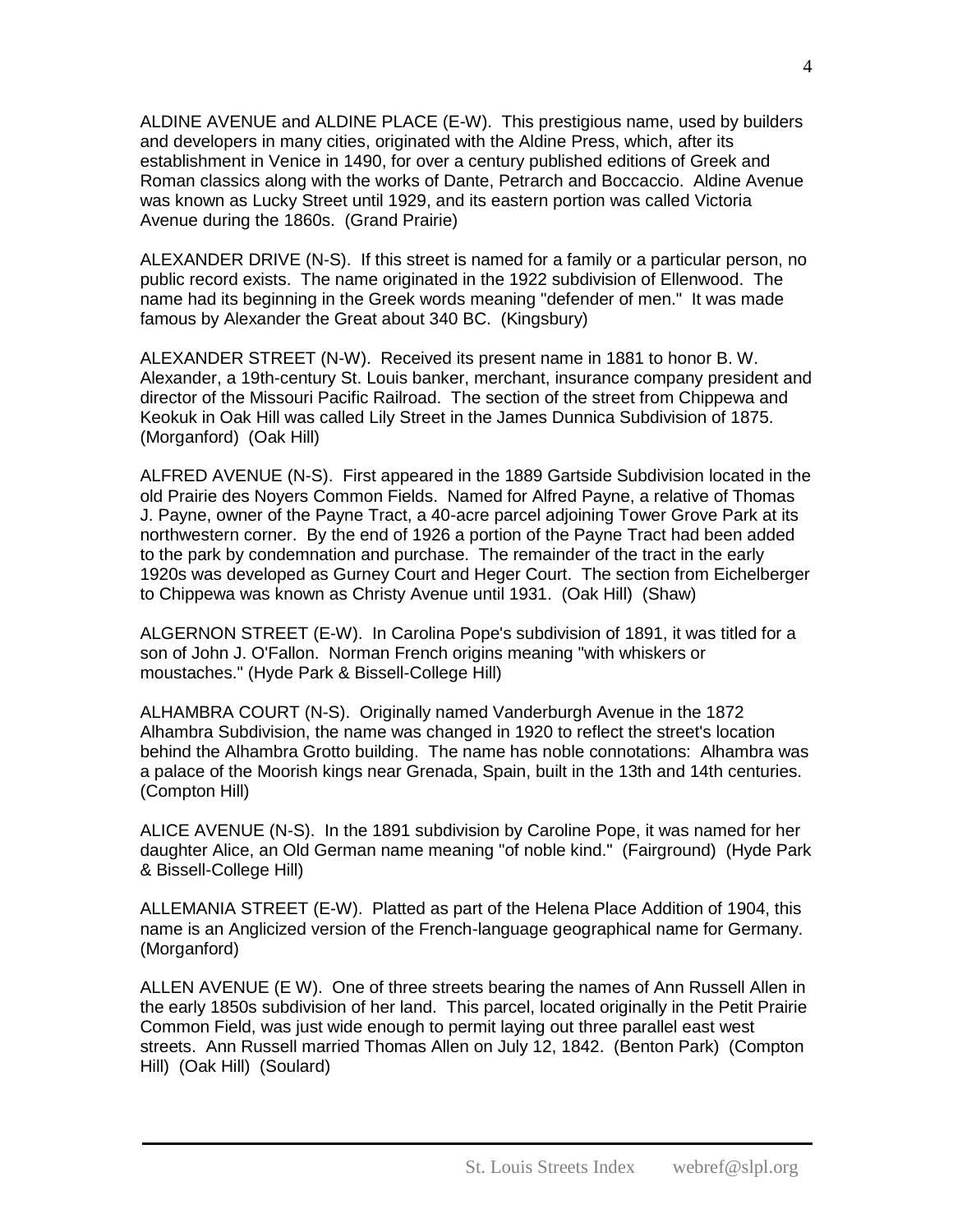ALDINE AVENUE and ALDINE PLACE (E-W). This prestigious name, used by builders and developers in many cities, originated with the Aldine Press, which, after its establishment in Venice in 1490, for over a century published editions of Greek and Roman classics along with the works of Dante, Petrarch and Boccaccio. Aldine Avenue was known as Lucky Street until 1929, and its eastern portion was called Victoria Avenue during the 1860s. (Grand Prairie)

ALEXANDER DRIVE (N-S). If this street is named for a family or a particular person, no public record exists. The name originated in the 1922 subdivision of Ellenwood. The name had its beginning in the Greek words meaning "defender of men." It was made famous by Alexander the Great about 340 BC. (Kingsbury)

ALEXANDER STREET (N-W). Received its present name in 1881 to honor B. W. Alexander, a 19th-century St. Louis banker, merchant, insurance company president and director of the Missouri Pacific Railroad. The section of the street from Chippewa and Keokuk in Oak Hill was called Lily Street in the James Dunnica Subdivision of 1875. (Morganford) (Oak Hill)

ALFRED AVENUE (N-S). First appeared in the 1889 Gartside Subdivision located in the old Prairie des Noyers Common Fields. Named for Alfred Payne, a relative of Thomas J. Payne, owner of the Payne Tract, a 40-acre parcel adjoining Tower Grove Park at its northwestern corner. By the end of 1926 a portion of the Payne Tract had been added to the park by condemnation and purchase. The remainder of the tract in the early 1920s was developed as Gurney Court and Heger Court. The section from Eichelberger to Chippewa was known as Christy Avenue until 1931. (Oak Hill) (Shaw)

ALGERNON STREET (E-W). In Carolina Pope's subdivision of 1891, it was titled for a son of John J. O'Fallon. Norman French origins meaning "with whiskers or moustaches." (Hyde Park & Bissell-College Hill)

ALHAMBRA COURT (N-S). Originally named Vanderburgh Avenue in the 1872 Alhambra Subdivision, the name was changed in 1920 to reflect the street's location behind the Alhambra Grotto building. The name has noble connotations: Alhambra was a palace of the Moorish kings near Grenada, Spain, built in the 13th and 14th centuries. (Compton Hill)

ALICE AVENUE (N-S). In the 1891 subdivision by Caroline Pope, it was named for her daughter Alice, an Old German name meaning "of noble kind." (Fairground) (Hyde Park & Bissell-College Hill)

ALLEMANIA STREET (E-W). Platted as part of the Helena Place Addition of 1904, this name is an Anglicized version of the French-language geographical name for Germany. (Morganford)

ALLEN AVENUE (E W). One of three streets bearing the names of Ann Russell Allen in the early 1850s subdivision of her land. This parcel, located originally in the Petit Prairie Common Field, was just wide enough to permit laying out three parallel east west streets. Ann Russell married Thomas Allen on July 12, 1842. (Benton Park) (Compton Hill) (Oak Hill) (Soulard)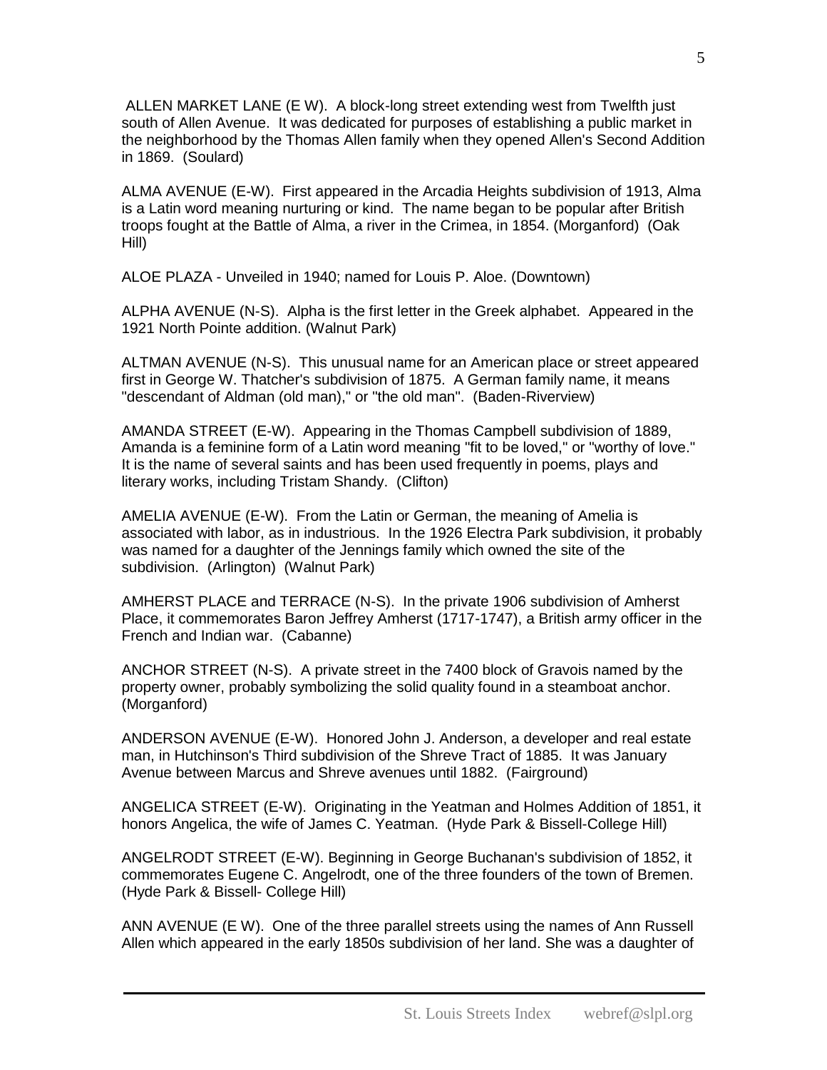ALLEN MARKET LANE (E W). A block-long street extending west from Twelfth just south of Allen Avenue. It was dedicated for purposes of establishing a public market in the neighborhood by the Thomas Allen family when they opened Allen's Second Addition in 1869. (Soulard)

ALMA AVENUE (E-W). First appeared in the Arcadia Heights subdivision of 1913, Alma is a Latin word meaning nurturing or kind. The name began to be popular after British troops fought at the Battle of Alma, a river in the Crimea, in 1854. (Morganford) (Oak Hill)

ALOE PLAZA - Unveiled in 1940; named for Louis P. Aloe. (Downtown)

ALPHA AVENUE (N-S). Alpha is the first letter in the Greek alphabet. Appeared in the 1921 North Pointe addition. (Walnut Park)

ALTMAN AVENUE (N-S). This unusual name for an American place or street appeared first in George W. Thatcher's subdivision of 1875. A German family name, it means "descendant of Aldman (old man)," or "the old man". (Baden-Riverview)

AMANDA STREET (E-W). Appearing in the Thomas Campbell subdivision of 1889, Amanda is a feminine form of a Latin word meaning "fit to be loved," or "worthy of love." It is the name of several saints and has been used frequently in poems, plays and literary works, including Tristam Shandy. (Clifton)

AMELIA AVENUE (E-W). From the Latin or German, the meaning of Amelia is associated with labor, as in industrious. In the 1926 Electra Park subdivision, it probably was named for a daughter of the Jennings family which owned the site of the subdivision. (Arlington) (Walnut Park)

AMHERST PLACE and TERRACE (N-S). In the private 1906 subdivision of Amherst Place, it commemorates Baron Jeffrey Amherst (1717-1747), a British army officer in the French and Indian war. (Cabanne)

ANCHOR STREET (N-S). A private street in the 7400 block of Gravois named by the property owner, probably symbolizing the solid quality found in a steamboat anchor. (Morganford)

ANDERSON AVENUE (E-W). Honored John J. Anderson, a developer and real estate man, in Hutchinson's Third subdivision of the Shreve Tract of 1885. It was January Avenue between Marcus and Shreve avenues until 1882. (Fairground)

ANGELICA STREET (E-W). Originating in the Yeatman and Holmes Addition of 1851, it honors Angelica, the wife of James C. Yeatman. (Hyde Park & Bissell-College Hill)

ANGELRODT STREET (E-W). Beginning in George Buchanan's subdivision of 1852, it commemorates Eugene C. Angelrodt, one of the three founders of the town of Bremen. (Hyde Park & Bissell- College Hill)

ANN AVENUE (E W). One of the three parallel streets using the names of Ann Russell Allen which appeared in the early 1850s subdivision of her land. She was a daughter of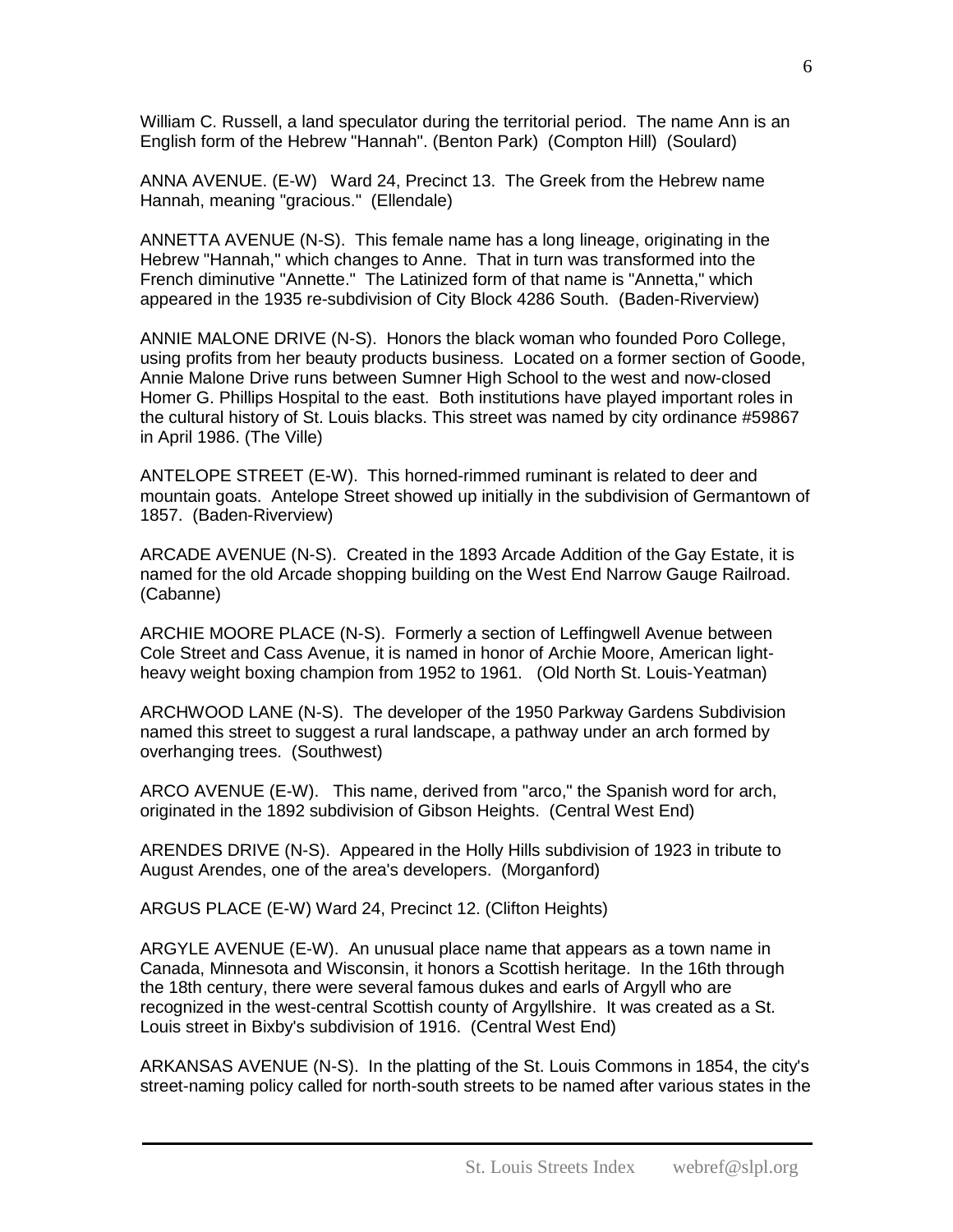William C. Russell, a land speculator during the territorial period. The name Ann is an English form of the Hebrew "Hannah". (Benton Park) (Compton Hill) (Soulard)

ANNA AVENUE. (E-W) Ward 24, Precinct 13. The Greek from the Hebrew name Hannah, meaning "gracious." (Ellendale)

ANNETTA AVENUE (N-S). This female name has a long lineage, originating in the Hebrew "Hannah," which changes to Anne. That in turn was transformed into the French diminutive "Annette." The Latinized form of that name is "Annetta," which appeared in the 1935 re-subdivision of City Block 4286 South. (Baden-Riverview)

ANNIE MALONE DRIVE (N-S). Honors the black woman who founded Poro College, using profits from her beauty products business. Located on a former section of Goode, Annie Malone Drive runs between Sumner High School to the west and now-closed Homer G. Phillips Hospital to the east. Both institutions have played important roles in the cultural history of St. Louis blacks. This street was named by city ordinance #59867 in April 1986. (The Ville)

ANTELOPE STREET (E-W). This horned-rimmed ruminant is related to deer and mountain goats. Antelope Street showed up initially in the subdivision of Germantown of 1857. (Baden-Riverview)

ARCADE AVENUE (N-S). Created in the 1893 Arcade Addition of the Gay Estate, it is named for the old Arcade shopping building on the West End Narrow Gauge Railroad. (Cabanne)

ARCHIE MOORE PLACE (N-S). Formerly a section of Leffingwell Avenue between Cole Street and Cass Avenue, it is named in honor of Archie Moore, American light-heavy weight boxing champion from 1952 to 1961. (Old North St. Louis-Yeatman)

ARCHWOOD LANE (N-S). The developer of the 1950 Parkway Gardens Subdivision named this street to suggest a rural landscape, a pathway under an arch formed by overhanging trees. (Southwest)

ARCO AVENUE (E-W). This name, derived from "arco," the Spanish word for arch, originated in the 1892 subdivision of Gibson Heights. (Central West End)

ARENDES DRIVE (N-S). Appeared in the Holly Hills subdivision of 1923 in tribute to August Arendes, one of the area's developers. (Morganford)

ARGUS PLACE (E-W) Ward 24, Precinct 12. (Clifton Heights)

ARGYLE AVENUE (E-W). An unusual place name that appears as a town name in Canada, Minnesota and Wisconsin, it honors a Scottish heritage. In the 16th through the 18th century, there were several famous dukes and earls of Argyll who are recognized in the west-central Scottish county of Argyllshire. It was created as a St. Louis street in Bixby's subdivision of 1916. (Central West End)

ARKANSAS AVENUE (N-S). In the platting of the St. Louis Commons in 1854, the city's street-naming policy called for north-south streets to be named after various states in the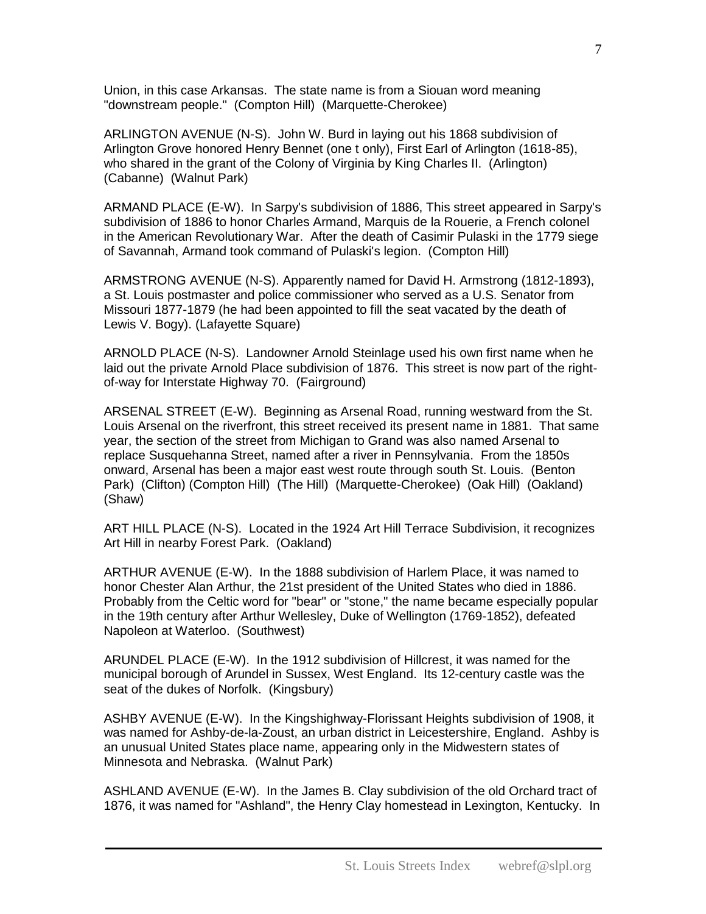Union, in this case Arkansas. The state name is from a Siouan word meaning "downstream people." (Compton Hill) (Marquette-Cherokee)

ARLINGTON AVENUE (N-S). John W. Burd in laying out his 1868 subdivision of Arlington Grove honored Henry Bennet (one t only), First Earl of Arlington (1618-85), who shared in the grant of the Colony of Virginia by King Charles II. (Arlington) (Cabanne) (Walnut Park)

ARMAND PLACE (E-W). In Sarpy's subdivision of 1886, This street appeared in Sarpy's subdivision of 1886 to honor Charles Armand, Marquis de la Rouerie, a French colonel in the American Revolutionary War. After the death of Casimir Pulaski in the 1779 siege of Savannah, Armand took command of Pulaski's legion. (Compton Hill)

ARMSTRONG AVENUE (N-S). Apparently named for David H. Armstrong (1812-1893), a St. Louis postmaster and police commissioner who served as a U.S. Senator from Missouri 1877-1879 (he had been appointed to fill the seat vacated by the death of Lewis V. Bogy). (Lafayette Square)

ARNOLD PLACE (N-S). Landowner Arnold Steinlage used his own first name when he laid out the private Arnold Place subdivision of 1876. This street is now part of the right-of-way for Interstate Highway 70. (Fairground)

ARSENAL STREET (E-W). Beginning as Arsenal Road, running westward from the St. Louis Arsenal on the riverfront, this street received its present name in 1881. That same year, the section of the street from Michigan to Grand was also named Arsenal to replace Susquehanna Street, named after a river in Pennsylvania. From the 1850s onward, Arsenal has been a major east west route through south St. Louis. (Benton Park) (Clifton) (Compton Hill) (The Hill) (Marquette-Cherokee) (Oak Hill) (Oakland) (Shaw)

ART HILL PLACE (N-S). Located in the 1924 Art Hill Terrace Subdivision, it recognizes Art Hill in nearby Forest Park. (Oakland)

ARTHUR AVENUE (E-W). In the 1888 subdivision of Harlem Place, it was named to honor Chester Alan Arthur, the 21st president of the United States who died in 1886. Probably from the Celtic word for "bear" or "stone," the name became especially popular in the 19th century after Arthur Wellesley, Duke of Wellington (1769-1852), defeated Napoleon at Waterloo. (Southwest)

ARUNDEL PLACE (E-W). In the 1912 subdivision of Hillcrest, it was named for the municipal borough of Arundel in Sussex, West England. Its 12-century castle was the seat of the dukes of Norfolk. (Kingsbury)

ASHBY AVENUE (E-W). In the Kingshighway-Florissant Heights subdivision of 1908, it was named for Ashby-de-la-Zoust, an urban district in Leicestershire, England. Ashby is an unusual United States place name, appearing only in the Midwestern states of Minnesota and Nebraska. (Walnut Park)

ASHLAND AVENUE (E-W). In the James B. Clay subdivision of the old Orchard tract of 1876, it was named for "Ashland", the Henry Clay homestead in Lexington, Kentucky. In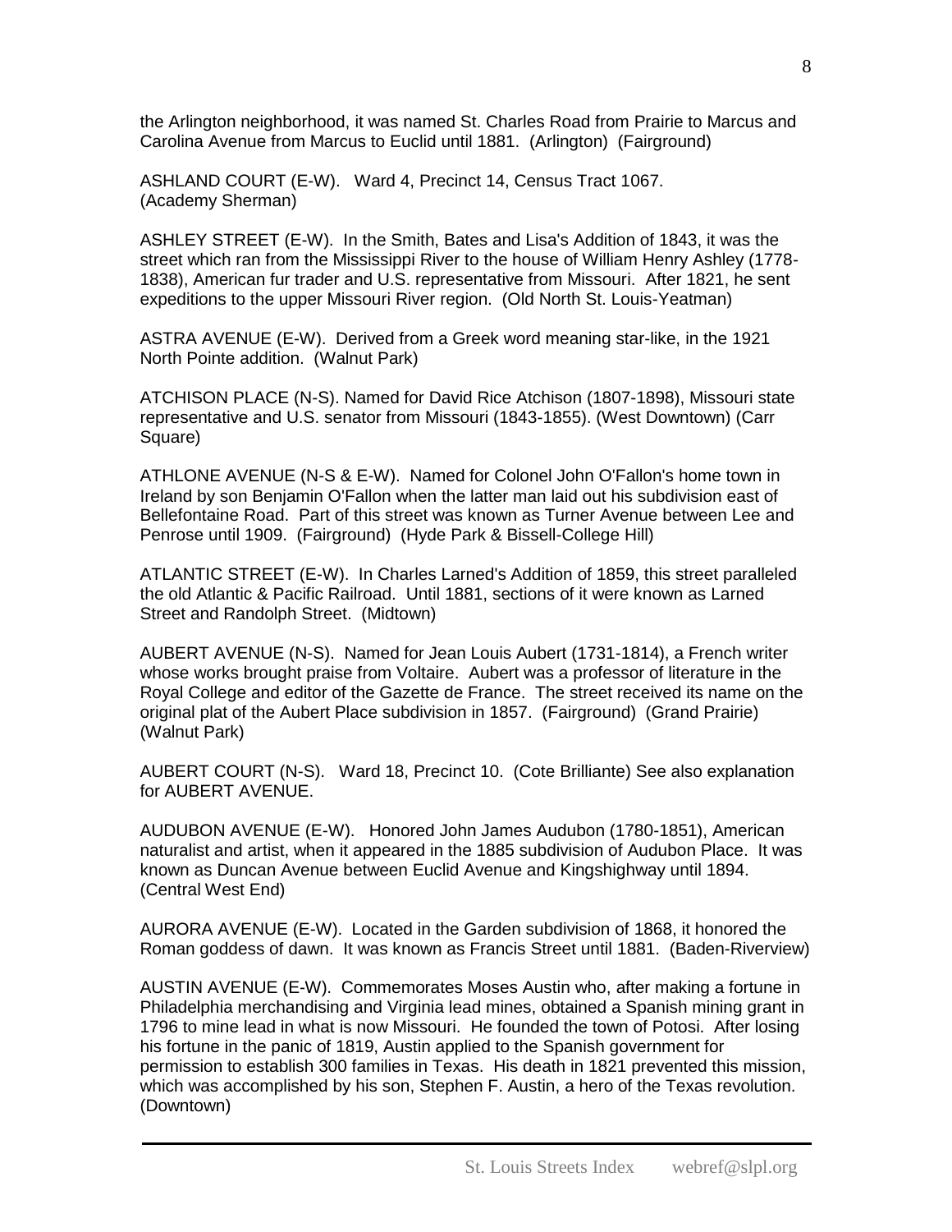the Arlington neighborhood, it was named St. Charles Road from Prairie to Marcus and Carolina Avenue from Marcus to Euclid until 1881. (Arlington) (Fairground)

ASHLAND COURT (E-W). Ward 4, Precinct 14, Census Tract 1067. (Academy Sherman)

ASHLEY STREET (E-W). In the Smith, Bates and Lisa's Addition of 1843, it was the street which ran from the Mississippi River to the house of William Henry Ashley (1778-1838), American fur trader and U.S. representative from Missouri. After 1821, he sent expeditions to the upper Missouri River region. (Old North St. Louis-Yeatman)

ASTRA AVENUE (E-W). Derived from a Greek word meaning star-like, in the 1921 North Pointe addition. (Walnut Park)

ATCHISON PLACE (N-S). Named for David Rice Atchison (1807-1898), Missouri state representative and U.S. senator from Missouri (1843-1855). (West Downtown) (Carr Square)

ATHLONE AVENUE (N-S & E-W). Named for Colonel John O'Fallon's home town in Ireland by son Benjamin O'Fallon when the latter man laid out his subdivision east of Bellefontaine Road. Part of this street was known as Turner Avenue between Lee and Penrose until 1909. (Fairground) (Hyde Park & Bissell-College Hill)

ATLANTIC STREET (E-W). In Charles Larned's Addition of 1859, this street paralleled the old Atlantic & Pacific Railroad. Until 1881, sections of it were known as Larned Street and Randolph Street. (Midtown)

AUBERT AVENUE (N-S). Named for Jean Louis Aubert (1731-1814), a French writer whose works brought praise from Voltaire. Aubert was a professor of literature in the Royal College and editor of the Gazette de France. The street received its name on the original plat of the Aubert Place subdivision in 1857. (Fairground) (Grand Prairie) (Walnut Park)

AUBERT COURT (N-S). Ward 18, Precinct 10. (Cote Brilliante) See also explanation for AUBERT AVENUE.

AUDUBON AVENUE (E-W). Honored John James Audubon (1780-1851), American naturalist and artist, when it appeared in the 1885 subdivision of Audubon Place. It was known as Duncan Avenue between Euclid Avenue and Kingshighway until 1894. (Central West End)

AURORA AVENUE (E-W). Located in the Garden subdivision of 1868, it honored the Roman goddess of dawn. It was known as Francis Street until 1881. (Baden-Riverview)

AUSTIN AVENUE (E-W). Commemorates Moses Austin who, after making a fortune in Philadelphia merchandising and Virginia lead mines, obtained a Spanish mining grant in 1796 to mine lead in what is now Missouri. He founded the town of Potosi. After losing his fortune in the panic of 1819, Austin applied to the Spanish government for permission to establish 300 families in Texas. His death in 1821 prevented this mission, which was accomplished by his son, Stephen F. Austin, a hero of the Texas revolution. (Downtown)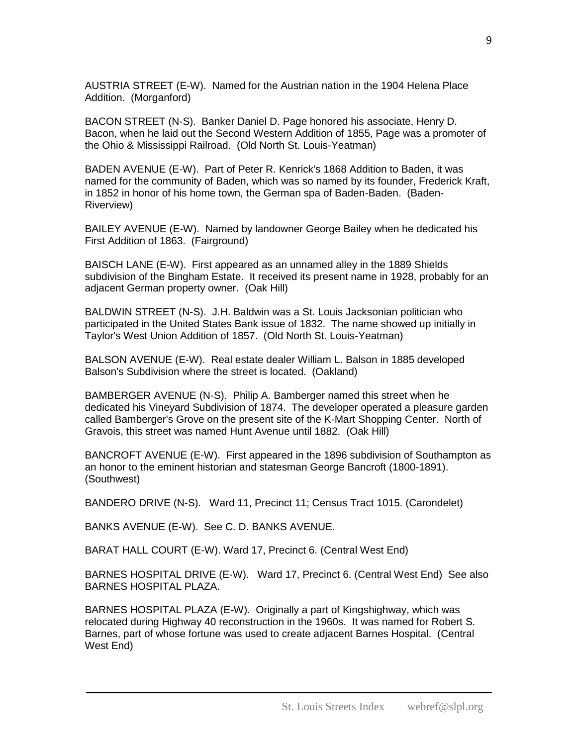AUSTRIA STREET (E-W). Named for the Austrian nation in the 1904 Helena Place Addition. (Morganford)

BACON STREET (N-S). Banker Daniel D. Page honored his associate, Henry D. Bacon, when he laid out the Second Western Addition of 1855, Page was a promoter of the Ohio & Mississippi Railroad. (Old North St. Louis-Yeatman)

BADEN AVENUE (E-W). Part of Peter R. Kenrick's 1868 Addition to Baden, it was named for the community of Baden, which was so named by its founder, Frederick Kraft, in 1852 in honor of his home town, the German spa of Baden-Baden. (Baden-Riverview)

BAILEY AVENUE (E-W). Named by landowner George Bailey when he dedicated his First Addition of 1863. (Fairground)

BAISCH LANE (E-W). First appeared as an unnamed alley in the 1889 Shields subdivision of the Bingham Estate. It received its present name in 1928, probably for an adjacent German property owner. (Oak Hill)

BALDWIN STREET (N-S). J.H. Baldwin was a St. Louis Jacksonian politician who participated in the United States Bank issue of 1832. The name showed up initially in Taylor's West Union Addition of 1857. (Old North St. Louis-Yeatman)

BALSON AVENUE (E-W). Real estate dealer William L. Balson in 1885 developed Balson's Subdivision where the street is located. (Oakland)

BAMBERGER AVENUE (N-S). Philip A. Bamberger named this street when he dedicated his Vineyard Subdivision of 1874. The developer operated a pleasure garden called Bamberger's Grove on the present site of the K-Mart Shopping Center. North of Gravois, this street was named Hunt Avenue until 1882. (Oak Hill)

BANCROFT AVENUE (E-W). First appeared in the 1896 subdivision of Southampton as an honor to the eminent historian and statesman George Bancroft (1800-1891). (Southwest)

BANDERO DRIVE (N-S). Ward 11, Precinct 11; Census Tract 1015. (Carondelet)

BANKS AVENUE (E-W). See C. D. BANKS AVENUE.

BARAT HALL COURT (E-W). Ward 17, Precinct 6. (Central West End)

BARNES HOSPITAL DRIVE (E-W). Ward 17, Precinct 6. (Central West End) See also BARNES HOSPITAL PLAZA.

BARNES HOSPITAL PLAZA (E-W). Originally a part of Kingshighway, which was relocated during Highway 40 reconstruction in the 1960s. It was named for Robert S. Barnes, part of whose fortune was used to create adjacent Barnes Hospital. (Central West End)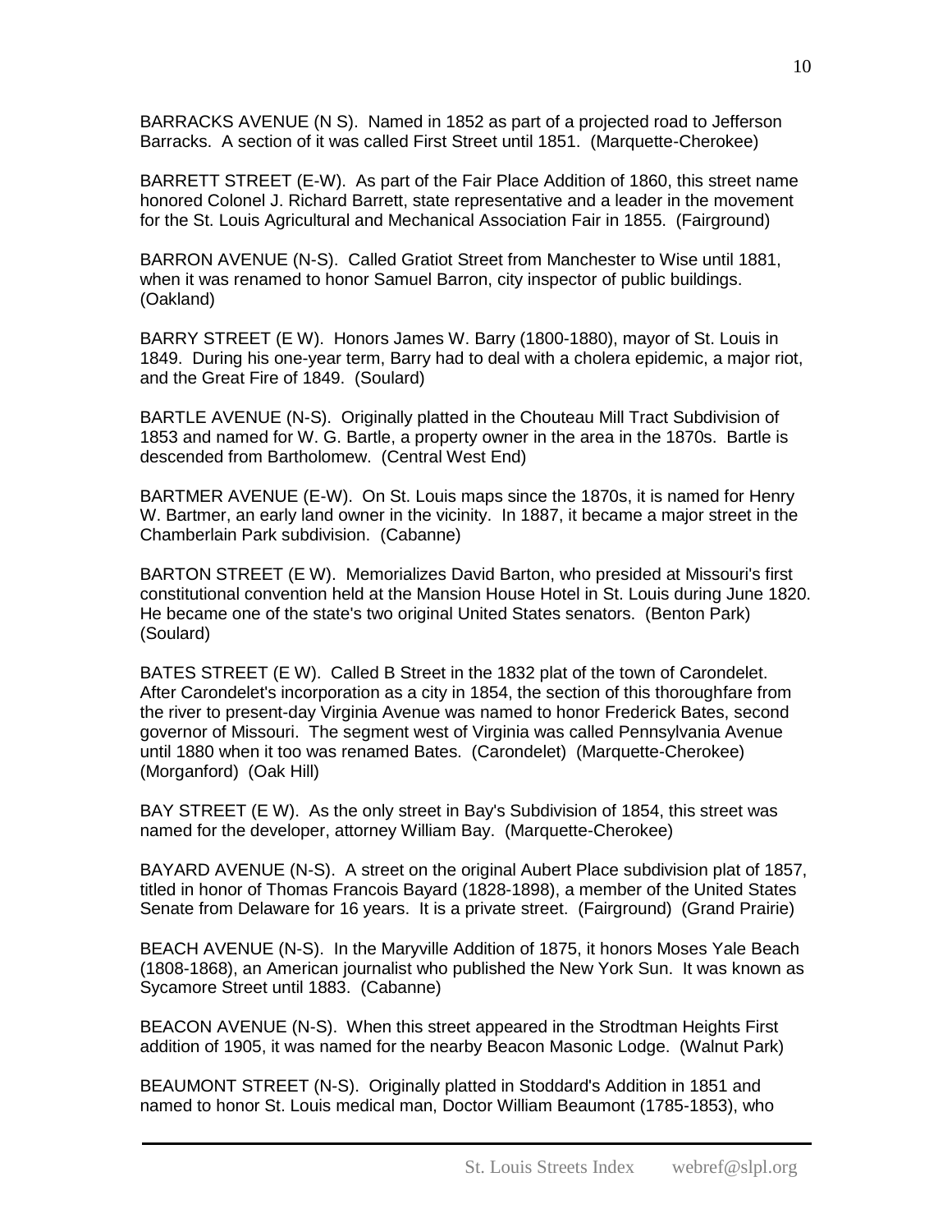BARRACKS AVENUE (N S). Named in 1852 as part of a projected road to Jefferson Barracks. A section of it was called First Street until 1851. (Marquette-Cherokee)

BARRETT STREET (E-W). As part of the Fair Place Addition of 1860, this street name honored Colonel J. Richard Barrett, state representative and a leader in the movement for the St. Louis Agricultural and Mechanical Association Fair in 1855. (Fairground)

BARRON AVENUE (N-S). Called Gratiot Street from Manchester to Wise until 1881, when it was renamed to honor Samuel Barron, city inspector of public buildings. (Oakland)

BARRY STREET (E W). Honors James W. Barry (1800-1880), mayor of St. Louis in 1849. During his one-year term, Barry had to deal with a cholera epidemic, a major riot, and the Great Fire of 1849. (Soulard)

BARTLE AVENUE (N-S). Originally platted in the Chouteau Mill Tract Subdivision of 1853 and named for W. G. Bartle, a property owner in the area in the 1870s. Bartle is descended from Bartholomew. (Central West End)

BARTMER AVENUE (E-W). On St. Louis maps since the 1870s, it is named for Henry W. Bartmer, an early land owner in the vicinity. In 1887, it became a major street in the Chamberlain Park subdivision. (Cabanne)

BARTON STREET (E W). Memorializes David Barton, who presided at Missouri's first constitutional convention held at the Mansion House Hotel in St. Louis during June 1820. He became one of the state's two original United States senators. (Benton Park) (Soulard)

BATES STREET (E W). Called B Street in the 1832 plat of the town of Carondelet. After Carondelet's incorporation as a city in 1854, the section of this thoroughfare from the river to present-day Virginia Avenue was named to honor Frederick Bates, second governor of Missouri. The segment west of Virginia was called Pennsylvania Avenue until 1880 when it too was renamed Bates. (Carondelet) (Marquette-Cherokee) (Morganford) (Oak Hill)

BAY STREET (E W). As the only street in Bay's Subdivision of 1854, this street was named for the developer, attorney William Bay. (Marquette-Cherokee)

BAYARD AVENUE (N-S). A street on the original Aubert Place subdivision plat of 1857, titled in honor of Thomas Francois Bayard (1828-1898), a member of the United States Senate from Delaware for 16 years. It is a private street. (Fairground) (Grand Prairie)

BEACH AVENUE (N-S). In the Maryville Addition of 1875, it honors Moses Yale Beach (1808-1868), an American journalist who published the New York Sun. It was known as Sycamore Street until 1883. (Cabanne)

BEACON AVENUE (N-S). When this street appeared in the Strodtman Heights First addition of 1905, it was named for the nearby Beacon Masonic Lodge. (Walnut Park)

BEAUMONT STREET (N-S). Originally platted in Stoddard's Addition in 1851 and named to honor St. Louis medical man, Doctor William Beaumont (1785-1853), who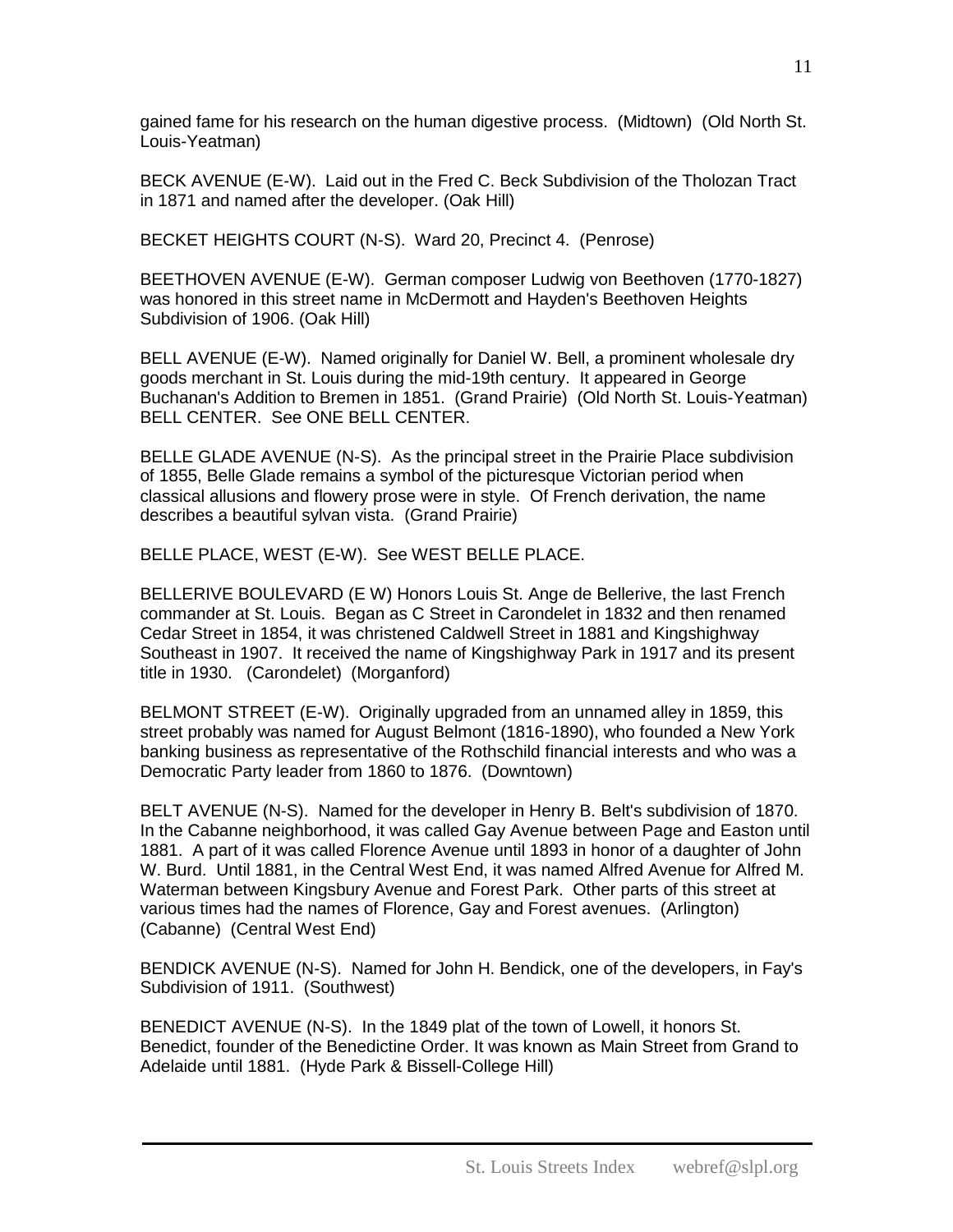gained fame for his research on the human digestive process. (Midtown) (Old North St. Louis-Yeatman)

BECK AVENUE (E-W). Laid out in the Fred C. Beck Subdivision of the Tholozan Tract in 1871 and named after the developer. (Oak Hill)

BECKET HEIGHTS COURT (N-S). Ward 20, Precinct 4. (Penrose)

BEETHOVEN AVENUE (E-W). German composer Ludwig von Beethoven (1770-1827) was honored in this street name in McDermott and Hayden's Beethoven Heights Subdivision of 1906. (Oak Hill)

BELL AVENUE (E-W). Named originally for Daniel W. Bell, a prominent wholesale dry goods merchant in St. Louis during the mid-19th century. It appeared in George Buchanan's Addition to Bremen in 1851. (Grand Prairie) (Old North St. Louis-Yeatman)
BELL CENTER. See ONE BELL CENTER.

BELLE GLADE AVENUE (N-S). As the principal street in the Prairie Place subdivision of 1855, Belle Glade remains a symbol of the picturesque Victorian period when classical allusions and flowery prose were in style. Of French derivation, the name describes a beautiful sylvan vista. (Grand Prairie)

BELLE PLACE, WEST (E-W). See WEST BELLE PLACE.

BELLERIVE BOULEVARD (E W) Honors Louis St. Ange de Bellerive, the last French commander at St. Louis. Began as C Street in Carondelet in 1832 and then renamed Cedar Street in 1854, it was christened Caldwell Street in 1881 and Kingshighway Southeast in 1907. It received the name of Kingshighway Park in 1917 and its present title in 1930. (Carondelet) (Morganford)

BELMONT STREET (E-W). Originally upgraded from an unnamed alley in 1859, this street probably was named for August Belmont (1816-1890), who founded a New York banking business as representative of the Rothschild financial interests and who was a Democratic Party leader from 1860 to 1876. (Downtown)

BELT AVENUE (N-S). Named for the developer in Henry B. Belt's subdivision of 1870. In the Cabanne neighborhood, it was called Gay Avenue between Page and Easton until 1881. A part of it was called Florence Avenue until 1893 in honor of a daughter of John W. Burd. Until 1881, in the Central West End, it was named Alfred Avenue for Alfred M. Waterman between Kingsbury Avenue and Forest Park. Other parts of this street at various times had the names of Florence, Gay and Forest avenues. (Arlington) (Cabanne) (Central West End)

BENDICK AVENUE (N-S). Named for John H. Bendick, one of the developers, in Fay's Subdivision of 1911. (Southwest)

BENEDICT AVENUE (N-S). In the 1849 plat of the town of Lowell, it honors St. Benedict, founder of the Benedictine Order. It was known as Main Street from Grand to Adelaide until 1881. (Hyde Park & Bissell-College Hill)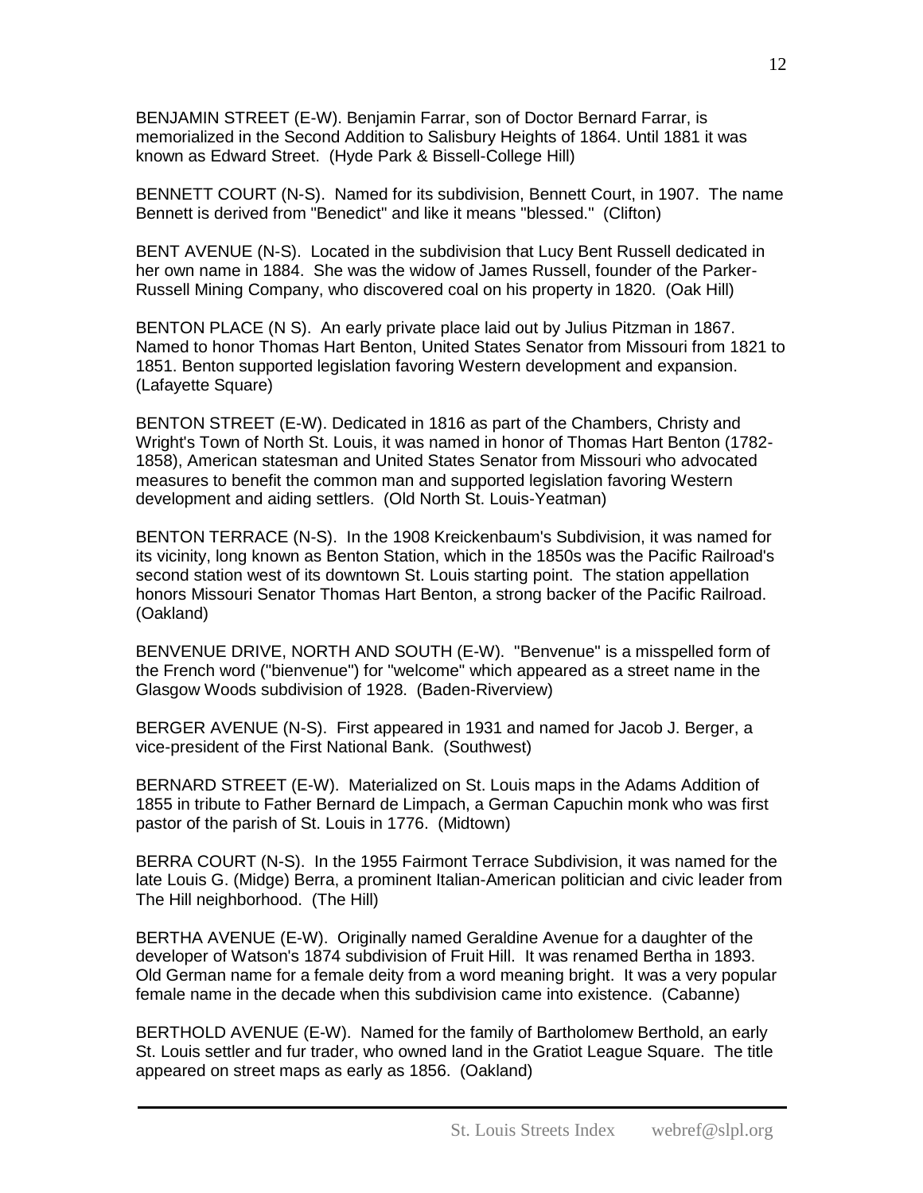BENJAMIN STREET (E-W). Benjamin Farrar, son of Doctor Bernard Farrar, is memorialized in the Second Addition to Salisbury Heights of 1864. Until 1881 it was known as Edward Street. (Hyde Park & Bissell-College Hill)

BENNETT COURT (N-S). Named for its subdivision, Bennett Court, in 1907. The name Bennett is derived from "Benedict" and like it means "blessed." (Clifton)

BENT AVENUE (N-S). Located in the subdivision that Lucy Bent Russell dedicated in her own name in 1884. She was the widow of James Russell, founder of the Parker-Russell Mining Company, who discovered coal on his property in 1820. (Oak Hill)

BENTON PLACE (N S). An early private place laid out by Julius Pitzman in 1867. Named to honor Thomas Hart Benton, United States Senator from Missouri from 1821 to 1851. Benton supported legislation favoring Western development and expansion. (Lafayette Square)

BENTON STREET (E-W). Dedicated in 1816 as part of the Chambers, Christy and Wright's Town of North St. Louis, it was named in honor of Thomas Hart Benton (1782-1858), American statesman and United States Senator from Missouri who advocated measures to benefit the common man and supported legislation favoring Western development and aiding settlers. (Old North St. Louis-Yeatman)

BENTON TERRACE (N-S). In the 1908 Kreickenbaum's Subdivision, it was named for its vicinity, long known as Benton Station, which in the 1850s was the Pacific Railroad's second station west of its downtown St. Louis starting point. The station appellation honors Missouri Senator Thomas Hart Benton, a strong backer of the Pacific Railroad. (Oakland)

BENVENUE DRIVE, NORTH AND SOUTH (E-W). "Benvenue" is a misspelled form of the French word ("bienvenue") for "welcome" which appeared as a street name in the Glasgow Woods subdivision of 1928. (Baden-Riverview)

BERGER AVENUE (N-S). First appeared in 1931 and named for Jacob J. Berger, a vice-president of the First National Bank. (Southwest)

BERNARD STREET (E-W). Materialized on St. Louis maps in the Adams Addition of 1855 in tribute to Father Bernard de Limpach, a German Capuchin monk who was first pastor of the parish of St. Louis in 1776. (Midtown)

BERRA COURT (N-S). In the 1955 Fairmont Terrace Subdivision, it was named for the late Louis G. (Midge) Berra, a prominent Italian-American politician and civic leader from The Hill neighborhood. (The Hill)

BERTHA AVENUE (E-W). Originally named Geraldine Avenue for a daughter of the developer of Watson's 1874 subdivision of Fruit Hill. It was renamed Bertha in 1893. Old German name for a female deity from a word meaning bright. It was a very popular female name in the decade when this subdivision came into existence. (Cabanne)

BERTHOLD AVENUE (E-W). Named for the family of Bartholomew Berthold, an early St. Louis settler and fur trader, who owned land in the Gratiot League Square. The title appeared on street maps as early as 1856. (Oakland)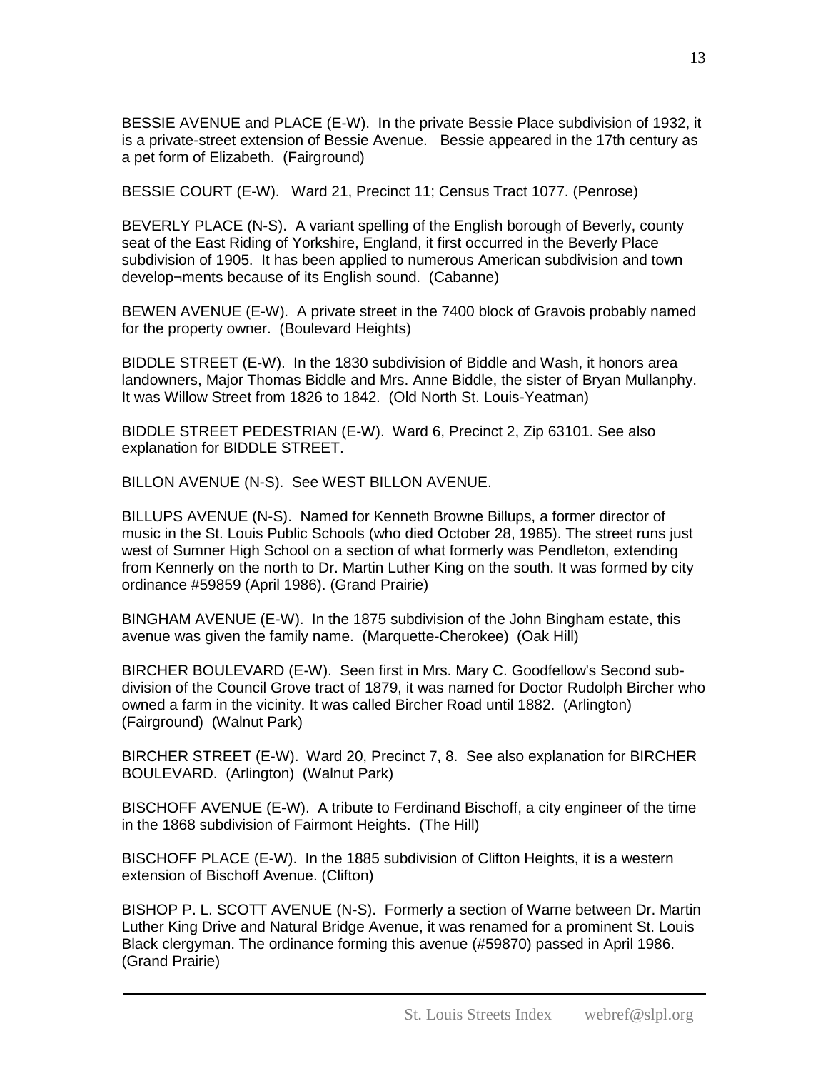BESSIE AVENUE and PLACE (E-W). In the private Bessie Place subdivision of 1932, it is a private-street extension of Bessie Avenue. Bessie appeared in the 17th century as a pet form of Elizabeth. (Fairground)

BESSIE COURT (E-W). Ward 21, Precinct 11; Census Tract 1077. (Penrose)

BEVERLY PLACE (N-S). A variant spelling of the English borough of Beverly, county seat of the East Riding of Yorkshire, England, it first occurred in the Beverly Place subdivision of 1905. It has been applied to numerous American subdivision and town develop¬ments because of its English sound. (Cabanne)

BEWEN AVENUE (E-W). A private street in the 7400 block of Gravois probably named for the property owner. (Boulevard Heights)

BIDDLE STREET (E-W). In the 1830 subdivision of Biddle and Wash, it honors area landowners, Major Thomas Biddle and Mrs. Anne Biddle, the sister of Bryan Mullanphy. It was Willow Street from 1826 to 1842. (Old North St. Louis-Yeatman)

BIDDLE STREET PEDESTRIAN (E-W). Ward 6, Precinct 2, Zip 63101. See also explanation for BIDDLE STREET.

BILLON AVENUE (N-S). See WEST BILLON AVENUE.

BILLUPS AVENUE (N-S). Named for Kenneth Browne Billups, a former director of music in the St. Louis Public Schools (who died October 28, 1985). The street runs just west of Sumner High School on a section of what formerly was Pendleton, extending from Kennerly on the north to Dr. Martin Luther King on the south. It was formed by city ordinance #59859 (April 1986). (Grand Prairie)

BINGHAM AVENUE (E-W). In the 1875 subdivision of the John Bingham estate, this avenue was given the family name. (Marquette-Cherokee) (Oak Hill)

BIRCHER BOULEVARD (E-W). Seen first in Mrs. Mary C. Goodfellow's Second sub-division of the Council Grove tract of 1879, it was named for Doctor Rudolph Bircher who owned a farm in the vicinity. It was called Bircher Road until 1882. (Arlington) (Fairground) (Walnut Park)

BIRCHER STREET (E-W). Ward 20, Precinct 7, 8. See also explanation for BIRCHER BOULEVARD. (Arlington) (Walnut Park)

BISCHOFF AVENUE (E-W). A tribute to Ferdinand Bischoff, a city engineer of the time in the 1868 subdivision of Fairmont Heights. (The Hill)

BISCHOFF PLACE (E-W). In the 1885 subdivision of Clifton Heights, it is a western extension of Bischoff Avenue. (Clifton)

BISHOP P. L. SCOTT AVENUE (N-S). Formerly a section of Warne between Dr. Martin Luther King Drive and Natural Bridge Avenue, it was renamed for a prominent St. Louis Black clergyman. The ordinance forming this avenue (#59870) passed in April 1986. (Grand Prairie)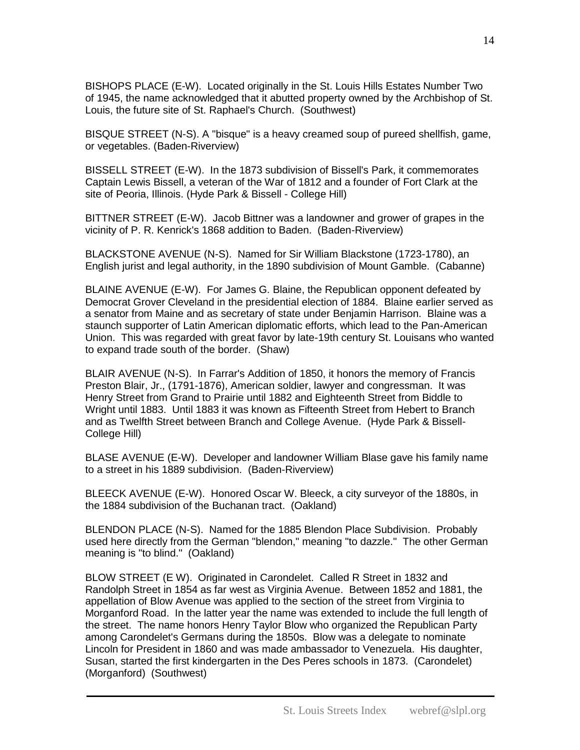BISHOPS PLACE (E-W). Located originally in the St. Louis Hills Estates Number Two of 1945, the name acknowledged that it abutted property owned by the Archbishop of St. Louis, the future site of St. Raphael's Church. (Southwest)

BISQUE STREET (N-S). A "bisque" is a heavy creamed soup of pureed shellfish, game, or vegetables. (Baden-Riverview)

BISSELL STREET (E-W). In the 1873 subdivision of Bissell's Park, it commemorates Captain Lewis Bissell, a veteran of the War of 1812 and a founder of Fort Clark at the site of Peoria, Illinois. (Hyde Park & Bissell - College Hill)

BITTNER STREET (E-W). Jacob Bittner was a landowner and grower of grapes in the vicinity of P. R. Kenrick's 1868 addition to Baden. (Baden-Riverview)

BLACKSTONE AVENUE (N-S). Named for Sir William Blackstone (1723-1780), an English jurist and legal authority, in the 1890 subdivision of Mount Gamble. (Cabanne)

BLAINE AVENUE (E-W). For James G. Blaine, the Republican opponent defeated by Democrat Grover Cleveland in the presidential election of 1884. Blaine earlier served as a senator from Maine and as secretary of state under Benjamin Harrison. Blaine was a staunch supporter of Latin American diplomatic efforts, which lead to the Pan-American Union. This was regarded with great favor by late-19th century St. Louisans who wanted to expand trade south of the border. (Shaw)

BLAIR AVENUE (N-S). In Farrar's Addition of 1850, it honors the memory of Francis Preston Blair, Jr., (1791-1876), American soldier, lawyer and congressman. It was Henry Street from Grand to Prairie until 1882 and Eighteenth Street from Biddle to Wright until 1883. Until 1883 it was known as Fifteenth Street from Hebert to Branch and as Twelfth Street between Branch and College Avenue. (Hyde Park & Bissell-College Hill)

BLASE AVENUE (E-W). Developer and landowner William Blase gave his family name to a street in his 1889 subdivision. (Baden-Riverview)

BLEECK AVENUE (E-W). Honored Oscar W. Bleeck, a city surveyor of the 1880s, in the 1884 subdivision of the Buchanan tract. (Oakland)

BLENDON PLACE (N-S). Named for the 1885 Blendon Place Subdivision. Probably used here directly from the German "blendon," meaning "to dazzle." The other German meaning is "to blind." (Oakland)

BLOW STREET (E W). Originated in Carondelet. Called R Street in 1832 and Randolph Street in 1854 as far west as Virginia Avenue. Between 1852 and 1881, the appellation of Blow Avenue was applied to the section of the street from Virginia to Morganford Road. In the latter year the name was extended to include the full length of the street. The name honors Henry Taylor Blow who organized the Republican Party among Carondelet's Germans during the 1850s. Blow was a delegate to nominate Lincoln for President in 1860 and was made ambassador to Venezuela. His daughter, Susan, started the first kindergarten in the Des Peres schools in 1873. (Carondelet) (Morganford) (Southwest)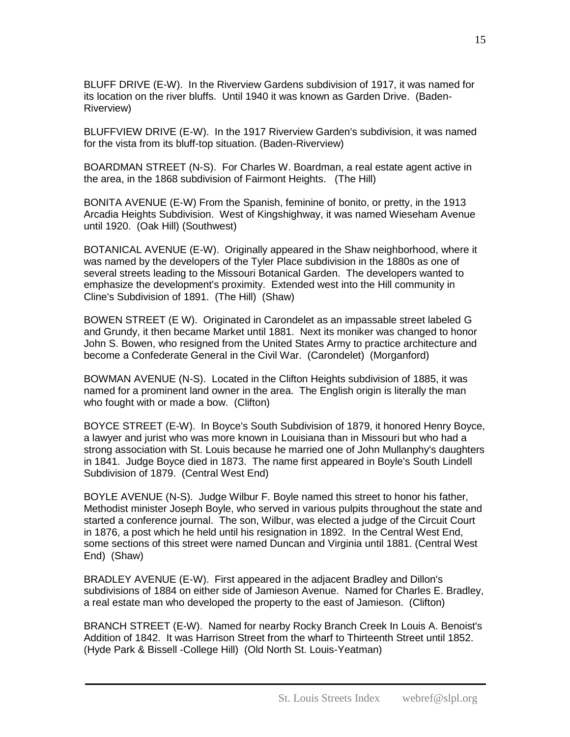BLUFF DRIVE (E-W). In the Riverview Gardens subdivision of 1917, it was named for its location on the river bluffs. Until 1940 it was known as Garden Drive. (Baden-Riverview)

BLUFFVIEW DRIVE (E-W). In the 1917 Riverview Garden's subdivision, it was named for the vista from its bluff-top situation. (Baden-Riverview)

BOARDMAN STREET (N-S). For Charles W. Boardman, a real estate agent active in the area, in the 1868 subdivision of Fairmont Heights. (The Hill)

BONITA AVENUE (E-W) From the Spanish, feminine of bonito, or pretty, in the 1913 Arcadia Heights Subdivision. West of Kingshighway, it was named Wieseham Avenue until 1920. (Oak Hill) (Southwest)

BOTANICAL AVENUE (E-W). Originally appeared in the Shaw neighborhood, where it was named by the developers of the Tyler Place subdivision in the 1880s as one of several streets leading to the Missouri Botanical Garden. The developers wanted to emphasize the development's proximity. Extended west into the Hill community in Cline's Subdivision of 1891. (The Hill) (Shaw)

BOWEN STREET (E W). Originated in Carondelet as an impassable street labeled G and Grundy, it then became Market until 1881. Next its moniker was changed to honor John S. Bowen, who resigned from the United States Army to practice architecture and become a Confederate General in the Civil War. (Carondelet) (Morganford)

BOWMAN AVENUE (N-S). Located in the Clifton Heights subdivision of 1885, it was named for a prominent land owner in the area. The English origin is literally the man who fought with or made a bow. (Clifton)

BOYCE STREET (E-W). In Boyce's South Subdivision of 1879, it honored Henry Boyce, a lawyer and jurist who was more known in Louisiana than in Missouri but who had a strong association with St. Louis because he married one of John Mullanphy's daughters in 1841. Judge Boyce died in 1873. The name first appeared in Boyle's South Lindell Subdivision of 1879. (Central West End)

BOYLE AVENUE (N-S). Judge Wilbur F. Boyle named this street to honor his father, Methodist minister Joseph Boyle, who served in various pulpits throughout the state and started a conference journal. The son, Wilbur, was elected a judge of the Circuit Court in 1876, a post which he held until his resignation in 1892. In the Central West End, some sections of this street were named Duncan and Virginia until 1881. (Central West End) (Shaw)

BRADLEY AVENUE (E-W). First appeared in the adjacent Bradley and Dillon's subdivisions of 1884 on either side of Jamieson Avenue. Named for Charles E. Bradley, a real estate man who developed the property to the east of Jamieson. (Clifton)

BRANCH STREET (E-W). Named for nearby Rocky Branch Creek In Louis A. Benoist's Addition of 1842. It was Harrison Street from the wharf to Thirteenth Street until 1852. (Hyde Park & Bissell -College Hill) (Old North St. Louis-Yeatman)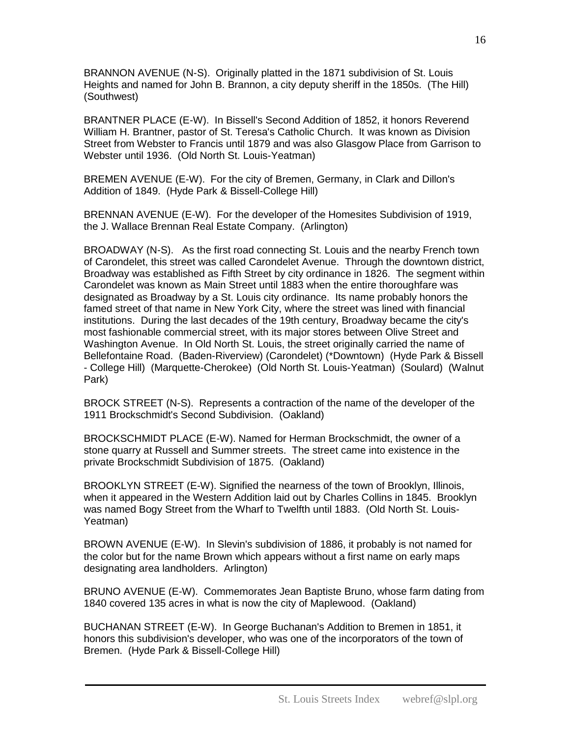BRANNON AVENUE (N-S). Originally platted in the 1871 subdivision of St. Louis Heights and named for John B. Brannon, a city deputy sheriff in the 1850s. (The Hill) (Southwest)

BRANTNER PLACE (E-W). In Bissell's Second Addition of 1852, it honors Reverend William H. Brantner, pastor of St. Teresa's Catholic Church. It was known as Division Street from Webster to Francis until 1879 and was also Glasgow Place from Garrison to Webster until 1936. (Old North St. Louis-Yeatman)

BREMEN AVENUE (E-W). For the city of Bremen, Germany, in Clark and Dillon's Addition of 1849. (Hyde Park & Bissell-College Hill)

BRENNAN AVENUE (E-W). For the developer of the Homesites Subdivision of 1919, the J. Wallace Brennan Real Estate Company. (Arlington)

BROADWAY (N-S). As the first road connecting St. Louis and the nearby French town of Carondelet, this street was called Carondelet Avenue. Through the downtown district, Broadway was established as Fifth Street by city ordinance in 1826. The segment within Carondelet was known as Main Street until 1883 when the entire thoroughfare was designated as Broadway by a St. Louis city ordinance. Its name probably honors the famed street of that name in New York City, where the street was lined with financial institutions. During the last decades of the 19th century, Broadway became the city's most fashionable commercial street, with its major stores between Olive Street and Washington Avenue. In Old North St. Louis, the street originally carried the name of Bellefontaine Road. (Baden-Riverview) (Carondelet) (*Downtown) (Hyde Park & Bissell - College Hill) (Marquette-Cherokee) (Old North St. Louis-Yeatman) (Soulard) (Walnut Park)

BROCK STREET (N-S). Represents a contraction of the name of the developer of the 1911 Brockschmidt's Second Subdivision. (Oakland)

BROCKSCHMIDT PLACE (E-W). Named for Herman Brockschmidt, the owner of a stone quarry at Russell and Summer streets. The street came into existence in the private Brockschmidt Subdivision of 1875. (Oakland)

BROOKLYN STREET (E-W). Signified the nearness of the town of Brooklyn, Illinois, when it appeared in the Western Addition laid out by Charles Collins in 1845. Brooklyn was named Bogy Street from the Wharf to Twelfth until 1883. (Old North St. Louis-Yeatman)

BROWN AVENUE (E-W). In Slevin's subdivision of 1886, it probably is not named for the color but for the name Brown which appears without a first name on early maps designating area landholders. Arlington)

BRUNO AVENUE (E-W). Commemorates Jean Baptiste Bruno, whose farm dating from 1840 covered 135 acres in what is now the city of Maplewood. (Oakland)

BUCHANAN STREET (E-W). In George Buchanan's Addition to Bremen in 1851, it honors this subdivision's developer, who was one of the incorporators of the town of Bremen. (Hyde Park & Bissell-College Hill)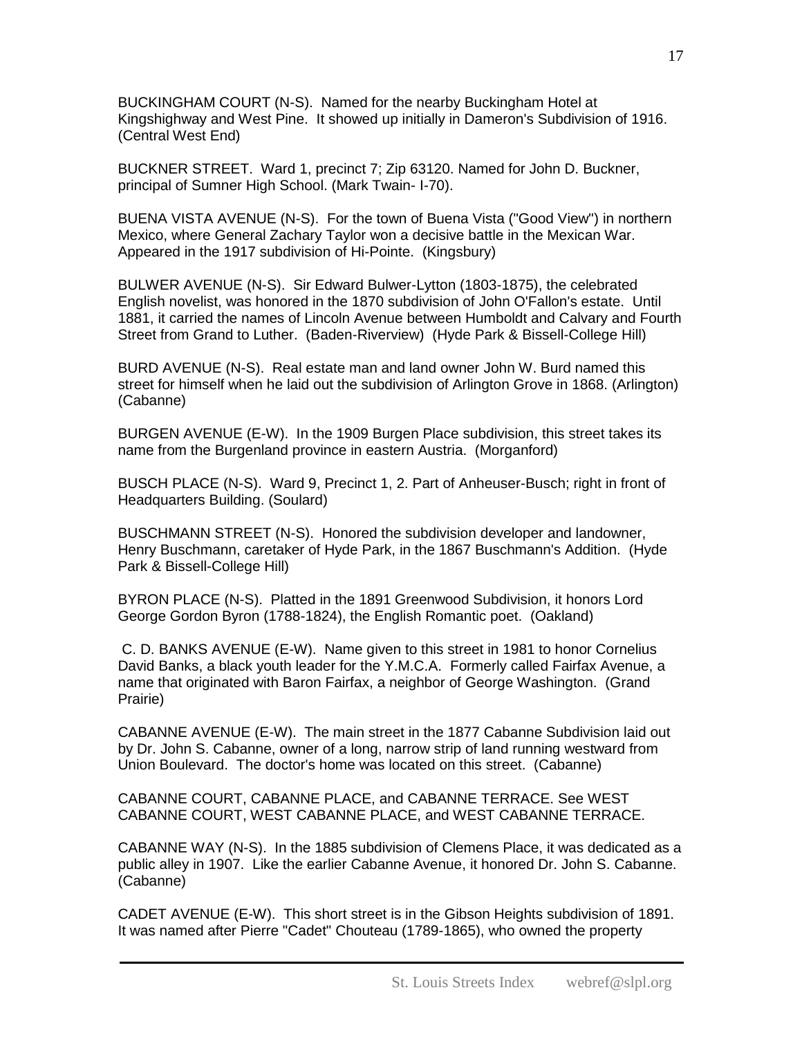BUCKINGHAM COURT (N-S). Named for the nearby Buckingham Hotel at Kingshighway and West Pine. It showed up initially in Dameron's Subdivision of 1916. (Central West End)

BUCKNER STREET. Ward 1, precinct 7; Zip 63120. Named for John D. Buckner, principal of Sumner High School. (Mark Twain- I-70).

BUENA VISTA AVENUE (N-S). For the town of Buena Vista ("Good View") in northern Mexico, where General Zachary Taylor won a decisive battle in the Mexican War. Appeared in the 1917 subdivision of Hi-Pointe. (Kingsbury)

BULWER AVENUE (N-S). Sir Edward Bulwer-Lytton (1803-1875), the celebrated English novelist, was honored in the 1870 subdivision of John O'Fallon's estate. Until 1881, it carried the names of Lincoln Avenue between Humboldt and Calvary and Fourth Street from Grand to Luther. (Baden-Riverview) (Hyde Park & Bissell-College Hill)

BURD AVENUE (N-S). Real estate man and land owner John W. Burd named this street for himself when he laid out the subdivision of Arlington Grove in 1868. (Arlington) (Cabanne)

BURGEN AVENUE (E-W). In the 1909 Burgen Place subdivision, this street takes its name from the Burgenland province in eastern Austria. (Morganford)

BUSCH PLACE (N-S). Ward 9, Precinct 1, 2. Part of Anheuser-Busch; right in front of Headquarters Building. (Soulard)

BUSCHMANN STREET (N-S). Honored the subdivision developer and landowner, Henry Buschmann, caretaker of Hyde Park, in the 1867 Buschmann's Addition. (Hyde Park & Bissell-College Hill)

BYRON PLACE (N-S). Platted in the 1891 Greenwood Subdivision, it honors Lord George Gordon Byron (1788-1824), the English Romantic poet. (Oakland)

C. D. BANKS AVENUE (E-W). Name given to this street in 1981 to honor Cornelius David Banks, a black youth leader for the Y.M.C.A. Formerly called Fairfax Avenue, a name that originated with Baron Fairfax, a neighbor of George Washington. (Grand Prairie)

CABANNE AVENUE (E-W). The main street in the 1877 Cabanne Subdivision laid out by Dr. John S. Cabanne, owner of a long, narrow strip of land running westward from Union Boulevard. The doctor's home was located on this street. (Cabanne)

CABANNE COURT, CABANNE PLACE, and CABANNE TERRACE. See WEST CABANNE COURT, WEST CABANNE PLACE, and WEST CABANNE TERRACE.

CABANNE WAY (N-S). In the 1885 subdivision of Clemens Place, it was dedicated as a public alley in 1907. Like the earlier Cabanne Avenue, it honored Dr. John S. Cabanne. (Cabanne)

CADET AVENUE (E-W). This short street is in the Gibson Heights subdivision of 1891. It was named after Pierre "Cadet" Chouteau (1789-1865), who owned the property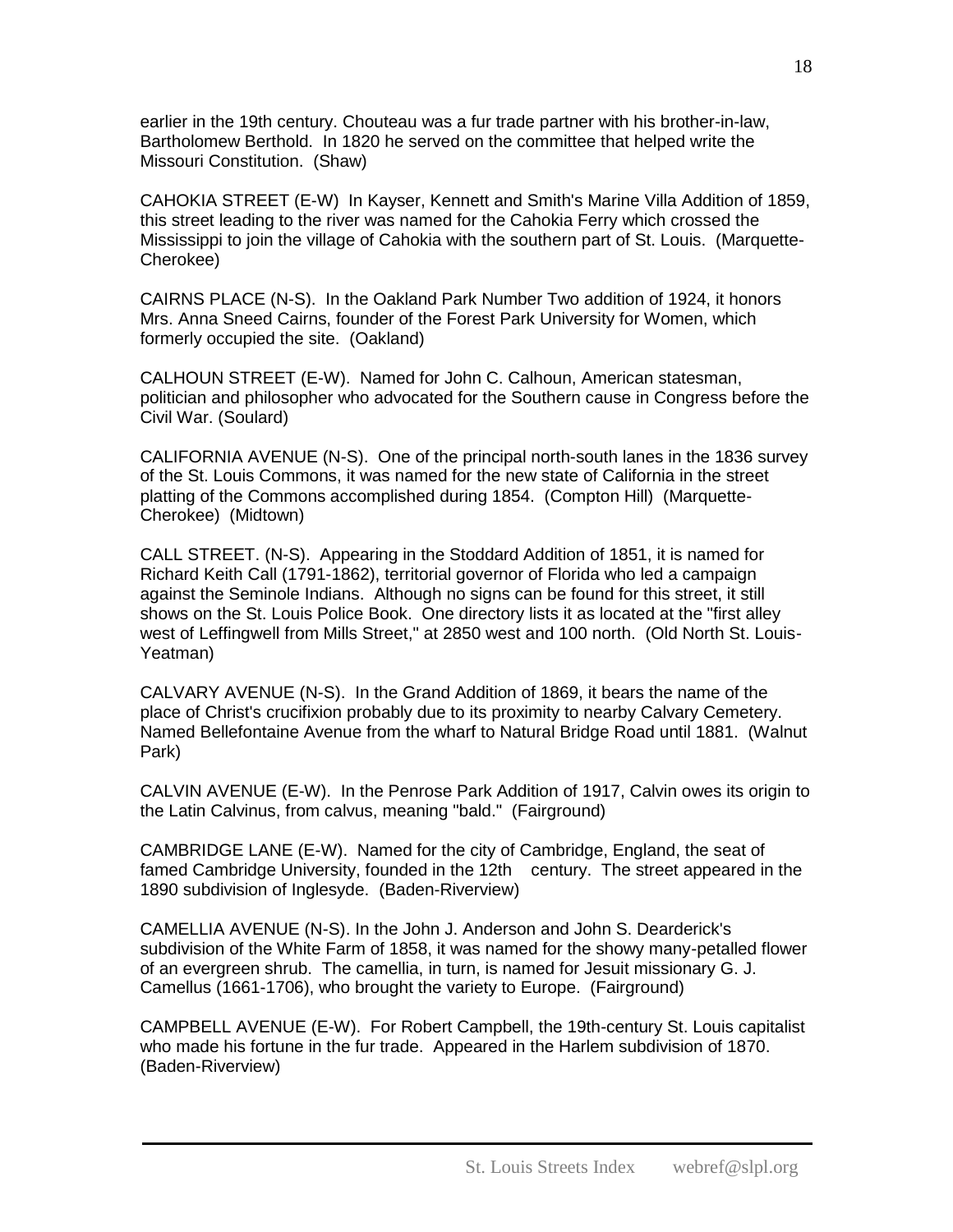earlier in the 19th century. Chouteau was a fur trade partner with his brother-in-law, Bartholomew Berthold. In 1820 he served on the committee that helped write the Missouri Constitution. (Shaw)

CAHOKIA STREET (E-W) In Kayser, Kennett and Smith's Marine Villa Addition of 1859, this street leading to the river was named for the Cahokia Ferry which crossed the Mississippi to join the village of Cahokia with the southern part of St. Louis. (Marquette-Cherokee)

CAIRNS PLACE (N-S). In the Oakland Park Number Two addition of 1924, it honors Mrs. Anna Sneed Cairns, founder of the Forest Park University for Women, which formerly occupied the site. (Oakland)

CALHOUN STREET (E-W). Named for John C. Calhoun, American statesman, politician and philosopher who advocated for the Southern cause in Congress before the Civil War. (Soulard)

CALIFORNIA AVENUE (N-S). One of the principal north-south lanes in the 1836 survey of the St. Louis Commons, it was named for the new state of California in the street platting of the Commons accomplished during 1854. (Compton Hill) (Marquette-Cherokee) (Midtown)

CALL STREET. (N-S). Appearing in the Stoddard Addition of 1851, it is named for Richard Keith Call (1791-1862), territorial governor of Florida who led a campaign against the Seminole Indians. Although no signs can be found for this street, it still shows on the St. Louis Police Book. One directory lists it as located at the "first alley west of Leffingwell from Mills Street," at 2850 west and 100 north. (Old North St. Louis-Yeatman)

CALVARY AVENUE (N-S). In the Grand Addition of 1869, it bears the name of the place of Christ's crucifixion probably due to its proximity to nearby Calvary Cemetery. Named Bellefontaine Avenue from the wharf to Natural Bridge Road until 1881. (Walnut Park)

CALVIN AVENUE (E-W). In the Penrose Park Addition of 1917, Calvin owes its origin to the Latin Calvinus, from calvus, meaning "bald." (Fairground)

CAMBRIDGE LANE (E-W). Named for the city of Cambridge, England, the seat of famed Cambridge University, founded in the 12th century. The street appeared in the 1890 subdivision of Inglesyde. (Baden-Riverview)

CAMELLIA AVENUE (N-S). In the John J. Anderson and John S. Dearderick's subdivision of the White Farm of 1858, it was named for the showy many-petalled flower of an evergreen shrub. The camellia, in turn, is named for Jesuit missionary G. J. Camellus (1661-1706), who brought the variety to Europe. (Fairground)

CAMPBELL AVENUE (E-W). For Robert Campbell, the 19th-century St. Louis capitalist who made his fortune in the fur trade. Appeared in the Harlem subdivision of 1870. (Baden-Riverview)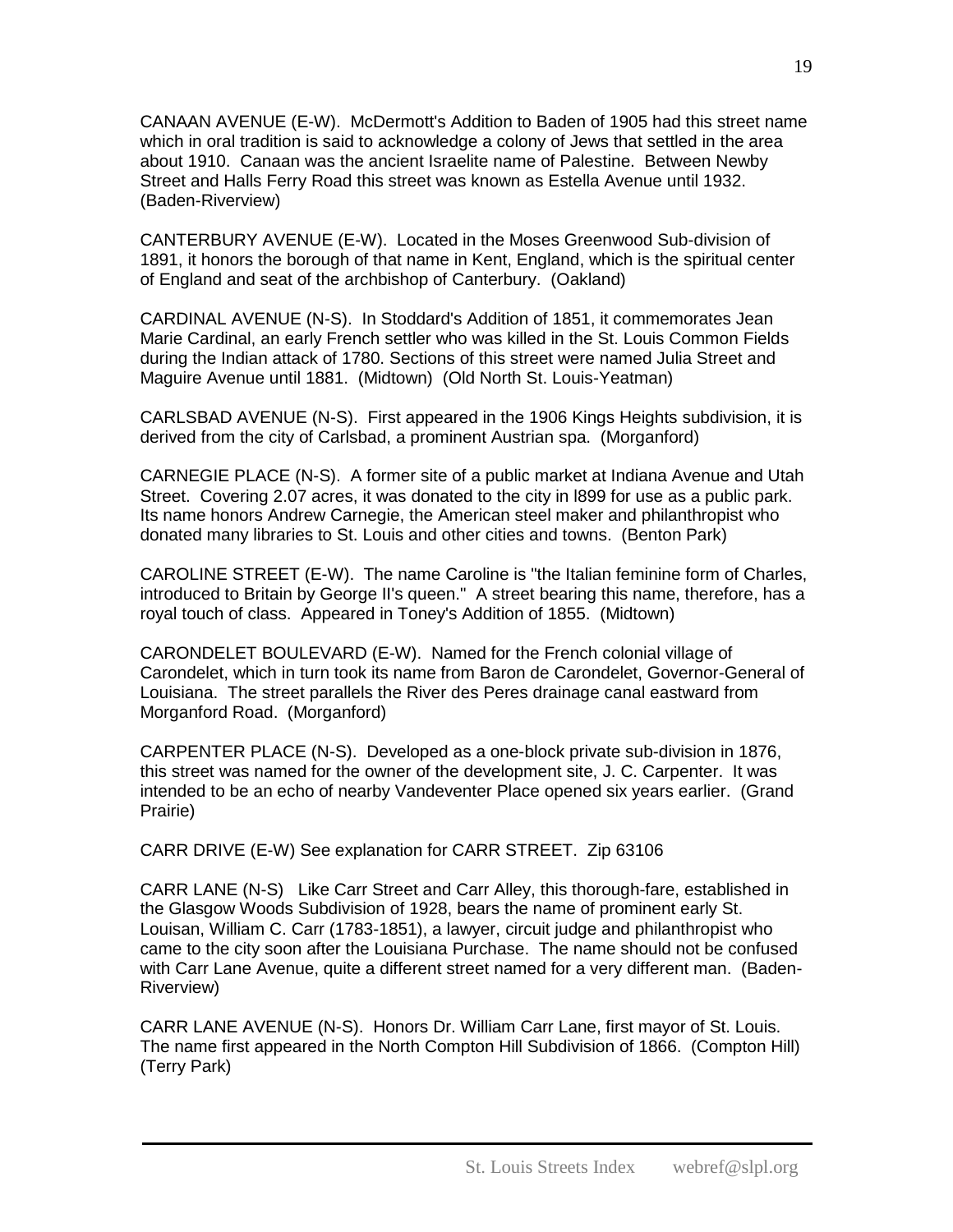CANAAN AVENUE (E-W). McDermott's Addition to Baden of 1905 had this street name which in oral tradition is said to acknowledge a colony of Jews that settled in the area about 1910. Canaan was the ancient Israelite name of Palestine. Between Newby Street and Halls Ferry Road this street was known as Estella Avenue until 1932. (Baden-Riverview)

CANTERBURY AVENUE (E-W). Located in the Moses Greenwood Sub-division of 1891, it honors the borough of that name in Kent, England, which is the spiritual center of England and seat of the archbishop of Canterbury. (Oakland)

CARDINAL AVENUE (N-S). In Stoddard's Addition of 1851, it commemorates Jean Marie Cardinal, an early French settler who was killed in the St. Louis Common Fields during the Indian attack of 1780. Sections of this street were named Julia Street and Maguire Avenue until 1881. (Midtown) (Old North St. Louis-Yeatman)

CARLSBAD AVENUE (N-S). First appeared in the 1906 Kings Heights subdivision, it is derived from the city of Carlsbad, a prominent Austrian spa. (Morganford)

CARNEGIE PLACE (N-S). A former site of a public market at Indiana Avenue and Utah Street. Covering 2.07 acres, it was donated to the city in l899 for use as a public park. Its name honors Andrew Carnegie, the American steel maker and philanthropist who donated many libraries to St. Louis and other cities and towns. (Benton Park)

CAROLINE STREET (E-W). The name Caroline is "the Italian feminine form of Charles, introduced to Britain by George II's queen." A street bearing this name, therefore, has a royal touch of class. Appeared in Toney's Addition of 1855. (Midtown)

CARONDELET BOULEVARD (E-W). Named for the French colonial village of Carondelet, which in turn took its name from Baron de Carondelet, Governor-General of Louisiana. The street parallels the River des Peres drainage canal eastward from Morganford Road. (Morganford)

CARPENTER PLACE (N-S). Developed as a one-block private sub-division in 1876, this street was named for the owner of the development site, J. C. Carpenter. It was intended to be an echo of nearby Vandeventer Place opened six years earlier. (Grand Prairie)

CARR DRIVE (E-W) See explanation for CARR STREET. Zip 63106

CARR LANE (N-S) Like Carr Street and Carr Alley, this thorough-fare, established in the Glasgow Woods Subdivision of 1928, bears the name of prominent early St. Louisan, William C. Carr (1783-1851), a lawyer, circuit judge and philanthropist who came to the city soon after the Louisiana Purchase. The name should not be confused with Carr Lane Avenue, quite a different street named for a very different man. (Baden-Riverview)

CARR LANE AVENUE (N-S). Honors Dr. William Carr Lane, first mayor of St. Louis. The name first appeared in the North Compton Hill Subdivision of 1866. (Compton Hill) (Terry Park)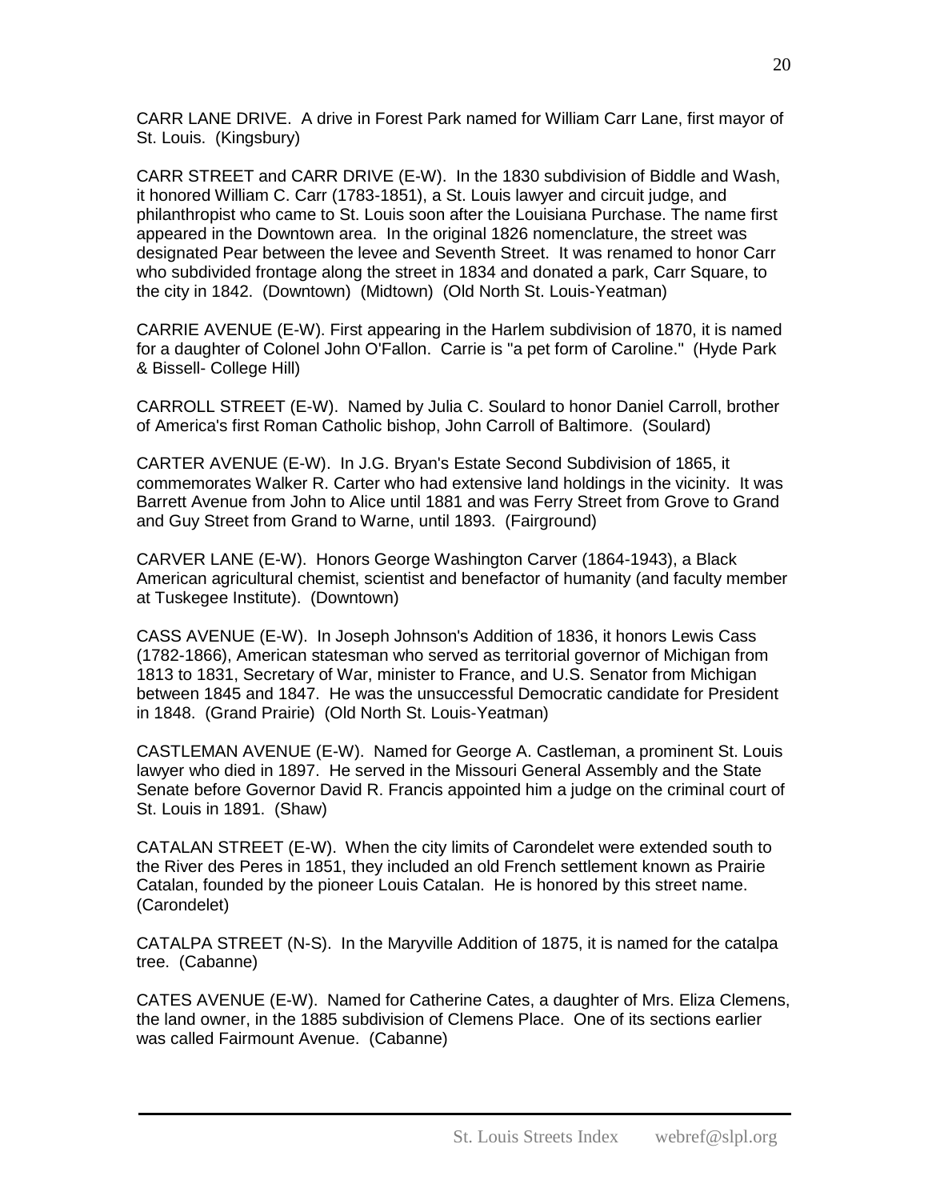CARR LANE DRIVE. A drive in Forest Park named for William Carr Lane, first mayor of St. Louis. (Kingsbury)

CARR STREET and CARR DRIVE (E-W). In the 1830 subdivision of Biddle and Wash, it honored William C. Carr (1783-1851), a St. Louis lawyer and circuit judge, and philanthropist who came to St. Louis soon after the Louisiana Purchase. The name first appeared in the Downtown area. In the original 1826 nomenclature, the street was designated Pear between the levee and Seventh Street. It was renamed to honor Carr who subdivided frontage along the street in 1834 and donated a park, Carr Square, to the city in 1842. (Downtown) (Midtown) (Old North St. Louis-Yeatman)

CARRIE AVENUE (E-W). First appearing in the Harlem subdivision of 1870, it is named for a daughter of Colonel John O'Fallon. Carrie is "a pet form of Caroline." (Hyde Park & Bissell- College Hill)

CARROLL STREET (E-W). Named by Julia C. Soulard to honor Daniel Carroll, brother of America's first Roman Catholic bishop, John Carroll of Baltimore. (Soulard)

CARTER AVENUE (E-W). In J.G. Bryan's Estate Second Subdivision of 1865, it commemorates Walker R. Carter who had extensive land holdings in the vicinity. It was Barrett Avenue from John to Alice until 1881 and was Ferry Street from Grove to Grand and Guy Street from Grand to Warne, until 1893. (Fairground)

CARVER LANE (E-W). Honors George Washington Carver (1864-1943), a Black American agricultural chemist, scientist and benefactor of humanity (and faculty member at Tuskegee Institute). (Downtown)

CASS AVENUE (E-W). In Joseph Johnson's Addition of 1836, it honors Lewis Cass (1782-1866), American statesman who served as territorial governor of Michigan from 1813 to 1831, Secretary of War, minister to France, and U.S. Senator from Michigan between 1845 and 1847. He was the unsuccessful Democratic candidate for President in 1848. (Grand Prairie) (Old North St. Louis-Yeatman)

CASTLEMAN AVENUE (E-W). Named for George A. Castleman, a prominent St. Louis lawyer who died in 1897. He served in the Missouri General Assembly and the State Senate before Governor David R. Francis appointed him a judge on the criminal court of St. Louis in 1891. (Shaw)

CATALAN STREET (E-W). When the city limits of Carondelet were extended south to the River des Peres in 1851, they included an old French settlement known as Prairie Catalan, founded by the pioneer Louis Catalan. He is honored by this street name. (Carondelet)

CATALPA STREET (N-S). In the Maryville Addition of 1875, it is named for the catalpa tree. (Cabanne)

CATES AVENUE (E-W). Named for Catherine Cates, a daughter of Mrs. Eliza Clemens, the land owner, in the 1885 subdivision of Clemens Place. One of its sections earlier was called Fairmount Avenue. (Cabanne)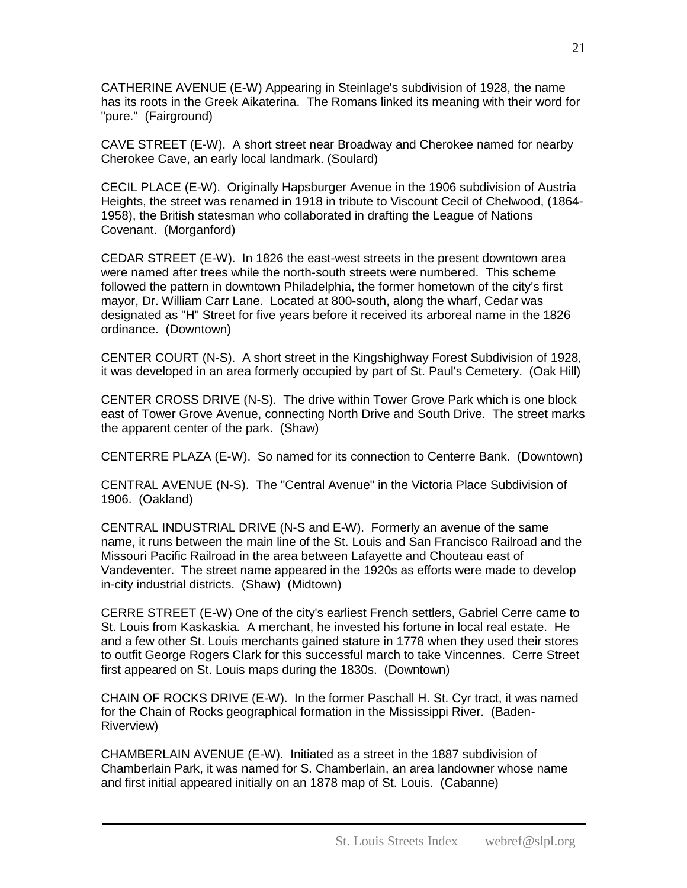CATHERINE AVENUE (E-W) Appearing in Steinlage's subdivision of 1928, the name has its roots in the Greek Aikaterina. The Romans linked its meaning with their word for "pure." (Fairground)

CAVE STREET (E-W). A short street near Broadway and Cherokee named for nearby Cherokee Cave, an early local landmark. (Soulard)

CECIL PLACE (E-W). Originally Hapsburger Avenue in the 1906 subdivision of Austria Heights, the street was renamed in 1918 in tribute to Viscount Cecil of Chelwood, (1864-1958), the British statesman who collaborated in drafting the League of Nations Covenant. (Morganford)

CEDAR STREET (E-W). In 1826 the east-west streets in the present downtown area were named after trees while the north-south streets were numbered. This scheme followed the pattern in downtown Philadelphia, the former hometown of the city's first mayor, Dr. William Carr Lane. Located at 800-south, along the wharf, Cedar was designated as "H" Street for five years before it received its arboreal name in the 1826 ordinance. (Downtown)

CENTER COURT (N-S). A short street in the Kingshighway Forest Subdivision of 1928, it was developed in an area formerly occupied by part of St. Paul's Cemetery. (Oak Hill)

CENTER CROSS DRIVE (N-S). The drive within Tower Grove Park which is one block east of Tower Grove Avenue, connecting North Drive and South Drive. The street marks the apparent center of the park. (Shaw)

CENTERRE PLAZA (E-W). So named for its connection to Centerre Bank. (Downtown)

CENTRAL AVENUE (N-S). The "Central Avenue" in the Victoria Place Subdivision of 1906. (Oakland)

CENTRAL INDUSTRIAL DRIVE (N-S and E-W). Formerly an avenue of the same name, it runs between the main line of the St. Louis and San Francisco Railroad and the Missouri Pacific Railroad in the area between Lafayette and Chouteau east of Vandeventer. The street name appeared in the 1920s as efforts were made to develop in-city industrial districts. (Shaw) (Midtown)

CERRE STREET (E-W) One of the city's earliest French settlers, Gabriel Cerre came to St. Louis from Kaskaskia. A merchant, he invested his fortune in local real estate. He and a few other St. Louis merchants gained stature in 1778 when they used their stores to outfit George Rogers Clark for this successful march to take Vincennes. Cerre Street first appeared on St. Louis maps during the 1830s. (Downtown)

CHAIN OF ROCKS DRIVE (E-W). In the former Paschall H. St. Cyr tract, it was named for the Chain of Rocks geographical formation in the Mississippi River. (Baden-Riverview)

CHAMBERLAIN AVENUE (E-W). Initiated as a street in the 1887 subdivision of Chamberlain Park, it was named for S. Chamberlain, an area landowner whose name and first initial appeared initially on an 1878 map of St. Louis. (Cabanne)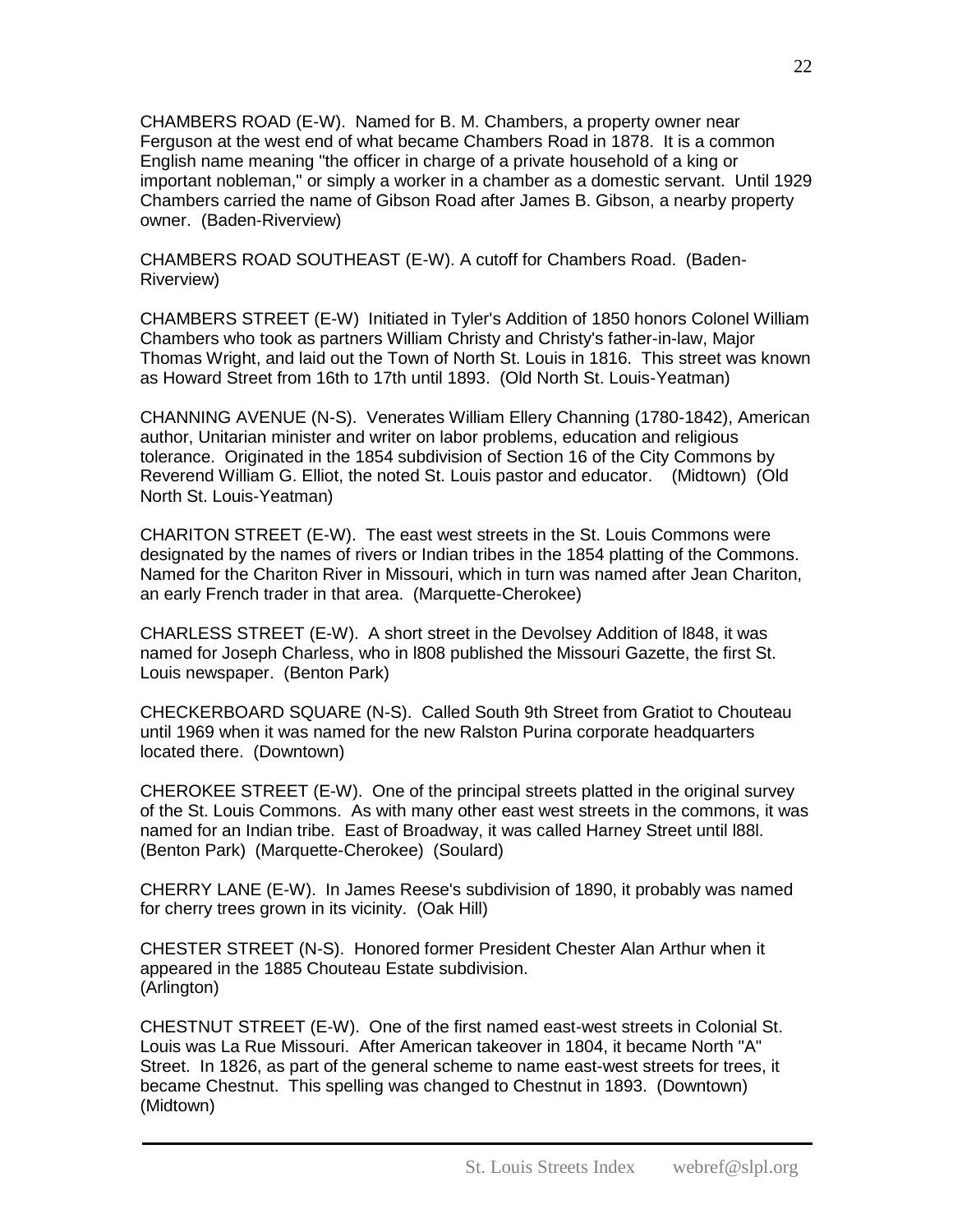CHAMBERS ROAD (E-W). Named for B. M. Chambers, a property owner near Ferguson at the west end of what became Chambers Road in 1878. It is a common English name meaning "the officer in charge of a private household of a king or important nobleman," or simply a worker in a chamber as a domestic servant. Until 1929 Chambers carried the name of Gibson Road after James B. Gibson, a nearby property owner. (Baden-Riverview)

CHAMBERS ROAD SOUTHEAST (E-W). A cutoff for Chambers Road. (Baden-Riverview)

CHAMBERS STREET (E-W) Initiated in Tyler's Addition of 1850 honors Colonel William Chambers who took as partners William Christy and Christy's father-in-law, Major Thomas Wright, and laid out the Town of North St. Louis in 1816. This street was known as Howard Street from 16th to 17th until 1893. (Old North St. Louis-Yeatman)

CHANNING AVENUE (N-S). Venerates William Ellery Channing (1780-1842), American author, Unitarian minister and writer on labor problems, education and religious tolerance. Originated in the 1854 subdivision of Section 16 of the City Commons by Reverend William G. Elliot, the noted St. Louis pastor and educator. (Midtown) (Old North St. Louis-Yeatman)

CHARITON STREET (E-W). The east west streets in the St. Louis Commons were designated by the names of rivers or Indian tribes in the 1854 platting of the Commons. Named for the Chariton River in Missouri, which in turn was named after Jean Chariton, an early French trader in that area. (Marquette-Cherokee)

CHARLESS STREET (E-W). A short street in the Devolsey Addition of l848, it was named for Joseph Charless, who in l808 published the Missouri Gazette, the first St. Louis newspaper. (Benton Park)

CHECKERBOARD SQUARE (N-S). Called South 9th Street from Gratiot to Chouteau until 1969 when it was named for the new Ralston Purina corporate headquarters located there. (Downtown)

CHEROKEE STREET (E-W). One of the principal streets platted in the original survey of the St. Louis Commons. As with many other east west streets in the commons, it was named for an Indian tribe. East of Broadway, it was called Harney Street until l88l. (Benton Park) (Marquette-Cherokee) (Soulard)

CHERRY LANE (E-W). In James Reese's subdivision of 1890, it probably was named for cherry trees grown in its vicinity. (Oak Hill)

CHESTER STREET (N-S). Honored former President Chester Alan Arthur when it appeared in the 1885 Chouteau Estate subdivision.
(Arlington)

CHESTNUT STREET (E-W). One of the first named east-west streets in Colonial St. Louis was La Rue Missouri. After American takeover in 1804, it became North "A" Street. In 1826, as part of the general scheme to name east-west streets for trees, it became Chestnut. This spelling was changed to Chestnut in 1893. (Downtown) (Midtown)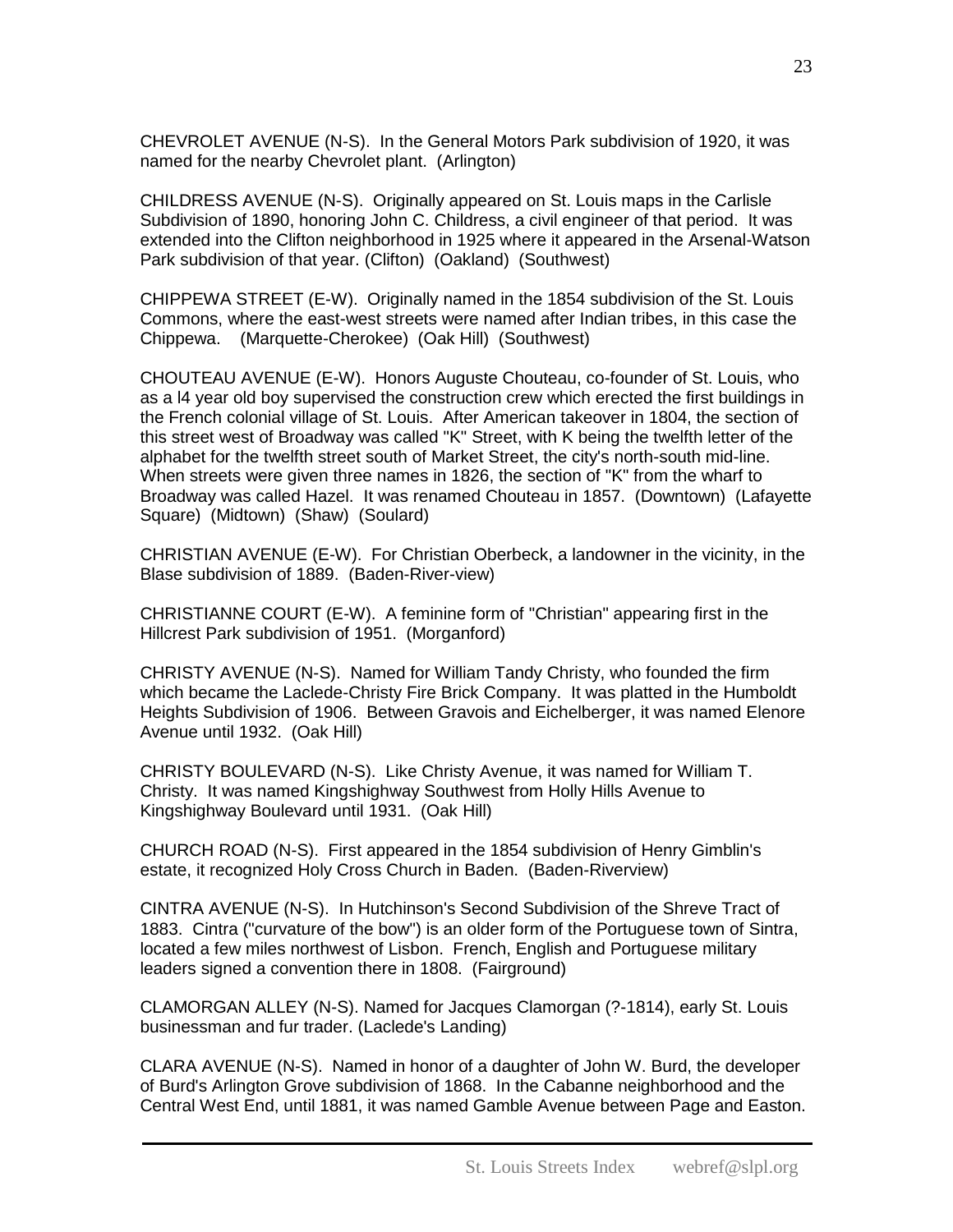CHEVROLET AVENUE (N-S). In the General Motors Park subdivision of 1920, it was named for the nearby Chevrolet plant. (Arlington)

CHILDRESS AVENUE (N-S). Originally appeared on St. Louis maps in the Carlisle Subdivision of 1890, honoring John C. Childress, a civil engineer of that period. It was extended into the Clifton neighborhood in 1925 where it appeared in the Arsenal-Watson Park subdivision of that year. (Clifton) (Oakland) (Southwest)

CHIPPEWA STREET (E-W). Originally named in the 1854 subdivision of the St. Louis Commons, where the east-west streets were named after Indian tribes, in this case the Chippewa. (Marquette-Cherokee) (Oak Hill) (Southwest)

CHOUTEAU AVENUE (E-W). Honors Auguste Chouteau, co-founder of St. Louis, who as a l4 year old boy supervised the construction crew which erected the first buildings in the French colonial village of St. Louis. After American takeover in 1804, the section of this street west of Broadway was called "K" Street, with K being the twelfth letter of the alphabet for the twelfth street south of Market Street, the city's north-south mid-line. When streets were given three names in 1826, the section of "K" from the wharf to Broadway was called Hazel. It was renamed Chouteau in 1857. (Downtown) (Lafayette Square) (Midtown) (Shaw) (Soulard)

CHRISTIAN AVENUE (E-W). For Christian Oberbeck, a landowner in the vicinity, in the Blase subdivision of 1889. (Baden-River-view)

CHRISTIANNE COURT (E-W). A feminine form of "Christian" appearing first in the Hillcrest Park subdivision of 1951. (Morganford)

CHRISTY AVENUE (N-S). Named for William Tandy Christy, who founded the firm which became the Laclede-Christy Fire Brick Company. It was platted in the Humboldt Heights Subdivision of 1906. Between Gravois and Eichelberger, it was named Elenore Avenue until 1932. (Oak Hill)

CHRISTY BOULEVARD (N-S). Like Christy Avenue, it was named for William T. Christy. It was named Kingshighway Southwest from Holly Hills Avenue to Kingshighway Boulevard until 1931. (Oak Hill)

CHURCH ROAD (N-S). First appeared in the 1854 subdivision of Henry Gimblin's estate, it recognized Holy Cross Church in Baden. (Baden-Riverview)

CINTRA AVENUE (N-S). In Hutchinson's Second Subdivision of the Shreve Tract of 1883. Cintra ("curvature of the bow") is an older form of the Portuguese town of Sintra, located a few miles northwest of Lisbon. French, English and Portuguese military leaders signed a convention there in 1808. (Fairground)

CLAMORGAN ALLEY (N-S). Named for Jacques Clamorgan (?-1814), early St. Louis businessman and fur trader. (Laclede's Landing)

CLARA AVENUE (N-S). Named in honor of a daughter of John W. Burd, the developer of Burd's Arlington Grove subdivision of 1868. In the Cabanne neighborhood and the Central West End, until 1881, it was named Gamble Avenue between Page and Easton.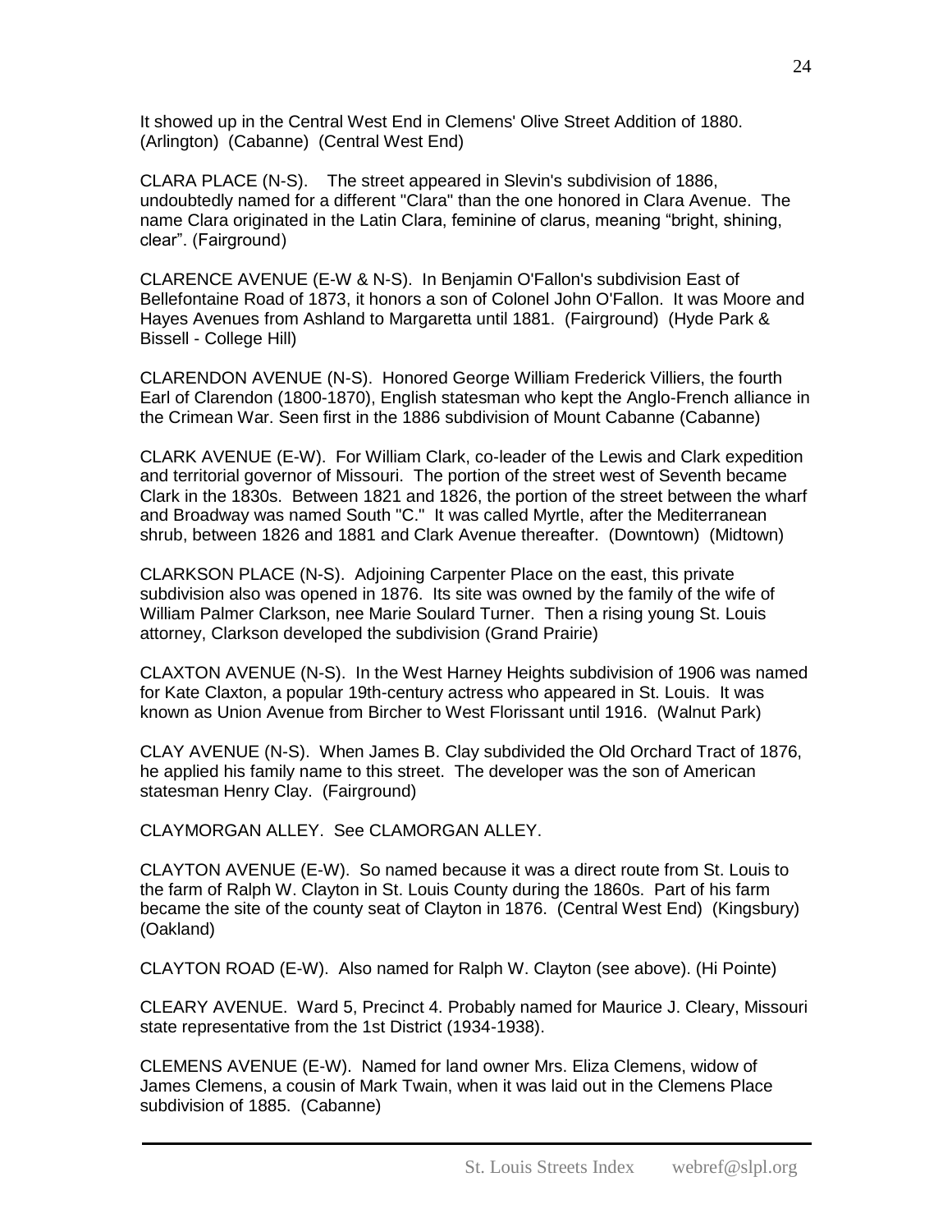It showed up in the Central West End in Clemens' Olive Street Addition of 1880. (Arlington) (Cabanne) (Central West End)

CLARA PLACE (N-S). The street appeared in Slevin's subdivision of 1886, undoubtedly named for a different "Clara" than the one honored in Clara Avenue. The name Clara originated in the Latin Clara, feminine of clarus, meaning "bright, shining, clear". (Fairground)

CLARENCE AVENUE (E-W & N-S). In Benjamin O'Fallon's subdivision East of Bellefontaine Road of 1873, it honors a son of Colonel John O'Fallon. It was Moore and Hayes Avenues from Ashland to Margaretta until 1881. (Fairground) (Hyde Park & Bissell - College Hill)

CLARENDON AVENUE (N-S). Honored George William Frederick Villiers, the fourth Earl of Clarendon (1800-1870), English statesman who kept the Anglo-French alliance in the Crimean War. Seen first in the 1886 subdivision of Mount Cabanne (Cabanne)

CLARK AVENUE (E-W). For William Clark, co-leader of the Lewis and Clark expedition and territorial governor of Missouri. The portion of the street west of Seventh became Clark in the 1830s. Between 1821 and 1826, the portion of the street between the wharf and Broadway was named South "C." It was called Myrtle, after the Mediterranean shrub, between 1826 and 1881 and Clark Avenue thereafter. (Downtown) (Midtown)

CLARKSON PLACE (N-S). Adjoining Carpenter Place on the east, this private subdivision also was opened in 1876. Its site was owned by the family of the wife of William Palmer Clarkson, nee Marie Soulard Turner. Then a rising young St. Louis attorney, Clarkson developed the subdivision (Grand Prairie)

CLAXTON AVENUE (N-S). In the West Harney Heights subdivision of 1906 was named for Kate Claxton, a popular 19th-century actress who appeared in St. Louis. It was known as Union Avenue from Bircher to West Florissant until 1916. (Walnut Park)

CLAY AVENUE (N-S). When James B. Clay subdivided the Old Orchard Tract of 1876, he applied his family name to this street. The developer was the son of American statesman Henry Clay. (Fairground)

CLAYMORGAN ALLEY. See CLAMORGAN ALLEY.

CLAYTON AVENUE (E-W). So named because it was a direct route from St. Louis to the farm of Ralph W. Clayton in St. Louis County during the 1860s. Part of his farm became the site of the county seat of Clayton in 1876. (Central West End) (Kingsbury) (Oakland)

CLAYTON ROAD (E-W). Also named for Ralph W. Clayton (see above). (Hi Pointe)

CLEARY AVENUE. Ward 5, Precinct 4. Probably named for Maurice J. Cleary, Missouri state representative from the 1st District (1934-1938).

CLEMENS AVENUE (E-W). Named for land owner Mrs. Eliza Clemens, widow of James Clemens, a cousin of Mark Twain, when it was laid out in the Clemens Place subdivision of 1885. (Cabanne)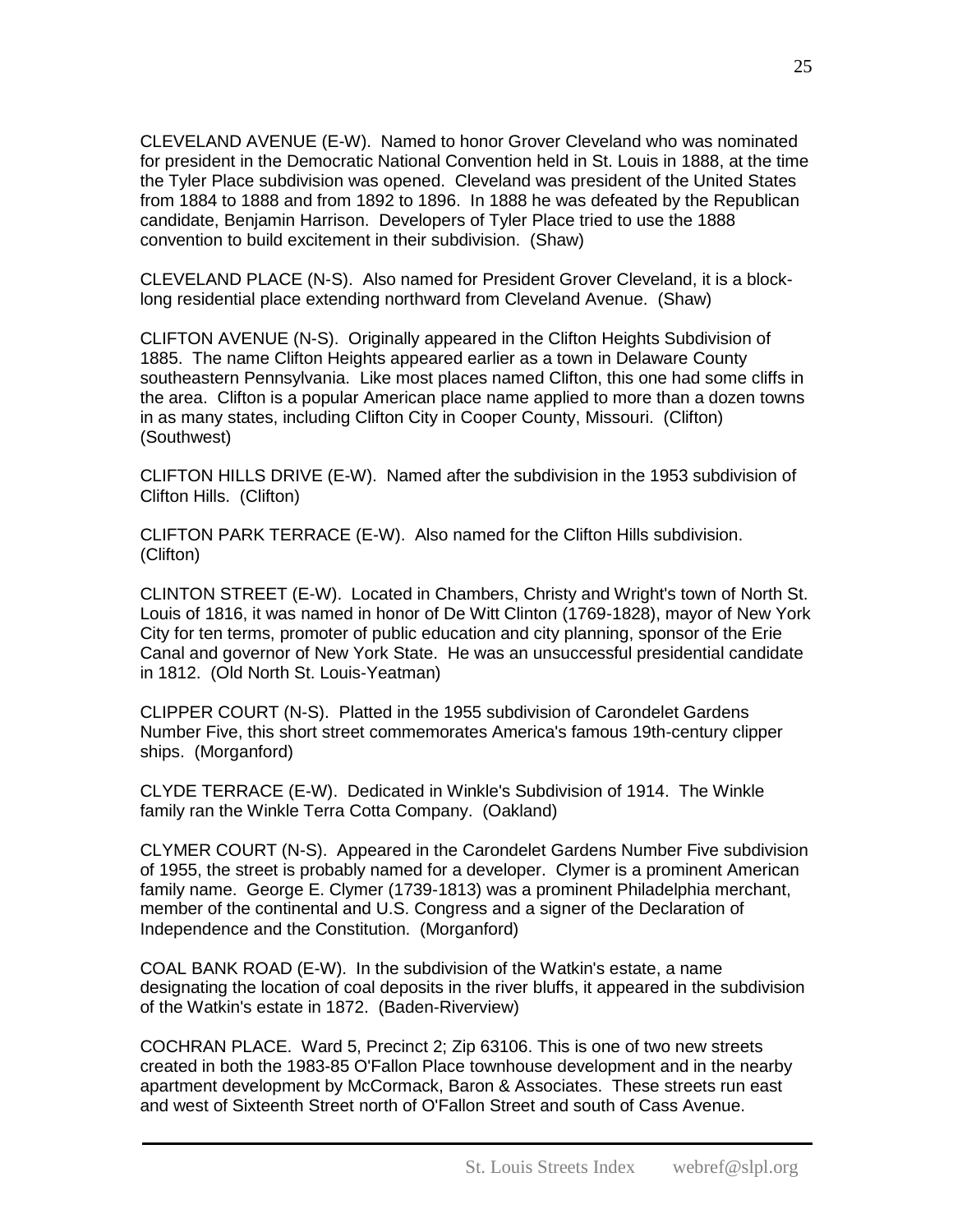CLEVELAND AVENUE (E-W). Named to honor Grover Cleveland who was nominated for president in the Democratic National Convention held in St. Louis in 1888, at the time the Tyler Place subdivision was opened. Cleveland was president of the United States from 1884 to 1888 and from 1892 to 1896. In 1888 he was defeated by the Republican candidate, Benjamin Harrison. Developers of Tyler Place tried to use the 1888 convention to build excitement in their subdivision. (Shaw)

CLEVELAND PLACE (N-S). Also named for President Grover Cleveland, it is a block-long residential place extending northward from Cleveland Avenue. (Shaw)

CLIFTON AVENUE (N-S). Originally appeared in the Clifton Heights Subdivision of 1885. The name Clifton Heights appeared earlier as a town in Delaware County southeastern Pennsylvania. Like most places named Clifton, this one had some cliffs in the area. Clifton is a popular American place name applied to more than a dozen towns in as many states, including Clifton City in Cooper County, Missouri. (Clifton) (Southwest)

CLIFTON HILLS DRIVE (E-W). Named after the subdivision in the 1953 subdivision of Clifton Hills. (Clifton)

CLIFTON PARK TERRACE (E-W). Also named for the Clifton Hills subdivision. (Clifton)

CLINTON STREET (E-W). Located in Chambers, Christy and Wright's town of North St. Louis of 1816, it was named in honor of De Witt Clinton (1769-1828), mayor of New York City for ten terms, promoter of public education and city planning, sponsor of the Erie Canal and governor of New York State. He was an unsuccessful presidential candidate in 1812. (Old North St. Louis-Yeatman)

CLIPPER COURT (N-S). Platted in the 1955 subdivision of Carondelet Gardens Number Five, this short street commemorates America's famous 19th-century clipper ships. (Morganford)

CLYDE TERRACE (E-W). Dedicated in Winkle's Subdivision of 1914. The Winkle family ran the Winkle Terra Cotta Company. (Oakland)

CLYMER COURT (N-S). Appeared in the Carondelet Gardens Number Five subdivision of 1955, the street is probably named for a developer. Clymer is a prominent American family name. George E. Clymer (1739-1813) was a prominent Philadelphia merchant, member of the continental and U.S. Congress and a signer of the Declaration of Independence and the Constitution. (Morganford)

COAL BANK ROAD (E-W). In the subdivision of the Watkin's estate, a name designating the location of coal deposits in the river bluffs, it appeared in the subdivision of the Watkin's estate in 1872. (Baden-Riverview)

COCHRAN PLACE. Ward 5, Precinct 2; Zip 63106. This is one of two new streets created in both the 1983-85 O'Fallon Place townhouse development and in the nearby apartment development by McCormack, Baron & Associates. These streets run east and west of Sixteenth Street north of O'Fallon Street and south of Cass Avenue.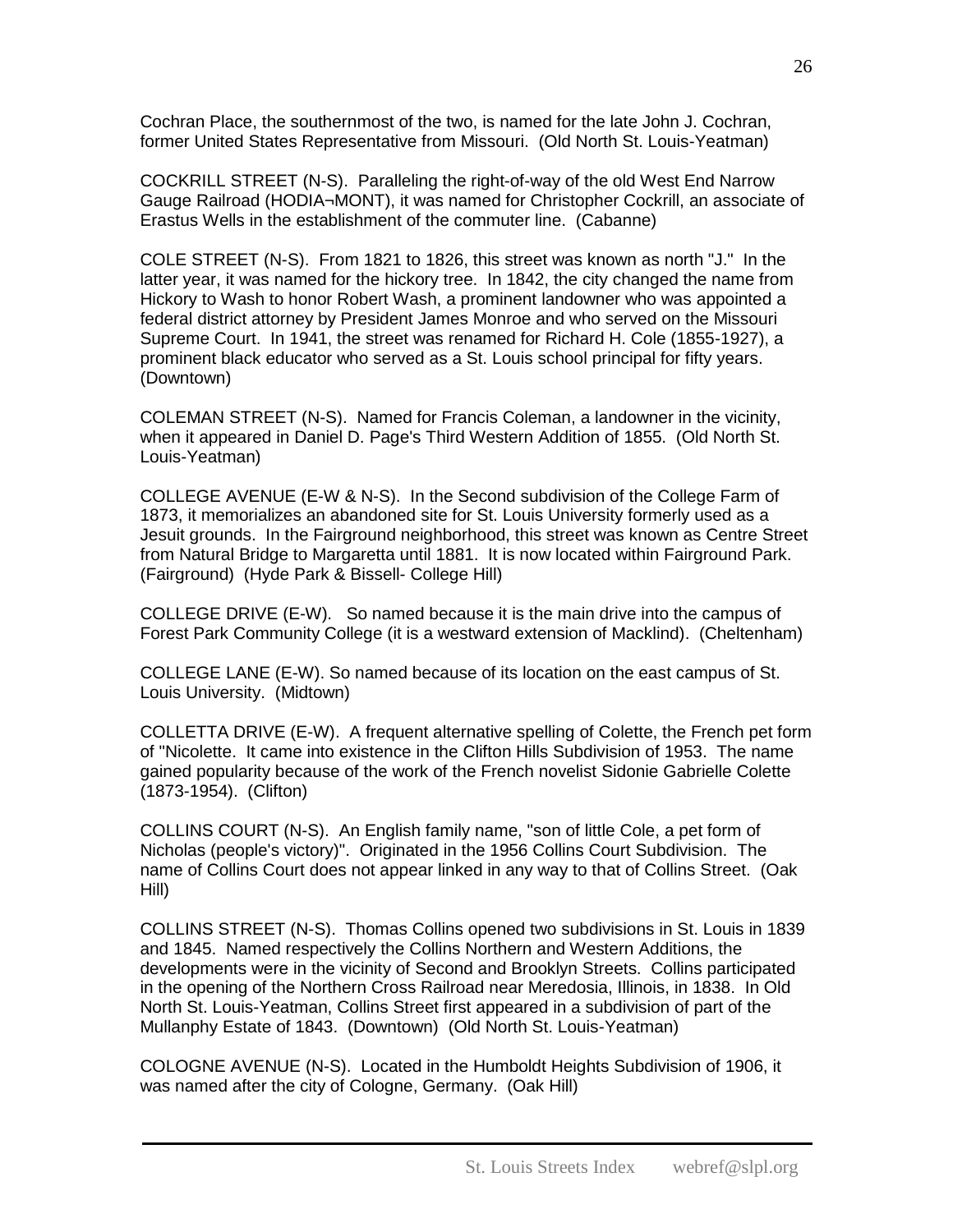Cochran Place, the southernmost of the two, is named for the late John J. Cochran, former United States Representative from Missouri. (Old North St. Louis-Yeatman)

COCKRILL STREET (N-S). Paralleling the right-of-way of the old West End Narrow Gauge Railroad (HODIA¬MONT), it was named for Christopher Cockrill, an associate of Erastus Wells in the establishment of the commuter line. (Cabanne)

COLE STREET (N-S). From 1821 to 1826, this street was known as north "J." In the latter year, it was named for the hickory tree. In 1842, the city changed the name from Hickory to Wash to honor Robert Wash, a prominent landowner who was appointed a federal district attorney by President James Monroe and who served on the Missouri Supreme Court. In 1941, the street was renamed for Richard H. Cole (1855-1927), a prominent black educator who served as a St. Louis school principal for fifty years. (Downtown)

COLEMAN STREET (N-S). Named for Francis Coleman, a landowner in the vicinity, when it appeared in Daniel D. Page's Third Western Addition of 1855. (Old North St. Louis-Yeatman)

COLLEGE AVENUE (E-W & N-S). In the Second subdivision of the College Farm of 1873, it memorializes an abandoned site for St. Louis University formerly used as a Jesuit grounds. In the Fairground neighborhood, this street was known as Centre Street from Natural Bridge to Margaretta until 1881. It is now located within Fairground Park. (Fairground) (Hyde Park & Bissell- College Hill)

COLLEGE DRIVE (E-W). So named because it is the main drive into the campus of Forest Park Community College (it is a westward extension of Macklind). (Cheltenham)

COLLEGE LANE (E-W). So named because of its location on the east campus of St. Louis University. (Midtown)

COLLETTA DRIVE (E-W). A frequent alternative spelling of Colette, the French pet form of "Nicolette. It came into existence in the Clifton Hills Subdivision of 1953. The name gained popularity because of the work of the French novelist Sidonie Gabrielle Colette (1873-1954). (Clifton)

COLLINS COURT (N-S). An English family name, "son of little Cole, a pet form of Nicholas (people's victory)". Originated in the 1956 Collins Court Subdivision. The name of Collins Court does not appear linked in any way to that of Collins Street. (Oak Hill)

COLLINS STREET (N-S). Thomas Collins opened two subdivisions in St. Louis in 1839 and 1845. Named respectively the Collins Northern and Western Additions, the developments were in the vicinity of Second and Brooklyn Streets. Collins participated in the opening of the Northern Cross Railroad near Meredosia, Illinois, in 1838. In Old North St. Louis-Yeatman, Collins Street first appeared in a subdivision of part of the Mullanphy Estate of 1843. (Downtown) (Old North St. Louis-Yeatman)

COLOGNE AVENUE (N-S). Located in the Humboldt Heights Subdivision of 1906, it was named after the city of Cologne, Germany. (Oak Hill)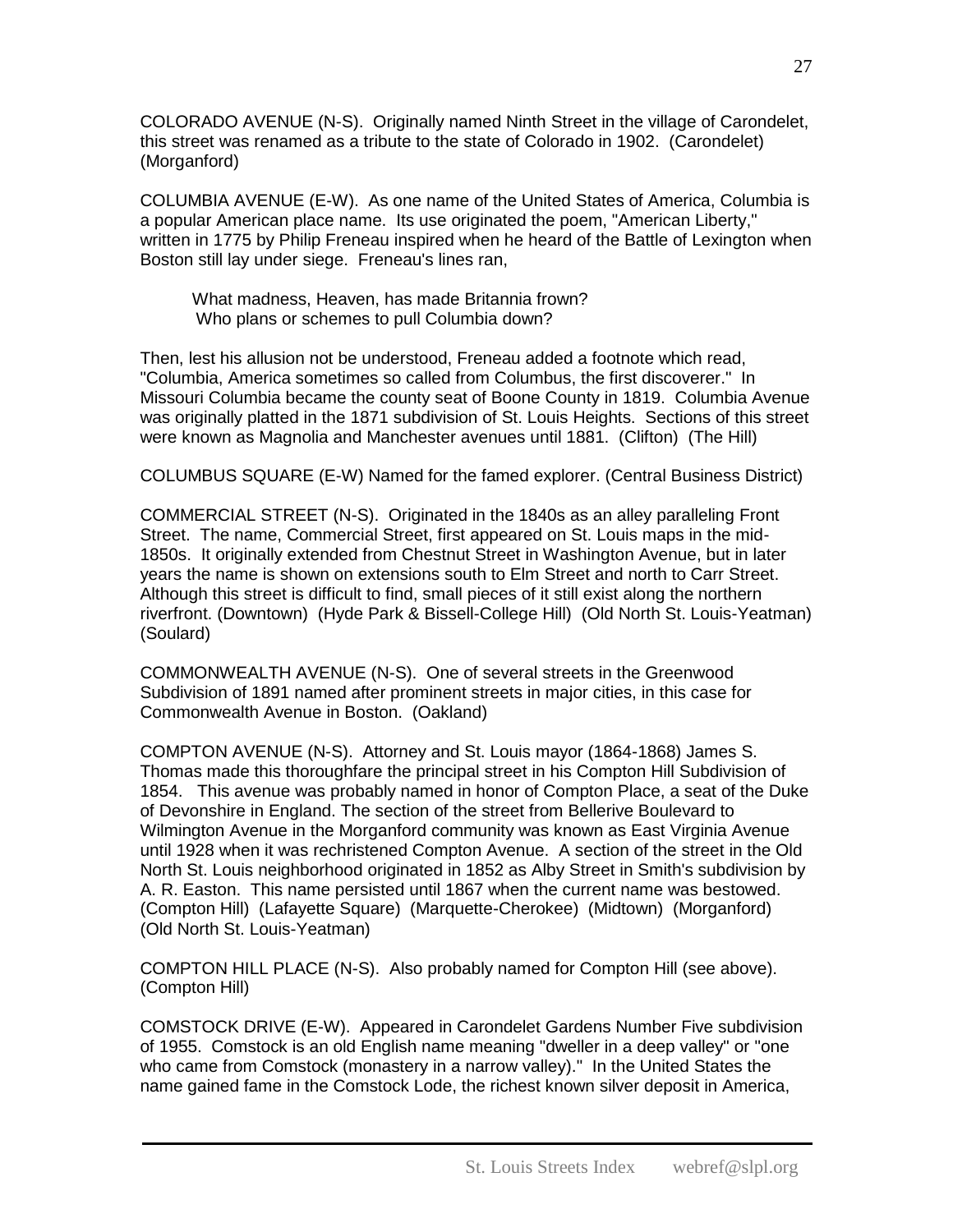COLORADO AVENUE (N-S). Originally named Ninth Street in the village of Carondelet, this street was renamed as a tribute to the state of Colorado in 1902. (Carondelet) (Morganford)

COLUMBIA AVENUE (E-W). As one name of the United States of America, Columbia is a popular American place name. Its use originated the poem, "American Liberty," written in 1775 by Philip Freneau inspired when he heard of the Battle of Lexington when Boston still lay under siege. Freneau's lines ran,

> What madness, Heaven, has made Britannia frown?
> Who plans or schemes to pull Columbia down?

Then, lest his allusion not be understood, Freneau added a footnote which read, "Columbia, America sometimes so called from Columbus, the first discoverer." In Missouri Columbia became the county seat of Boone County in 1819. Columbia Avenue was originally platted in the 1871 subdivision of St. Louis Heights. Sections of this street were known as Magnolia and Manchester avenues until 1881. (Clifton) (The Hill)

COLUMBUS SQUARE (E-W) Named for the famed explorer. (Central Business District)

COMMERCIAL STREET (N-S). Originated in the 1840s as an alley paralleling Front Street. The name, Commercial Street, first appeared on St. Louis maps in the mid-1850s. It originally extended from Chestnut Street in Washington Avenue, but in later years the name is shown on extensions south to Elm Street and north to Carr Street. Although this street is difficult to find, small pieces of it still exist along the northern riverfront. (Downtown) (Hyde Park & Bissell-College Hill) (Old North St. Louis-Yeatman) (Soulard)

COMMONWEALTH AVENUE (N-S). One of several streets in the Greenwood Subdivision of 1891 named after prominent streets in major cities, in this case for Commonwealth Avenue in Boston. (Oakland)

COMPTON AVENUE (N-S). Attorney and St. Louis mayor (1864-1868) James S. Thomas made this thoroughfare the principal street in his Compton Hill Subdivision of 1854. This avenue was probably named in honor of Compton Place, a seat of the Duke of Devonshire in England. The section of the street from Bellerive Boulevard to Wilmington Avenue in the Morganford community was known as East Virginia Avenue until 1928 when it was rechristened Compton Avenue. A section of the street in the Old North St. Louis neighborhood originated in 1852 as Alby Street in Smith's subdivision by A. R. Easton. This name persisted until 1867 when the current name was bestowed. (Compton Hill) (Lafayette Square) (Marquette-Cherokee) (Midtown) (Morganford) (Old North St. Louis-Yeatman)

COMPTON HILL PLACE (N-S). Also probably named for Compton Hill (see above). (Compton Hill)

COMSTOCK DRIVE (E-W). Appeared in Carondelet Gardens Number Five subdivision of 1955. Comstock is an old English name meaning "dweller in a deep valley" or "one who came from Comstock (monastery in a narrow valley)." In the United States the name gained fame in the Comstock Lode, the richest known silver deposit in America,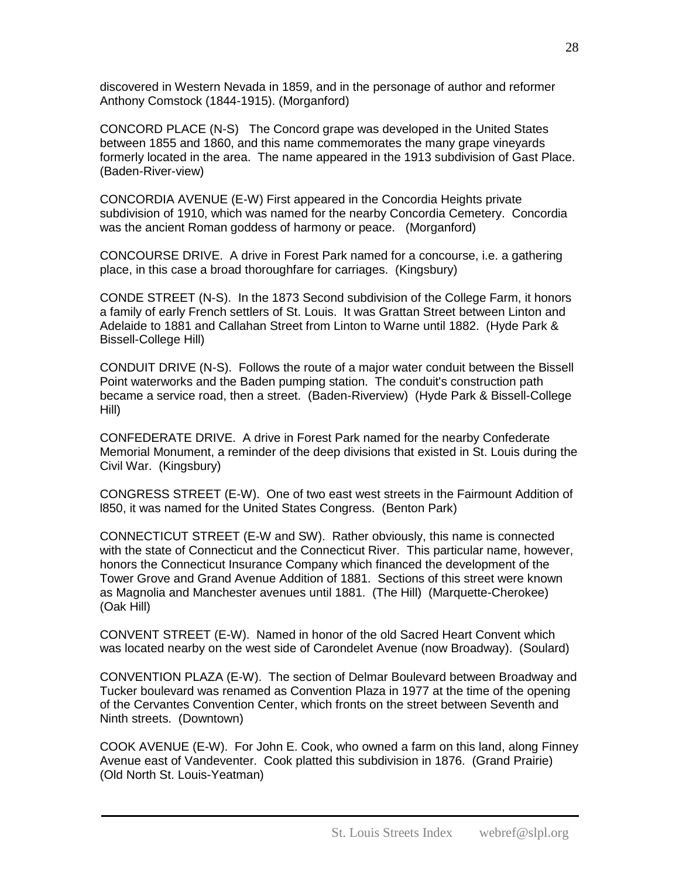discovered in Western Nevada in 1859, and in the personage of author and reformer Anthony Comstock (1844-1915). (Morganford)

CONCORD PLACE (N-S)   The Concord grape was developed in the United States between 1855 and 1860, and this name commemorates the many grape vineyards formerly located in the area. The name appeared in the 1913 subdivision of Gast Place. (Baden-River-view)

CONCORDIA AVENUE (E-W) First appeared in the Concordia Heights private subdivision of 1910, which was named for the nearby Concordia Cemetery. Concordia was the ancient Roman goddess of harmony or peace. (Morganford)

CONCOURSE DRIVE. A drive in Forest Park named for a concourse, i.e. a gathering place, in this case a broad thoroughfare for carriages. (Kingsbury)

CONDE STREET (N-S). In the 1873 Second subdivision of the College Farm, it honors a family of early French settlers of St. Louis. It was Grattan Street between Linton and Adelaide to 1881 and Callahan Street from Linton to Warne until 1882. (Hyde Park & Bissell-College Hill)

CONDUIT DRIVE (N-S). Follows the route of a major water conduit between the Bissell Point waterworks and the Baden pumping station. The conduit's construction path became a service road, then a street. (Baden-Riverview) (Hyde Park & Bissell-College Hill)

CONFEDERATE DRIVE. A drive in Forest Park named for the nearby Confederate Memorial Monument, a reminder of the deep divisions that existed in St. Louis during the Civil War. (Kingsbury)

CONGRESS STREET (E-W). One of two east west streets in the Fairmount Addition of l850, it was named for the United States Congress. (Benton Park)

CONNECTICUT STREET (E-W and SW). Rather obviously, this name is connected with the state of Connecticut and the Connecticut River. This particular name, however, honors the Connecticut Insurance Company which financed the development of the Tower Grove and Grand Avenue Addition of 1881. Sections of this street were known as Magnolia and Manchester avenues until 1881. (The Hill) (Marquette-Cherokee) (Oak Hill)

CONVENT STREET (E-W). Named in honor of the old Sacred Heart Convent which was located nearby on the west side of Carondelet Avenue (now Broadway). (Soulard)

CONVENTION PLAZA (E-W). The section of Delmar Boulevard between Broadway and Tucker boulevard was renamed as Convention Plaza in 1977 at the time of the opening of the Cervantes Convention Center, which fronts on the street between Seventh and Ninth streets. (Downtown)

COOK AVENUE (E-W). For John E. Cook, who owned a farm on this land, along Finney Avenue east of Vandeventer. Cook platted this subdivision in 1876. (Grand Prairie) (Old North St. Louis-Yeatman)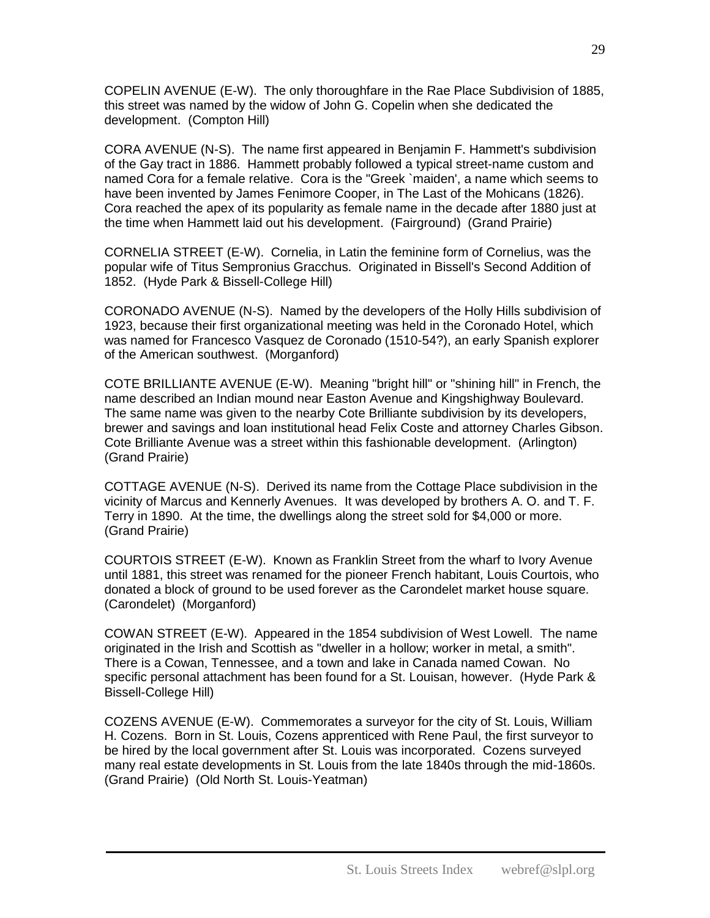COPELIN AVENUE (E-W). The only thoroughfare in the Rae Place Subdivision of 1885, this street was named by the widow of John G. Copelin when she dedicated the development. (Compton Hill)

CORA AVENUE (N-S). The name first appeared in Benjamin F. Hammett's subdivision of the Gay tract in 1886. Hammett probably followed a typical street-name custom and named Cora for a female relative. Cora is the "Greek `maiden', a name which seems to have been invented by James Fenimore Cooper, in The Last of the Mohicans (1826). Cora reached the apex of its popularity as female name in the decade after 1880 just at the time when Hammett laid out his development. (Fairground) (Grand Prairie)

CORNELIA STREET (E-W). Cornelia, in Latin the feminine form of Cornelius, was the popular wife of Titus Sempronius Gracchus. Originated in Bissell's Second Addition of 1852. (Hyde Park & Bissell-College Hill)

CORONADO AVENUE (N-S). Named by the developers of the Holly Hills subdivision of 1923, because their first organizational meeting was held in the Coronado Hotel, which was named for Francesco Vasquez de Coronado (1510-54?), an early Spanish explorer of the American southwest. (Morganford)

COTE BRILLIANTE AVENUE (E-W). Meaning "bright hill" or "shining hill" in French, the name described an Indian mound near Easton Avenue and Kingshighway Boulevard. The same name was given to the nearby Cote Brilliante subdivision by its developers, brewer and savings and loan institutional head Felix Coste and attorney Charles Gibson. Cote Brilliante Avenue was a street within this fashionable development. (Arlington) (Grand Prairie)

COTTAGE AVENUE (N-S). Derived its name from the Cottage Place subdivision in the vicinity of Marcus and Kennerly Avenues. It was developed by brothers A. O. and T. F. Terry in 1890. At the time, the dwellings along the street sold for $4,000 or more. (Grand Prairie)

COURTOIS STREET (E-W). Known as Franklin Street from the wharf to Ivory Avenue until 1881, this street was renamed for the pioneer French habitant, Louis Courtois, who donated a block of ground to be used forever as the Carondelet market house square. (Carondelet) (Morganford)

COWAN STREET (E-W). Appeared in the 1854 subdivision of West Lowell. The name originated in the Irish and Scottish as "dweller in a hollow; worker in metal, a smith". There is a Cowan, Tennessee, and a town and lake in Canada named Cowan. No specific personal attachment has been found for a St. Louisan, however. (Hyde Park & Bissell-College Hill)

COZENS AVENUE (E-W). Commemorates a surveyor for the city of St. Louis, William H. Cozens. Born in St. Louis, Cozens apprenticed with Rene Paul, the first surveyor to be hired by the local government after St. Louis was incorporated. Cozens surveyed many real estate developments in St. Louis from the late 1840s through the mid-1860s. (Grand Prairie) (Old North St. Louis-Yeatman)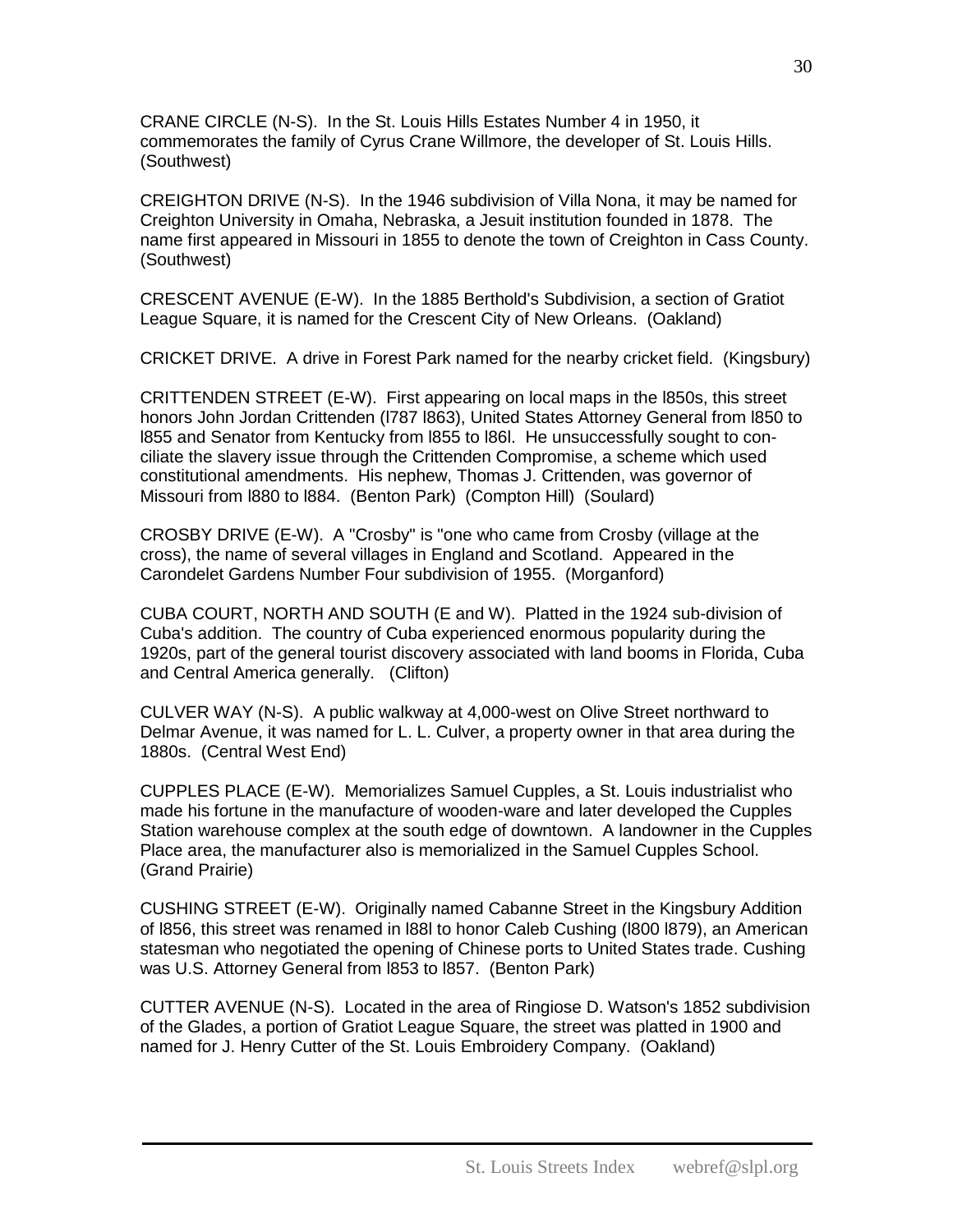CRANE CIRCLE (N-S). In the St. Louis Hills Estates Number 4 in 1950, it commemorates the family of Cyrus Crane Willmore, the developer of St. Louis Hills. (Southwest)

CREIGHTON DRIVE (N-S). In the 1946 subdivision of Villa Nona, it may be named for Creighton University in Omaha, Nebraska, a Jesuit institution founded in 1878. The name first appeared in Missouri in 1855 to denote the town of Creighton in Cass County. (Southwest)

CRESCENT AVENUE (E-W). In the 1885 Berthold's Subdivision, a section of Gratiot League Square, it is named for the Crescent City of New Orleans. (Oakland)

CRICKET DRIVE. A drive in Forest Park named for the nearby cricket field. (Kingsbury)

CRITTENDEN STREET (E-W). First appearing on local maps in the l850s, this street honors John Jordan Crittenden (l787 l863), United States Attorney General from l850 to l855 and Senator from Kentucky from l855 to l86l. He unsuccessfully sought to conciliate the slavery issue through the Crittenden Compromise, a scheme which used constitutional amendments. His nephew, Thomas J. Crittenden, was governor of Missouri from l880 to l884. (Benton Park) (Compton Hill) (Soulard)

CROSBY DRIVE (E-W). A "Crosby" is "one who came from Crosby (village at the cross), the name of several villages in England and Scotland. Appeared in the Carondelet Gardens Number Four subdivision of 1955. (Morganford)

CUBA COURT, NORTH AND SOUTH (E and W). Platted in the 1924 sub-division of Cuba's addition. The country of Cuba experienced enormous popularity during the 1920s, part of the general tourist discovery associated with land booms in Florida, Cuba and Central America generally. (Clifton)

CULVER WAY (N-S). A public walkway at 4,000-west on Olive Street northward to Delmar Avenue, it was named for L. L. Culver, a property owner in that area during the 1880s. (Central West End)

CUPPLES PLACE (E-W). Memorializes Samuel Cupples, a St. Louis industrialist who made his fortune in the manufacture of wooden-ware and later developed the Cupples Station warehouse complex at the south edge of downtown. A landowner in the Cupples Place area, the manufacturer also is memorialized in the Samuel Cupples School. (Grand Prairie)

CUSHING STREET (E-W). Originally named Cabanne Street in the Kingsbury Addition of l856, this street was renamed in l88l to honor Caleb Cushing (l800 l879), an American statesman who negotiated the opening of Chinese ports to United States trade. Cushing was U.S. Attorney General from l853 to l857. (Benton Park)

CUTTER AVENUE (N-S). Located in the area of Ringiose D. Watson's 1852 subdivision of the Glades, a portion of Gratiot League Square, the street was platted in 1900 and named for J. Henry Cutter of the St. Louis Embroidery Company. (Oakland)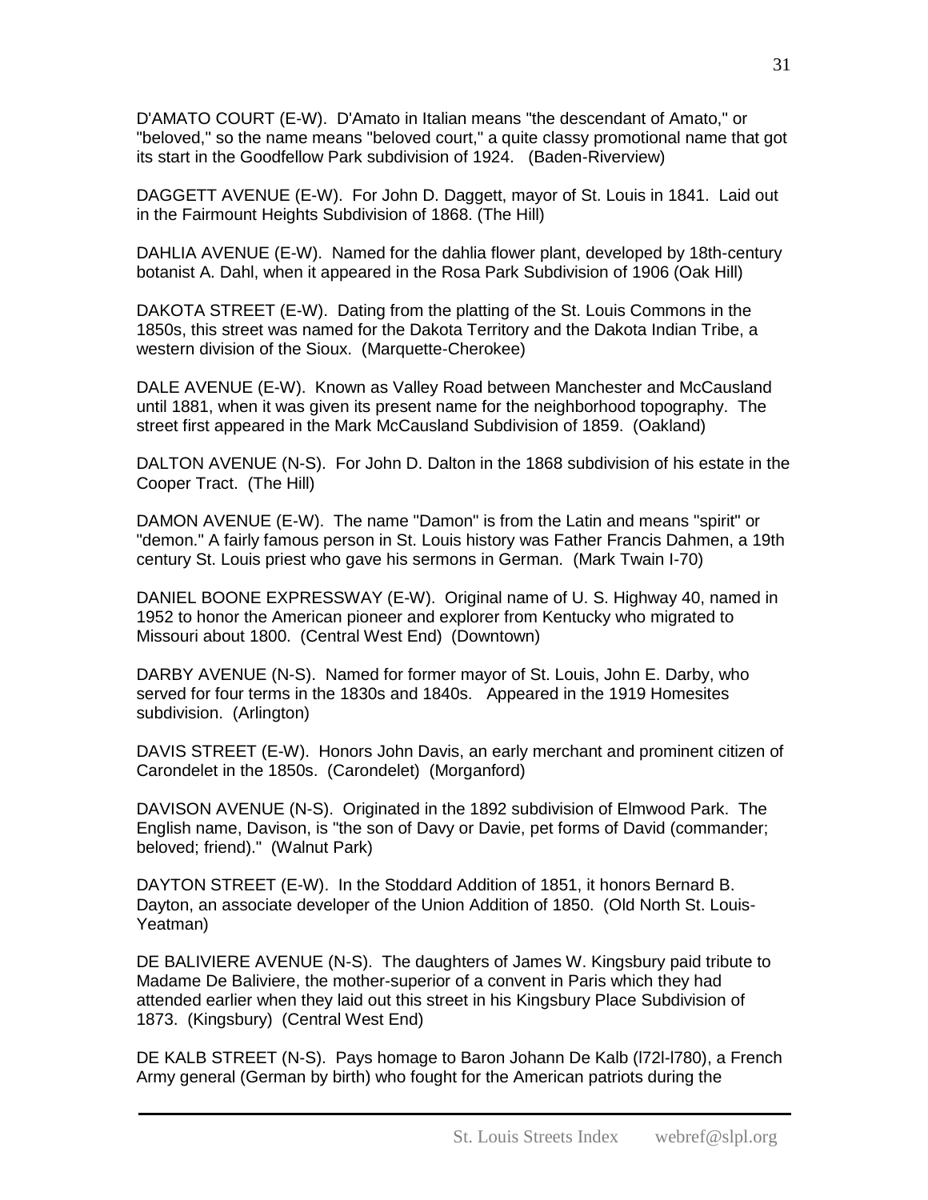D'AMATO COURT (E-W). D'Amato in Italian means "the descendant of Amato," or "beloved," so the name means "beloved court," a quite classy promotional name that got its start in the Goodfellow Park subdivision of 1924. (Baden-Riverview)

DAGGETT AVENUE (E-W). For John D. Daggett, mayor of St. Louis in 1841. Laid out in the Fairmount Heights Subdivision of 1868. (The Hill)

DAHLIA AVENUE (E-W). Named for the dahlia flower plant, developed by 18th-century botanist A. Dahl, when it appeared in the Rosa Park Subdivision of 1906 (Oak Hill)

DAKOTA STREET (E-W). Dating from the platting of the St. Louis Commons in the 1850s, this street was named for the Dakota Territory and the Dakota Indian Tribe, a western division of the Sioux. (Marquette-Cherokee)

DALE AVENUE (E-W). Known as Valley Road between Manchester and McCausland until 1881, when it was given its present name for the neighborhood topography. The street first appeared in the Mark McCausland Subdivision of 1859. (Oakland)

DALTON AVENUE (N-S). For John D. Dalton in the 1868 subdivision of his estate in the Cooper Tract. (The Hill)

DAMON AVENUE (E-W). The name "Damon" is from the Latin and means "spirit" or "demon." A fairly famous person in St. Louis history was Father Francis Dahmen, a 19th century St. Louis priest who gave his sermons in German. (Mark Twain I-70)

DANIEL BOONE EXPRESSWAY (E-W). Original name of U. S. Highway 40, named in 1952 to honor the American pioneer and explorer from Kentucky who migrated to Missouri about 1800. (Central West End) (Downtown)

DARBY AVENUE (N-S). Named for former mayor of St. Louis, John E. Darby, who served for four terms in the 1830s and 1840s. Appeared in the 1919 Homesites subdivision. (Arlington)

DAVIS STREET (E-W). Honors John Davis, an early merchant and prominent citizen of Carondelet in the 1850s. (Carondelet) (Morganford)

DAVISON AVENUE (N-S). Originated in the 1892 subdivision of Elmwood Park. The English name, Davison, is "the son of Davy or Davie, pet forms of David (commander; beloved; friend)." (Walnut Park)

DAYTON STREET (E-W). In the Stoddard Addition of 1851, it honors Bernard B. Dayton, an associate developer of the Union Addition of 1850. (Old North St. Louis-Yeatman)

DE BALIVIERE AVENUE (N-S). The daughters of James W. Kingsbury paid tribute to Madame De Baliviere, the mother-superior of a convent in Paris which they had attended earlier when they laid out this street in his Kingsbury Place Subdivision of 1873. (Kingsbury) (Central West End)

DE KALB STREET (N-S). Pays homage to Baron Johann De Kalb (l72l-l780), a French Army general (German by birth) who fought for the American patriots during the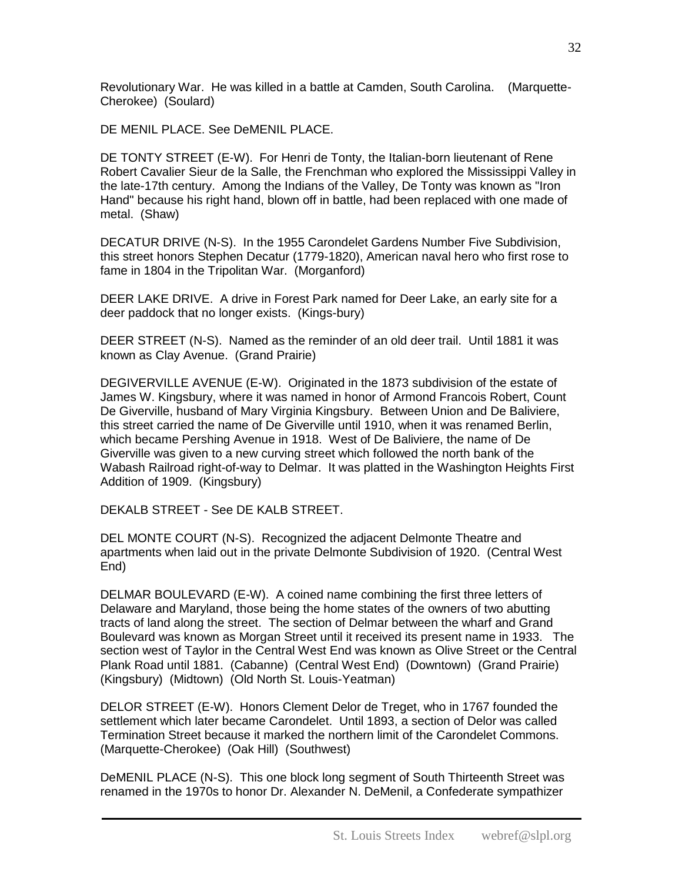Revolutionary War. He was killed in a battle at Camden, South Carolina. (Marquette-Cherokee) (Soulard)

DE MENIL PLACE. See DeMENIL PLACE.

DE TONTY STREET (E-W). For Henri de Tonty, the Italian-born lieutenant of Rene Robert Cavalier Sieur de la Salle, the Frenchman who explored the Mississippi Valley in the late-17th century. Among the Indians of the Valley, De Tonty was known as "Iron Hand" because his right hand, blown off in battle, had been replaced with one made of metal. (Shaw)

DECATUR DRIVE (N-S). In the 1955 Carondelet Gardens Number Five Subdivision, this street honors Stephen Decatur (1779-1820), American naval hero who first rose to fame in 1804 in the Tripolitan War. (Morganford)

DEER LAKE DRIVE. A drive in Forest Park named for Deer Lake, an early site for a deer paddock that no longer exists. (Kings-bury)

DEER STREET (N-S). Named as the reminder of an old deer trail. Until 1881 it was known as Clay Avenue. (Grand Prairie)

DEGIVERVILLE AVENUE (E-W). Originated in the 1873 subdivision of the estate of James W. Kingsbury, where it was named in honor of Armond Francois Robert, Count De Giverville, husband of Mary Virginia Kingsbury. Between Union and De Baliviere, this street carried the name of De Giverville until 1910, when it was renamed Berlin, which became Pershing Avenue in 1918. West of De Baliviere, the name of De Giverville was given to a new curving street which followed the north bank of the Wabash Railroad right-of-way to Delmar. It was platted in the Washington Heights First Addition of 1909. (Kingsbury)

DEKALB STREET - See DE KALB STREET.

DEL MONTE COURT (N-S). Recognized the adjacent Delmonte Theatre and apartments when laid out in the private Delmonte Subdivision of 1920. (Central West End)

DELMAR BOULEVARD (E-W). A coined name combining the first three letters of Delaware and Maryland, those being the home states of the owners of two abutting tracts of land along the street. The section of Delmar between the wharf and Grand Boulevard was known as Morgan Street until it received its present name in 1933. The section west of Taylor in the Central West End was known as Olive Street or the Central Plank Road until 1881. (Cabanne) (Central West End) (Downtown) (Grand Prairie) (Kingsbury) (Midtown) (Old North St. Louis-Yeatman)

DELOR STREET (E-W). Honors Clement Delor de Treget, who in 1767 founded the settlement which later became Carondelet. Until 1893, a section of Delor was called Termination Street because it marked the northern limit of the Carondelet Commons. (Marquette-Cherokee) (Oak Hill) (Southwest)

DeMENIL PLACE (N-S). This one block long segment of South Thirteenth Street was renamed in the 1970s to honor Dr. Alexander N. DeMenil, a Confederate sympathizer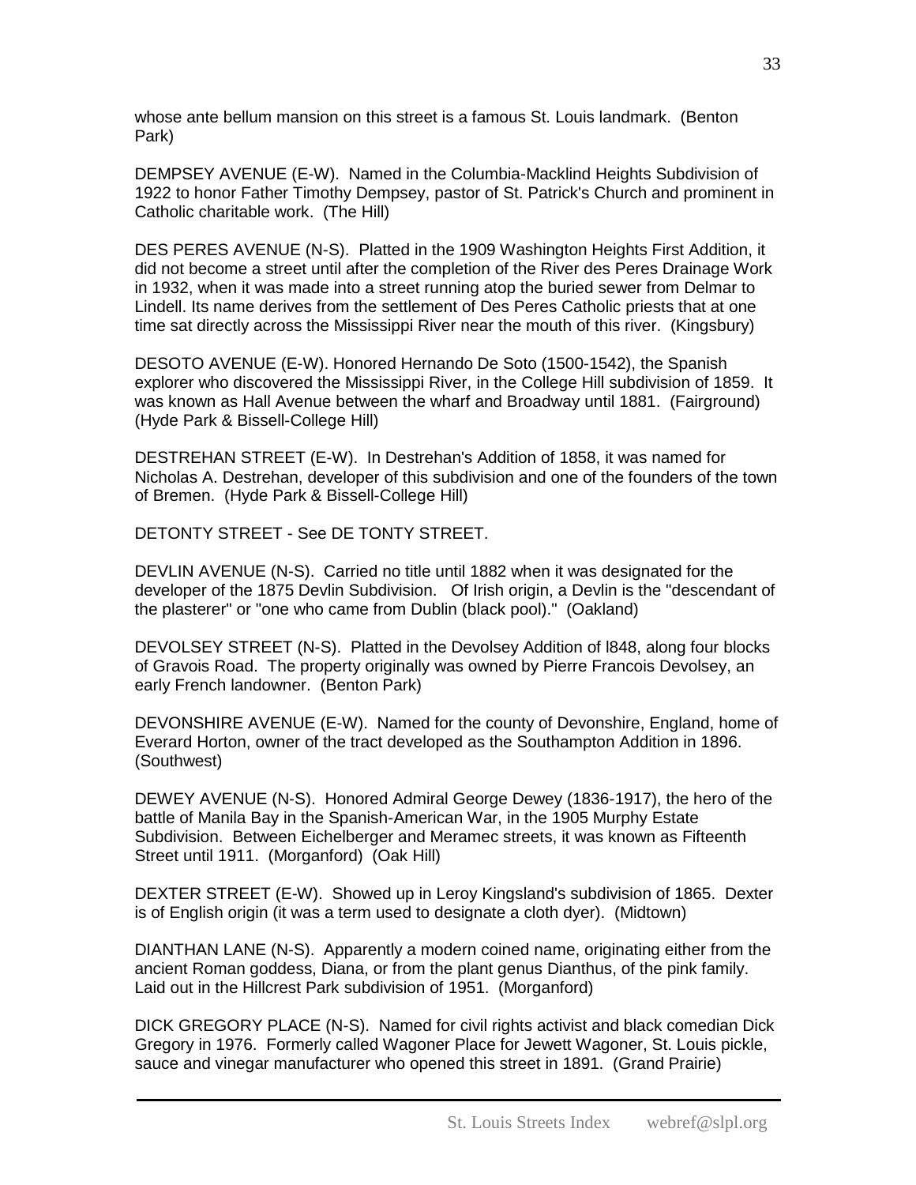whose ante bellum mansion on this street is a famous St. Louis landmark. (Benton Park)

DEMPSEY AVENUE (E-W). Named in the Columbia-Macklind Heights Subdivision of 1922 to honor Father Timothy Dempsey, pastor of St. Patrick's Church and prominent in Catholic charitable work. (The Hill)

DES PERES AVENUE (N-S). Platted in the 1909 Washington Heights First Addition, it did not become a street until after the completion of the River des Peres Drainage Work in 1932, when it was made into a street running atop the buried sewer from Delmar to Lindell. Its name derives from the settlement of Des Peres Catholic priests that at one time sat directly across the Mississippi River near the mouth of this river. (Kingsbury)

DESOTO AVENUE (E-W). Honored Hernando De Soto (1500-1542), the Spanish explorer who discovered the Mississippi River, in the College Hill subdivision of 1859. It was known as Hall Avenue between the wharf and Broadway until 1881. (Fairground) (Hyde Park & Bissell-College Hill)

DESTREHAN STREET (E-W). In Destrehan's Addition of 1858, it was named for Nicholas A. Destrehan, developer of this subdivision and one of the founders of the town of Bremen. (Hyde Park & Bissell-College Hill)

DETONTY STREET - See DE TONTY STREET.

DEVLIN AVENUE (N-S). Carried no title until 1882 when it was designated for the developer of the 1875 Devlin Subdivision. Of Irish origin, a Devlin is the "descendant of the plasterer" or "one who came from Dublin (black pool)." (Oakland)

DEVOLSEY STREET (N-S). Platted in the Devolsey Addition of l848, along four blocks of Gravois Road. The property originally was owned by Pierre Francois Devolsey, an early French landowner. (Benton Park)

DEVONSHIRE AVENUE (E-W). Named for the county of Devonshire, England, home of Everard Horton, owner of the tract developed as the Southampton Addition in 1896. (Southwest)

DEWEY AVENUE (N-S). Honored Admiral George Dewey (1836-1917), the hero of the battle of Manila Bay in the Spanish-American War, in the 1905 Murphy Estate Subdivision. Between Eichelberger and Meramec streets, it was known as Fifteenth Street until 1911. (Morganford) (Oak Hill)

DEXTER STREET (E-W). Showed up in Leroy Kingsland's subdivision of 1865. Dexter is of English origin (it was a term used to designate a cloth dyer). (Midtown)

DIANTHAN LANE (N-S). Apparently a modern coined name, originating either from the ancient Roman goddess, Diana, or from the plant genus Dianthus, of the pink family. Laid out in the Hillcrest Park subdivision of 1951. (Morganford)

DICK GREGORY PLACE (N-S). Named for civil rights activist and black comedian Dick Gregory in 1976. Formerly called Wagoner Place for Jewett Wagoner, St. Louis pickle, sauce and vinegar manufacturer who opened this street in 1891. (Grand Prairie)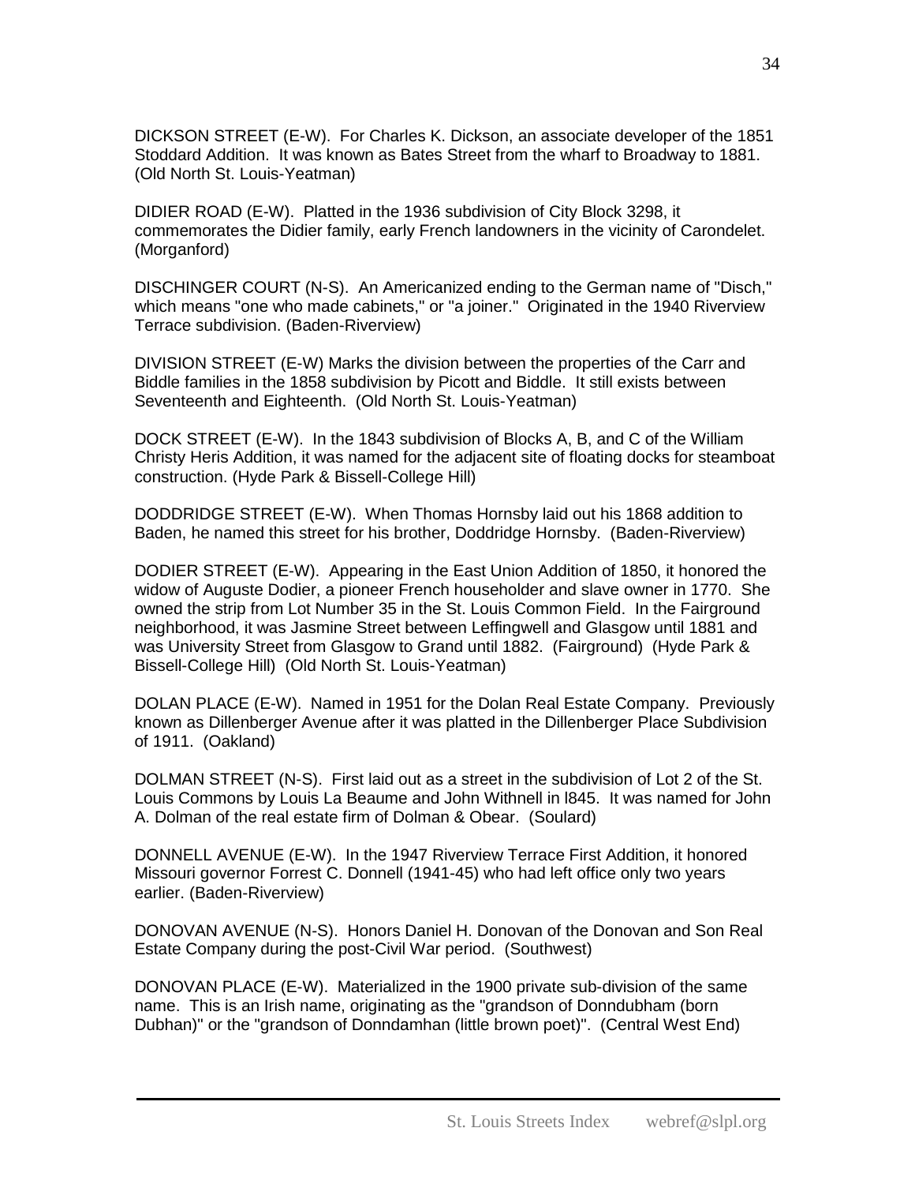DICKSON STREET (E-W). For Charles K. Dickson, an associate developer of the 1851 Stoddard Addition. It was known as Bates Street from the wharf to Broadway to 1881. (Old North St. Louis-Yeatman)

DIDIER ROAD (E-W). Platted in the 1936 subdivision of City Block 3298, it commemorates the Didier family, early French landowners in the vicinity of Carondelet. (Morganford)

DISCHINGER COURT (N-S). An Americanized ending to the German name of "Disch," which means "one who made cabinets," or "a joiner." Originated in the 1940 Riverview Terrace subdivision. (Baden-Riverview)

DIVISION STREET (E-W) Marks the division between the properties of the Carr and Biddle families in the 1858 subdivision by Picott and Biddle. It still exists between Seventeenth and Eighteenth. (Old North St. Louis-Yeatman)

DOCK STREET (E-W). In the 1843 subdivision of Blocks A, B, and C of the William Christy Heris Addition, it was named for the adjacent site of floating docks for steamboat construction. (Hyde Park & Bissell-College Hill)

DODDRIDGE STREET (E-W). When Thomas Hornsby laid out his 1868 addition to Baden, he named this street for his brother, Doddridge Hornsby. (Baden-Riverview)

DODIER STREET (E-W). Appearing in the East Union Addition of 1850, it honored the widow of Auguste Dodier, a pioneer French householder and slave owner in 1770. She owned the strip from Lot Number 35 in the St. Louis Common Field. In the Fairground neighborhood, it was Jasmine Street between Leffingwell and Glasgow until 1881 and was University Street from Glasgow to Grand until 1882. (Fairground) (Hyde Park & Bissell-College Hill) (Old North St. Louis-Yeatman)

DOLAN PLACE (E-W). Named in 1951 for the Dolan Real Estate Company. Previously known as Dillenberger Avenue after it was platted in the Dillenberger Place Subdivision of 1911. (Oakland)

DOLMAN STREET (N-S). First laid out as a street in the subdivision of Lot 2 of the St. Louis Commons by Louis La Beaume and John Withnell in l845. It was named for John A. Dolman of the real estate firm of Dolman & Obear. (Soulard)

DONNELL AVENUE (E-W). In the 1947 Riverview Terrace First Addition, it honored Missouri governor Forrest C. Donnell (1941-45) who had left office only two years earlier. (Baden-Riverview)

DONOVAN AVENUE (N-S). Honors Daniel H. Donovan of the Donovan and Son Real Estate Company during the post-Civil War period. (Southwest)

DONOVAN PLACE (E-W). Materialized in the 1900 private sub-division of the same name. This is an Irish name, originating as the "grandson of Donndubham (born Dubhan)" or the "grandson of Donndamhan (little brown poet)". (Central West End)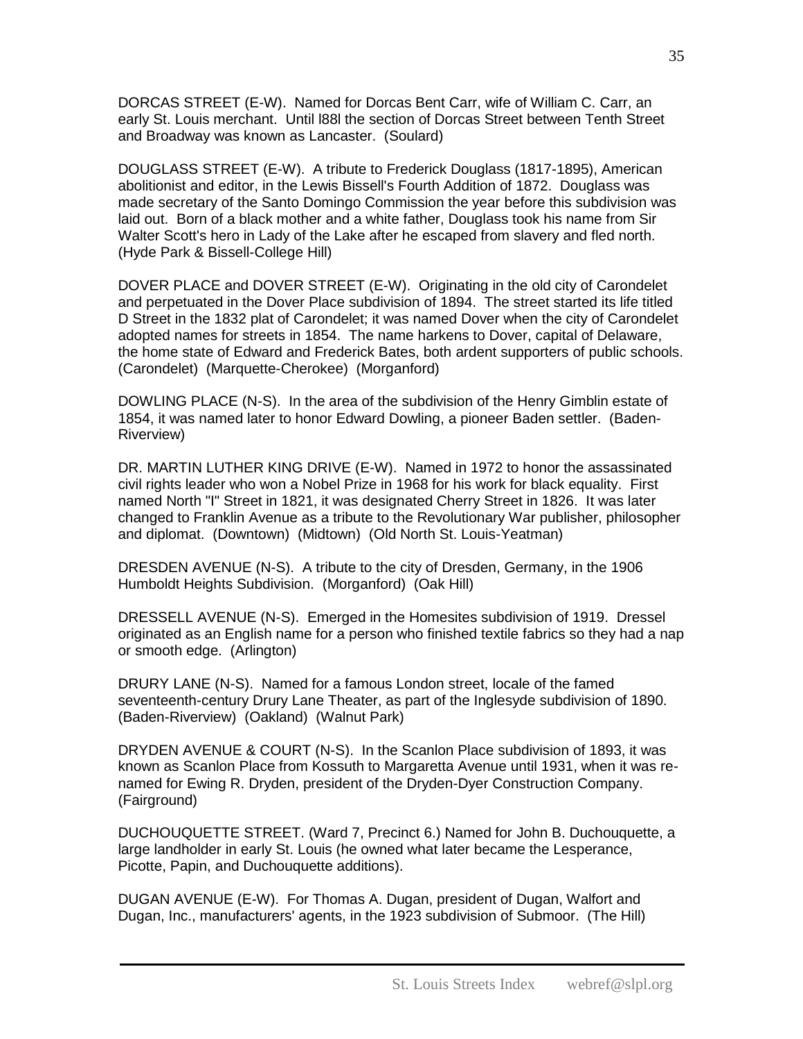DORCAS STREET (E-W). Named for Dorcas Bent Carr, wife of William C. Carr, an early St. Louis merchant. Until l88l the section of Dorcas Street between Tenth Street and Broadway was known as Lancaster. (Soulard)

DOUGLASS STREET (E-W). A tribute to Frederick Douglass (1817-1895), American abolitionist and editor, in the Lewis Bissell's Fourth Addition of 1872. Douglass was made secretary of the Santo Domingo Commission the year before this subdivision was laid out. Born of a black mother and a white father, Douglass took his name from Sir Walter Scott's hero in Lady of the Lake after he escaped from slavery and fled north. (Hyde Park & Bissell-College Hill)

DOVER PLACE and DOVER STREET (E-W). Originating in the old city of Carondelet and perpetuated in the Dover Place subdivision of 1894. The street started its life titled D Street in the 1832 plat of Carondelet; it was named Dover when the city of Carondelet adopted names for streets in 1854. The name harkens to Dover, capital of Delaware, the home state of Edward and Frederick Bates, both ardent supporters of public schools. (Carondelet) (Marquette-Cherokee) (Morganford)

DOWLING PLACE (N-S). In the area of the subdivision of the Henry Gimblin estate of 1854, it was named later to honor Edward Dowling, a pioneer Baden settler. (Baden-Riverview)

DR. MARTIN LUTHER KING DRIVE (E-W). Named in 1972 to honor the assassinated civil rights leader who won a Nobel Prize in 1968 for his work for black equality. First named North "I" Street in 1821, it was designated Cherry Street in 1826. It was later changed to Franklin Avenue as a tribute to the Revolutionary War publisher, philosopher and diplomat. (Downtown) (Midtown) (Old North St. Louis-Yeatman)

DRESDEN AVENUE (N-S). A tribute to the city of Dresden, Germany, in the 1906 Humboldt Heights Subdivision. (Morganford) (Oak Hill)

DRESSELL AVENUE (N-S). Emerged in the Homesites subdivision of 1919. Dressel originated as an English name for a person who finished textile fabrics so they had a nap or smooth edge. (Arlington)

DRURY LANE (N-S). Named for a famous London street, locale of the famed seventeenth-century Drury Lane Theater, as part of the Inglesyde subdivision of 1890. (Baden-Riverview) (Oakland) (Walnut Park)

DRYDEN AVENUE & COURT (N-S). In the Scanlon Place subdivision of 1893, it was known as Scanlon Place from Kossuth to Margaretta Avenue until 1931, when it was re-named for Ewing R. Dryden, president of the Dryden-Dyer Construction Company. (Fairground)

DUCHOUQUETTE STREET. (Ward 7, Precinct 6.) Named for John B. Duchouquette, a large landholder in early St. Louis (he owned what later became the Lesperance, Picotte, Papin, and Duchouquette additions).

DUGAN AVENUE (E-W). For Thomas A. Dugan, president of Dugan, Walfort and Dugan, Inc., manufacturers' agents, in the 1923 subdivision of Submoor. (The Hill)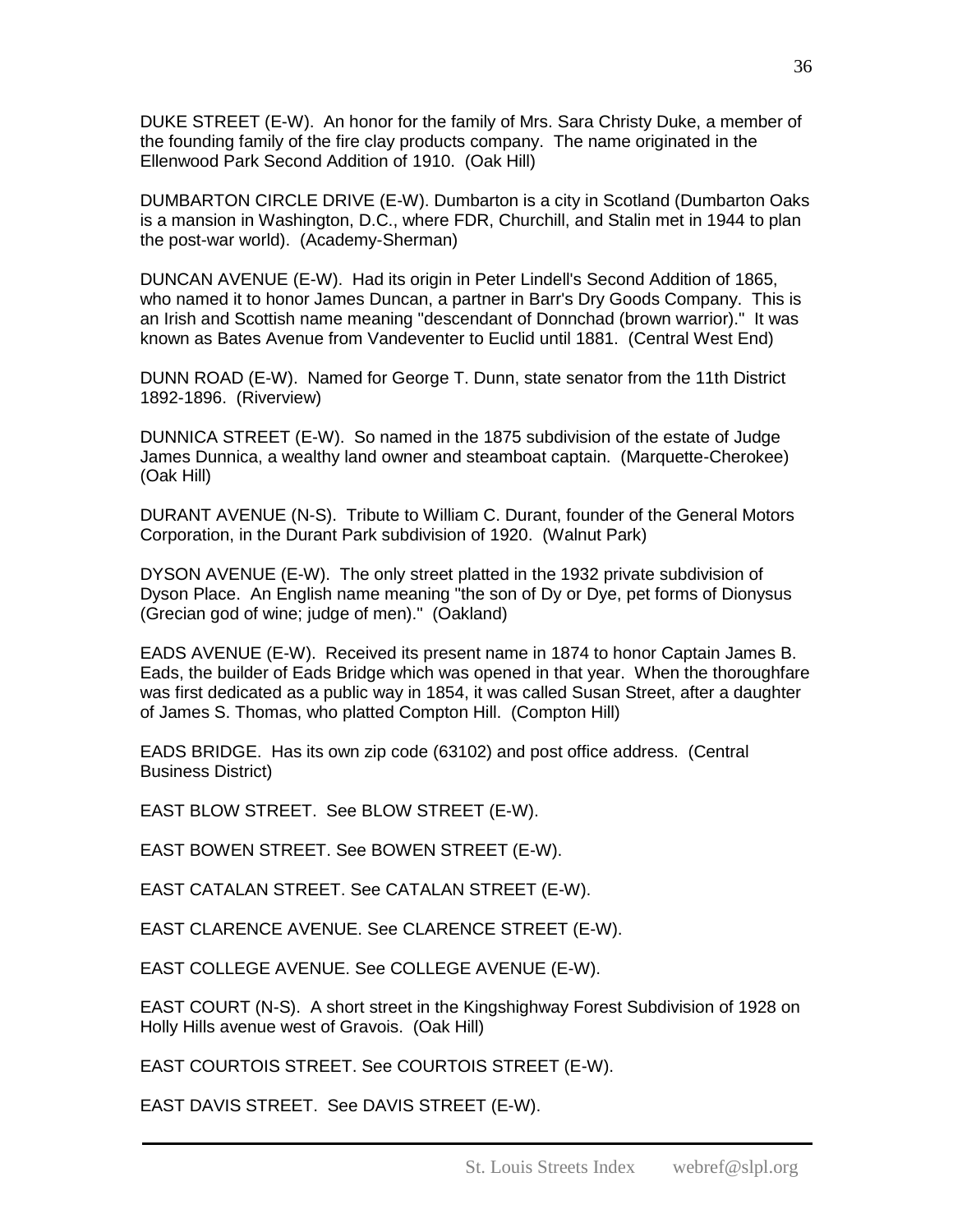DUKE STREET (E-W). An honor for the family of Mrs. Sara Christy Duke, a member of the founding family of the fire clay products company. The name originated in the Ellenwood Park Second Addition of 1910. (Oak Hill)

DUMBARTON CIRCLE DRIVE (E-W). Dumbarton is a city in Scotland (Dumbarton Oaks is a mansion in Washington, D.C., where FDR, Churchill, and Stalin met in 1944 to plan the post-war world). (Academy-Sherman)

DUNCAN AVENUE (E-W). Had its origin in Peter Lindell's Second Addition of 1865, who named it to honor James Duncan, a partner in Barr's Dry Goods Company. This is an Irish and Scottish name meaning "descendant of Donnchad (brown warrior)." It was known as Bates Avenue from Vandeventer to Euclid until 1881. (Central West End)

DUNN ROAD (E-W). Named for George T. Dunn, state senator from the 11th District 1892-1896. (Riverview)

DUNNICA STREET (E-W). So named in the 1875 subdivision of the estate of Judge James Dunnica, a wealthy land owner and steamboat captain. (Marquette-Cherokee) (Oak Hill)

DURANT AVENUE (N-S). Tribute to William C. Durant, founder of the General Motors Corporation, in the Durant Park subdivision of 1920. (Walnut Park)

DYSON AVENUE (E-W). The only street platted in the 1932 private subdivision of Dyson Place. An English name meaning "the son of Dy or Dye, pet forms of Dionysus (Grecian god of wine; judge of men)." (Oakland)

EADS AVENUE (E-W). Received its present name in 1874 to honor Captain James B. Eads, the builder of Eads Bridge which was opened in that year. When the thoroughfare was first dedicated as a public way in 1854, it was called Susan Street, after a daughter of James S. Thomas, who platted Compton Hill. (Compton Hill)

EADS BRIDGE. Has its own zip code (63102) and post office address. (Central Business District)

EAST BLOW STREET. See BLOW STREET (E-W).

EAST BOWEN STREET. See BOWEN STREET (E-W).

EAST CATALAN STREET. See CATALAN STREET (E-W).

EAST CLARENCE AVENUE. See CLARENCE STREET (E-W).

EAST COLLEGE AVENUE. See COLLEGE AVENUE (E-W).

EAST COURT (N-S). A short street in the Kingshighway Forest Subdivision of 1928 on Holly Hills avenue west of Gravois. (Oak Hill)

EAST COURTOIS STREET. See COURTOIS STREET (E-W).

EAST DAVIS STREET. See DAVIS STREET (E-W).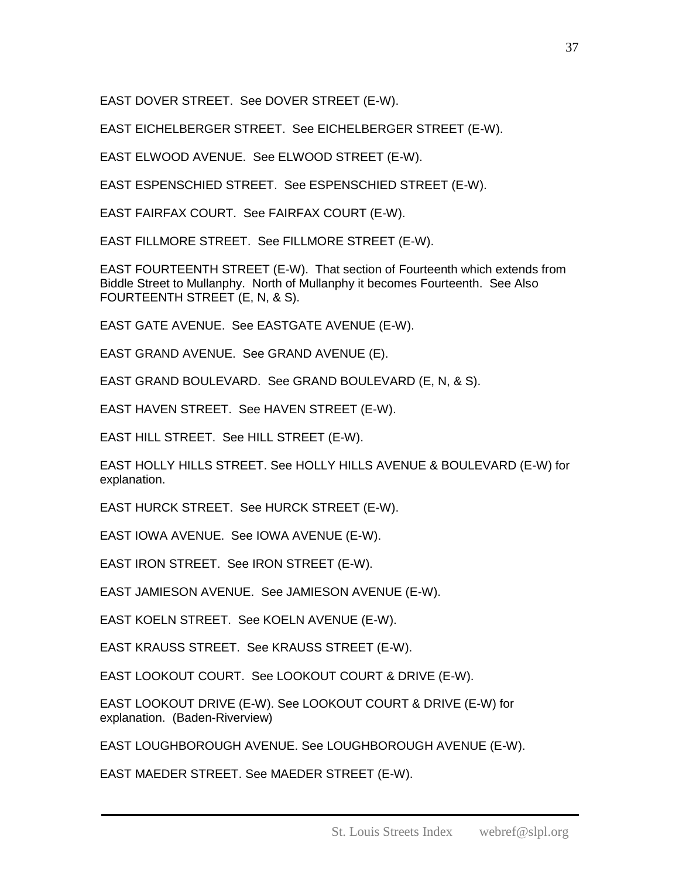EAST DOVER STREET. See DOVER STREET (E-W).

EAST EICHELBERGER STREET. See EICHELBERGER STREET (E-W).

EAST ELWOOD AVENUE. See ELWOOD STREET (E-W).

EAST ESPENSCHIED STREET. See ESPENSCHIED STREET (E-W).

EAST FAIRFAX COURT. See FAIRFAX COURT (E-W).

EAST FILLMORE STREET. See FILLMORE STREET (E-W).

EAST FOURTEENTH STREET (E-W). That section of Fourteenth which extends from Biddle Street to Mullanphy. North of Mullanphy it becomes Fourteenth. See Also FOURTEENTH STREET (E, N, & S).

EAST GATE AVENUE. See EASTGATE AVENUE (E-W).

EAST GRAND AVENUE. See GRAND AVENUE (E).

EAST GRAND BOULEVARD. See GRAND BOULEVARD (E, N, & S).

EAST HAVEN STREET. See HAVEN STREET (E-W).

EAST HILL STREET. See HILL STREET (E-W).

EAST HOLLY HILLS STREET. See HOLLY HILLS AVENUE & BOULEVARD (E-W) for explanation.

EAST HURCK STREET. See HURCK STREET (E-W).

EAST IOWA AVENUE. See IOWA AVENUE (E-W).

EAST IRON STREET. See IRON STREET (E-W).

EAST JAMIESON AVENUE. See JAMIESON AVENUE (E-W).

EAST KOELN STREET. See KOELN AVENUE (E-W).

EAST KRAUSS STREET. See KRAUSS STREET (E-W).

EAST LOOKOUT COURT. See LOOKOUT COURT & DRIVE (E-W).

EAST LOOKOUT DRIVE (E-W). See LOOKOUT COURT & DRIVE (E-W) for explanation. (Baden-Riverview)

EAST LOUGHBOROUGH AVENUE. See LOUGHBOROUGH AVENUE (E-W).

EAST MAEDER STREET. See MAEDER STREET (E-W).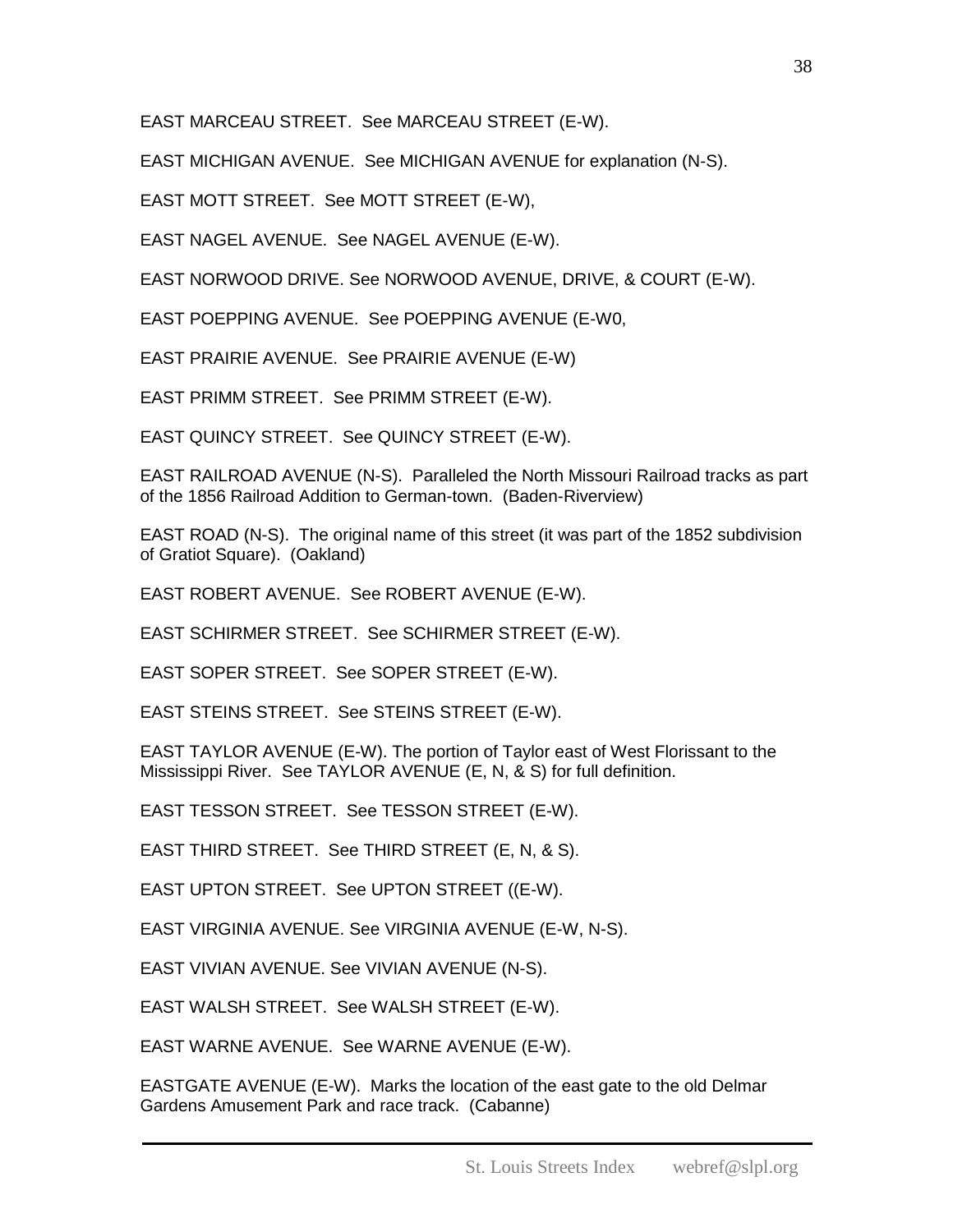EAST MARCEAU STREET. See MARCEAU STREET (E-W).

EAST MICHIGAN AVENUE. See MICHIGAN AVENUE for explanation (N-S).

EAST MOTT STREET. See MOTT STREET (E-W),

EAST NAGEL AVENUE. See NAGEL AVENUE (E-W).

EAST NORWOOD DRIVE. See NORWOOD AVENUE, DRIVE, & COURT (E-W).

EAST POEPPING AVENUE. See POEPPING AVENUE (E-W0,

EAST PRAIRIE AVENUE. See PRAIRIE AVENUE (E-W)

EAST PRIMM STREET. See PRIMM STREET (E-W).

EAST QUINCY STREET. See QUINCY STREET (E-W).

EAST RAILROAD AVENUE (N-S). Paralleled the North Missouri Railroad tracks as part of the 1856 Railroad Addition to German-town. (Baden-Riverview)

EAST ROAD (N-S). The original name of this street (it was part of the 1852 subdivision of Gratiot Square). (Oakland)

EAST ROBERT AVENUE. See ROBERT AVENUE (E-W).

EAST SCHIRMER STREET. See SCHIRMER STREET (E-W).

EAST SOPER STREET. See SOPER STREET (E-W).

EAST STEINS STREET. See STEINS STREET (E-W).

EAST TAYLOR AVENUE (E-W). The portion of Taylor east of West Florissant to the Mississippi River. See TAYLOR AVENUE (E, N, & S) for full definition.

EAST TESSON STREET. See TESSON STREET (E-W).

EAST THIRD STREET. See THIRD STREET (E, N, & S).

EAST UPTON STREET. See UPTON STREET ((E-W).

EAST VIRGINIA AVENUE. See VIRGINIA AVENUE (E-W, N-S).

EAST VIVIAN AVENUE. See VIVIAN AVENUE (N-S).

EAST WALSH STREET. See WALSH STREET (E-W).

EAST WARNE AVENUE. See WARNE AVENUE (E-W).

EASTGATE AVENUE (E-W). Marks the location of the east gate to the old Delmar Gardens Amusement Park and race track. (Cabanne)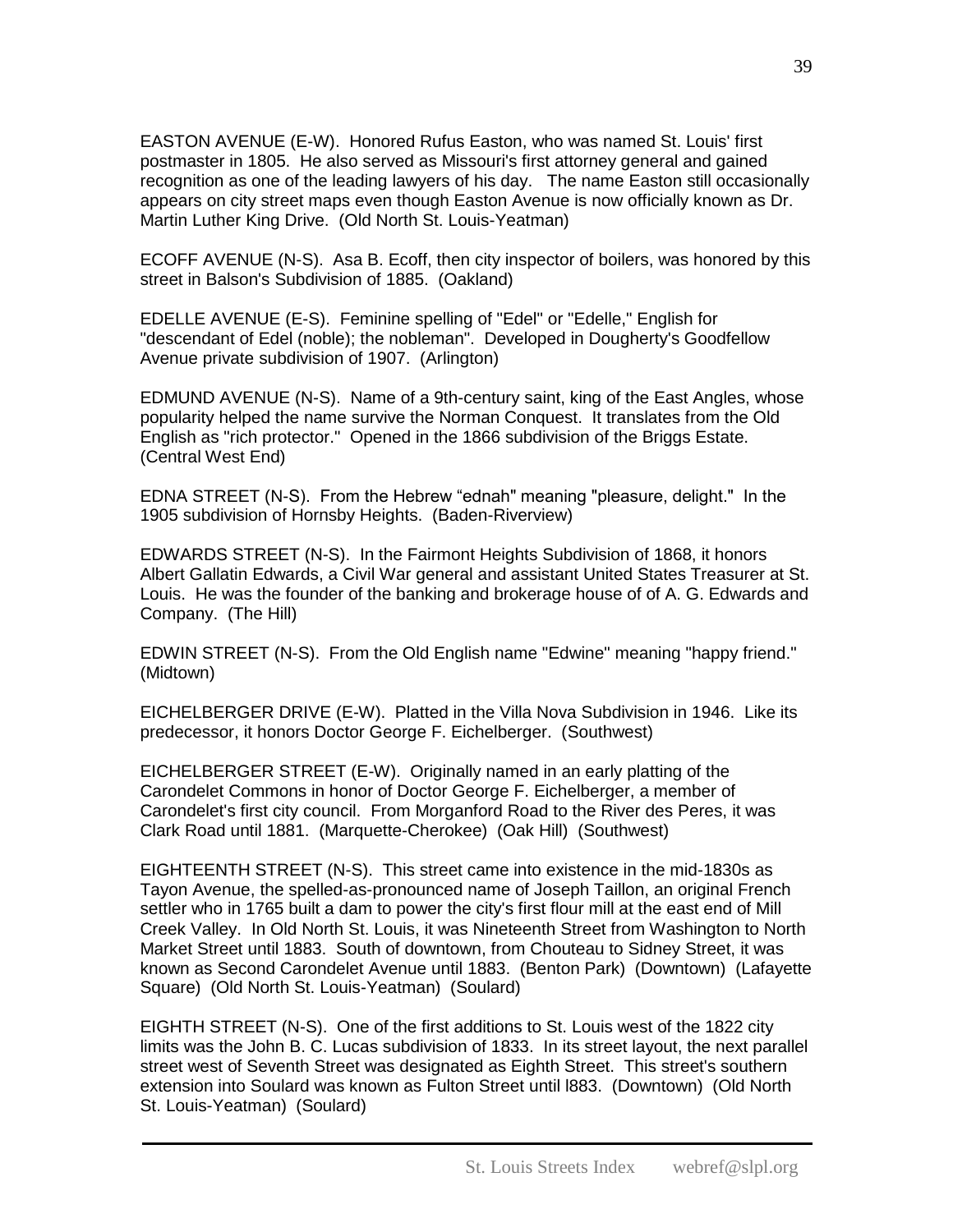EASTON AVENUE (E-W). Honored Rufus Easton, who was named St. Louis' first postmaster in 1805. He also served as Missouri's first attorney general and gained recognition as one of the leading lawyers of his day. The name Easton still occasionally appears on city street maps even though Easton Avenue is now officially known as Dr. Martin Luther King Drive. (Old North St. Louis-Yeatman)

ECOFF AVENUE (N-S). Asa B. Ecoff, then city inspector of boilers, was honored by this street in Balson's Subdivision of 1885. (Oakland)

EDELLE AVENUE (E-S). Feminine spelling of "Edel" or "Edelle," English for "descendant of Edel (noble); the nobleman". Developed in Dougherty's Goodfellow Avenue private subdivision of 1907. (Arlington)

EDMUND AVENUE (N-S). Name of a 9th-century saint, king of the East Angles, whose popularity helped the name survive the Norman Conquest. It translates from the Old English as "rich protector." Opened in the 1866 subdivision of the Briggs Estate. (Central West End)

EDNA STREET (N-S). From the Hebrew "ednah" meaning "pleasure, delight." In the 1905 subdivision of Hornsby Heights. (Baden-Riverview)

EDWARDS STREET (N-S). In the Fairmont Heights Subdivision of 1868, it honors Albert Gallatin Edwards, a Civil War general and assistant United States Treasurer at St. Louis. He was the founder of the banking and brokerage house of of A. G. Edwards and Company. (The Hill)

EDWIN STREET (N-S). From the Old English name "Edwine" meaning "happy friend." (Midtown)

EICHELBERGER DRIVE (E-W). Platted in the Villa Nova Subdivision in 1946. Like its predecessor, it honors Doctor George F. Eichelberger. (Southwest)

EICHELBERGER STREET (E-W). Originally named in an early platting of the Carondelet Commons in honor of Doctor George F. Eichelberger, a member of Carondelet's first city council. From Morganford Road to the River des Peres, it was Clark Road until 1881. (Marquette-Cherokee) (Oak Hill) (Southwest)

EIGHTEENTH STREET (N-S). This street came into existence in the mid-1830s as Tayon Avenue, the spelled-as-pronounced name of Joseph Taillon, an original French settler who in 1765 built a dam to power the city's first flour mill at the east end of Mill Creek Valley. In Old North St. Louis, it was Nineteenth Street from Washington to North Market Street until 1883. South of downtown, from Chouteau to Sidney Street, it was known as Second Carondelet Avenue until 1883. (Benton Park) (Downtown) (Lafayette Square) (Old North St. Louis-Yeatman) (Soulard)

EIGHTH STREET (N-S). One of the first additions to St. Louis west of the 1822 city limits was the John B. C. Lucas subdivision of 1833. In its street layout, the next parallel street west of Seventh Street was designated as Eighth Street. This street's southern extension into Soulard was known as Fulton Street until l883. (Downtown) (Old North St. Louis-Yeatman) (Soulard)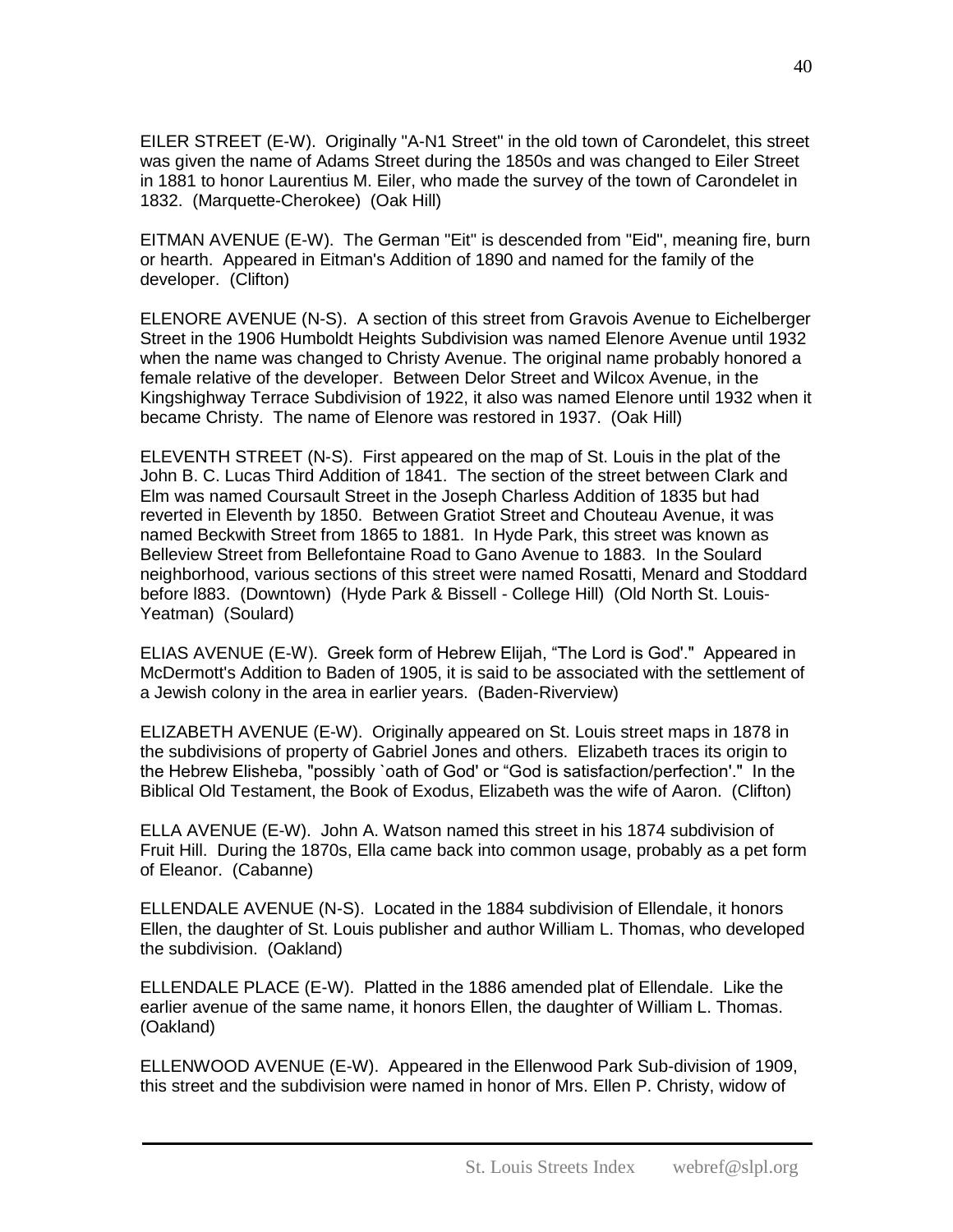EILER STREET (E-W). Originally "A-N1 Street" in the old town of Carondelet, this street was given the name of Adams Street during the 1850s and was changed to Eiler Street in 1881 to honor Laurentius M. Eiler, who made the survey of the town of Carondelet in 1832. (Marquette-Cherokee) (Oak Hill)

EITMAN AVENUE (E-W). The German "Eit" is descended from "Eid", meaning fire, burn or hearth. Appeared in Eitman's Addition of 1890 and named for the family of the developer. (Clifton)

ELENORE AVENUE (N-S). A section of this street from Gravois Avenue to Eichelberger Street in the 1906 Humboldt Heights Subdivision was named Elenore Avenue until 1932 when the name was changed to Christy Avenue. The original name probably honored a female relative of the developer. Between Delor Street and Wilcox Avenue, in the Kingshighway Terrace Subdivision of 1922, it also was named Elenore until 1932 when it became Christy. The name of Elenore was restored in 1937. (Oak Hill)

ELEVENTH STREET (N-S). First appeared on the map of St. Louis in the plat of the John B. C. Lucas Third Addition of 1841. The section of the street between Clark and Elm was named Coursault Street in the Joseph Charless Addition of 1835 but had reverted in Eleventh by 1850. Between Gratiot Street and Chouteau Avenue, it was named Beckwith Street from 1865 to 1881. In Hyde Park, this street was known as Belleview Street from Bellefontaine Road to Gano Avenue to 1883. In the Soulard neighborhood, various sections of this street were named Rosatti, Menard and Stoddard before l883. (Downtown) (Hyde Park & Bissell - College Hill) (Old North St. Louis-Yeatman) (Soulard)

ELIAS AVENUE (E-W). Greek form of Hebrew Elijah, "The Lord is God'." Appeared in McDermott's Addition to Baden of 1905, it is said to be associated with the settlement of a Jewish colony in the area in earlier years. (Baden-Riverview)

ELIZABETH AVENUE (E-W). Originally appeared on St. Louis street maps in 1878 in the subdivisions of property of Gabriel Jones and others. Elizabeth traces its origin to the Hebrew Elisheba, "possibly `oath of God' or "God is satisfaction/perfection'." In the Biblical Old Testament, the Book of Exodus, Elizabeth was the wife of Aaron. (Clifton)

ELLA AVENUE (E-W). John A. Watson named this street in his 1874 subdivision of Fruit Hill. During the 1870s, Ella came back into common usage, probably as a pet form of Eleanor. (Cabanne)

ELLENDALE AVENUE (N-S). Located in the 1884 subdivision of Ellendale, it honors Ellen, the daughter of St. Louis publisher and author William L. Thomas, who developed the subdivision. (Oakland)

ELLENDALE PLACE (E-W). Platted in the 1886 amended plat of Ellendale. Like the earlier avenue of the same name, it honors Ellen, the daughter of William L. Thomas. (Oakland)

ELLENWOOD AVENUE (E-W). Appeared in the Ellenwood Park Sub-division of 1909, this street and the subdivision were named in honor of Mrs. Ellen P. Christy, widow of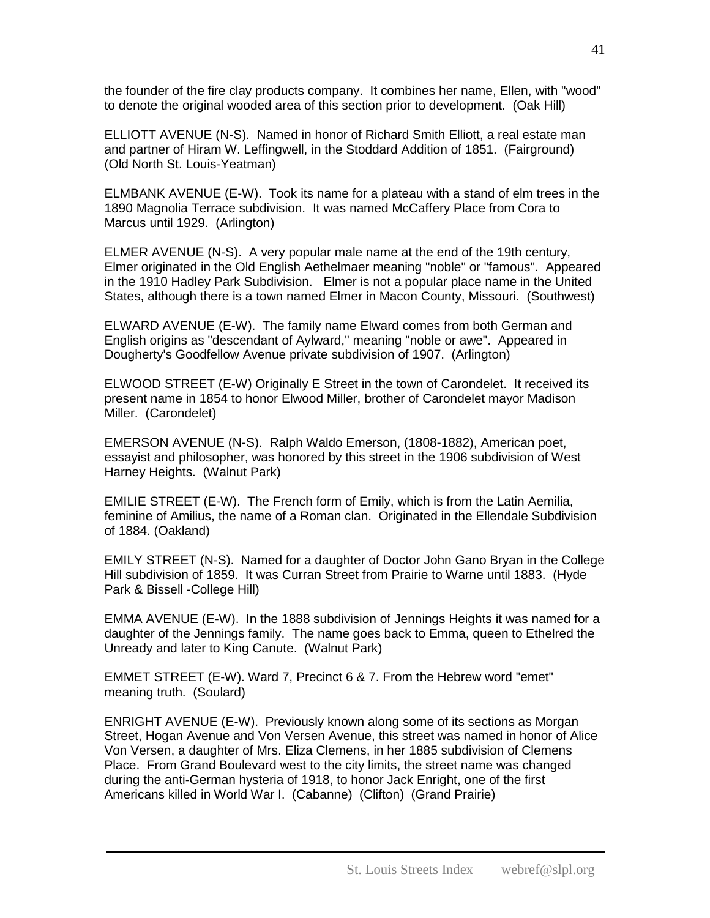the founder of the fire clay products company. It combines her name, Ellen, with "wood" to denote the original wooded area of this section prior to development. (Oak Hill)

ELLIOTT AVENUE (N-S). Named in honor of Richard Smith Elliott, a real estate man and partner of Hiram W. Leffingwell, in the Stoddard Addition of 1851. (Fairground) (Old North St. Louis-Yeatman)

ELMBANK AVENUE (E-W). Took its name for a plateau with a stand of elm trees in the 1890 Magnolia Terrace subdivision. It was named McCaffery Place from Cora to Marcus until 1929. (Arlington)

ELMER AVENUE (N-S). A very popular male name at the end of the 19th century, Elmer originated in the Old English Aethelmaer meaning "noble" or "famous". Appeared in the 1910 Hadley Park Subdivision. Elmer is not a popular place name in the United States, although there is a town named Elmer in Macon County, Missouri. (Southwest)

ELWARD AVENUE (E-W). The family name Elward comes from both German and English origins as "descendant of Aylward," meaning "noble or awe". Appeared in Dougherty's Goodfellow Avenue private subdivision of 1907. (Arlington)

ELWOOD STREET (E-W) Originally E Street in the town of Carondelet. It received its present name in 1854 to honor Elwood Miller, brother of Carondelet mayor Madison Miller. (Carondelet)

EMERSON AVENUE (N-S). Ralph Waldo Emerson, (1808-1882), American poet, essayist and philosopher, was honored by this street in the 1906 subdivision of West Harney Heights. (Walnut Park)

EMILIE STREET (E-W). The French form of Emily, which is from the Latin Aemilia, feminine of Amilius, the name of a Roman clan. Originated in the Ellendale Subdivision of 1884. (Oakland)

EMILY STREET (N-S). Named for a daughter of Doctor John Gano Bryan in the College Hill subdivision of 1859. It was Curran Street from Prairie to Warne until 1883. (Hyde Park & Bissell -College Hill)

EMMA AVENUE (E-W). In the 1888 subdivision of Jennings Heights it was named for a daughter of the Jennings family. The name goes back to Emma, queen to Ethelred the Unready and later to King Canute. (Walnut Park)

EMMET STREET (E-W). Ward 7, Precinct 6 & 7. From the Hebrew word "emet" meaning truth. (Soulard)

ENRIGHT AVENUE (E-W). Previously known along some of its sections as Morgan Street, Hogan Avenue and Von Versen Avenue, this street was named in honor of Alice Von Versen, a daughter of Mrs. Eliza Clemens, in her 1885 subdivision of Clemens Place. From Grand Boulevard west to the city limits, the street name was changed during the anti-German hysteria of 1918, to honor Jack Enright, one of the first Americans killed in World War I. (Cabanne) (Clifton) (Grand Prairie)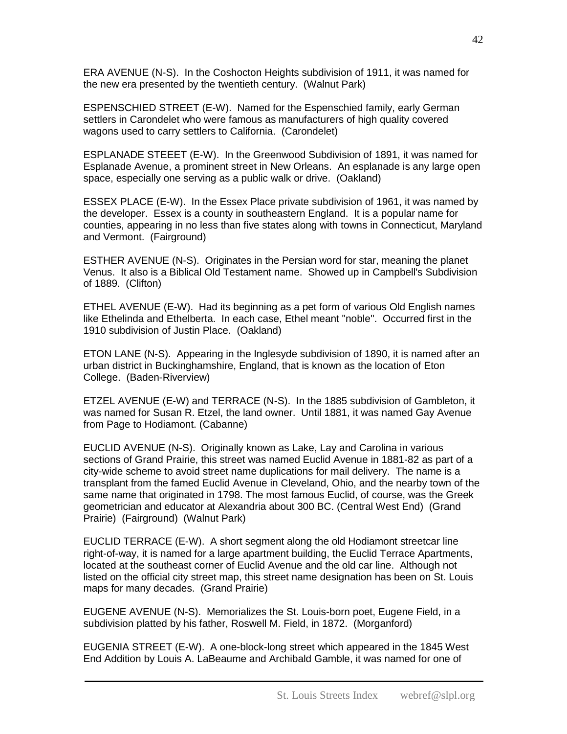ERA AVENUE (N-S). In the Coshocton Heights subdivision of 1911, it was named for the new era presented by the twentieth century. (Walnut Park)

ESPENSCHIED STREET (E-W). Named for the Espenschied family, early German settlers in Carondelet who were famous as manufacturers of high quality covered wagons used to carry settlers to California. (Carondelet)

ESPLANADE STEEET (E-W). In the Greenwood Subdivision of 1891, it was named for Esplanade Avenue, a prominent street in New Orleans. An esplanade is any large open space, especially one serving as a public walk or drive. (Oakland)

ESSEX PLACE (E-W). In the Essex Place private subdivision of 1961, it was named by the developer. Essex is a county in southeastern England. It is a popular name for counties, appearing in no less than five states along with towns in Connecticut, Maryland and Vermont. (Fairground)

ESTHER AVENUE (N-S). Originates in the Persian word for star, meaning the planet Venus. It also is a Biblical Old Testament name. Showed up in Campbell's Subdivision of 1889. (Clifton)

ETHEL AVENUE (E-W). Had its beginning as a pet form of various Old English names like Ethelinda and Ethelberta. In each case, Ethel meant "noble". Occurred first in the 1910 subdivision of Justin Place. (Oakland)

ETON LANE (N-S). Appearing in the Inglesyde subdivision of 1890, it is named after an urban district in Buckinghamshire, England, that is known as the location of Eton College. (Baden-Riverview)

ETZEL AVENUE (E-W) and TERRACE (N-S). In the 1885 subdivision of Gambleton, it was named for Susan R. Etzel, the land owner. Until 1881, it was named Gay Avenue from Page to Hodiamont. (Cabanne)

EUCLID AVENUE (N-S). Originally known as Lake, Lay and Carolina in various sections of Grand Prairie, this street was named Euclid Avenue in 1881-82 as part of a city-wide scheme to avoid street name duplications for mail delivery. The name is a transplant from the famed Euclid Avenue in Cleveland, Ohio, and the nearby town of the same name that originated in 1798. The most famous Euclid, of course, was the Greek geometrician and educator at Alexandria about 300 BC. (Central West End) (Grand Prairie) (Fairground) (Walnut Park)

EUCLID TERRACE (E-W). A short segment along the old Hodiamont streetcar line right-of-way, it is named for a large apartment building, the Euclid Terrace Apartments, located at the southeast corner of Euclid Avenue and the old car line. Although not listed on the official city street map, this street name designation has been on St. Louis maps for many decades. (Grand Prairie)

EUGENE AVENUE (N-S). Memorializes the St. Louis-born poet, Eugene Field, in a subdivision platted by his father, Roswell M. Field, in 1872. (Morganford)

EUGENIA STREET (E-W). A one-block-long street which appeared in the 1845 West End Addition by Louis A. LaBeaume and Archibald Gamble, it was named for one of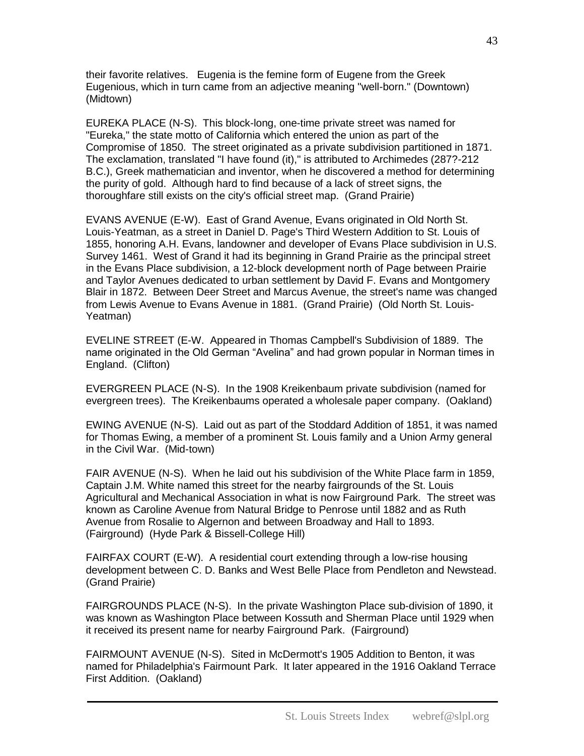their favorite relatives. Eugenia is the femine form of Eugene from the Greek Eugenious, which in turn came from an adjective meaning "well-born." (Downtown) (Midtown)

EUREKA PLACE (N-S). This block-long, one-time private street was named for "Eureka," the state motto of California which entered the union as part of the Compromise of 1850. The street originated as a private subdivision partitioned in 1871. The exclamation, translated "I have found (it)," is attributed to Archimedes (287?-212 B.C.), Greek mathematician and inventor, when he discovered a method for determining the purity of gold. Although hard to find because of a lack of street signs, the thoroughfare still exists on the city's official street map. (Grand Prairie)

EVANS AVENUE (E-W). East of Grand Avenue, Evans originated in Old North St. Louis-Yeatman, as a street in Daniel D. Page's Third Western Addition to St. Louis of 1855, honoring A.H. Evans, landowner and developer of Evans Place subdivision in U.S. Survey 1461. West of Grand it had its beginning in Grand Prairie as the principal street in the Evans Place subdivision, a 12-block development north of Page between Prairie and Taylor Avenues dedicated to urban settlement by David F. Evans and Montgomery Blair in 1872. Between Deer Street and Marcus Avenue, the street's name was changed from Lewis Avenue to Evans Avenue in 1881. (Grand Prairie) (Old North St. Louis-Yeatman)

EVELINE STREET (E-W. Appeared in Thomas Campbell's Subdivision of 1889. The name originated in the Old German “Avelina” and had grown popular in Norman times in England. (Clifton)

EVERGREEN PLACE (N-S). In the 1908 Kreikenbaum private subdivision (named for evergreen trees). The Kreikenbaums operated a wholesale paper company. (Oakland)

EWING AVENUE (N-S). Laid out as part of the Stoddard Addition of 1851, it was named for Thomas Ewing, a member of a prominent St. Louis family and a Union Army general in the Civil War. (Mid-town)

FAIR AVENUE (N-S). When he laid out his subdivision of the White Place farm in 1859, Captain J.M. White named this street for the nearby fairgrounds of the St. Louis Agricultural and Mechanical Association in what is now Fairground Park. The street was known as Caroline Avenue from Natural Bridge to Penrose until 1882 and as Ruth Avenue from Rosalie to Algernon and between Broadway and Hall to 1893. (Fairground) (Hyde Park & Bissell-College Hill)

FAIRFAX COURT (E-W). A residential court extending through a low-rise housing development between C. D. Banks and West Belle Place from Pendleton and Newstead. (Grand Prairie)

FAIRGROUNDS PLACE (N-S). In the private Washington Place sub-division of 1890, it was known as Washington Place between Kossuth and Sherman Place until 1929 when it received its present name for nearby Fairground Park. (Fairground)

FAIRMOUNT AVENUE (N-S). Sited in McDermott's 1905 Addition to Benton, it was named for Philadelphia's Fairmount Park. It later appeared in the 1916 Oakland Terrace First Addition. (Oakland)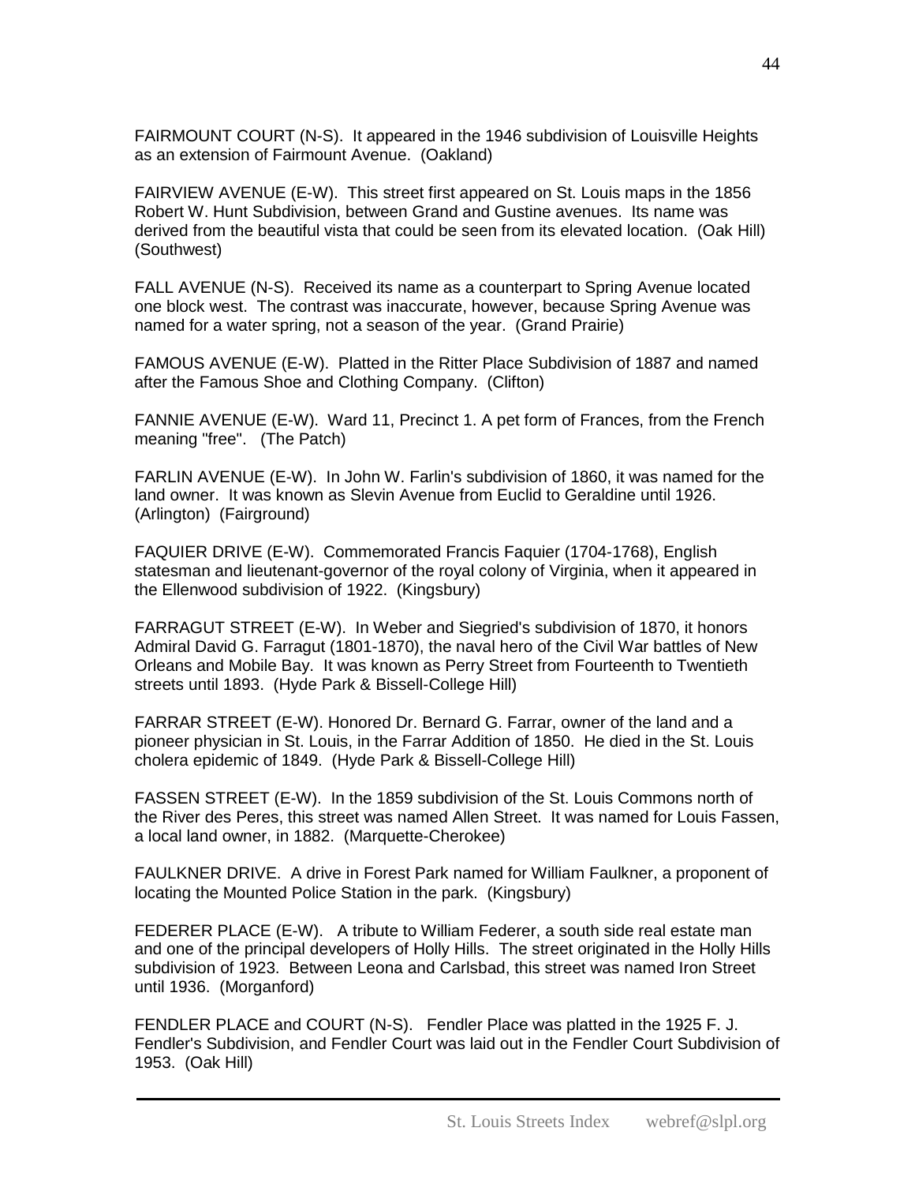FAIRMOUNT COURT (N-S). It appeared in the 1946 subdivision of Louisville Heights as an extension of Fairmount Avenue. (Oakland)

FAIRVIEW AVENUE (E-W). This street first appeared on St. Louis maps in the 1856 Robert W. Hunt Subdivision, between Grand and Gustine avenues. Its name was derived from the beautiful vista that could be seen from its elevated location. (Oak Hill) (Southwest)

FALL AVENUE (N-S). Received its name as a counterpart to Spring Avenue located one block west. The contrast was inaccurate, however, because Spring Avenue was named for a water spring, not a season of the year. (Grand Prairie)

FAMOUS AVENUE (E-W). Platted in the Ritter Place Subdivision of 1887 and named after the Famous Shoe and Clothing Company. (Clifton)

FANNIE AVENUE (E-W). Ward 11, Precinct 1. A pet form of Frances, from the French meaning "free". (The Patch)

FARLIN AVENUE (E-W). In John W. Farlin's subdivision of 1860, it was named for the land owner. It was known as Slevin Avenue from Euclid to Geraldine until 1926. (Arlington) (Fairground)

FAQUIER DRIVE (E-W). Commemorated Francis Faquier (1704-1768), English statesman and lieutenant-governor of the royal colony of Virginia, when it appeared in the Ellenwood subdivision of 1922. (Kingsbury)

FARRAGUT STREET (E-W). In Weber and Siegried's subdivision of 1870, it honors Admiral David G. Farragut (1801-1870), the naval hero of the Civil War battles of New Orleans and Mobile Bay. It was known as Perry Street from Fourteenth to Twentieth streets until 1893. (Hyde Park & Bissell-College Hill)

FARRAR STREET (E-W). Honored Dr. Bernard G. Farrar, owner of the land and a pioneer physician in St. Louis, in the Farrar Addition of 1850. He died in the St. Louis cholera epidemic of 1849. (Hyde Park & Bissell-College Hill)

FASSEN STREET (E-W). In the 1859 subdivision of the St. Louis Commons north of the River des Peres, this street was named Allen Street. It was named for Louis Fassen, a local land owner, in 1882. (Marquette-Cherokee)

FAULKNER DRIVE. A drive in Forest Park named for William Faulkner, a proponent of locating the Mounted Police Station in the park. (Kingsbury)

FEDERER PLACE (E-W). A tribute to William Federer, a south side real estate man and one of the principal developers of Holly Hills. The street originated in the Holly Hills subdivision of 1923. Between Leona and Carlsbad, this street was named Iron Street until 1936. (Morganford)

FENDLER PLACE and COURT (N-S). Fendler Place was platted in the 1925 F. J. Fendler's Subdivision, and Fendler Court was laid out in the Fendler Court Subdivision of 1953. (Oak Hill)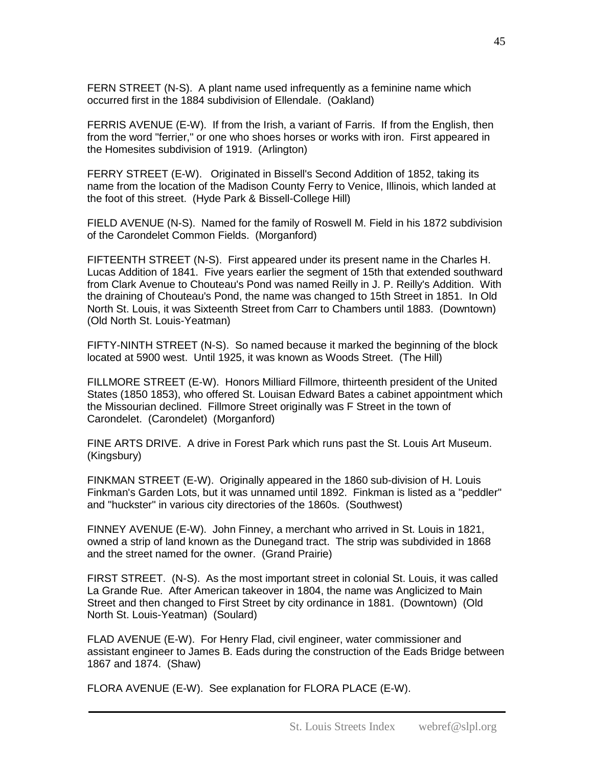FERN STREET (N-S). A plant name used infrequently as a feminine name which occurred first in the 1884 subdivision of Ellendale. (Oakland)

FERRIS AVENUE (E-W). If from the Irish, a variant of Farris. If from the English, then from the word "ferrier," or one who shoes horses or works with iron. First appeared in the Homesites subdivision of 1919. (Arlington)

FERRY STREET (E-W). Originated in Bissell's Second Addition of 1852, taking its name from the location of the Madison County Ferry to Venice, Illinois, which landed at the foot of this street. (Hyde Park & Bissell-College Hill)

FIELD AVENUE (N-S). Named for the family of Roswell M. Field in his 1872 subdivision of the Carondelet Common Fields. (Morganford)

FIFTEENTH STREET (N-S). First appeared under its present name in the Charles H. Lucas Addition of 1841. Five years earlier the segment of 15th that extended southward from Clark Avenue to Chouteau's Pond was named Reilly in J. P. Reilly's Addition. With the draining of Chouteau's Pond, the name was changed to 15th Street in 1851. In Old North St. Louis, it was Sixteenth Street from Carr to Chambers until 1883. (Downtown) (Old North St. Louis-Yeatman)

FIFTY-NINTH STREET (N-S). So named because it marked the beginning of the block located at 5900 west. Until 1925, it was known as Woods Street. (The Hill)

FILLMORE STREET (E-W). Honors Milliard Fillmore, thirteenth president of the United States (1850 1853), who offered St. Louisan Edward Bates a cabinet appointment which the Missourian declined. Fillmore Street originally was F Street in the town of Carondelet. (Carondelet) (Morganford)

FINE ARTS DRIVE. A drive in Forest Park which runs past the St. Louis Art Museum. (Kingsbury)

FINKMAN STREET (E-W). Originally appeared in the 1860 sub-division of H. Louis Finkman's Garden Lots, but it was unnamed until 1892. Finkman is listed as a "peddler" and "huckster" in various city directories of the 1860s. (Southwest)

FINNEY AVENUE (E-W). John Finney, a merchant who arrived in St. Louis in 1821, owned a strip of land known as the Dunegand tract. The strip was subdivided in 1868 and the street named for the owner. (Grand Prairie)

FIRST STREET. (N-S). As the most important street in colonial St. Louis, it was called La Grande Rue. After American takeover in 1804, the name was Anglicized to Main Street and then changed to First Street by city ordinance in 1881. (Downtown) (Old North St. Louis-Yeatman) (Soulard)

FLAD AVENUE (E-W). For Henry Flad, civil engineer, water commissioner and assistant engineer to James B. Eads during the construction of the Eads Bridge between 1867 and 1874. (Shaw)

FLORA AVENUE (E-W). See explanation for FLORA PLACE (E-W).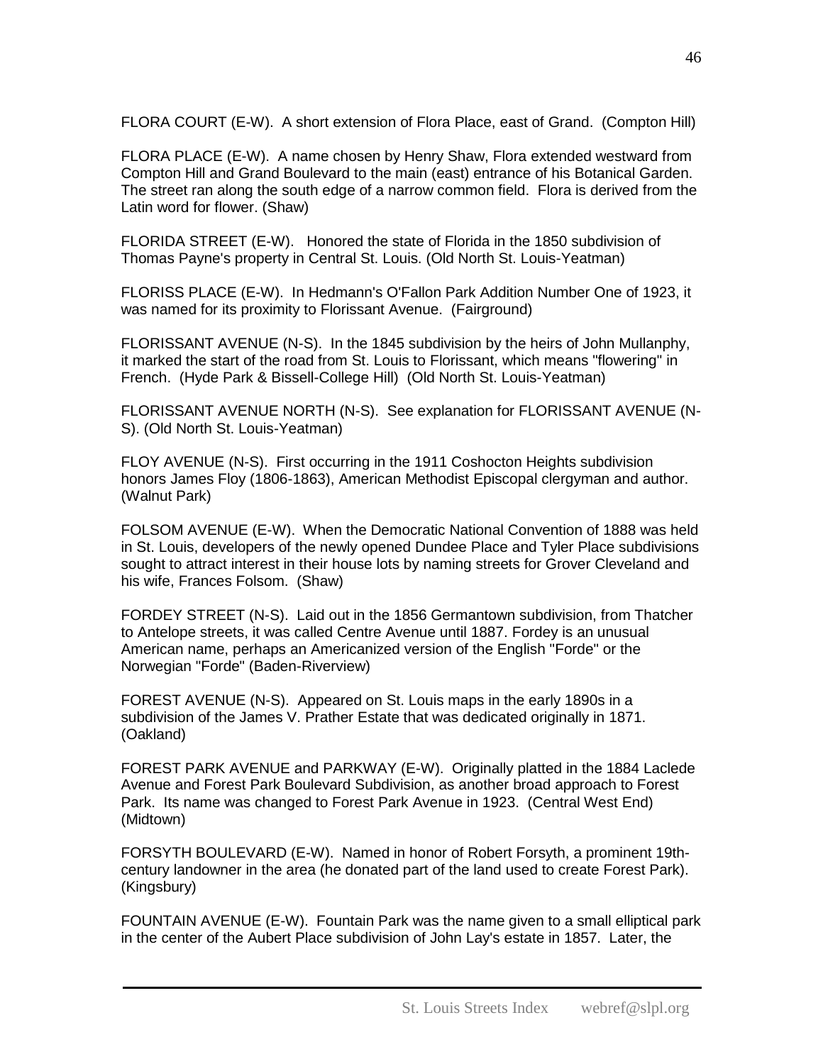FLORA COURT (E-W). A short extension of Flora Place, east of Grand. (Compton Hill)

FLORA PLACE (E-W). A name chosen by Henry Shaw, Flora extended westward from Compton Hill and Grand Boulevard to the main (east) entrance of his Botanical Garden. The street ran along the south edge of a narrow common field. Flora is derived from the Latin word for flower. (Shaw)

FLORIDA STREET (E-W). Honored the state of Florida in the 1850 subdivision of Thomas Payne's property in Central St. Louis. (Old North St. Louis-Yeatman)

FLORISS PLACE (E-W). In Hedmann's O'Fallon Park Addition Number One of 1923, it was named for its proximity to Florissant Avenue. (Fairground)

FLORISSANT AVENUE (N-S). In the 1845 subdivision by the heirs of John Mullanphy, it marked the start of the road from St. Louis to Florissant, which means "flowering" in French. (Hyde Park & Bissell-College Hill) (Old North St. Louis-Yeatman)

FLORISSANT AVENUE NORTH (N-S). See explanation for FLORISSANT AVENUE (N-S). (Old North St. Louis-Yeatman)

FLOY AVENUE (N-S). First occurring in the 1911 Coshocton Heights subdivision honors James Floy (1806-1863), American Methodist Episcopal clergyman and author. (Walnut Park)

FOLSOM AVENUE (E-W). When the Democratic National Convention of 1888 was held in St. Louis, developers of the newly opened Dundee Place and Tyler Place subdivisions sought to attract interest in their house lots by naming streets for Grover Cleveland and his wife, Frances Folsom. (Shaw)

FORDEY STREET (N-S). Laid out in the 1856 Germantown subdivision, from Thatcher to Antelope streets, it was called Centre Avenue until 1887. Fordey is an unusual American name, perhaps an Americanized version of the English "Forde" or the Norwegian "Forde" (Baden-Riverview)

FOREST AVENUE (N-S). Appeared on St. Louis maps in the early 1890s in a subdivision of the James V. Prather Estate that was dedicated originally in 1871. (Oakland)

FOREST PARK AVENUE and PARKWAY (E-W). Originally platted in the 1884 Laclede Avenue and Forest Park Boulevard Subdivision, as another broad approach to Forest Park. Its name was changed to Forest Park Avenue in 1923. (Central West End) (Midtown)

FORSYTH BOULEVARD (E-W). Named in honor of Robert Forsyth, a prominent 19th-century landowner in the area (he donated part of the land used to create Forest Park). (Kingsbury)

FOUNTAIN AVENUE (E-W). Fountain Park was the name given to a small elliptical park in the center of the Aubert Place subdivision of John Lay's estate in 1857. Later, the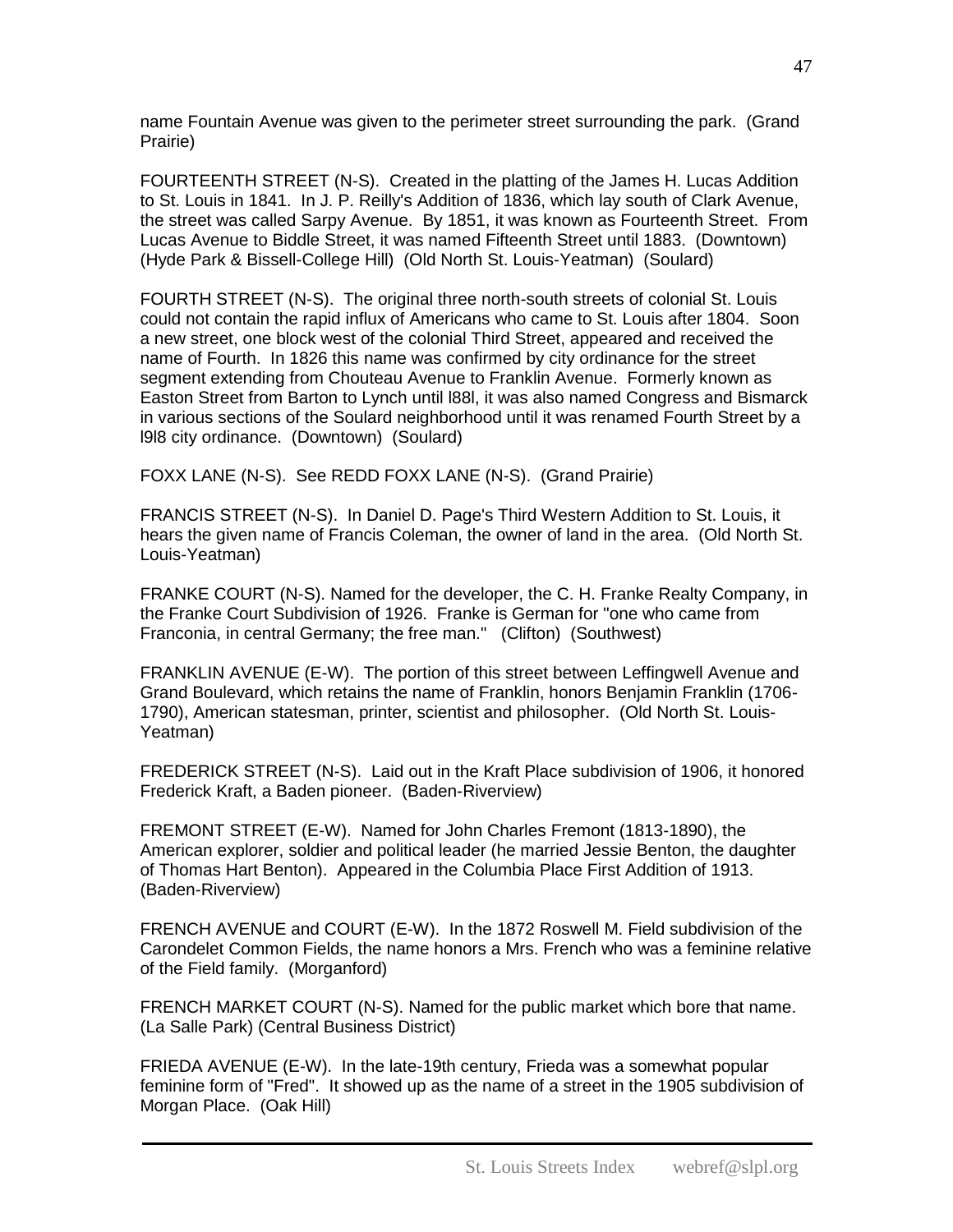name Fountain Avenue was given to the perimeter street surrounding the park. (Grand Prairie)

FOURTEENTH STREET (N-S). Created in the platting of the James H. Lucas Addition to St. Louis in 1841. In J. P. Reilly's Addition of 1836, which lay south of Clark Avenue, the street was called Sarpy Avenue. By 1851, it was known as Fourteenth Street. From Lucas Avenue to Biddle Street, it was named Fifteenth Street until 1883. (Downtown) (Hyde Park & Bissell-College Hill) (Old North St. Louis-Yeatman) (Soulard)

FOURTH STREET (N-S). The original three north-south streets of colonial St. Louis could not contain the rapid influx of Americans who came to St. Louis after 1804. Soon a new street, one block west of the colonial Third Street, appeared and received the name of Fourth. In 1826 this name was confirmed by city ordinance for the street segment extending from Chouteau Avenue to Franklin Avenue. Formerly known as Easton Street from Barton to Lynch until l88l, it was also named Congress and Bismarck in various sections of the Soulard neighborhood until it was renamed Fourth Street by a l9l8 city ordinance. (Downtown) (Soulard)

FOXX LANE (N-S). See REDD FOXX LANE (N-S). (Grand Prairie)

FRANCIS STREET (N-S). In Daniel D. Page's Third Western Addition to St. Louis, it hears the given name of Francis Coleman, the owner of land in the area. (Old North St. Louis-Yeatman)

FRANKE COURT (N-S). Named for the developer, the C. H. Franke Realty Company, in the Franke Court Subdivision of 1926. Franke is German for "one who came from Franconia, in central Germany; the free man." (Clifton) (Southwest)

FRANKLIN AVENUE (E-W). The portion of this street between Leffingwell Avenue and Grand Boulevard, which retains the name of Franklin, honors Benjamin Franklin (1706-1790), American statesman, printer, scientist and philosopher. (Old North St. Louis-Yeatman)

FREDERICK STREET (N-S). Laid out in the Kraft Place subdivision of 1906, it honored Frederick Kraft, a Baden pioneer. (Baden-Riverview)

FREMONT STREET (E-W). Named for John Charles Fremont (1813-1890), the American explorer, soldier and political leader (he married Jessie Benton, the daughter of Thomas Hart Benton). Appeared in the Columbia Place First Addition of 1913. (Baden-Riverview)

FRENCH AVENUE and COURT (E-W). In the 1872 Roswell M. Field subdivision of the Carondelet Common Fields, the name honors a Mrs. French who was a feminine relative of the Field family. (Morganford)

FRENCH MARKET COURT (N-S). Named for the public market which bore that name. (La Salle Park) (Central Business District)

FRIEDA AVENUE (E-W). In the late-19th century, Frieda was a somewhat popular feminine form of "Fred". It showed up as the name of a street in the 1905 subdivision of Morgan Place. (Oak Hill)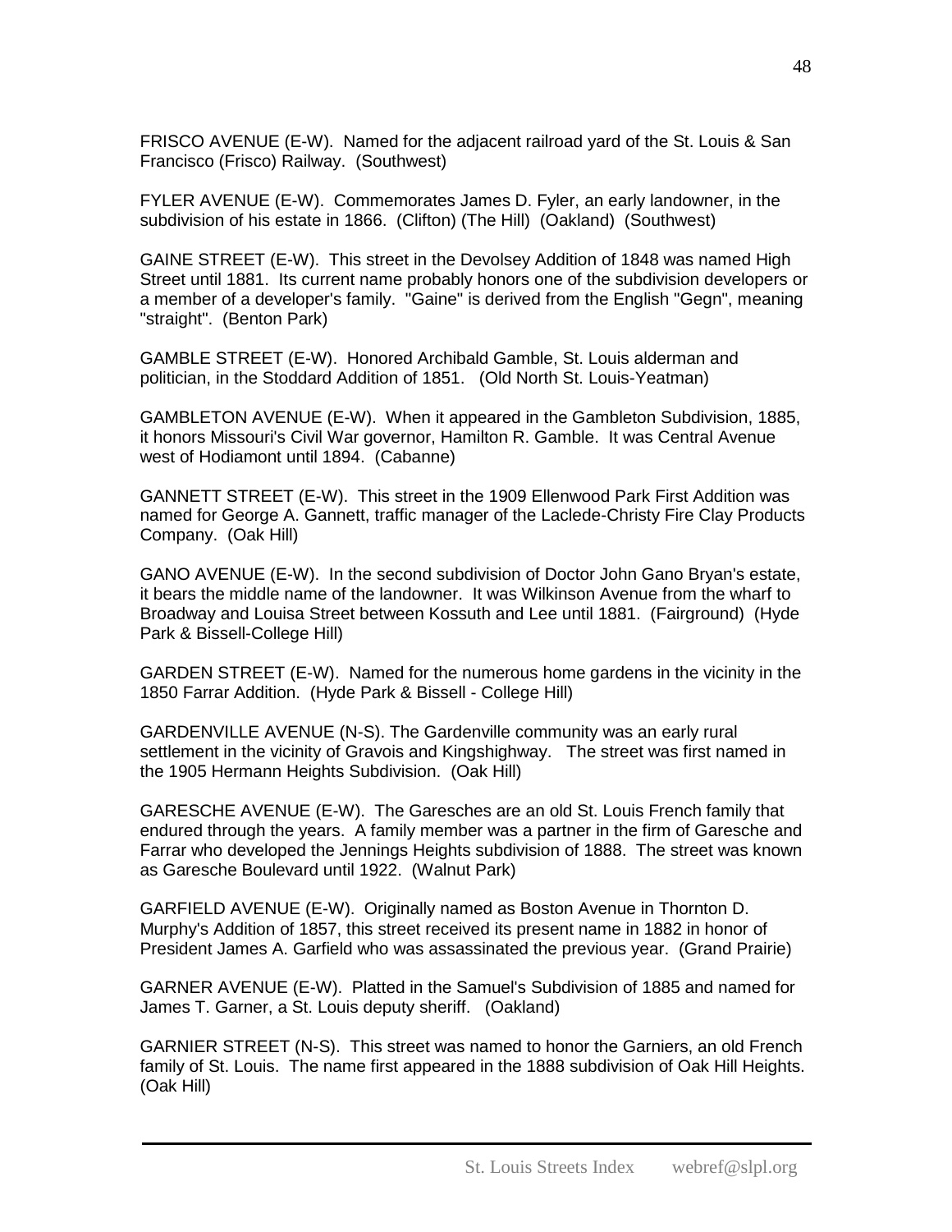FRISCO AVENUE (E-W). Named for the adjacent railroad yard of the St. Louis & San Francisco (Frisco) Railway. (Southwest)

FYLER AVENUE (E-W). Commemorates James D. Fyler, an early landowner, in the subdivision of his estate in 1866. (Clifton) (The Hill) (Oakland) (Southwest)

GAINE STREET (E-W). This street in the Devolsey Addition of 1848 was named High Street until 1881. Its current name probably honors one of the subdivision developers or a member of a developer's family. "Gaine" is derived from the English "Gegn", meaning "straight". (Benton Park)

GAMBLE STREET (E-W). Honored Archibald Gamble, St. Louis alderman and politician, in the Stoddard Addition of 1851. (Old North St. Louis-Yeatman)

GAMBLETON AVENUE (E-W). When it appeared in the Gambleton Subdivision, 1885, it honors Missouri's Civil War governor, Hamilton R. Gamble. It was Central Avenue west of Hodiamont until 1894. (Cabanne)

GANNETT STREET (E-W). This street in the 1909 Ellenwood Park First Addition was named for George A. Gannett, traffic manager of the Laclede-Christy Fire Clay Products Company. (Oak Hill)

GANO AVENUE (E-W). In the second subdivision of Doctor John Gano Bryan's estate, it bears the middle name of the landowner. It was Wilkinson Avenue from the wharf to Broadway and Louisa Street between Kossuth and Lee until 1881. (Fairground) (Hyde Park & Bissell-College Hill)

GARDEN STREET (E-W). Named for the numerous home gardens in the vicinity in the 1850 Farrar Addition. (Hyde Park & Bissell - College Hill)

GARDENVILLE AVENUE (N-S). The Gardenville community was an early rural settlement in the vicinity of Gravois and Kingshighway. The street was first named in the 1905 Hermann Heights Subdivision. (Oak Hill)

GARESCHE AVENUE (E-W). The Gareschės are an old St. Louis French family that endured through the years. A family member was a partner in the firm of Garesche and Farrar who developed the Jennings Heights subdivision of 1888. The street was known as Garesche Boulevard until 1922. (Walnut Park)

GARFIELD AVENUE (E-W). Originally named as Boston Avenue in Thornton D. Murphy's Addition of 1857, this street received its present name in 1882 in honor of President James A. Garfield who was assassinated the previous year. (Grand Prairie)

GARNER AVENUE (E-W). Platted in the Samuel's Subdivision of 1885 and named for James T. Garner, a St. Louis deputy sheriff. (Oakland)

GARNIER STREET (N-S). This street was named to honor the Garniers, an old French family of St. Louis. The name first appeared in the 1888 subdivision of Oak Hill Heights. (Oak Hill)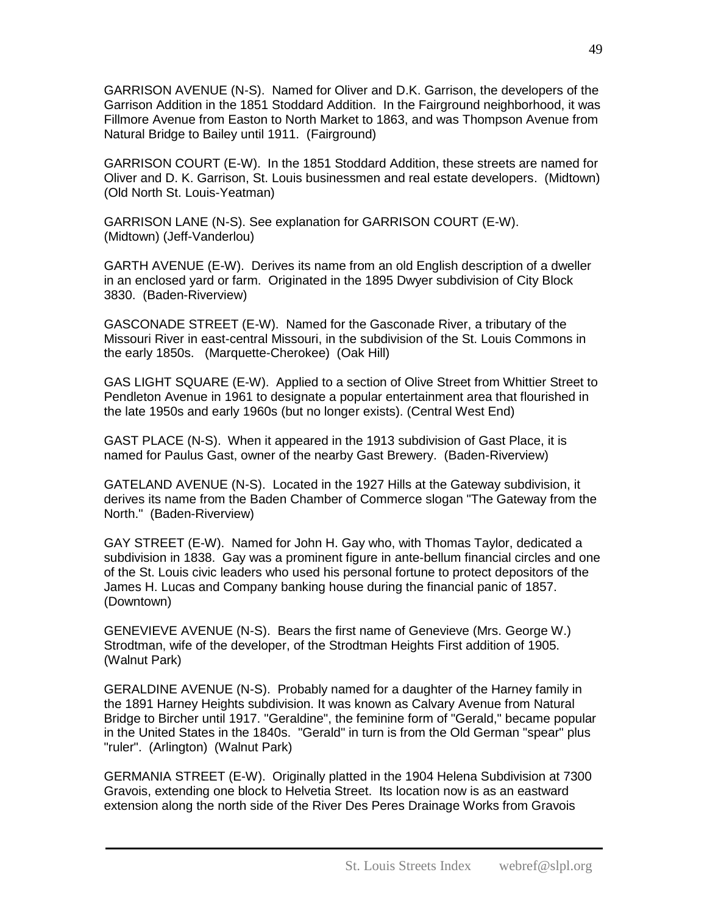GARRISON AVENUE (N-S). Named for Oliver and D.K. Garrison, the developers of the Garrison Addition in the 1851 Stoddard Addition. In the Fairground neighborhood, it was Fillmore Avenue from Easton to North Market to 1863, and was Thompson Avenue from Natural Bridge to Bailey until 1911. (Fairground)

GARRISON COURT (E-W). In the 1851 Stoddard Addition, these streets are named for Oliver and D. K. Garrison, St. Louis businessmen and real estate developers. (Midtown) (Old North St. Louis-Yeatman)

GARRISON LANE (N-S). See explanation for GARRISON COURT (E-W). (Midtown) (Jeff-Vanderlou)

GARTH AVENUE (E-W). Derives its name from an old English description of a dweller in an enclosed yard or farm. Originated in the 1895 Dwyer subdivision of City Block 3830. (Baden-Riverview)

GASCONADE STREET (E-W). Named for the Gasconade River, a tributary of the Missouri River in east-central Missouri, in the subdivision of the St. Louis Commons in the early 1850s. (Marquette-Cherokee) (Oak Hill)

GAS LIGHT SQUARE (E-W). Applied to a section of Olive Street from Whittier Street to Pendleton Avenue in 1961 to designate a popular entertainment area that flourished in the late 1950s and early 1960s (but no longer exists). (Central West End)

GAST PLACE (N-S). When it appeared in the 1913 subdivision of Gast Place, it is named for Paulus Gast, owner of the nearby Gast Brewery. (Baden-Riverview)

GATELAND AVENUE (N-S). Located in the 1927 Hills at the Gateway subdivision, it derives its name from the Baden Chamber of Commerce slogan "The Gateway from the North." (Baden-Riverview)

GAY STREET (E-W). Named for John H. Gay who, with Thomas Taylor, dedicated a subdivision in 1838. Gay was a prominent figure in ante-bellum financial circles and one of the St. Louis civic leaders who used his personal fortune to protect depositors of the James H. Lucas and Company banking house during the financial panic of 1857. (Downtown)

GENEVIEVE AVENUE (N-S). Bears the first name of Genevieve (Mrs. George W.) Strodtman, wife of the developer, of the Strodtman Heights First addition of 1905. (Walnut Park)

GERALDINE AVENUE (N-S). Probably named for a daughter of the Harney family in the 1891 Harney Heights subdivision. It was known as Calvary Avenue from Natural Bridge to Bircher until 1917. "Geraldine", the feminine form of "Gerald," became popular in the United States in the 1840s. "Gerald" in turn is from the Old German "spear" plus "ruler". (Arlington) (Walnut Park)

GERMANIA STREET (E-W). Originally platted in the 1904 Helena Subdivision at 7300 Gravois, extending one block to Helvetia Street. Its location now is as an eastward extension along the north side of the River Des Peres Drainage Works from Gravois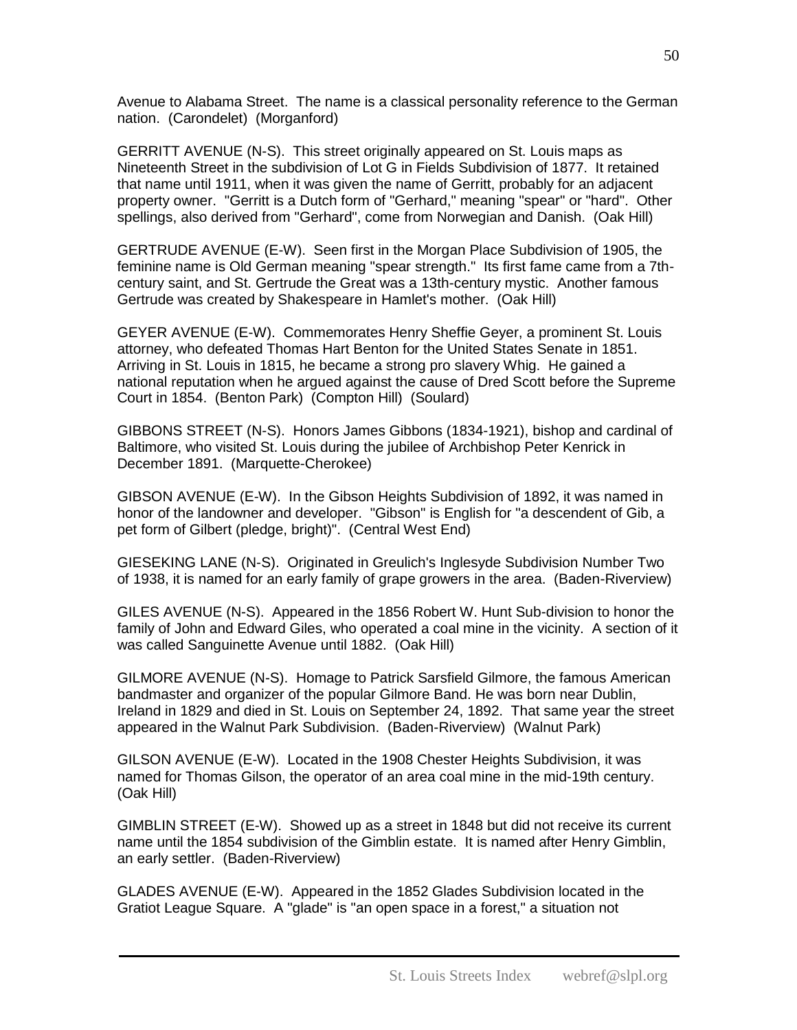Avenue to Alabama Street. The name is a classical personality reference to the German nation. (Carondelet) (Morganford)

GERRITT AVENUE (N-S). This street originally appeared on St. Louis maps as Nineteenth Street in the subdivision of Lot G in Fields Subdivision of 1877. It retained that name until 1911, when it was given the name of Gerritt, probably for an adjacent property owner. "Gerritt is a Dutch form of "Gerhard," meaning "spear" or "hard". Other spellings, also derived from "Gerhard", come from Norwegian and Danish. (Oak Hill)

GERTRUDE AVENUE (E-W). Seen first in the Morgan Place Subdivision of 1905, the feminine name is Old German meaning "spear strength." Its first fame came from a 7th-century saint, and St. Gertrude the Great was a 13th-century mystic. Another famous Gertrude was created by Shakespeare in Hamlet's mother. (Oak Hill)

GEYER AVENUE (E-W). Commemorates Henry Sheffie Geyer, a prominent St. Louis attorney, who defeated Thomas Hart Benton for the United States Senate in 1851. Arriving in St. Louis in 1815, he became a strong pro slavery Whig. He gained a national reputation when he argued against the cause of Dred Scott before the Supreme Court in 1854. (Benton Park) (Compton Hill) (Soulard)

GIBBONS STREET (N-S). Honors James Gibbons (1834-1921), bishop and cardinal of Baltimore, who visited St. Louis during the jubilee of Archbishop Peter Kenrick in December 1891. (Marquette-Cherokee)

GIBSON AVENUE (E-W). In the Gibson Heights Subdivision of 1892, it was named in honor of the landowner and developer. "Gibson" is English for "a descendent of Gib, a pet form of Gilbert (pledge, bright)". (Central West End)

GIESEKING LANE (N-S). Originated in Greulich's Inglesyde Subdivision Number Two of 1938, it is named for an early family of grape growers in the area. (Baden-Riverview)

GILES AVENUE (N-S). Appeared in the 1856 Robert W. Hunt Sub-division to honor the family of John and Edward Giles, who operated a coal mine in the vicinity. A section of it was called Sanguinette Avenue until 1882. (Oak Hill)

GILMORE AVENUE (N-S). Homage to Patrick Sarsfield Gilmore, the famous American bandmaster and organizer of the popular Gilmore Band. He was born near Dublin, Ireland in 1829 and died in St. Louis on September 24, 1892. That same year the street appeared in the Walnut Park Subdivision. (Baden-Riverview) (Walnut Park)

GILSON AVENUE (E-W). Located in the 1908 Chester Heights Subdivision, it was named for Thomas Gilson, the operator of an area coal mine in the mid-19th century. (Oak Hill)

GIMBLIN STREET (E-W). Showed up as a street in 1848 but did not receive its current name until the 1854 subdivision of the Gimblin estate. It is named after Henry Gimblin, an early settler. (Baden-Riverview)

GLADES AVENUE (E-W). Appeared in the 1852 Glades Subdivision located in the Gratiot League Square. A "glade" is "an open space in a forest," a situation not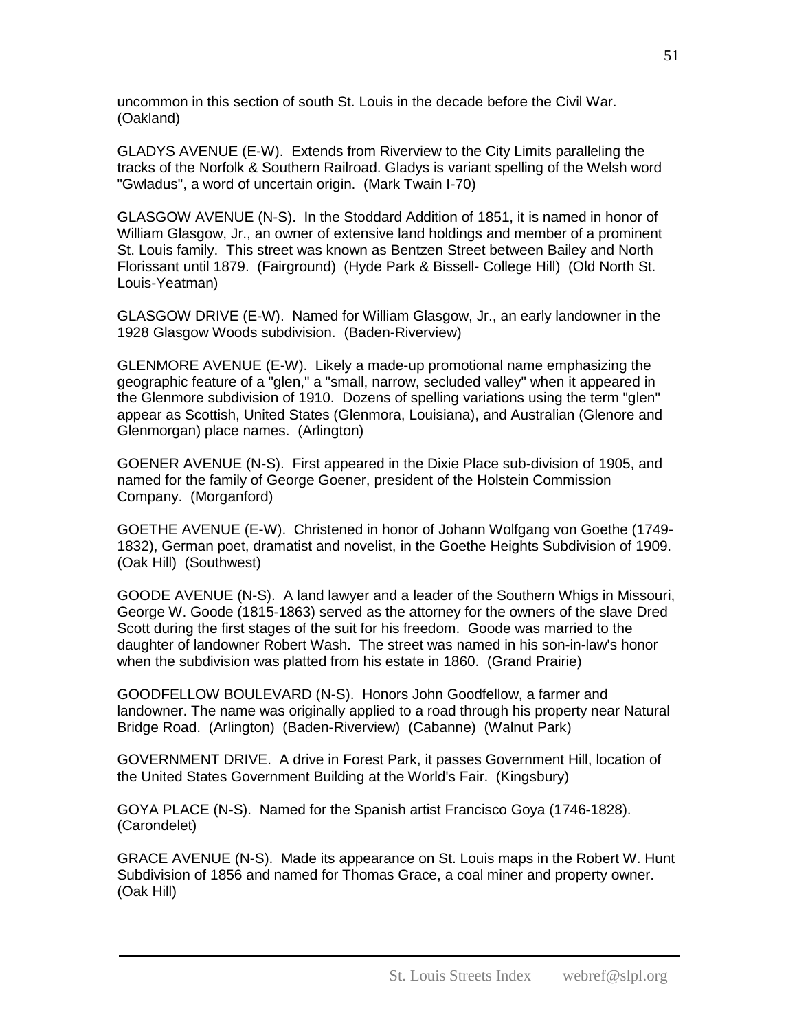uncommon in this section of south St. Louis in the decade before the Civil War. (Oakland)

GLADYS AVENUE (E-W). Extends from Riverview to the City Limits paralleling the tracks of the Norfolk & Southern Railroad. Gladys is variant spelling of the Welsh word "Gwladus", a word of uncertain origin. (Mark Twain I-70)

GLASGOW AVENUE (N-S). In the Stoddard Addition of 1851, it is named in honor of William Glasgow, Jr., an owner of extensive land holdings and member of a prominent St. Louis family. This street was known as Bentzen Street between Bailey and North Florissant until 1879. (Fairground) (Hyde Park & Bissell- College Hill) (Old North St. Louis-Yeatman)

GLASGOW DRIVE (E-W). Named for William Glasgow, Jr., an early landowner in the 1928 Glasgow Woods subdivision. (Baden-Riverview)

GLENMORE AVENUE (E-W). Likely a made-up promotional name emphasizing the geographic feature of a "glen," a "small, narrow, secluded valley" when it appeared in the Glenmore subdivision of 1910. Dozens of spelling variations using the term "glen" appear as Scottish, United States (Glenmora, Louisiana), and Australian (Glenore and Glenmorgan) place names. (Arlington)

GOENER AVENUE (N-S). First appeared in the Dixie Place sub-division of 1905, and named for the family of George Goener, president of the Holstein Commission Company. (Morganford)

GOETHE AVENUE (E-W). Christened in honor of Johann Wolfgang von Goethe (1749-1832), German poet, dramatist and novelist, in the Goethe Heights Subdivision of 1909. (Oak Hill) (Southwest)

GOODE AVENUE (N-S). A land lawyer and a leader of the Southern Whigs in Missouri, George W. Goode (1815-1863) served as the attorney for the owners of the slave Dred Scott during the first stages of the suit for his freedom. Goode was married to the daughter of landowner Robert Wash. The street was named in his son-in-law's honor when the subdivision was platted from his estate in 1860. (Grand Prairie)

GOODFELLOW BOULEVARD (N-S). Honors John Goodfellow, a farmer and landowner. The name was originally applied to a road through his property near Natural Bridge Road. (Arlington) (Baden-Riverview) (Cabanne) (Walnut Park)

GOVERNMENT DRIVE. A drive in Forest Park, it passes Government Hill, location of the United States Government Building at the World's Fair. (Kingsbury)

GOYA PLACE (N-S). Named for the Spanish artist Francisco Goya (1746-1828). (Carondelet)

GRACE AVENUE (N-S). Made its appearance on St. Louis maps in the Robert W. Hunt Subdivision of 1856 and named for Thomas Grace, a coal miner and property owner. (Oak Hill)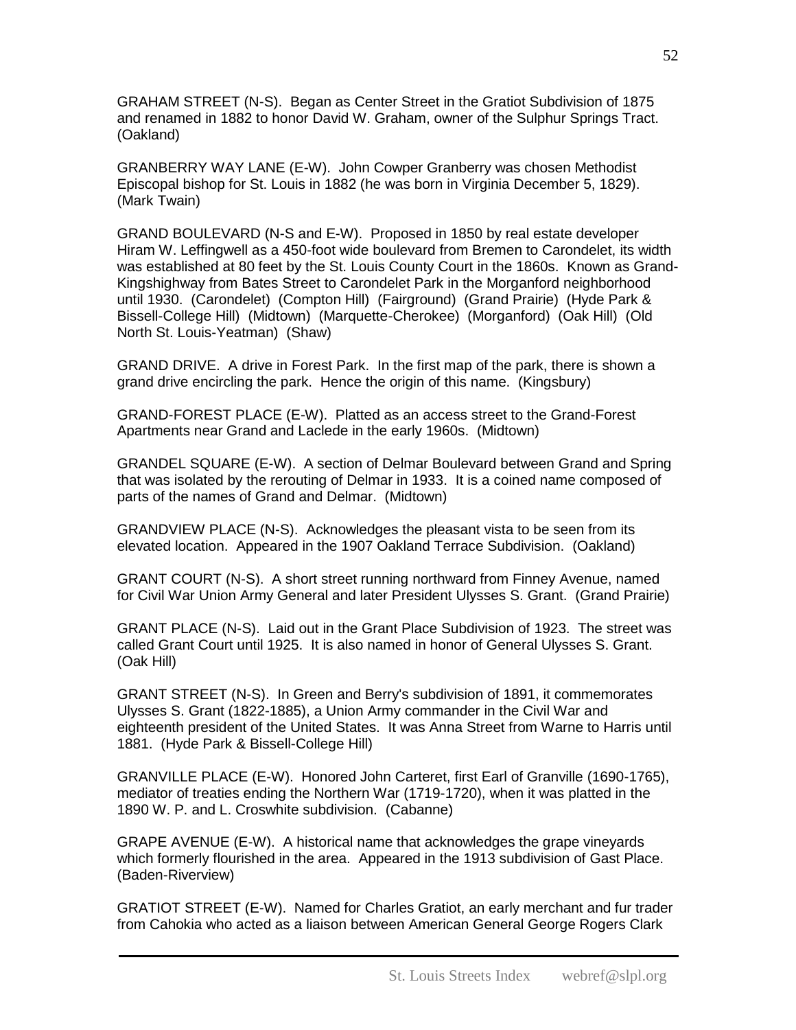GRAHAM STREET (N-S). Began as Center Street in the Gratiot Subdivision of 1875 and renamed in 1882 to honor David W. Graham, owner of the Sulphur Springs Tract. (Oakland)

GRANBERRY WAY LANE (E-W). John Cowper Granberry was chosen Methodist Episcopal bishop for St. Louis in 1882 (he was born in Virginia December 5, 1829). (Mark Twain)

GRAND BOULEVARD (N-S and E-W). Proposed in 1850 by real estate developer Hiram W. Leffingwell as a 450-foot wide boulevard from Bremen to Carondelet, its width was established at 80 feet by the St. Louis County Court in the 1860s. Known as Grand-Kingshighway from Bates Street to Carondelet Park in the Morganford neighborhood until 1930. (Carondelet) (Compton Hill) (Fairground) (Grand Prairie) (Hyde Park & Bissell-College Hill) (Midtown) (Marquette-Cherokee) (Morganford) (Oak Hill) (Old North St. Louis-Yeatman) (Shaw)

GRAND DRIVE. A drive in Forest Park. In the first map of the park, there is shown a grand drive encircling the park. Hence the origin of this name. (Kingsbury)

GRAND-FOREST PLACE (E-W). Platted as an access street to the Grand-Forest Apartments near Grand and Laclede in the early 1960s. (Midtown)

GRANDEL SQUARE (E-W). A section of Delmar Boulevard between Grand and Spring that was isolated by the rerouting of Delmar in 1933. It is a coined name composed of parts of the names of Grand and Delmar. (Midtown)

GRANDVIEW PLACE (N-S). Acknowledges the pleasant vista to be seen from its elevated location. Appeared in the 1907 Oakland Terrace Subdivision. (Oakland)

GRANT COURT (N-S). A short street running northward from Finney Avenue, named for Civil War Union Army General and later President Ulysses S. Grant. (Grand Prairie)

GRANT PLACE (N-S). Laid out in the Grant Place Subdivision of 1923. The street was called Grant Court until 1925. It is also named in honor of General Ulysses S. Grant. (Oak Hill)

GRANT STREET (N-S). In Green and Berry's subdivision of 1891, it commemorates Ulysses S. Grant (1822-1885), a Union Army commander in the Civil War and eighteenth president of the United States. It was Anna Street from Warne to Harris until 1881. (Hyde Park & Bissell-College Hill)

GRANVILLE PLACE (E-W). Honored John Carteret, first Earl of Granville (1690-1765), mediator of treaties ending the Northern War (1719-1720), when it was platted in the 1890 W. P. and L. Croswhite subdivision. (Cabanne)

GRAPE AVENUE (E-W). A historical name that acknowledges the grape vineyards which formerly flourished in the area. Appeared in the 1913 subdivision of Gast Place. (Baden-Riverview)

GRATIOT STREET (E-W). Named for Charles Gratiot, an early merchant and fur trader from Cahokia who acted as a liaison between American General George Rogers Clark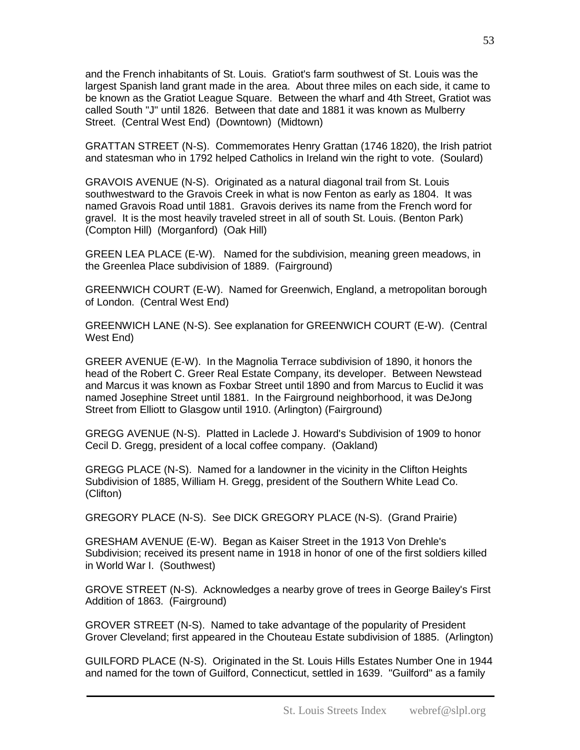and the French inhabitants of St. Louis. Gratiot's farm southwest of St. Louis was the largest Spanish land grant made in the area. About three miles on each side, it came to be known as the Gratiot League Square. Between the wharf and 4th Street, Gratiot was called South "J" until 1826. Between that date and 1881 it was known as Mulberry Street. (Central West End) (Downtown) (Midtown)

GRATTAN STREET (N-S). Commemorates Henry Grattan (1746 1820), the Irish patriot and statesman who in 1792 helped Catholics in Ireland win the right to vote. (Soulard)

GRAVOIS AVENUE (N-S). Originated as a natural diagonal trail from St. Louis southwestward to the Gravois Creek in what is now Fenton as early as 1804. It was named Gravois Road until 1881. Gravois derives its name from the French word for gravel. It is the most heavily traveled street in all of south St. Louis. (Benton Park) (Compton Hill) (Morganford) (Oak Hill)

GREEN LEA PLACE (E-W). Named for the subdivision, meaning green meadows, in the Greenlea Place subdivision of 1889. (Fairground)

GREENWICH COURT (E-W). Named for Greenwich, England, a metropolitan borough of London. (Central West End)

GREENWICH LANE (N-S). See explanation for GREENWICH COURT (E-W). (Central West End)

GREER AVENUE (E-W). In the Magnolia Terrace subdivision of 1890, it honors the head of the Robert C. Greer Real Estate Company, its developer. Between Newstead and Marcus it was known as Foxbar Street until 1890 and from Marcus to Euclid it was named Josephine Street until 1881. In the Fairground neighborhood, it was DeJong Street from Elliott to Glasgow until 1910. (Arlington) (Fairground)

GREGG AVENUE (N-S). Platted in Laclede J. Howard's Subdivision of 1909 to honor Cecil D. Gregg, president of a local coffee company. (Oakland)

GREGG PLACE (N-S). Named for a landowner in the vicinity in the Clifton Heights Subdivision of 1885, William H. Gregg, president of the Southern White Lead Co. (Clifton)

GREGORY PLACE (N-S). See DICK GREGORY PLACE (N-S). (Grand Prairie)

GRESHAM AVENUE (E-W). Began as Kaiser Street in the 1913 Von Drehle's Subdivision; received its present name in 1918 in honor of one of the first soldiers killed in World War I. (Southwest)

GROVE STREET (N-S). Acknowledges a nearby grove of trees in George Bailey's First Addition of 1863. (Fairground)

GROVER STREET (N-S). Named to take advantage of the popularity of President Grover Cleveland; first appeared in the Chouteau Estate subdivision of 1885. (Arlington)

GUILFORD PLACE (N-S). Originated in the St. Louis Hills Estates Number One in 1944 and named for the town of Guilford, Connecticut, settled in 1639. "Guilford" as a family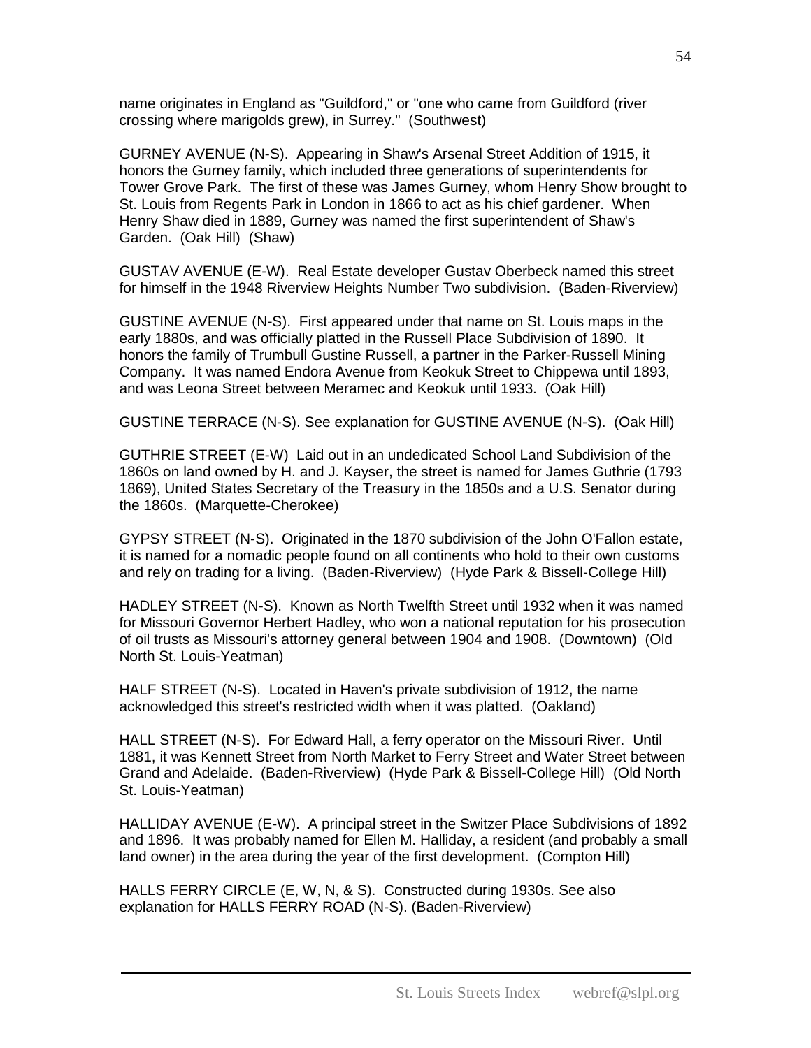name originates in England as "Guildford," or "one who came from Guildford (river crossing where marigolds grew), in Surrey." (Southwest)

GURNEY AVENUE (N-S). Appearing in Shaw's Arsenal Street Addition of 1915, it honors the Gurney family, which included three generations of superintendents for Tower Grove Park. The first of these was James Gurney, whom Henry Show brought to St. Louis from Regents Park in London in 1866 to act as his chief gardener. When Henry Shaw died in 1889, Gurney was named the first superintendent of Shaw's Garden. (Oak Hill) (Shaw)

GUSTAV AVENUE (E-W). Real Estate developer Gustav Oberbeck named this street for himself in the 1948 Riverview Heights Number Two subdivision. (Baden-Riverview)

GUSTINE AVENUE (N-S). First appeared under that name on St. Louis maps in the early 1880s, and was officially platted in the Russell Place Subdivision of 1890. It honors the family of Trumbull Gustine Russell, a partner in the Parker-Russell Mining Company. It was named Endora Avenue from Keokuk Street to Chippewa until 1893, and was Leona Street between Meramec and Keokuk until 1933. (Oak Hill)

GUSTINE TERRACE (N-S). See explanation for GUSTINE AVENUE (N-S). (Oak Hill)

GUTHRIE STREET (E-W) Laid out in an undedicated School Land Subdivision of the 1860s on land owned by H. and J. Kayser, the street is named for James Guthrie (1793 1869), United States Secretary of the Treasury in the 1850s and a U.S. Senator during the 1860s. (Marquette-Cherokee)

GYPSY STREET (N-S). Originated in the 1870 subdivision of the John O'Fallon estate, it is named for a nomadic people found on all continents who hold to their own customs and rely on trading for a living. (Baden-Riverview) (Hyde Park & Bissell-College Hill)

HADLEY STREET (N-S). Known as North Twelfth Street until 1932 when it was named for Missouri Governor Herbert Hadley, who won a national reputation for his prosecution of oil trusts as Missouri's attorney general between 1904 and 1908. (Downtown) (Old North St. Louis-Yeatman)

HALF STREET (N-S). Located in Haven's private subdivision of 1912, the name acknowledged this street's restricted width when it was platted. (Oakland)

HALL STREET (N-S). For Edward Hall, a ferry operator on the Missouri River. Until 1881, it was Kennett Street from North Market to Ferry Street and Water Street between Grand and Adelaide. (Baden-Riverview) (Hyde Park & Bissell-College Hill) (Old North St. Louis-Yeatman)

HALLIDAY AVENUE (E-W). A principal street in the Switzer Place Subdivisions of 1892 and 1896. It was probably named for Ellen M. Halliday, a resident (and probably a small land owner) in the area during the year of the first development. (Compton Hill)

HALLS FERRY CIRCLE (E, W, N, & S). Constructed during 1930s. See also explanation for HALLS FERRY ROAD (N-S). (Baden-Riverview)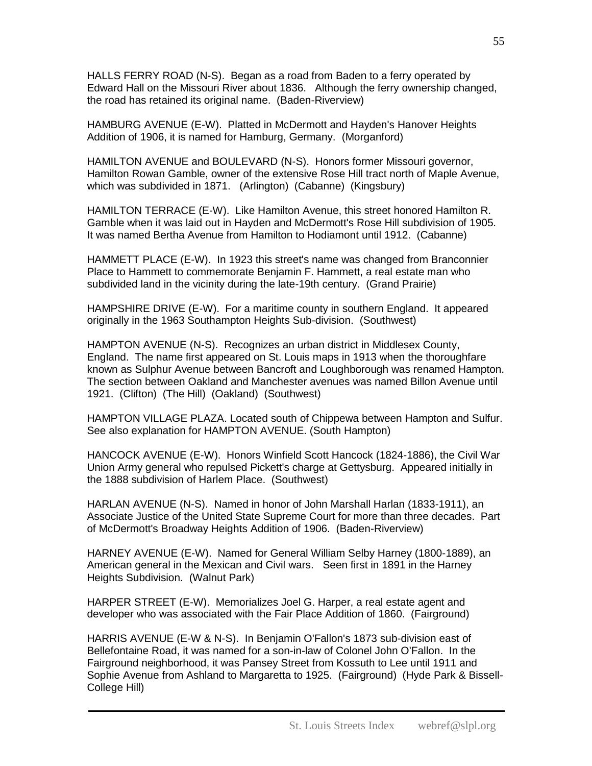HALLS FERRY ROAD (N-S). Began as a road from Baden to a ferry operated by Edward Hall on the Missouri River about 1836. Although the ferry ownership changed, the road has retained its original name. (Baden-Riverview)

HAMBURG AVENUE (E-W). Platted in McDermott and Hayden's Hanover Heights Addition of 1906, it is named for Hamburg, Germany. (Morganford)

HAMILTON AVENUE and BOULEVARD (N-S). Honors former Missouri governor, Hamilton Rowan Gamble, owner of the extensive Rose Hill tract north of Maple Avenue, which was subdivided in 1871. (Arlington) (Cabanne) (Kingsbury)

HAMILTON TERRACE (E-W). Like Hamilton Avenue, this street honored Hamilton R. Gamble when it was laid out in Hayden and McDermott's Rose Hill subdivision of 1905. It was named Bertha Avenue from Hamilton to Hodiamont until 1912. (Cabanne)

HAMMETT PLACE (E-W). In 1923 this street's name was changed from Branconnier Place to Hammett to commemorate Benjamin F. Hammett, a real estate man who subdivided land in the vicinity during the late-19th century. (Grand Prairie)

HAMPSHIRE DRIVE (E-W). For a maritime county in southern England. It appeared originally in the 1963 Southampton Heights Sub-division. (Southwest)

HAMPTON AVENUE (N-S). Recognizes an urban district in Middlesex County, England. The name first appeared on St. Louis maps in 1913 when the thoroughfare known as Sulphur Avenue between Bancroft and Loughborough was renamed Hampton. The section between Oakland and Manchester avenues was named Billon Avenue until 1921. (Clifton) (The Hill) (Oakland) (Southwest)

HAMPTON VILLAGE PLAZA. Located south of Chippewa between Hampton and Sulfur. See also explanation for HAMPTON AVENUE. (South Hampton)

HANCOCK AVENUE (E-W). Honors Winfield Scott Hancock (1824-1886), the Civil War Union Army general who repulsed Pickett's charge at Gettysburg. Appeared initially in the 1888 subdivision of Harlem Place. (Southwest)

HARLAN AVENUE (N-S). Named in honor of John Marshall Harlan (1833-1911), an Associate Justice of the United State Supreme Court for more than three decades. Part of McDermott's Broadway Heights Addition of 1906. (Baden-Riverview)

HARNEY AVENUE (E-W). Named for General William Selby Harney (1800-1889), an American general in the Mexican and Civil wars. Seen first in 1891 in the Harney Heights Subdivision. (Walnut Park)

HARPER STREET (E-W). Memorializes Joel G. Harper, a real estate agent and developer who was associated with the Fair Place Addition of 1860. (Fairground)

HARRIS AVENUE (E-W & N-S). In Benjamin O'Fallon's 1873 sub-division east of Bellefontaine Road, it was named for a son-in-law of Colonel John O'Fallon. In the Fairground neighborhood, it was Pansey Street from Kossuth to Lee until 1911 and Sophie Avenue from Ashland to Margaretta to 1925. (Fairground) (Hyde Park & Bissell-College Hill)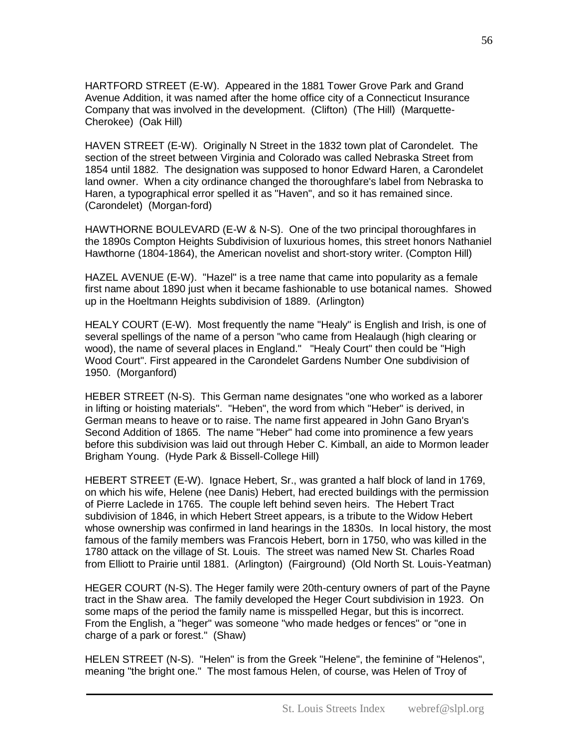HARTFORD STREET (E-W). Appeared in the 1881 Tower Grove Park and Grand Avenue Addition, it was named after the home office city of a Connecticut Insurance Company that was involved in the development. (Clifton) (The Hill) (Marquette-Cherokee) (Oak Hill)

HAVEN STREET (E-W). Originally N Street in the 1832 town plat of Carondelet. The section of the street between Virginia and Colorado was called Nebraska Street from 1854 until 1882. The designation was supposed to honor Edward Haren, a Carondelet land owner. When a city ordinance changed the thoroughfare's label from Nebraska to Haren, a typographical error spelled it as "Haven", and so it has remained since. (Carondelet) (Morgan-ford)

HAWTHORNE BOULEVARD (E-W & N-S). One of the two principal thoroughfares in the 1890s Compton Heights Subdivision of luxurious homes, this street honors Nathaniel Hawthorne (1804-1864), the American novelist and short-story writer. (Compton Hill)

HAZEL AVENUE (E-W). "Hazel" is a tree name that came into popularity as a female first name about 1890 just when it became fashionable to use botanical names. Showed up in the Hoeltmann Heights subdivision of 1889. (Arlington)

HEALY COURT (E-W). Most frequently the name "Healy" is English and Irish, is one of several spellings of the name of a person "who came from Healaugh (high clearing or wood), the name of several places in England." "Healy Court" then could be "High Wood Court". First appeared in the Carondelet Gardens Number One subdivision of 1950. (Morganford)

HEBER STREET (N-S). This German name designates "one who worked as a laborer in lifting or hoisting materials". "Heben", the word from which "Heber" is derived, in German means to heave or to raise. The name first appeared in John Gano Bryan's Second Addition of 1865. The name "Heber" had come into prominence a few years before this subdivision was laid out through Heber C. Kimball, an aide to Mormon leader Brigham Young. (Hyde Park & Bissell-College Hill)

HEBERT STREET (E-W). Ignace Hebert, Sr., was granted a half block of land in 1769, on which his wife, Helene (nee Danis) Hebert, had erected buildings with the permission of Pierre Laclede in 1765. The couple left behind seven heirs. The Hebert Tract subdivision of 1846, in which Hebert Street appears, is a tribute to the Widow Hebert whose ownership was confirmed in land hearings in the 1830s. In local history, the most famous of the family members was Francois Hebert, born in 1750, who was killed in the 1780 attack on the village of St. Louis. The street was named New St. Charles Road from Elliott to Prairie until 1881. (Arlington) (Fairground) (Old North St. Louis-Yeatman)

HEGER COURT (N-S). The Heger family were 20th-century owners of part of the Payne tract in the Shaw area. The family developed the Heger Court subdivision in 1923. On some maps of the period the family name is misspelled Hegar, but this is incorrect. From the English, a "heger" was someone "who made hedges or fences" or "one in charge of a park or forest." (Shaw)

HELEN STREET (N-S). "Helen" is from the Greek "Helene", the feminine of "Helenos", meaning "the bright one." The most famous Helen, of course, was Helen of Troy of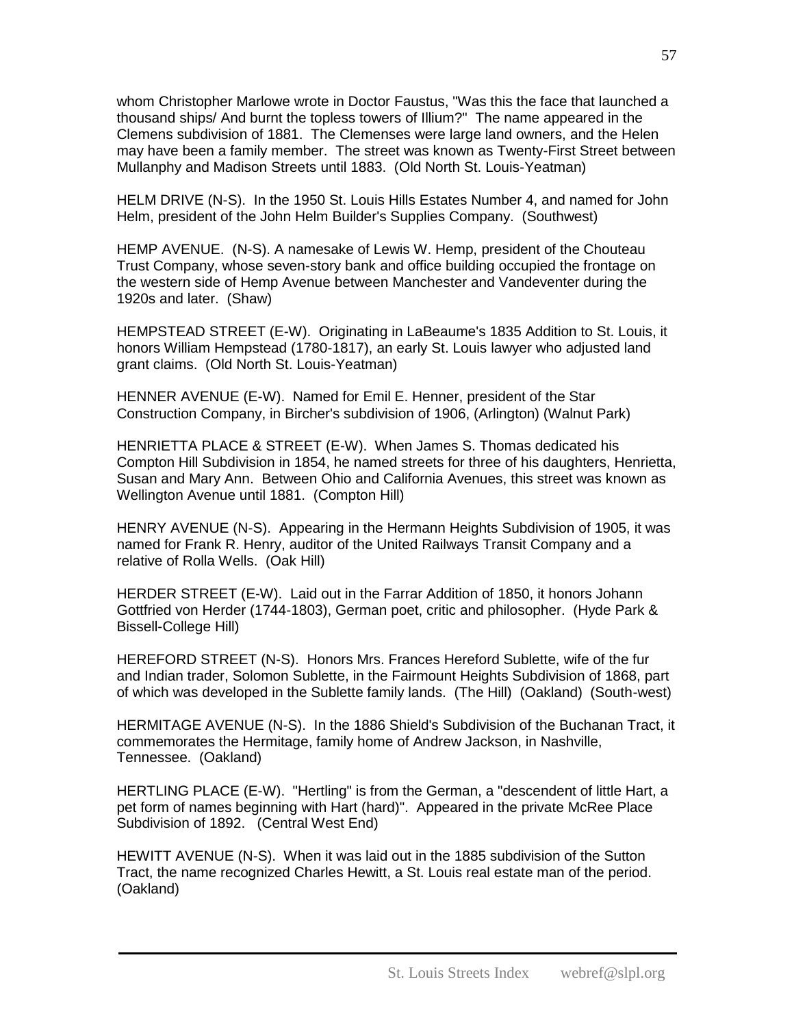whom Christopher Marlowe wrote in Doctor Faustus, "Was this the face that launched a thousand ships/ And burnt the topless towers of Illium?" The name appeared in the Clemens subdivision of 1881. The Clemenses were large land owners, and the Helen may have been a family member. The street was known as Twenty-First Street between Mullanphy and Madison Streets until 1883. (Old North St. Louis-Yeatman)

HELM DRIVE (N-S). In the 1950 St. Louis Hills Estates Number 4, and named for John Helm, president of the John Helm Builder's Supplies Company. (Southwest)

HEMP AVENUE. (N-S). A namesake of Lewis W. Hemp, president of the Chouteau Trust Company, whose seven-story bank and office building occupied the frontage on the western side of Hemp Avenue between Manchester and Vandeventer during the 1920s and later. (Shaw)

HEMPSTEAD STREET (E-W). Originating in LaBeaume's 1835 Addition to St. Louis, it honors William Hempstead (1780-1817), an early St. Louis lawyer who adjusted land grant claims. (Old North St. Louis-Yeatman)

HENNER AVENUE (E-W). Named for Emil E. Henner, president of the Star Construction Company, in Bircher's subdivision of 1906, (Arlington) (Walnut Park)

HENRIETTA PLACE & STREET (E-W). When James S. Thomas dedicated his Compton Hill Subdivision in 1854, he named streets for three of his daughters, Henrietta, Susan and Mary Ann. Between Ohio and California Avenues, this street was known as Wellington Avenue until 1881. (Compton Hill)

HENRY AVENUE (N-S). Appearing in the Hermann Heights Subdivision of 1905, it was named for Frank R. Henry, auditor of the United Railways Transit Company and a relative of Rolla Wells. (Oak Hill)

HERDER STREET (E-W). Laid out in the Farrar Addition of 1850, it honors Johann Gottfried von Herder (1744-1803), German poet, critic and philosopher. (Hyde Park & Bissell-College Hill)

HEREFORD STREET (N-S). Honors Mrs. Frances Hereford Sublette, wife of the fur and Indian trader, Solomon Sublette, in the Fairmount Heights Subdivision of 1868, part of which was developed in the Sublette family lands. (The Hill) (Oakland) (South-west)

HERMITAGE AVENUE (N-S). In the 1886 Shield's Subdivision of the Buchanan Tract, it commemorates the Hermitage, family home of Andrew Jackson, in Nashville, Tennessee. (Oakland)

HERTLING PLACE (E-W). "Hertling" is from the German, a "descendent of little Hart, a pet form of names beginning with Hart (hard)". Appeared in the private McRee Place Subdivision of 1892. (Central West End)

HEWITT AVENUE (N-S). When it was laid out in the 1885 subdivision of the Sutton Tract, the name recognized Charles Hewitt, a St. Louis real estate man of the period. (Oakland)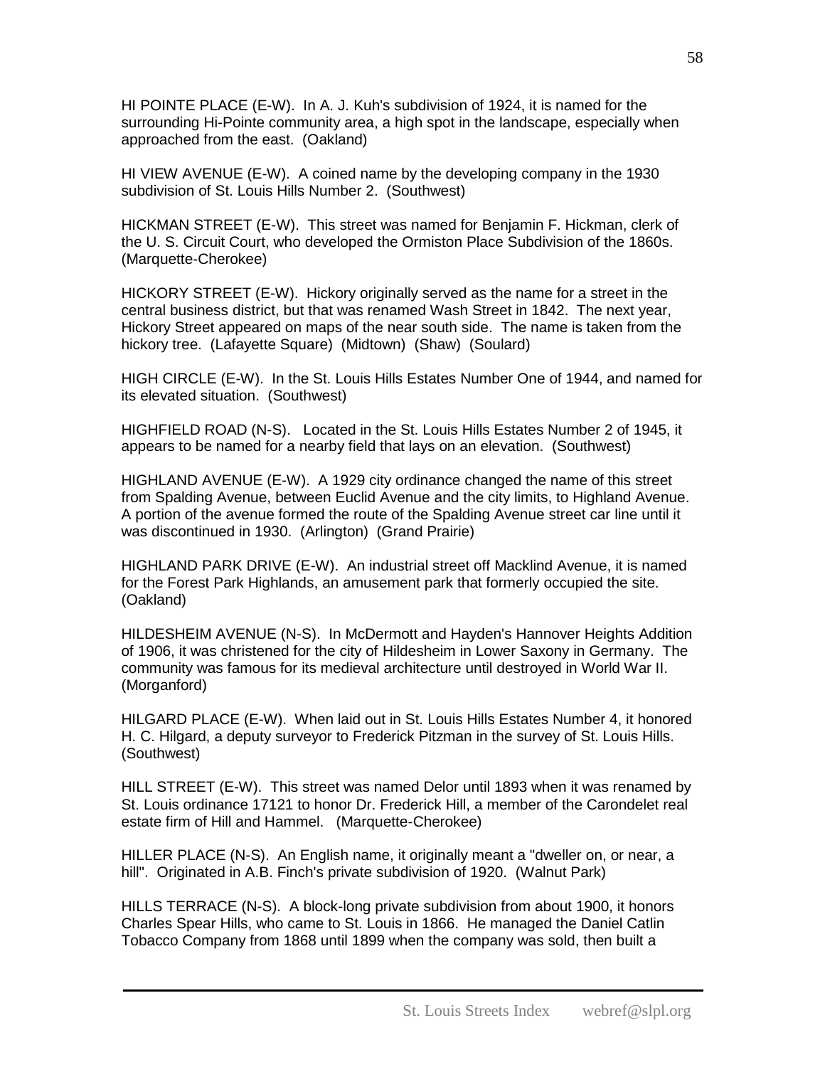HI POINTE PLACE (E-W). In A. J. Kuh's subdivision of 1924, it is named for the surrounding Hi-Pointe community area, a high spot in the landscape, especially when approached from the east. (Oakland)

HI VIEW AVENUE (E-W). A coined name by the developing company in the 1930 subdivision of St. Louis Hills Number 2. (Southwest)

HICKMAN STREET (E-W). This street was named for Benjamin F. Hickman, clerk of the U. S. Circuit Court, who developed the Ormiston Place Subdivision of the 1860s. (Marquette-Cherokee)

HICKORY STREET (E-W). Hickory originally served as the name for a street in the central business district, but that was renamed Wash Street in 1842. The next year, Hickory Street appeared on maps of the near south side. The name is taken from the hickory tree. (Lafayette Square) (Midtown) (Shaw) (Soulard)

HIGH CIRCLE (E-W). In the St. Louis Hills Estates Number One of 1944, and named for its elevated situation. (Southwest)

HIGHFIELD ROAD (N-S). Located in the St. Louis Hills Estates Number 2 of 1945, it appears to be named for a nearby field that lays on an elevation. (Southwest)

HIGHLAND AVENUE (E-W). A 1929 city ordinance changed the name of this street from Spalding Avenue, between Euclid Avenue and the city limits, to Highland Avenue. A portion of the avenue formed the route of the Spalding Avenue street car line until it was discontinued in 1930. (Arlington) (Grand Prairie)

HIGHLAND PARK DRIVE (E-W). An industrial street off Macklind Avenue, it is named for the Forest Park Highlands, an amusement park that formerly occupied the site. (Oakland)

HILDESHEIM AVENUE (N-S). In McDermott and Hayden's Hannover Heights Addition of 1906, it was christened for the city of Hildesheim in Lower Saxony in Germany. The community was famous for its medieval architecture until destroyed in World War II. (Morganford)

HILGARD PLACE (E-W). When laid out in St. Louis Hills Estates Number 4, it honored H. C. Hilgard, a deputy surveyor to Frederick Pitzman in the survey of St. Louis Hills. (Southwest)

HILL STREET (E-W). This street was named Delor until 1893 when it was renamed by St. Louis ordinance 17121 to honor Dr. Frederick Hill, a member of the Carondelet real estate firm of Hill and Hammel. (Marquette-Cherokee)

HILLER PLACE (N-S). An English name, it originally meant a "dweller on, or near, a hill". Originated in A.B. Finch's private subdivision of 1920. (Walnut Park)

HILLS TERRACE (N-S). A block-long private subdivision from about 1900, it honors Charles Spear Hills, who came to St. Louis in 1866. He managed the Daniel Catlin Tobacco Company from 1868 until 1899 when the company was sold, then built a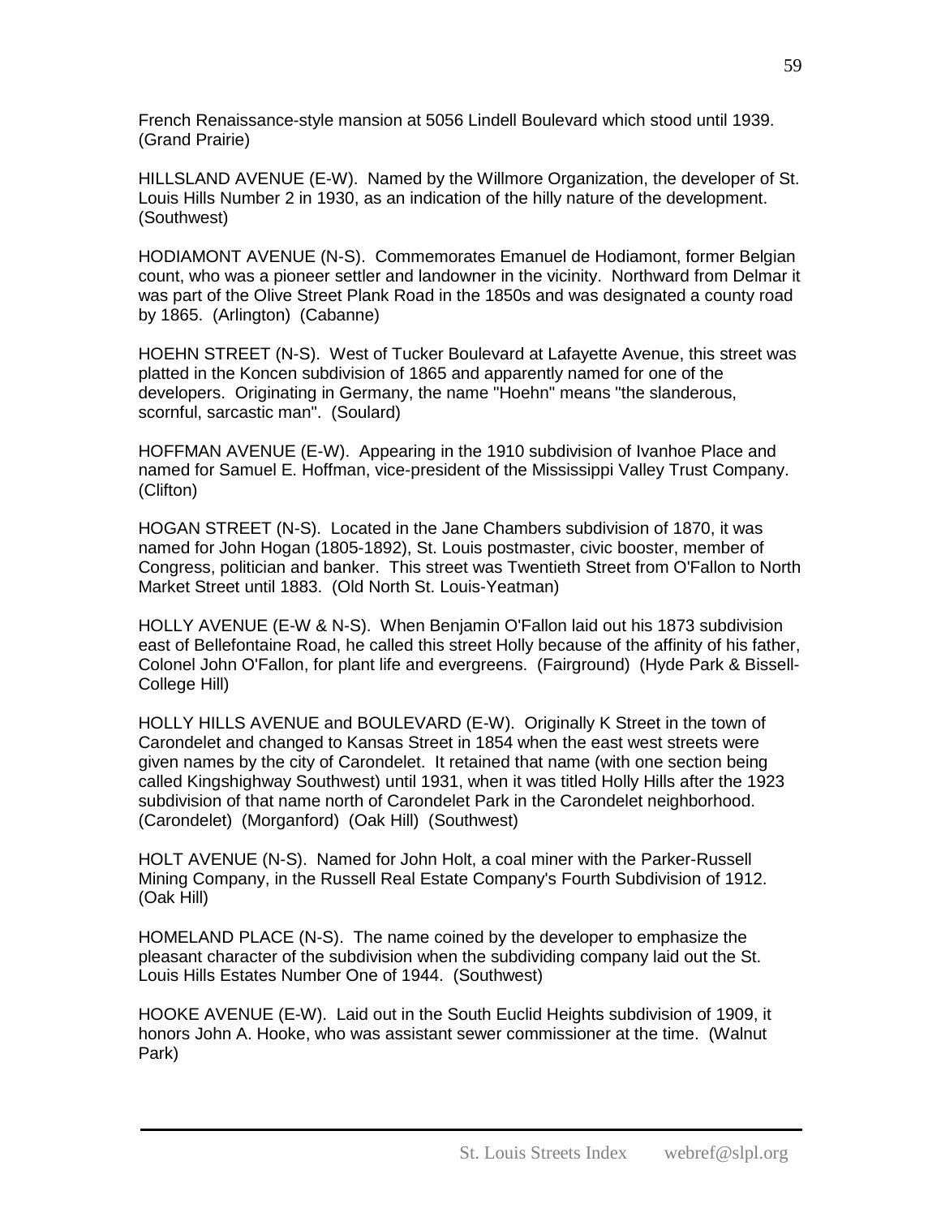French Renaissance-style mansion at 5056 Lindell Boulevard which stood until 1939. (Grand Prairie)

HILLSLAND AVENUE (E-W). Named by the Willmore Organization, the developer of St. Louis Hills Number 2 in 1930, as an indication of the hilly nature of the development. (Southwest)

HODIAMONT AVENUE (N-S). Commemorates Emanuel de Hodiamont, former Belgian count, who was a pioneer settler and landowner in the vicinity. Northward from Delmar it was part of the Olive Street Plank Road in the 1850s and was designated a county road by 1865. (Arlington) (Cabanne)

HOEHN STREET (N-S). West of Tucker Boulevard at Lafayette Avenue, this street was platted in the Koncen subdivision of 1865 and apparently named for one of the developers. Originating in Germany, the name "Hoehn" means "the slanderous, scornful, sarcastic man". (Soulard)

HOFFMAN AVENUE (E-W). Appearing in the 1910 subdivision of Ivanhoe Place and named for Samuel E. Hoffman, vice-president of the Mississippi Valley Trust Company. (Clifton)

HOGAN STREET (N-S). Located in the Jane Chambers subdivision of 1870, it was named for John Hogan (1805-1892), St. Louis postmaster, civic booster, member of Congress, politician and banker. This street was Twentieth Street from O'Fallon to North Market Street until 1883. (Old North St. Louis-Yeatman)

HOLLY AVENUE (E-W & N-S). When Benjamin O'Fallon laid out his 1873 subdivision east of Bellefontaine Road, he called this street Holly because of the affinity of his father, Colonel John O'Fallon, for plant life and evergreens. (Fairground) (Hyde Park & Bissell-College Hill)

HOLLY HILLS AVENUE and BOULEVARD (E-W). Originally K Street in the town of Carondelet and changed to Kansas Street in 1854 when the east west streets were given names by the city of Carondelet. It retained that name (with one section being called Kingshighway Southwest) until 1931, when it was titled Holly Hills after the 1923 subdivision of that name north of Carondelet Park in the Carondelet neighborhood. (Carondelet) (Morganford) (Oak Hill) (Southwest)

HOLT AVENUE (N-S). Named for John Holt, a coal miner with the Parker-Russell Mining Company, in the Russell Real Estate Company's Fourth Subdivision of 1912. (Oak Hill)

HOMELAND PLACE (N-S). The name coined by the developer to emphasize the pleasant character of the subdivision when the subdividing company laid out the St. Louis Hills Estates Number One of 1944. (Southwest)

HOOKE AVENUE (E-W). Laid out in the South Euclid Heights subdivision of 1909, it honors John A. Hooke, who was assistant sewer commissioner at the time. (Walnut Park)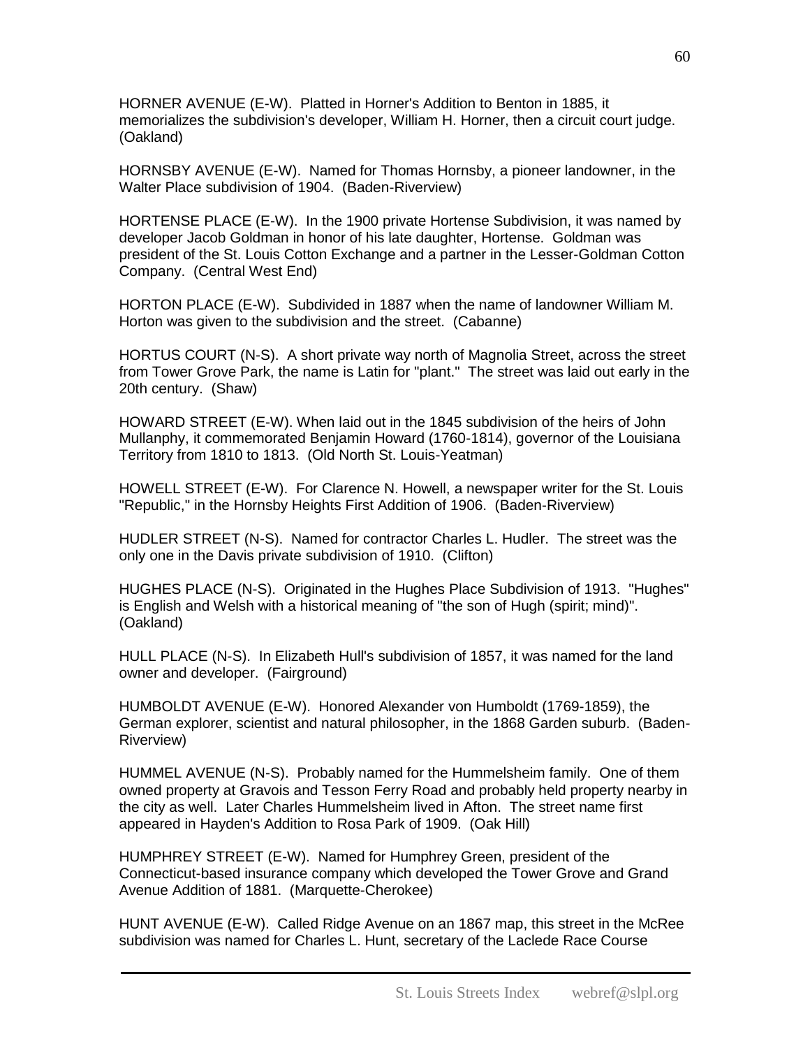HORNER AVENUE (E-W). Platted in Horner's Addition to Benton in 1885, it memorializes the subdivision's developer, William H. Horner, then a circuit court judge. (Oakland)

HORNSBY AVENUE (E-W). Named for Thomas Hornsby, a pioneer landowner, in the Walter Place subdivision of 1904. (Baden-Riverview)

HORTENSE PLACE (E-W). In the 1900 private Hortense Subdivision, it was named by developer Jacob Goldman in honor of his late daughter, Hortense. Goldman was president of the St. Louis Cotton Exchange and a partner in the Lesser-Goldman Cotton Company. (Central West End)

HORTON PLACE (E-W). Subdivided in 1887 when the name of landowner William M. Horton was given to the subdivision and the street. (Cabanne)

HORTUS COURT (N-S). A short private way north of Magnolia Street, across the street from Tower Grove Park, the name is Latin for "plant." The street was laid out early in the 20th century. (Shaw)

HOWARD STREET (E-W). When laid out in the 1845 subdivision of the heirs of John Mullanphy, it commemorated Benjamin Howard (1760-1814), governor of the Louisiana Territory from 1810 to 1813. (Old North St. Louis-Yeatman)

HOWELL STREET (E-W). For Clarence N. Howell, a newspaper writer for the St. Louis "Republic," in the Hornsby Heights First Addition of 1906. (Baden-Riverview)

HUDLER STREET (N-S). Named for contractor Charles L. Hudler. The street was the only one in the Davis private subdivision of 1910. (Clifton)

HUGHES PLACE (N-S). Originated in the Hughes Place Subdivision of 1913. "Hughes" is English and Welsh with a historical meaning of "the son of Hugh (spirit; mind)". (Oakland)

HULL PLACE (N-S). In Elizabeth Hull's subdivision of 1857, it was named for the land owner and developer. (Fairground)

HUMBOLDT AVENUE (E-W). Honored Alexander von Humboldt (1769-1859), the German explorer, scientist and natural philosopher, in the 1868 Garden suburb. (Baden-Riverview)

HUMMEL AVENUE (N-S). Probably named for the Hummelsheim family. One of them owned property at Gravois and Tesson Ferry Road and probably held property nearby in the city as well. Later Charles Hummelsheim lived in Afton. The street name first appeared in Hayden's Addition to Rosa Park of 1909. (Oak Hill)

HUMPHREY STREET (E-W). Named for Humphrey Green, president of the Connecticut-based insurance company which developed the Tower Grove and Grand Avenue Addition of 1881. (Marquette-Cherokee)

HUNT AVENUE (E-W). Called Ridge Avenue on an 1867 map, this street in the McRee subdivision was named for Charles L. Hunt, secretary of the Laclede Race Course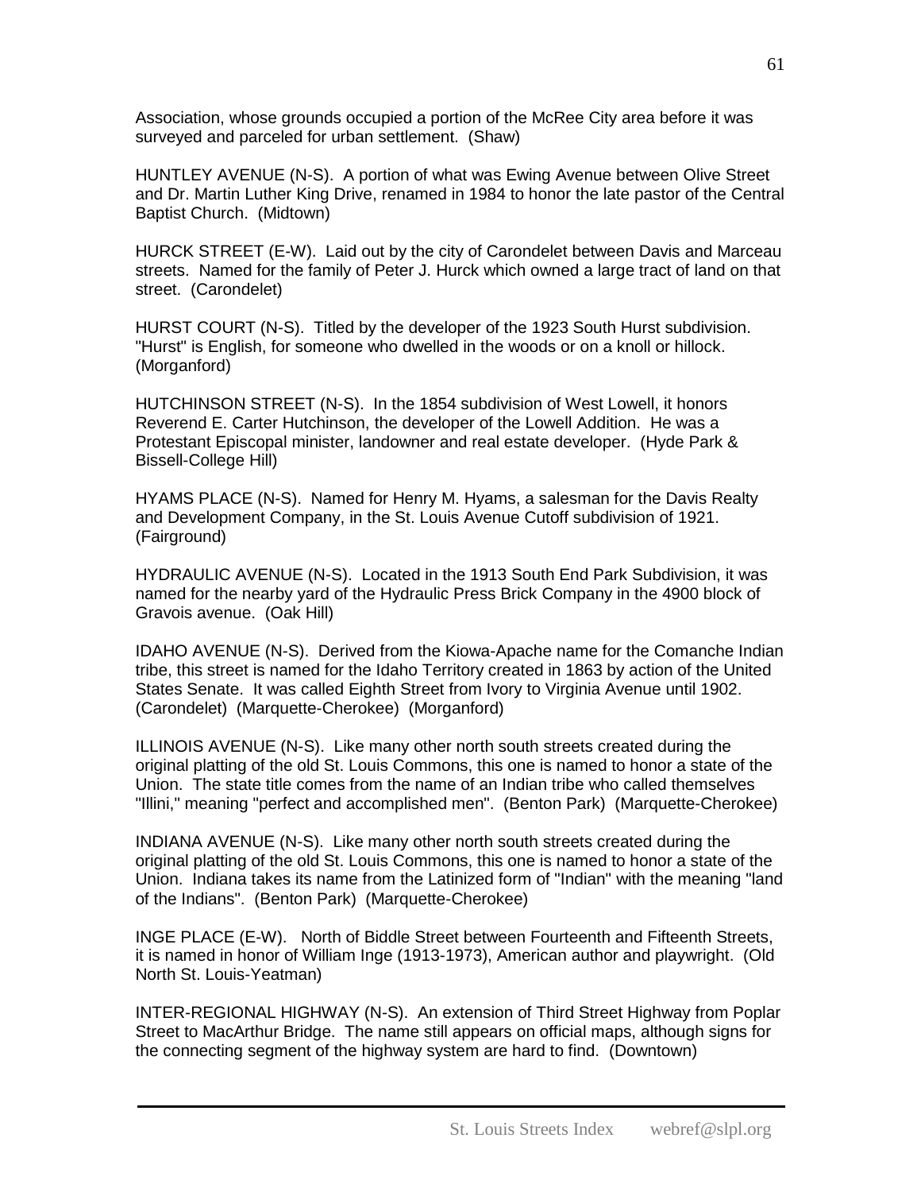Association, whose grounds occupied a portion of the McRee City area before it was surveyed and parceled for urban settlement. (Shaw)

HUNTLEY AVENUE (N-S). A portion of what was Ewing Avenue between Olive Street and Dr. Martin Luther King Drive, renamed in 1984 to honor the late pastor of the Central Baptist Church. (Midtown)

HURCK STREET (E-W). Laid out by the city of Carondelet between Davis and Marceau streets. Named for the family of Peter J. Hurck which owned a large tract of land on that street. (Carondelet)

HURST COURT (N-S). Titled by the developer of the 1923 South Hurst subdivision. "Hurst" is English, for someone who dwelled in the woods or on a knoll or hillock. (Morganford)

HUTCHINSON STREET (N-S). In the 1854 subdivision of West Lowell, it honors Reverend E. Carter Hutchinson, the developer of the Lowell Addition. He was a Protestant Episcopal minister, landowner and real estate developer. (Hyde Park & Bissell-College Hill)

HYAMS PLACE (N-S). Named for Henry M. Hyams, a salesman for the Davis Realty and Development Company, in the St. Louis Avenue Cutoff subdivision of 1921. (Fairground)

HYDRAULIC AVENUE (N-S). Located in the 1913 South End Park Subdivision, it was named for the nearby yard of the Hydraulic Press Brick Company in the 4900 block of Gravois avenue. (Oak Hill)

IDAHO AVENUE (N-S). Derived from the Kiowa-Apache name for the Comanche Indian tribe, this street is named for the Idaho Territory created in 1863 by action of the United States Senate. It was called Eighth Street from Ivory to Virginia Avenue until 1902. (Carondelet) (Marquette-Cherokee) (Morganford)

ILLINOIS AVENUE (N-S). Like many other north south streets created during the original platting of the old St. Louis Commons, this one is named to honor a state of the Union. The state title comes from the name of an Indian tribe who called themselves "Illini," meaning "perfect and accomplished men". (Benton Park) (Marquette-Cherokee)

INDIANA AVENUE (N-S). Like many other north south streets created during the original platting of the old St. Louis Commons, this one is named to honor a state of the Union. Indiana takes its name from the Latinized form of "Indian" with the meaning "land of the Indians". (Benton Park) (Marquette-Cherokee)

INGE PLACE (E-W). North of Biddle Street between Fourteenth and Fifteenth Streets, it is named in honor of William Inge (1913-1973), American author and playwright. (Old North St. Louis-Yeatman)

INTER-REGIONAL HIGHWAY (N-S). An extension of Third Street Highway from Poplar Street to MacArthur Bridge. The name still appears on official maps, although signs for the connecting segment of the highway system are hard to find. (Downtown)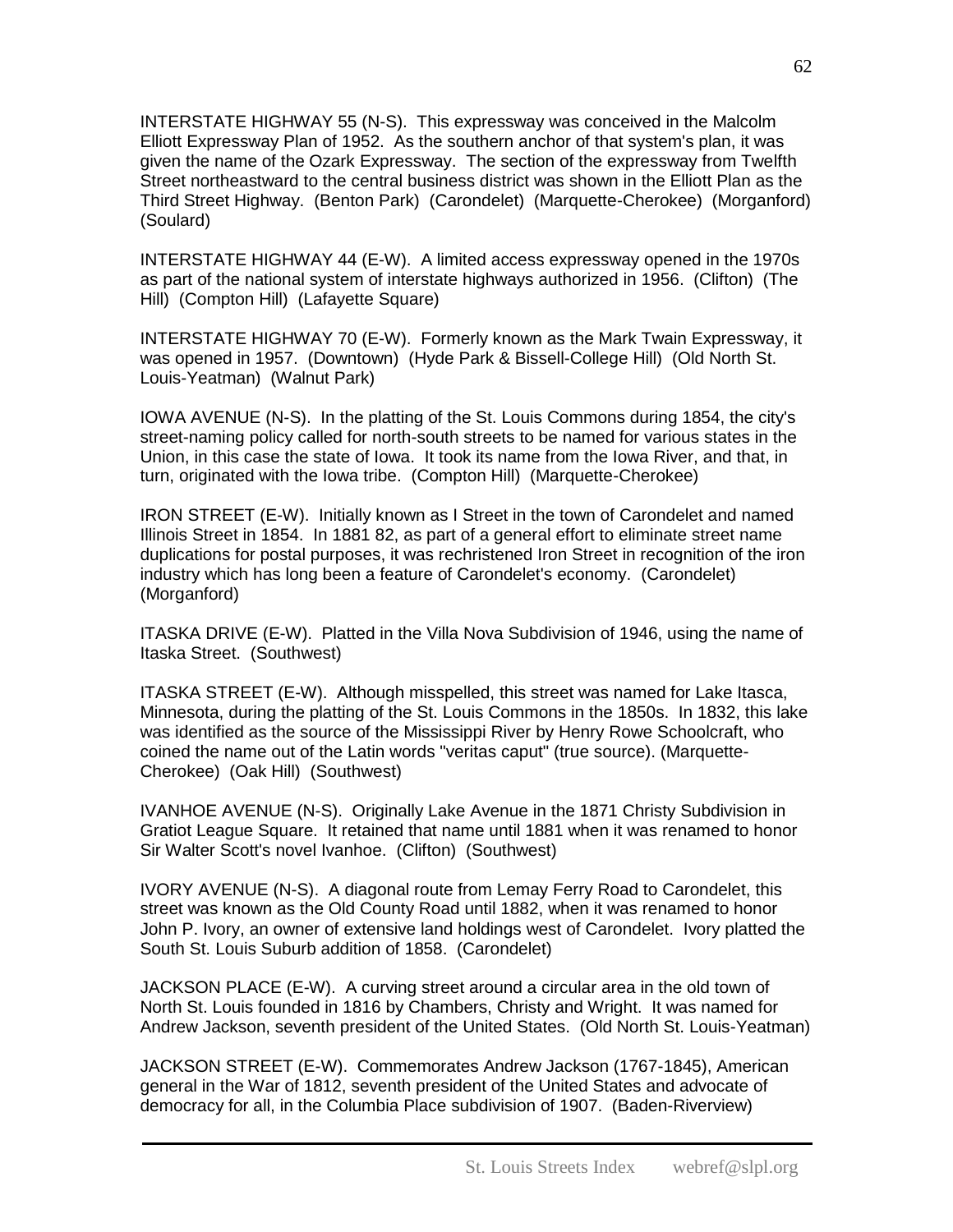INTERSTATE HIGHWAY 55 (N-S). This expressway was conceived in the Malcolm Elliott Expressway Plan of 1952. As the southern anchor of that system's plan, it was given the name of the Ozark Expressway. The section of the expressway from Twelfth Street northeastward to the central business district was shown in the Elliott Plan as the Third Street Highway. (Benton Park) (Carondelet) (Marquette-Cherokee) (Morganford) (Soulard)

INTERSTATE HIGHWAY 44 (E-W). A limited access expressway opened in the 1970s as part of the national system of interstate highways authorized in 1956. (Clifton) (The Hill) (Compton Hill) (Lafayette Square)

INTERSTATE HIGHWAY 70 (E-W). Formerly known as the Mark Twain Expressway, it was opened in 1957. (Downtown) (Hyde Park & Bissell-College Hill) (Old North St. Louis-Yeatman) (Walnut Park)

IOWA AVENUE (N-S). In the platting of the St. Louis Commons during 1854, the city's street-naming policy called for north-south streets to be named for various states in the Union, in this case the state of Iowa. It took its name from the Iowa River, and that, in turn, originated with the Iowa tribe. (Compton Hill) (Marquette-Cherokee)

IRON STREET (E-W). Initially known as I Street in the town of Carondelet and named Illinois Street in 1854. In 1881 82, as part of a general effort to eliminate street name duplications for postal purposes, it was rechristened Iron Street in recognition of the iron industry which has long been a feature of Carondelet's economy. (Carondelet) (Morganford)

ITASKA DRIVE (E-W). Platted in the Villa Nova Subdivision of 1946, using the name of Itaska Street. (Southwest)

ITASKA STREET (E-W). Although misspelled, this street was named for Lake Itasca, Minnesota, during the platting of the St. Louis Commons in the 1850s. In 1832, this lake was identified as the source of the Mississippi River by Henry Rowe Schoolcraft, who coined the name out of the Latin words "veritas caput" (true source). (Marquette-Cherokee) (Oak Hill) (Southwest)

IVANHOE AVENUE (N-S). Originally Lake Avenue in the 1871 Christy Subdivision in Gratiot League Square. It retained that name until 1881 when it was renamed to honor Sir Walter Scott's novel Ivanhoe. (Clifton) (Southwest)

IVORY AVENUE (N-S). A diagonal route from Lemay Ferry Road to Carondelet, this street was known as the Old County Road until 1882, when it was renamed to honor John P. Ivory, an owner of extensive land holdings west of Carondelet. Ivory platted the South St. Louis Suburb addition of 1858. (Carondelet)

JACKSON PLACE (E-W). A curving street around a circular area in the old town of North St. Louis founded in 1816 by Chambers, Christy and Wright. It was named for Andrew Jackson, seventh president of the United States. (Old North St. Louis-Yeatman)

JACKSON STREET (E-W). Commemorates Andrew Jackson (1767-1845), American general in the War of 1812, seventh president of the United States and advocate of democracy for all, in the Columbia Place subdivision of 1907. (Baden-Riverview)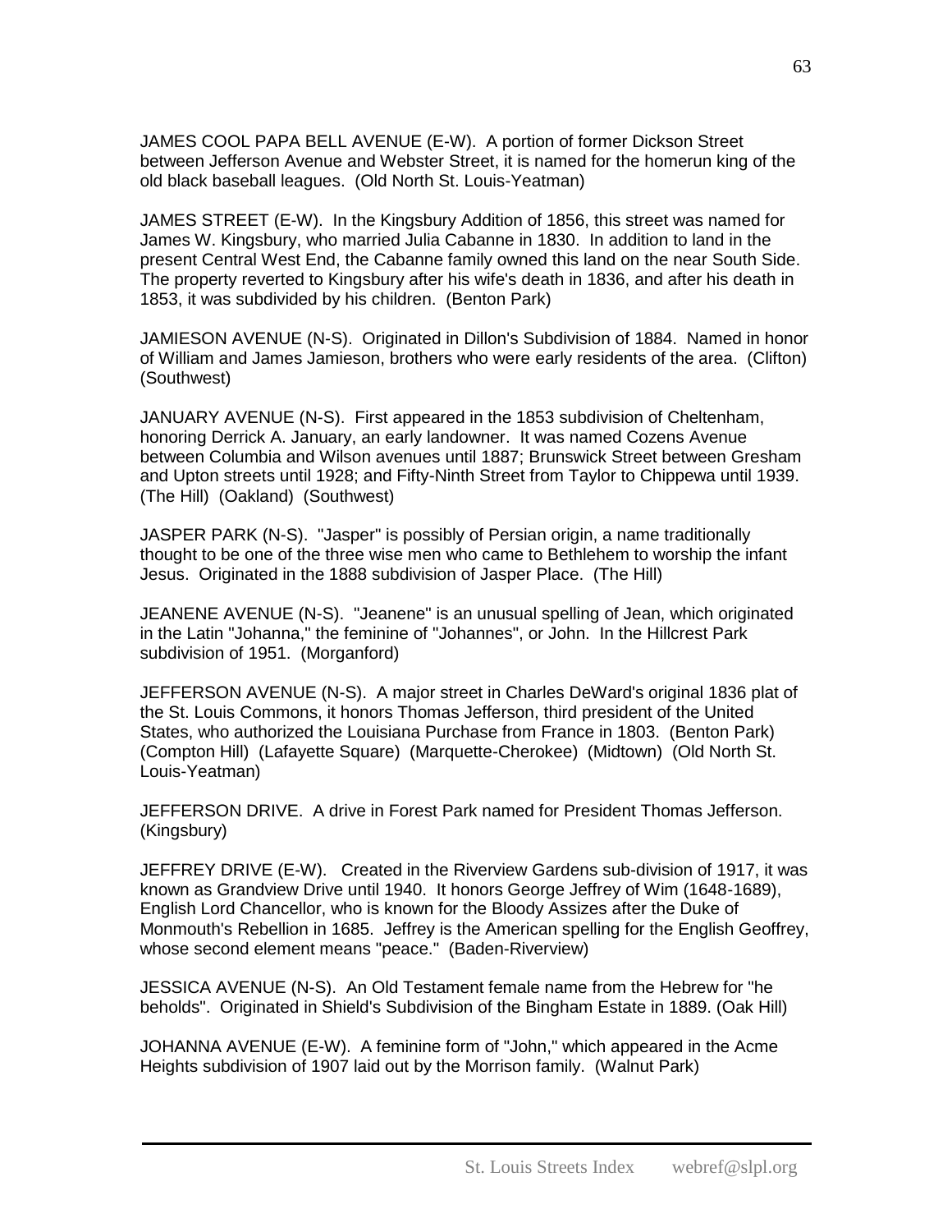JAMES COOL PAPA BELL AVENUE (E-W). A portion of former Dickson Street between Jefferson Avenue and Webster Street, it is named for the homerun king of the old black baseball leagues. (Old North St. Louis-Yeatman)

JAMES STREET (E-W). In the Kingsbury Addition of 1856, this street was named for James W. Kingsbury, who married Julia Cabanne in 1830. In addition to land in the present Central West End, the Cabanne family owned this land on the near South Side. The property reverted to Kingsbury after his wife's death in 1836, and after his death in 1853, it was subdivided by his children. (Benton Park)

JAMIESON AVENUE (N-S). Originated in Dillon's Subdivision of 1884. Named in honor of William and James Jamieson, brothers who were early residents of the area. (Clifton) (Southwest)

JANUARY AVENUE (N-S). First appeared in the 1853 subdivision of Cheltenham, honoring Derrick A. January, an early landowner. It was named Cozens Avenue between Columbia and Wilson avenues until 1887; Brunswick Street between Gresham and Upton streets until 1928; and Fifty-Ninth Street from Taylor to Chippewa until 1939. (The Hill) (Oakland) (Southwest)

JASPER PARK (N-S). "Jasper" is possibly of Persian origin, a name traditionally thought to be one of the three wise men who came to Bethlehem to worship the infant Jesus. Originated in the 1888 subdivision of Jasper Place. (The Hill)

JEANENE AVENUE (N-S). "Jeanene" is an unusual spelling of Jean, which originated in the Latin "Johanna," the feminine of "Johannes", or John. In the Hillcrest Park subdivision of 1951. (Morganford)

JEFFERSON AVENUE (N-S). A major street in Charles DeWard's original 1836 plat of the St. Louis Commons, it honors Thomas Jefferson, third president of the United States, who authorized the Louisiana Purchase from France in 1803. (Benton Park) (Compton Hill) (Lafayette Square) (Marquette-Cherokee) (Midtown) (Old North St. Louis-Yeatman)

JEFFERSON DRIVE. A drive in Forest Park named for President Thomas Jefferson. (Kingsbury)

JEFFREY DRIVE (E-W). Created in the Riverview Gardens sub-division of 1917, it was known as Grandview Drive until 1940. It honors George Jeffrey of Wim (1648-1689), English Lord Chancellor, who is known for the Bloody Assizes after the Duke of Monmouth's Rebellion in 1685. Jeffrey is the American spelling for the English Geoffrey, whose second element means "peace." (Baden-Riverview)

JESSICA AVENUE (N-S). An Old Testament female name from the Hebrew for "he beholds". Originated in Shield's Subdivision of the Bingham Estate in 1889. (Oak Hill)

JOHANNA AVENUE (E-W). A feminine form of "John," which appeared in the Acme Heights subdivision of 1907 laid out by the Morrison family. (Walnut Park)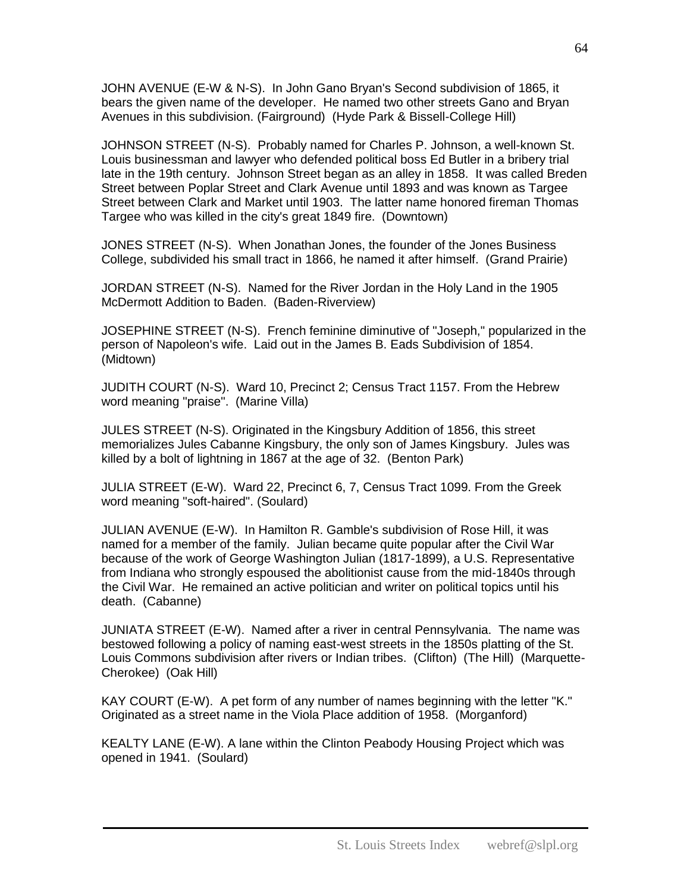JOHN AVENUE (E-W & N-S). In John Gano Bryan's Second subdivision of 1865, it bears the given name of the developer. He named two other streets Gano and Bryan Avenues in this subdivision. (Fairground) (Hyde Park & Bissell-College Hill)

JOHNSON STREET (N-S). Probably named for Charles P. Johnson, a well-known St. Louis businessman and lawyer who defended political boss Ed Butler in a bribery trial late in the 19th century. Johnson Street began as an alley in 1858. It was called Breden Street between Poplar Street and Clark Avenue until 1893 and was known as Targee Street between Clark and Market until 1903. The latter name honored fireman Thomas Targee who was killed in the city's great 1849 fire. (Downtown)

JONES STREET (N-S). When Jonathan Jones, the founder of the Jones Business College, subdivided his small tract in 1866, he named it after himself. (Grand Prairie)

JORDAN STREET (N-S). Named for the River Jordan in the Holy Land in the 1905 McDermott Addition to Baden. (Baden-Riverview)

JOSEPHINE STREET (N-S). French feminine diminutive of "Joseph," popularized in the person of Napoleon's wife. Laid out in the James B. Eads Subdivision of 1854. (Midtown)

JUDITH COURT (N-S). Ward 10, Precinct 2; Census Tract 1157. From the Hebrew word meaning "praise". (Marine Villa)

JULES STREET (N-S). Originated in the Kingsbury Addition of 1856, this street memorializes Jules Cabanne Kingsbury, the only son of James Kingsbury. Jules was killed by a bolt of lightning in 1867 at the age of 32. (Benton Park)

JULIA STREET (E-W). Ward 22, Precinct 6, 7, Census Tract 1099. From the Greek word meaning "soft-haired". (Soulard)

JULIAN AVENUE (E-W). In Hamilton R. Gamble's subdivision of Rose Hill, it was named for a member of the family. Julian became quite popular after the Civil War because of the work of George Washington Julian (1817-1899), a U.S. Representative from Indiana who strongly espoused the abolitionist cause from the mid-1840s through the Civil War. He remained an active politician and writer on political topics until his death. (Cabanne)

JUNIATA STREET (E-W). Named after a river in central Pennsylvania. The name was bestowed following a policy of naming east-west streets in the 1850s platting of the St. Louis Commons subdivision after rivers or Indian tribes. (Clifton) (The Hill) (Marquette-Cherokee) (Oak Hill)

KAY COURT (E-W). A pet form of any number of names beginning with the letter "K." Originated as a street name in the Viola Place addition of 1958. (Morganford)

KEALTY LANE (E-W). A lane within the Clinton Peabody Housing Project which was opened in 1941. (Soulard)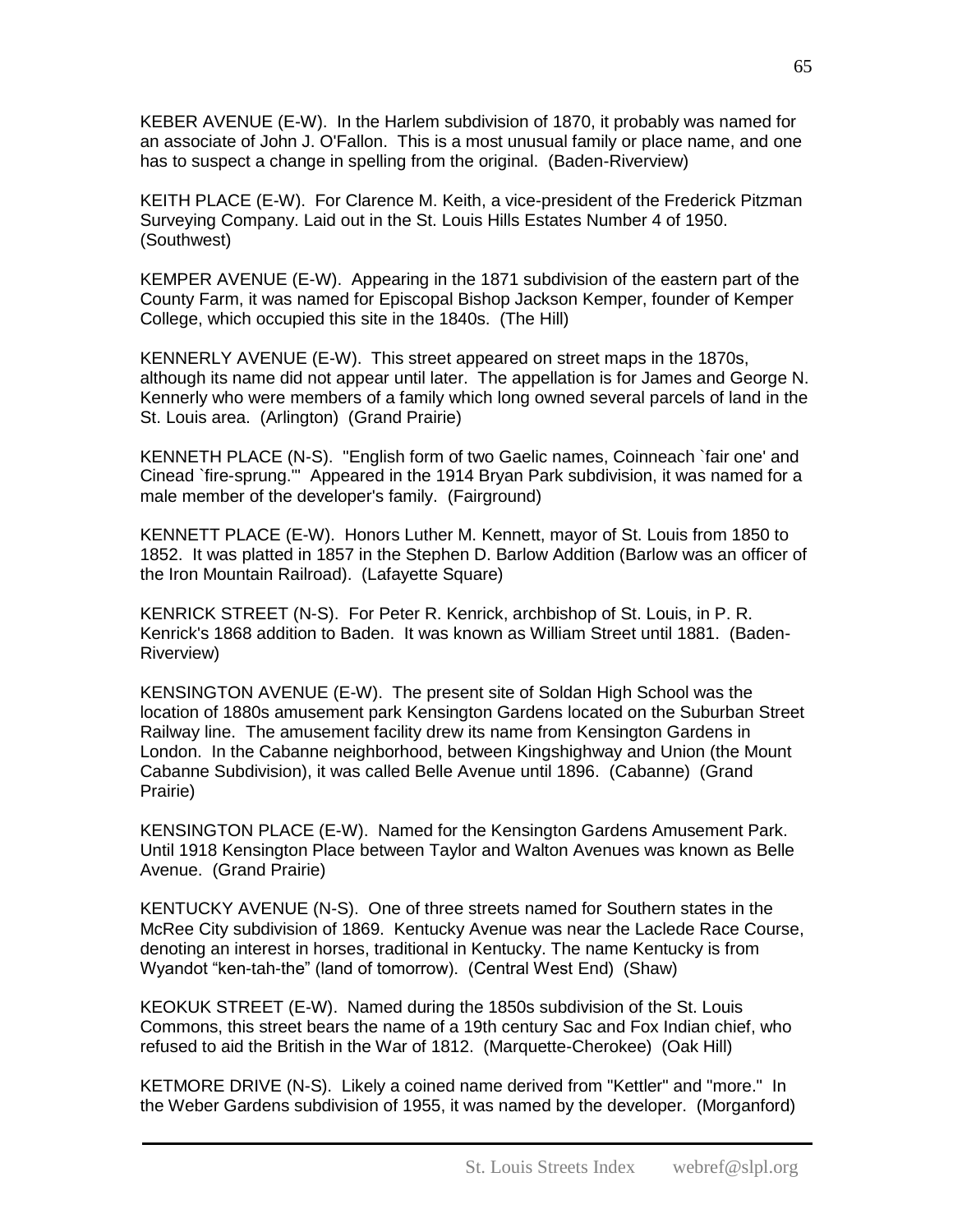KEBER AVENUE (E-W). In the Harlem subdivision of 1870, it probably was named for an associate of John J. O'Fallon. This is a most unusual family or place name, and one has to suspect a change in spelling from the original. (Baden-Riverview)

KEITH PLACE (E-W). For Clarence M. Keith, a vice-president of the Frederick Pitzman Surveying Company. Laid out in the St. Louis Hills Estates Number 4 of 1950. (Southwest)

KEMPER AVENUE (E-W). Appearing in the 1871 subdivision of the eastern part of the County Farm, it was named for Episcopal Bishop Jackson Kemper, founder of Kemper College, which occupied this site in the 1840s. (The Hill)

KENNERLY AVENUE (E-W). This street appeared on street maps in the 1870s, although its name did not appear until later. The appellation is for James and George N. Kennerly who were members of a family which long owned several parcels of land in the St. Louis area. (Arlington) (Grand Prairie)

KENNETH PLACE (N-S). "English form of two Gaelic names, Coinneach `fair one' and Cinead `fire-sprung.'" Appeared in the 1914 Bryan Park subdivision, it was named for a male member of the developer's family. (Fairground)

KENNETT PLACE (E-W). Honors Luther M. Kennett, mayor of St. Louis from 1850 to 1852. It was platted in 1857 in the Stephen D. Barlow Addition (Barlow was an officer of the Iron Mountain Railroad). (Lafayette Square)

KENRICK STREET (N-S). For Peter R. Kenrick, archbishop of St. Louis, in P. R. Kenrick's 1868 addition to Baden. It was known as William Street until 1881. (Baden-Riverview)

KENSINGTON AVENUE (E-W). The present site of Soldan High School was the location of 1880s amusement park Kensington Gardens located on the Suburban Street Railway line. The amusement facility drew its name from Kensington Gardens in London. In the Cabanne neighborhood, between Kingshighway and Union (the Mount Cabanne Subdivision), it was called Belle Avenue until 1896. (Cabanne) (Grand Prairie)

KENSINGTON PLACE (E-W). Named for the Kensington Gardens Amusement Park. Until 1918 Kensington Place between Taylor and Walton Avenues was known as Belle Avenue. (Grand Prairie)

KENTUCKY AVENUE (N-S). One of three streets named for Southern states in the McRee City subdivision of 1869. Kentucky Avenue was near the Laclede Race Course, denoting an interest in horses, traditional in Kentucky. The name Kentucky is from Wyandot "ken-tah-the" (land of tomorrow). (Central West End) (Shaw)

KEOKUK STREET (E-W). Named during the 1850s subdivision of the St. Louis Commons, this street bears the name of a 19th century Sac and Fox Indian chief, who refused to aid the British in the War of 1812. (Marquette-Cherokee) (Oak Hill)

KETMORE DRIVE (N-S). Likely a coined name derived from "Kettler" and "more." In the Weber Gardens subdivision of 1955, it was named by the developer. (Morganford)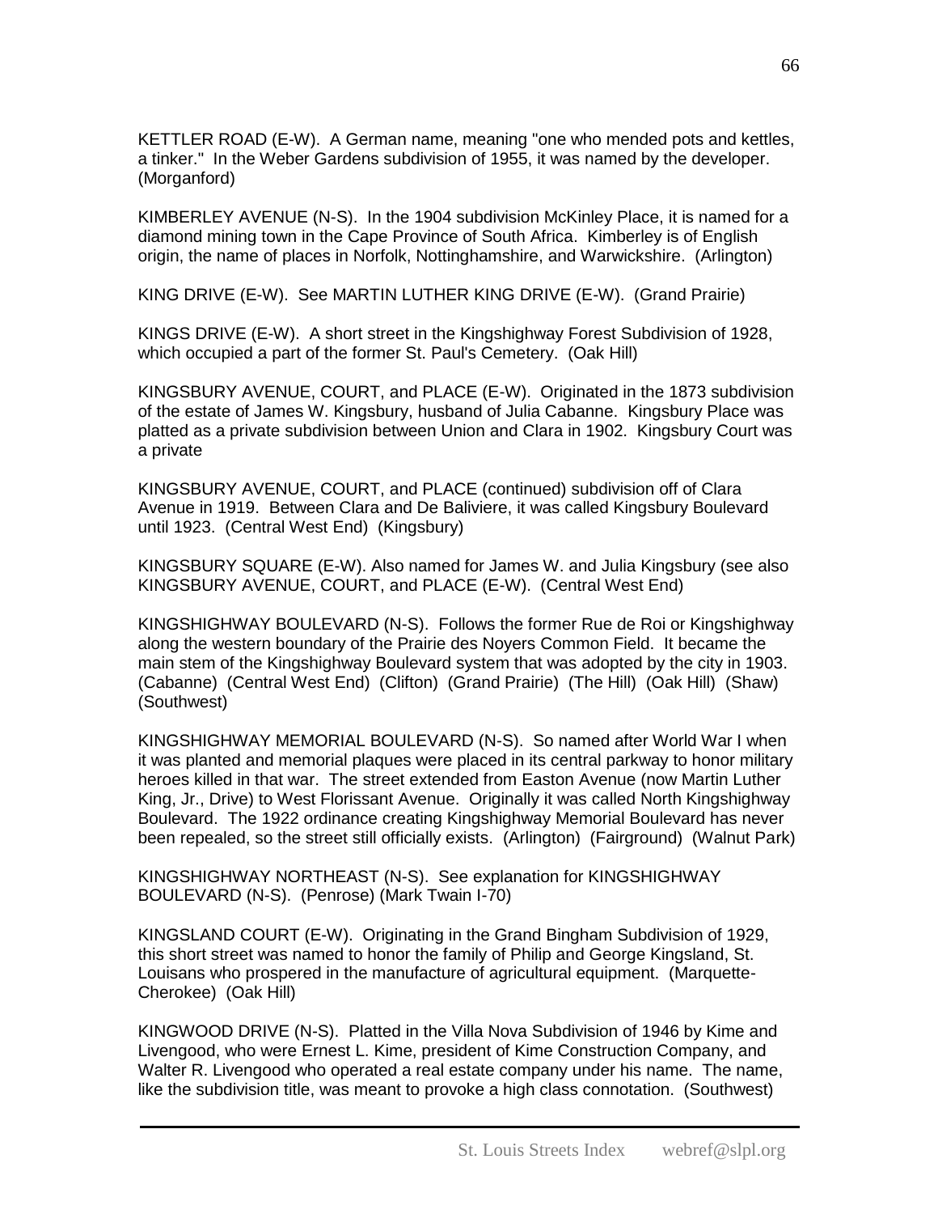KETTLER ROAD (E-W). A German name, meaning "one who mended pots and kettles, a tinker." In the Weber Gardens subdivision of 1955, it was named by the developer. (Morganford)

KIMBERLEY AVENUE (N-S). In the 1904 subdivision McKinley Place, it is named for a diamond mining town in the Cape Province of South Africa. Kimberley is of English origin, the name of places in Norfolk, Nottinghamshire, and Warwickshire. (Arlington)

KING DRIVE (E-W). See MARTIN LUTHER KING DRIVE (E-W). (Grand Prairie)

KINGS DRIVE (E-W). A short street in the Kingshighway Forest Subdivision of 1928, which occupied a part of the former St. Paul's Cemetery. (Oak Hill)

KINGSBURY AVENUE, COURT, and PLACE (E-W). Originated in the 1873 subdivision of the estate of James W. Kingsbury, husband of Julia Cabanne. Kingsbury Place was platted as a private subdivision between Union and Clara in 1902. Kingsbury Court was a private

KINGSBURY AVENUE, COURT, and PLACE (continued) subdivision off of Clara Avenue in 1919. Between Clara and De Baliviere, it was called Kingsbury Boulevard until 1923. (Central West End) (Kingsbury)

KINGSBURY SQUARE (E-W). Also named for James W. and Julia Kingsbury (see also KINGSBURY AVENUE, COURT, and PLACE (E-W). (Central West End)

KINGSHIGHWAY BOULEVARD (N-S). Follows the former Rue de Roi or Kingshighway along the western boundary of the Prairie des Noyers Common Field. It became the main stem of the Kingshighway Boulevard system that was adopted by the city in 1903. (Cabanne) (Central West End) (Clifton) (Grand Prairie) (The Hill) (Oak Hill) (Shaw) (Southwest)

KINGSHIGHWAY MEMORIAL BOULEVARD (N-S). So named after World War I when it was planted and memorial plaques were placed in its central parkway to honor military heroes killed in that war. The street extended from Easton Avenue (now Martin Luther King, Jr., Drive) to West Florissant Avenue. Originally it was called North Kingshighway Boulevard. The 1922 ordinance creating Kingshighway Memorial Boulevard has never been repealed, so the street still officially exists. (Arlington) (Fairground) (Walnut Park)

KINGSHIGHWAY NORTHEAST (N-S). See explanation for KINGSHIGHWAY BOULEVARD (N-S). (Penrose) (Mark Twain I-70)

KINGSLAND COURT (E-W). Originating in the Grand Bingham Subdivision of 1929, this short street was named to honor the family of Philip and George Kingsland, St. Louisans who prospered in the manufacture of agricultural equipment. (Marquette-Cherokee) (Oak Hill)

KINGWOOD DRIVE (N-S). Platted in the Villa Nova Subdivision of 1946 by Kime and Livengood, who were Ernest L. Kime, president of Kime Construction Company, and Walter R. Livengood who operated a real estate company under his name. The name, like the subdivision title, was meant to provoke a high class connotation. (Southwest)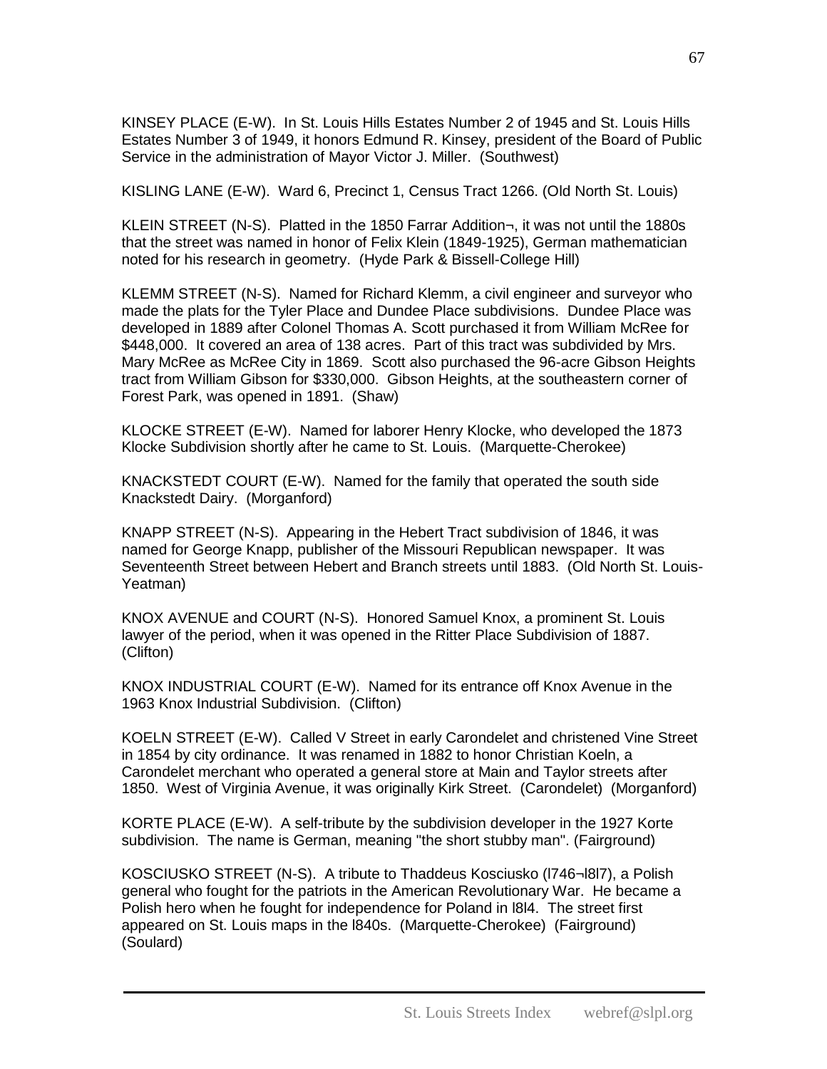KINSEY PLACE (E-W). In St. Louis Hills Estates Number 2 of 1945 and St. Louis Hills Estates Number 3 of 1949, it honors Edmund R. Kinsey, president of the Board of Public Service in the administration of Mayor Victor J. Miller. (Southwest)

KISLING LANE (E-W). Ward 6, Precinct 1, Census Tract 1266. (Old North St. Louis)

KLEIN STREET (N-S). Platted in the 1850 Farrar Addition¬, it was not until the 1880s that the street was named in honor of Felix Klein (1849-1925), German mathematician noted for his research in geometry. (Hyde Park & Bissell-College Hill)

KLEMM STREET (N-S). Named for Richard Klemm, a civil engineer and surveyor who made the plats for the Tyler Place and Dundee Place subdivisions. Dundee Place was developed in 1889 after Colonel Thomas A. Scott purchased it from William McRee for $448,000. It covered an area of 138 acres. Part of this tract was subdivided by Mrs. Mary McRee as McRee City in 1869. Scott also purchased the 96-acre Gibson Heights tract from William Gibson for $330,000. Gibson Heights, at the southeastern corner of Forest Park, was opened in 1891. (Shaw)

KLOCKE STREET (E-W). Named for laborer Henry Klocke, who developed the 1873 Klocke Subdivision shortly after he came to St. Louis. (Marquette-Cherokee)

KNACKSTEDT COURT (E-W). Named for the family that operated the south side Knackstedt Dairy. (Morganford)

KNAPP STREET (N-S). Appearing in the Hebert Tract subdivision of 1846, it was named for George Knapp, publisher of the Missouri Republican newspaper. It was Seventeenth Street between Hebert and Branch streets until 1883. (Old North St. Louis-Yeatman)

KNOX AVENUE and COURT (N-S). Honored Samuel Knox, a prominent St. Louis lawyer of the period, when it was opened in the Ritter Place Subdivision of 1887. (Clifton)

KNOX INDUSTRIAL COURT (E-W). Named for its entrance off Knox Avenue in the 1963 Knox Industrial Subdivision. (Clifton)

KOELN STREET (E-W). Called V Street in early Carondelet and christened Vine Street in 1854 by city ordinance. It was renamed in 1882 to honor Christian Koeln, a Carondelet merchant who operated a general store at Main and Taylor streets after 1850. West of Virginia Avenue, it was originally Kirk Street. (Carondelet) (Morganford)

KORTE PLACE (E-W). A self-tribute by the subdivision developer in the 1927 Korte subdivision. The name is German, meaning "the short stubby man". (Fairground)

KOSCIUSKO STREET (N-S). A tribute to Thaddeus Kosciusko (l746¬l8l7), a Polish general who fought for the patriots in the American Revolutionary War. He became a Polish hero when he fought for independence for Poland in l8l4. The street first appeared on St. Louis maps in the l840s. (Marquette-Cherokee) (Fairground) (Soulard)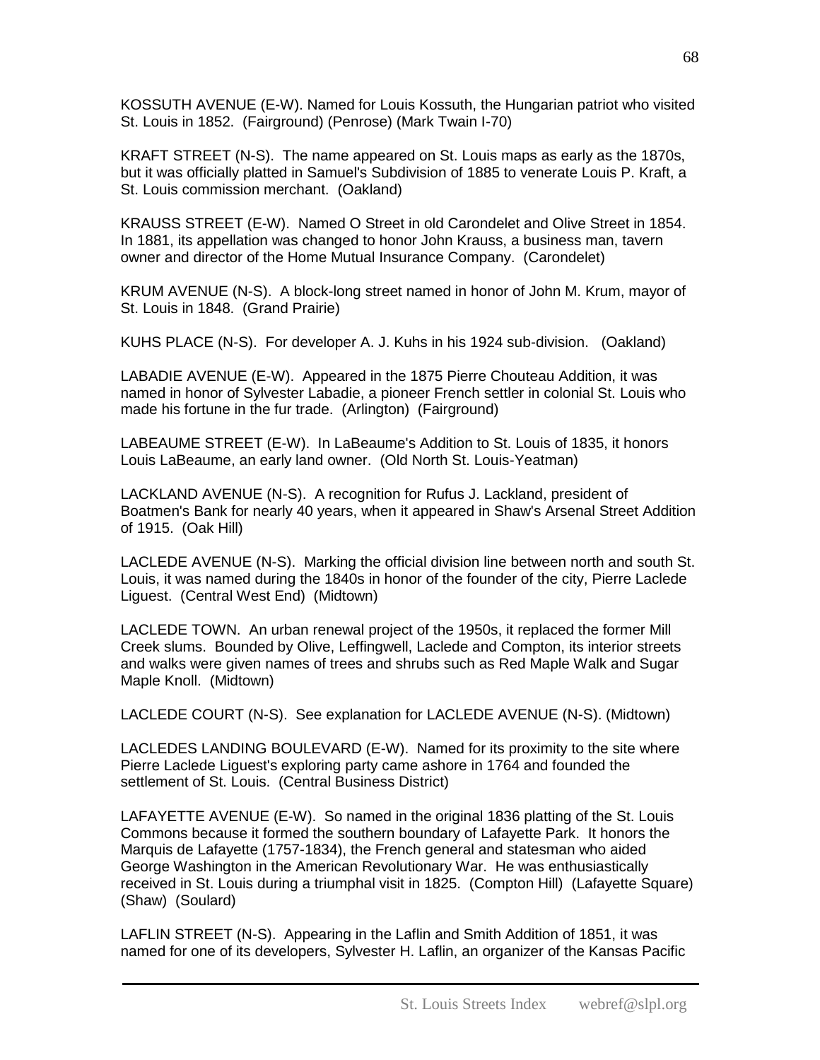KOSSUTH AVENUE (E-W). Named for Louis Kossuth, the Hungarian patriot who visited St. Louis in 1852. (Fairground) (Penrose) (Mark Twain I-70)

KRAFT STREET (N-S). The name appeared on St. Louis maps as early as the 1870s, but it was officially platted in Samuel's Subdivision of 1885 to venerate Louis P. Kraft, a St. Louis commission merchant. (Oakland)

KRAUSS STREET (E-W). Named O Street in old Carondelet and Olive Street in 1854. In 1881, its appellation was changed to honor John Krauss, a business man, tavern owner and director of the Home Mutual Insurance Company. (Carondelet)

KRUM AVENUE (N-S). A block-long street named in honor of John M. Krum, mayor of St. Louis in 1848. (Grand Prairie)

KUHS PLACE (N-S). For developer A. J. Kuhs in his 1924 sub-division. (Oakland)

LABADIE AVENUE (E-W). Appeared in the 1875 Pierre Chouteau Addition, it was named in honor of Sylvester Labadie, a pioneer French settler in colonial St. Louis who made his fortune in the fur trade. (Arlington) (Fairground)

LABEAUME STREET (E-W). In LaBeaume's Addition to St. Louis of 1835, it honors Louis LaBeaume, an early land owner. (Old North St. Louis-Yeatman)

LACKLAND AVENUE (N-S). A recognition for Rufus J. Lackland, president of Boatmen's Bank for nearly 40 years, when it appeared in Shaw's Arsenal Street Addition of 1915. (Oak Hill)

LACLEDE AVENUE (N-S). Marking the official division line between north and south St. Louis, it was named during the 1840s in honor of the founder of the city, Pierre Laclede Liguest. (Central West End) (Midtown)

LACLEDE TOWN. An urban renewal project of the 1950s, it replaced the former Mill Creek slums. Bounded by Olive, Leffingwell, Laclede and Compton, its interior streets and walks were given names of trees and shrubs such as Red Maple Walk and Sugar Maple Knoll. (Midtown)

LACLEDE COURT (N-S). See explanation for LACLEDE AVENUE (N-S). (Midtown)

LACLEDES LANDING BOULEVARD (E-W). Named for its proximity to the site where Pierre Laclede Liguest's exploring party came ashore in 1764 and founded the settlement of St. Louis. (Central Business District)

LAFAYETTE AVENUE (E-W). So named in the original 1836 platting of the St. Louis Commons because it formed the southern boundary of Lafayette Park. It honors the Marquis de Lafayette (1757-1834), the French general and statesman who aided George Washington in the American Revolutionary War. He was enthusiastically received in St. Louis during a triumphal visit in 1825. (Compton Hill) (Lafayette Square) (Shaw) (Soulard)

LAFLIN STREET (N-S). Appearing in the Laflin and Smith Addition of 1851, it was named for one of its developers, Sylvester H. Laflin, an organizer of the Kansas Pacific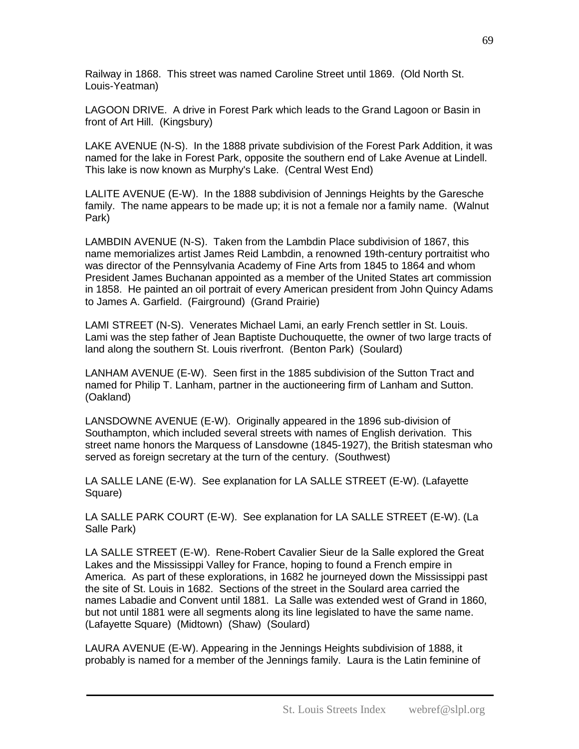Railway in 1868. This street was named Caroline Street until 1869. (Old North St. Louis-Yeatman)

LAGOON DRIVE. A drive in Forest Park which leads to the Grand Lagoon or Basin in front of Art Hill. (Kingsbury)

LAKE AVENUE (N-S). In the 1888 private subdivision of the Forest Park Addition, it was named for the lake in Forest Park, opposite the southern end of Lake Avenue at Lindell. This lake is now known as Murphy's Lake. (Central West End)

LALITE AVENUE (E-W). In the 1888 subdivision of Jennings Heights by the Garesche family. The name appears to be made up; it is not a female nor a family name. (Walnut Park)

LAMBDIN AVENUE (N-S). Taken from the Lambdin Place subdivision of 1867, this name memorializes artist James Reid Lambdin, a renowned 19th-century portraitist who was director of the Pennsylvania Academy of Fine Arts from 1845 to 1864 and whom President James Buchanan appointed as a member of the United States art commission in 1858. He painted an oil portrait of every American president from John Quincy Adams to James A. Garfield. (Fairground) (Grand Prairie)

LAMI STREET (N-S). Venerates Michael Lami, an early French settler in St. Louis. Lami was the step father of Jean Baptiste Duchouquette, the owner of two large tracts of land along the southern St. Louis riverfront. (Benton Park) (Soulard)

LANHAM AVENUE (E-W). Seen first in the 1885 subdivision of the Sutton Tract and named for Philip T. Lanham, partner in the auctioneering firm of Lanham and Sutton. (Oakland)

LANSDOWNE AVENUE (E-W). Originally appeared in the 1896 sub-division of Southampton, which included several streets with names of English derivation. This street name honors the Marquess of Lansdowne (1845-1927), the British statesman who served as foreign secretary at the turn of the century. (Southwest)

LA SALLE LANE (E-W). See explanation for LA SALLE STREET (E-W). (Lafayette Square)

LA SALLE PARK COURT (E-W). See explanation for LA SALLE STREET (E-W). (La Salle Park)

LA SALLE STREET (E-W). Rene-Robert Cavalier Sieur de la Salle explored the Great Lakes and the Mississippi Valley for France, hoping to found a French empire in America. As part of these explorations, in 1682 he journeyed down the Mississippi past the site of St. Louis in 1682. Sections of the street in the Soulard area carried the names Labadie and Convent until 1881. La Salle was extended west of Grand in 1860, but not until 1881 were all segments along its line legislated to have the same name. (Lafayette Square) (Midtown) (Shaw) (Soulard)

LAURA AVENUE (E-W). Appearing in the Jennings Heights subdivision of 1888, it probably is named for a member of the Jennings family. Laura is the Latin feminine of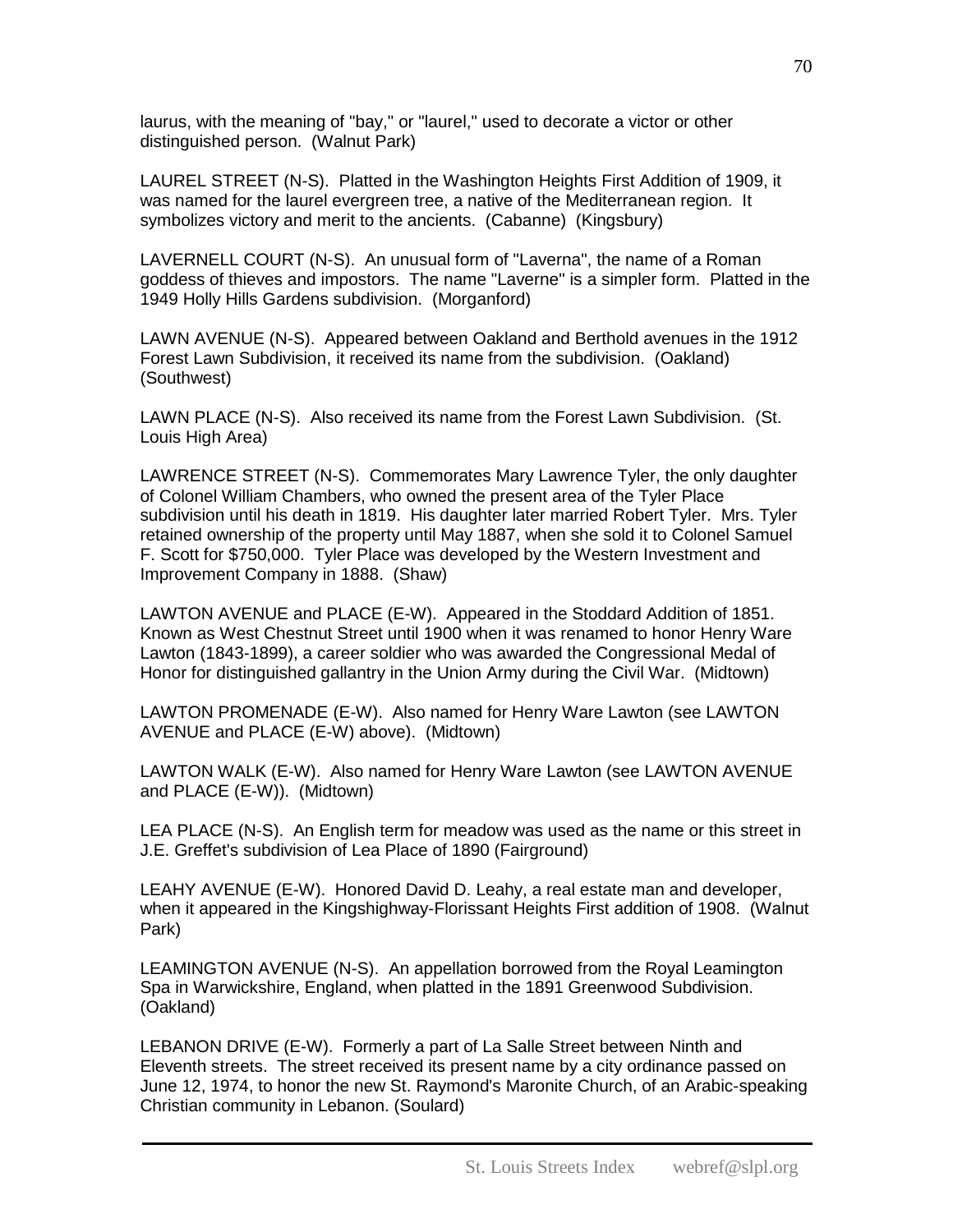laurus, with the meaning of "bay," or "laurel," used to decorate a victor or other distinguished person. (Walnut Park)

LAUREL STREET (N-S). Platted in the Washington Heights First Addition of 1909, it was named for the laurel evergreen tree, a native of the Mediterranean region. It symbolizes victory and merit to the ancients. (Cabanne) (Kingsbury)

LAVERNELL COURT (N-S). An unusual form of "Laverna", the name of a Roman goddess of thieves and impostors. The name "Laverne" is a simpler form. Platted in the 1949 Holly Hills Gardens subdivision. (Morganford)

LAWN AVENUE (N-S). Appeared between Oakland and Berthold avenues in the 1912 Forest Lawn Subdivision, it received its name from the subdivision. (Oakland) (Southwest)

LAWN PLACE (N-S). Also received its name from the Forest Lawn Subdivision. (St. Louis High Area)

LAWRENCE STREET (N-S). Commemorates Mary Lawrence Tyler, the only daughter of Colonel William Chambers, who owned the present area of the Tyler Place subdivision until his death in 1819. His daughter later married Robert Tyler. Mrs. Tyler retained ownership of the property until May 1887, when she sold it to Colonel Samuel F. Scott for $750,000. Tyler Place was developed by the Western Investment and Improvement Company in 1888. (Shaw)

LAWTON AVENUE and PLACE (E-W). Appeared in the Stoddard Addition of 1851. Known as West Chestnut Street until 1900 when it was renamed to honor Henry Ware Lawton (1843-1899), a career soldier who was awarded the Congressional Medal of Honor for distinguished gallantry in the Union Army during the Civil War. (Midtown)

LAWTON PROMENADE (E-W). Also named for Henry Ware Lawton (see LAWTON AVENUE and PLACE (E-W) above). (Midtown)

LAWTON WALK (E-W). Also named for Henry Ware Lawton (see LAWTON AVENUE and PLACE (E-W)). (Midtown)

LEA PLACE (N-S). An English term for meadow was used as the name or this street in J.E. Greffet's subdivision of Lea Place of 1890 (Fairground)

LEAHY AVENUE (E-W). Honored David D. Leahy, a real estate man and developer, when it appeared in the Kingshighway-Florissant Heights First addition of 1908. (Walnut Park)

LEAMINGTON AVENUE (N-S). An appellation borrowed from the Royal Leamington Spa in Warwickshire, England, when platted in the 1891 Greenwood Subdivision. (Oakland)

LEBANON DRIVE (E-W). Formerly a part of La Salle Street between Ninth and Eleventh streets. The street received its present name by a city ordinance passed on June 12, 1974, to honor the new St. Raymond's Maronite Church, of an Arabic-speaking Christian community in Lebanon. (Soulard)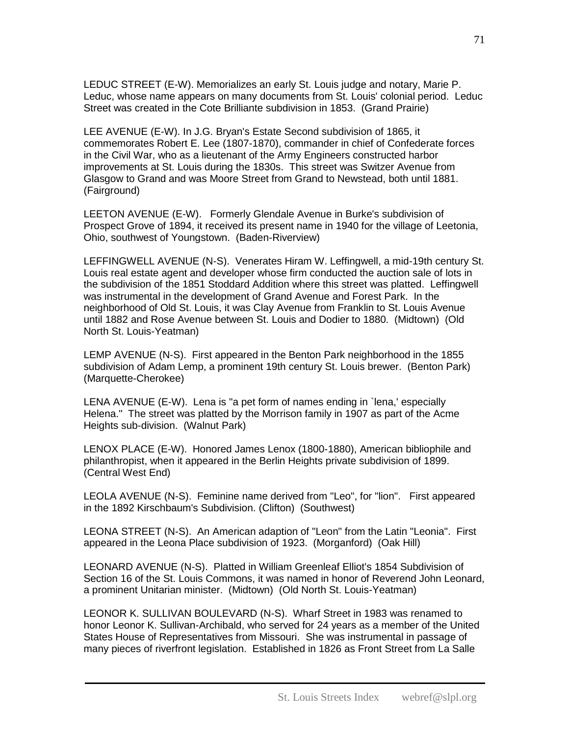LEDUC STREET (E-W). Memorializes an early St. Louis judge and notary, Marie P. Leduc, whose name appears on many documents from St. Louis' colonial period. Leduc Street was created in the Cote Brilliante subdivision in 1853. (Grand Prairie)

LEE AVENUE (E-W). In J.G. Bryan's Estate Second subdivision of 1865, it commemorates Robert E. Lee (1807-1870), commander in chief of Confederate forces in the Civil War, who as a lieutenant of the Army Engineers constructed harbor improvements at St. Louis during the 1830s. This street was Switzer Avenue from Glasgow to Grand and was Moore Street from Grand to Newstead, both until 1881. (Fairground)

LEETON AVENUE (E-W). Formerly Glendale Avenue in Burke's subdivision of Prospect Grove of 1894, it received its present name in 1940 for the village of Leetonia, Ohio, southwest of Youngstown. (Baden-Riverview)

LEFFINGWELL AVENUE (N-S). Venerates Hiram W. Leffingwell, a mid-19th century St. Louis real estate agent and developer whose firm conducted the auction sale of lots in the subdivision of the 1851 Stoddard Addition where this street was platted. Leffingwell was instrumental in the development of Grand Avenue and Forest Park. In the neighborhood of Old St. Louis, it was Clay Avenue from Franklin to St. Louis Avenue until 1882 and Rose Avenue between St. Louis and Dodier to 1880. (Midtown) (Old North St. Louis-Yeatman)

LEMP AVENUE (N-S). First appeared in the Benton Park neighborhood in the 1855 subdivision of Adam Lemp, a prominent 19th century St. Louis brewer. (Benton Park) (Marquette-Cherokee)

LENA AVENUE (E-W). Lena is "a pet form of names ending in `lena,' especially Helena." The street was platted by the Morrison family in 1907 as part of the Acme Heights sub-division. (Walnut Park)

LENOX PLACE (E-W). Honored James Lenox (1800-1880), American bibliophile and philanthropist, when it appeared in the Berlin Heights private subdivision of 1899. (Central West End)

LEOLA AVENUE (N-S). Feminine name derived from "Leo", for "lion". First appeared in the 1892 Kirschbaum's Subdivision. (Clifton) (Southwest)

LEONA STREET (N-S). An American adaption of "Leon" from the Latin "Leonia". First appeared in the Leona Place subdivision of 1923. (Morganford) (Oak Hill)

LEONARD AVENUE (N-S). Platted in William Greenleaf Elliot's 1854 Subdivision of Section 16 of the St. Louis Commons, it was named in honor of Reverend John Leonard, a prominent Unitarian minister. (Midtown) (Old North St. Louis-Yeatman)

LEONOR K. SULLIVAN BOULEVARD (N-S). Wharf Street in 1983 was renamed to honor Leonor K. Sullivan-Archibald, who served for 24 years as a member of the United States House of Representatives from Missouri. She was instrumental in passage of many pieces of riverfront legislation. Established in 1826 as Front Street from La Salle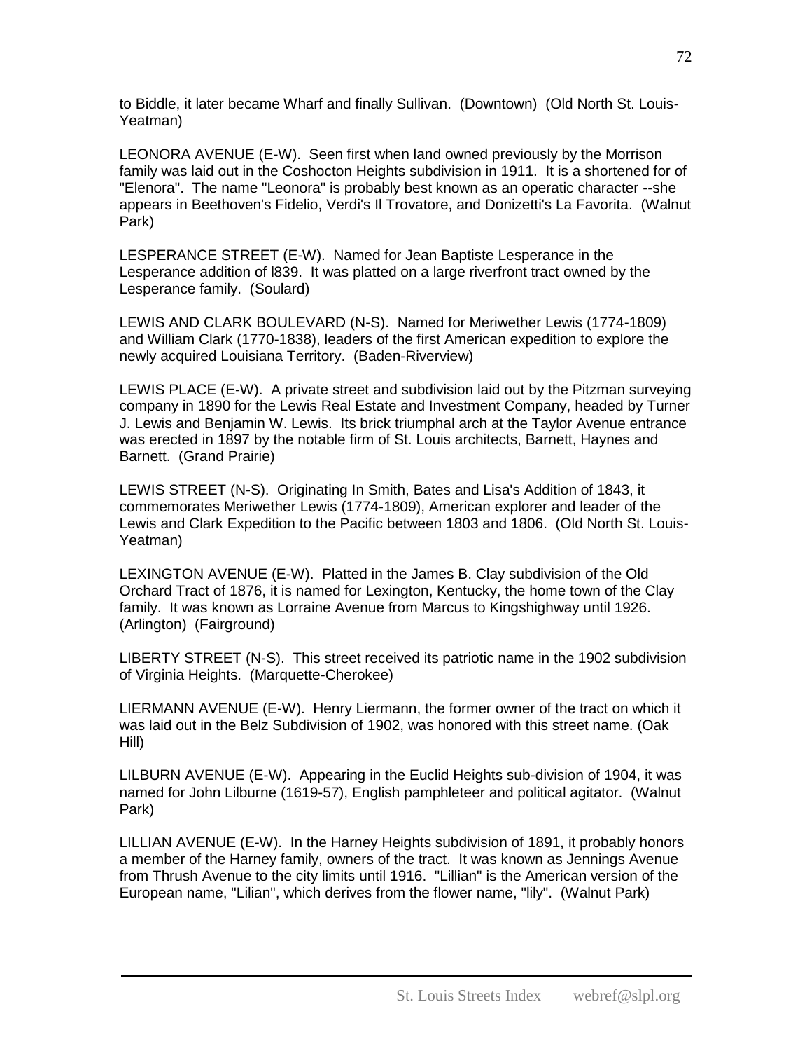to Biddle, it later became Wharf and finally Sullivan. (Downtown) (Old North St. Louis-Yeatman)

LEONORA AVENUE (E-W). Seen first when land owned previously by the Morrison family was laid out in the Coshocton Heights subdivision in 1911. It is a shortened for of "Elenora". The name "Leonora" is probably best known as an operatic character --she appears in Beethoven's Fidelio, Verdi's Il Trovatore, and Donizetti's La Favorita. (Walnut Park)

LESPERANCE STREET (E-W). Named for Jean Baptiste Lesperance in the Lesperance addition of l839. It was platted on a large riverfront tract owned by the Lesperance family. (Soulard)

LEWIS AND CLARK BOULEVARD (N-S). Named for Meriwether Lewis (1774-1809) and William Clark (1770-1838), leaders of the first American expedition to explore the newly acquired Louisiana Territory. (Baden-Riverview)

LEWIS PLACE (E-W). A private street and subdivision laid out by the Pitzman surveying company in 1890 for the Lewis Real Estate and Investment Company, headed by Turner J. Lewis and Benjamin W. Lewis. Its brick triumphal arch at the Taylor Avenue entrance was erected in 1897 by the notable firm of St. Louis architects, Barnett, Haynes and Barnett. (Grand Prairie)

LEWIS STREET (N-S). Originating In Smith, Bates and Lisa's Addition of 1843, it commemorates Meriwether Lewis (1774-1809), American explorer and leader of the Lewis and Clark Expedition to the Pacific between 1803 and 1806. (Old North St. Louis-Yeatman)

LEXINGTON AVENUE (E-W). Platted in the James B. Clay subdivision of the Old Orchard Tract of 1876, it is named for Lexington, Kentucky, the home town of the Clay family. It was known as Lorraine Avenue from Marcus to Kingshighway until 1926. (Arlington) (Fairground)

LIBERTY STREET (N-S). This street received its patriotic name in the 1902 subdivision of Virginia Heights. (Marquette-Cherokee)

LIERMANN AVENUE (E-W). Henry Liermann, the former owner of the tract on which it was laid out in the Belz Subdivision of 1902, was honored with this street name. (Oak Hill)

LILBURN AVENUE (E-W). Appearing in the Euclid Heights sub-division of 1904, it was named for John Lilburne (1619-57), English pamphleteer and political agitator. (Walnut Park)

LILLIAN AVENUE (E-W). In the Harney Heights subdivision of 1891, it probably honors a member of the Harney family, owners of the tract. It was known as Jennings Avenue from Thrush Avenue to the city limits until 1916. "Lillian" is the American version of the European name, "Lilian", which derives from the flower name, "lily". (Walnut Park)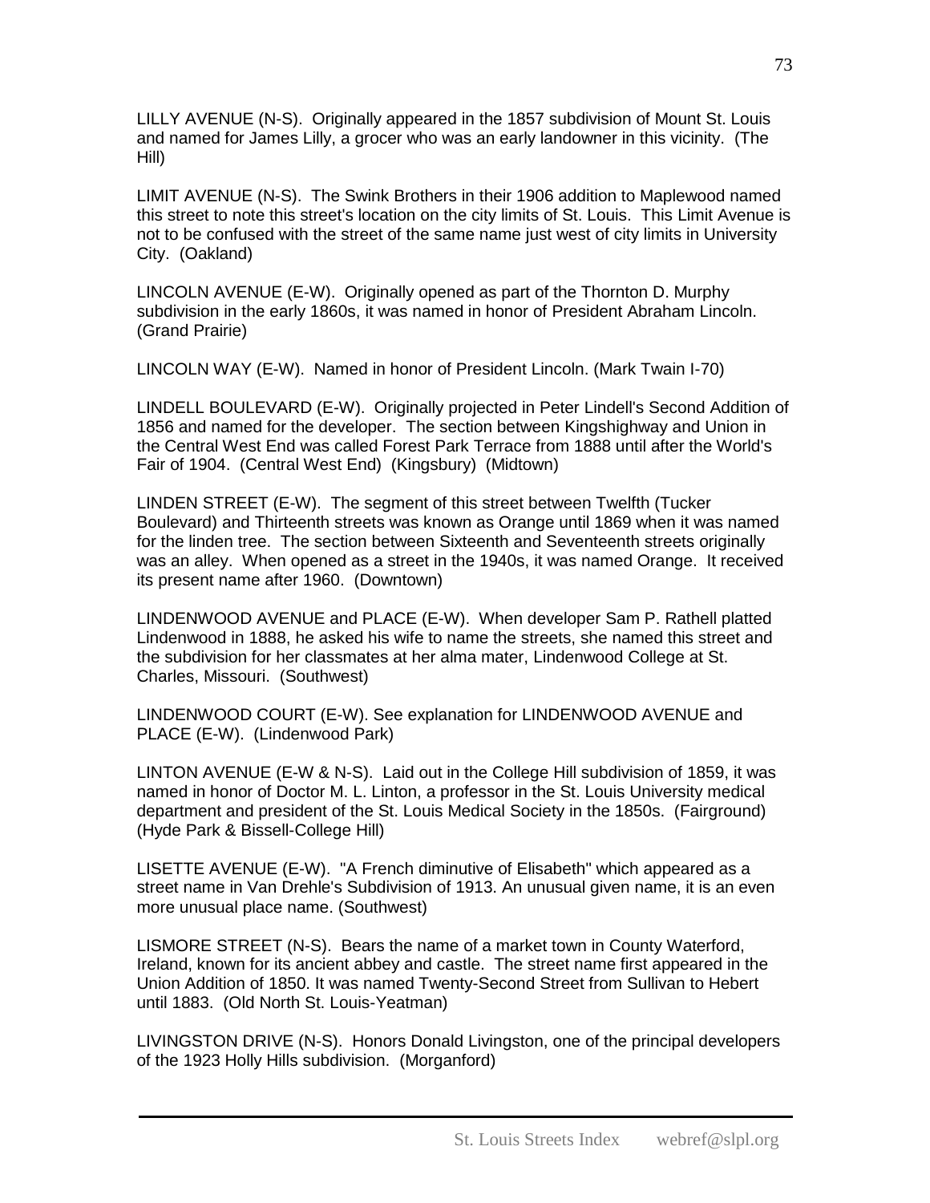LILLY AVENUE (N-S). Originally appeared in the 1857 subdivision of Mount St. Louis and named for James Lilly, a grocer who was an early landowner in this vicinity. (The Hill)

LIMIT AVENUE (N-S). The Swink Brothers in their 1906 addition to Maplewood named this street to note this street's location on the city limits of St. Louis. This Limit Avenue is not to be confused with the street of the same name just west of city limits in University City. (Oakland)

LINCOLN AVENUE (E-W). Originally opened as part of the Thornton D. Murphy subdivision in the early 1860s, it was named in honor of President Abraham Lincoln. (Grand Prairie)

LINCOLN WAY (E-W). Named in honor of President Lincoln. (Mark Twain I-70)

LINDELL BOULEVARD (E-W). Originally projected in Peter Lindell's Second Addition of 1856 and named for the developer. The section between Kingshighway and Union in the Central West End was called Forest Park Terrace from 1888 until after the World's Fair of 1904. (Central West End) (Kingsbury) (Midtown)

LINDEN STREET (E-W). The segment of this street between Twelfth (Tucker Boulevard) and Thirteenth streets was known as Orange until 1869 when it was named for the linden tree. The section between Sixteenth and Seventeenth streets originally was an alley. When opened as a street in the 1940s, it was named Orange. It received its present name after 1960. (Downtown)

LINDENWOOD AVENUE and PLACE (E-W). When developer Sam P. Rathell platted Lindenwood in 1888, he asked his wife to name the streets, she named this street and the subdivision for her classmates at her alma mater, Lindenwood College at St. Charles, Missouri. (Southwest)

LINDENWOOD COURT (E-W). See explanation for LINDENWOOD AVENUE and PLACE (E-W). (Lindenwood Park)

LINTON AVENUE (E-W & N-S). Laid out in the College Hill subdivision of 1859, it was named in honor of Doctor M. L. Linton, a professor in the St. Louis University medical department and president of the St. Louis Medical Society in the 1850s. (Fairground) (Hyde Park & Bissell-College Hill)

LISETTE AVENUE (E-W). "A French diminutive of Elisabeth" which appeared as a street name in Van Drehle's Subdivision of 1913. An unusual given name, it is an even more unusual place name. (Southwest)

LISMORE STREET (N-S). Bears the name of a market town in County Waterford, Ireland, known for its ancient abbey and castle. The street name first appeared in the Union Addition of 1850. It was named Twenty-Second Street from Sullivan to Hebert until 1883. (Old North St. Louis-Yeatman)

LIVINGSTON DRIVE (N-S). Honors Donald Livingston, one of the principal developers of the 1923 Holly Hills subdivision. (Morganford)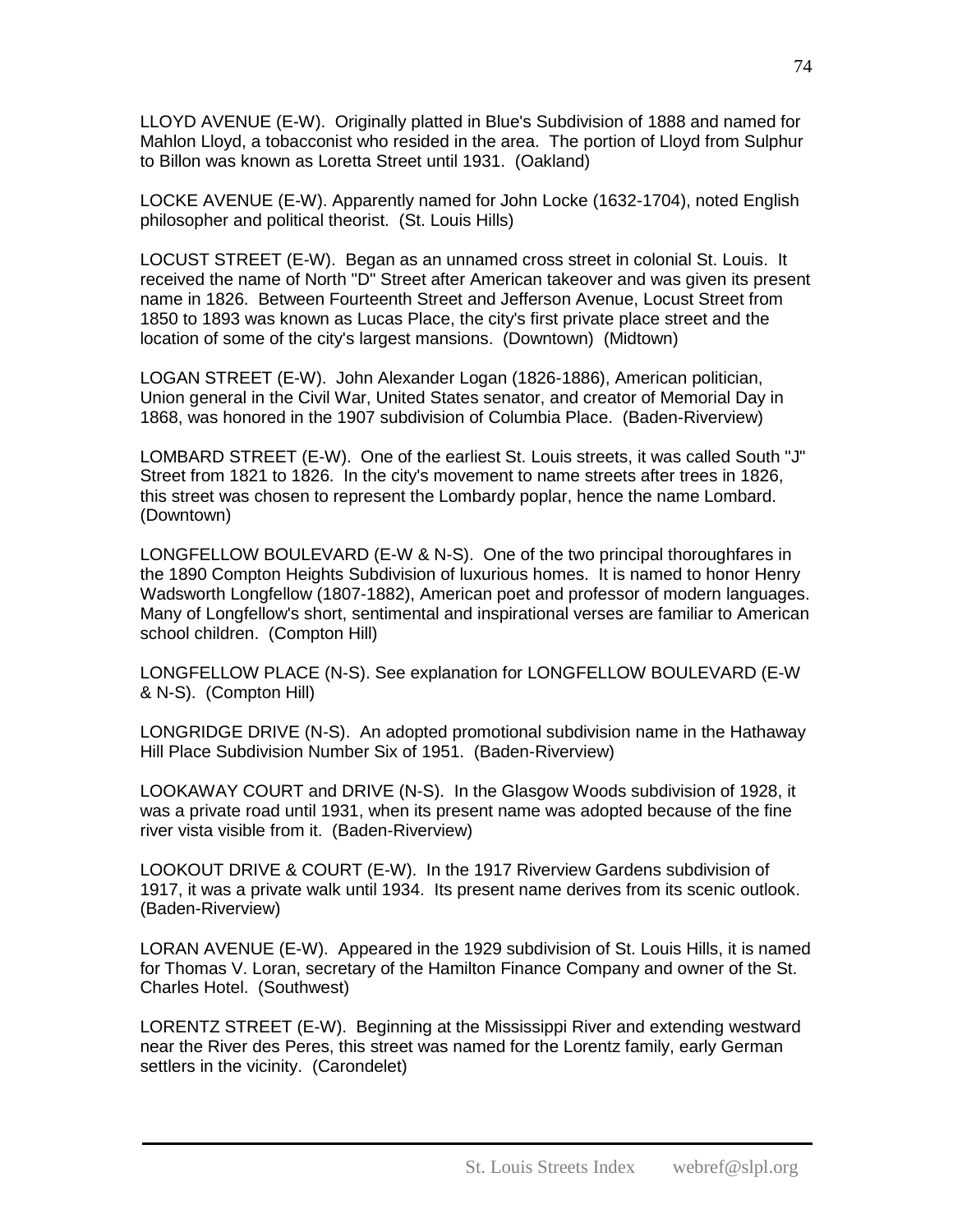LLOYD AVENUE (E-W). Originally platted in Blue's Subdivision of 1888 and named for Mahlon Lloyd, a tobacconist who resided in the area. The portion of Lloyd from Sulphur to Billon was known as Loretta Street until 1931. (Oakland)

LOCKE AVENUE (E-W). Apparently named for John Locke (1632-1704), noted English philosopher and political theorist. (St. Louis Hills)

LOCUST STREET (E-W). Began as an unnamed cross street in colonial St. Louis. It received the name of North "D" Street after American takeover and was given its present name in 1826. Between Fourteenth Street and Jefferson Avenue, Locust Street from 1850 to 1893 was known as Lucas Place, the city's first private place street and the location of some of the city's largest mansions. (Downtown) (Midtown)

LOGAN STREET (E-W). John Alexander Logan (1826-1886), American politician, Union general in the Civil War, United States senator, and creator of Memorial Day in 1868, was honored in the 1907 subdivision of Columbia Place. (Baden-Riverview)

LOMBARD STREET (E-W). One of the earliest St. Louis streets, it was called South "J" Street from 1821 to 1826. In the city's movement to name streets after trees in 1826, this street was chosen to represent the Lombardy poplar, hence the name Lombard. (Downtown)

LONGFELLOW BOULEVARD (E-W & N-S). One of the two principal thoroughfares in the 1890 Compton Heights Subdivision of luxurious homes. It is named to honor Henry Wadsworth Longfellow (1807-1882), American poet and professor of modern languages. Many of Longfellow's short, sentimental and inspirational verses are familiar to American school children. (Compton Hill)

LONGFELLOW PLACE (N-S). See explanation for LONGFELLOW BOULEVARD (E-W & N-S). (Compton Hill)

LONGRIDGE DRIVE (N-S). An adopted promotional subdivision name in the Hathaway Hill Place Subdivision Number Six of 1951. (Baden-Riverview)

LOOKAWAY COURT and DRIVE (N-S). In the Glasgow Woods subdivision of 1928, it was a private road until 1931, when its present name was adopted because of the fine river vista visible from it. (Baden-Riverview)

LOOKOUT DRIVE & COURT (E-W). In the 1917 Riverview Gardens subdivision of 1917, it was a private walk until 1934. Its present name derives from its scenic outlook. (Baden-Riverview)

LORAN AVENUE (E-W). Appeared in the 1929 subdivision of St. Louis Hills, it is named for Thomas V. Loran, secretary of the Hamilton Finance Company and owner of the St. Charles Hotel. (Southwest)

LORENTZ STREET (E-W). Beginning at the Mississippi River and extending westward near the River des Peres, this street was named for the Lorentz family, early German settlers in the vicinity. (Carondelet)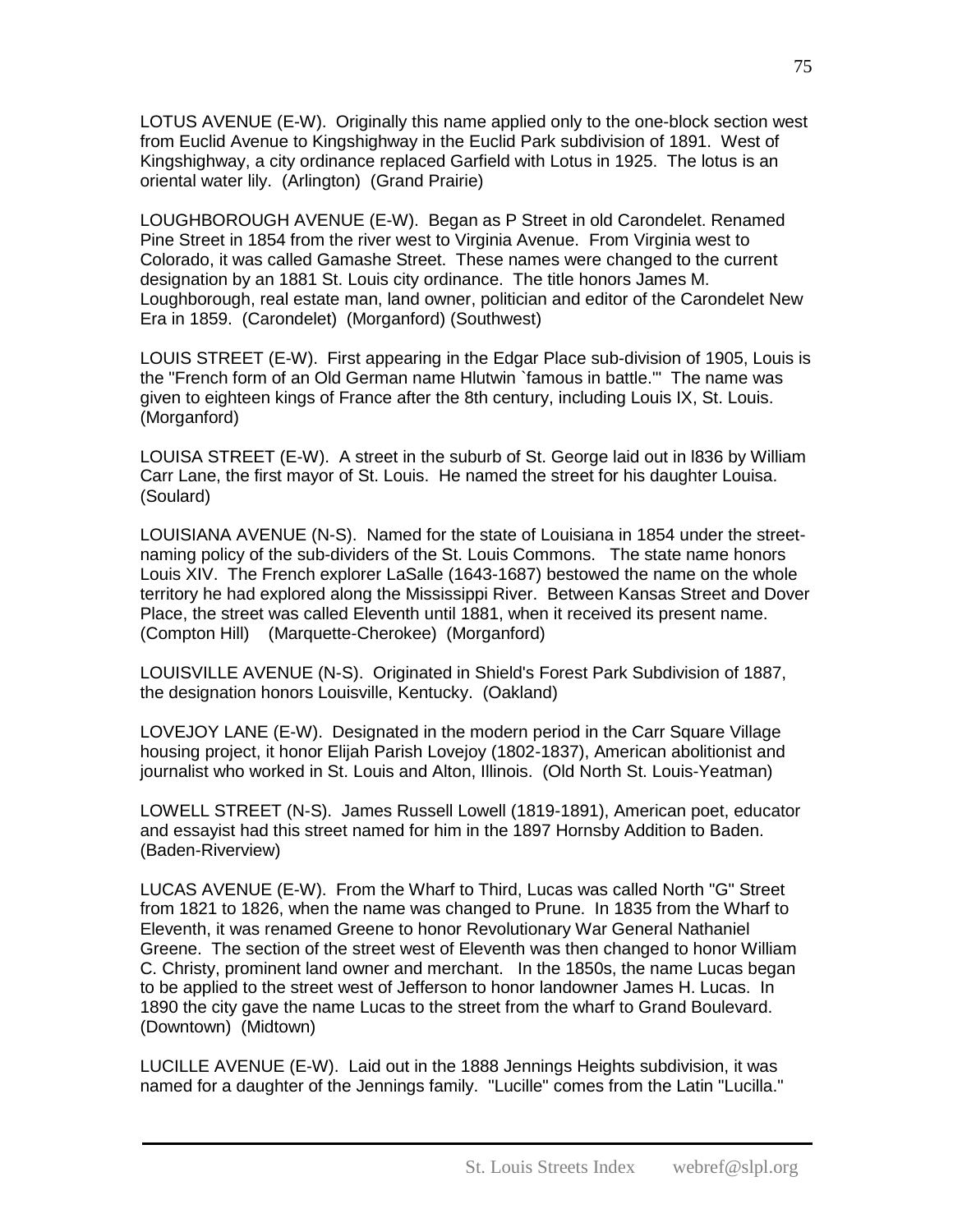LOTUS AVENUE (E-W). Originally this name applied only to the one-block section west from Euclid Avenue to Kingshighway in the Euclid Park subdivision of 1891. West of Kingshighway, a city ordinance replaced Garfield with Lotus in 1925. The lotus is an oriental water lily. (Arlington) (Grand Prairie)

LOUGHBOROUGH AVENUE (E-W). Began as P Street in old Carondelet. Renamed Pine Street in 1854 from the river west to Virginia Avenue. From Virginia west to Colorado, it was called Gamashe Street. These names were changed to the current designation by an 1881 St. Louis city ordinance. The title honors James M. Loughborough, real estate man, land owner, politician and editor of the Carondelet New Era in 1859. (Carondelet) (Morganford) (Southwest)

LOUIS STREET (E-W). First appearing in the Edgar Place sub-division of 1905, Louis is the "French form of an Old German name Hlutwin `famous in battle.'" The name was given to eighteen kings of France after the 8th century, including Louis IX, St. Louis. (Morganford)

LOUISA STREET (E-W). A street in the suburb of St. George laid out in l836 by William Carr Lane, the first mayor of St. Louis. He named the street for his daughter Louisa. (Soulard)

LOUISIANA AVENUE (N-S). Named for the state of Louisiana in 1854 under the street-naming policy of the sub-dividers of the St. Louis Commons. The state name honors Louis XIV. The French explorer LaSalle (1643-1687) bestowed the name on the whole territory he had explored along the Mississippi River. Between Kansas Street and Dover Place, the street was called Eleventh until 1881, when it received its present name. (Compton Hill) (Marquette-Cherokee) (Morganford)

LOUISVILLE AVENUE (N-S). Originated in Shield's Forest Park Subdivision of 1887, the designation honors Louisville, Kentucky. (Oakland)

LOVEJOY LANE (E-W). Designated in the modern period in the Carr Square Village housing project, it honor Elijah Parish Lovejoy (1802-1837), American abolitionist and journalist who worked in St. Louis and Alton, Illinois. (Old North St. Louis-Yeatman)

LOWELL STREET (N-S). James Russell Lowell (1819-1891), American poet, educator and essayist had this street named for him in the 1897 Hornsby Addition to Baden. (Baden-Riverview)

LUCAS AVENUE (E-W). From the Wharf to Third, Lucas was called North "G" Street from 1821 to 1826, when the name was changed to Prune. In 1835 from the Wharf to Eleventh, it was renamed Greene to honor Revolutionary War General Nathaniel Greene. The section of the street west of Eleventh was then changed to honor William C. Christy, prominent land owner and merchant. In the 1850s, the name Lucas began to be applied to the street west of Jefferson to honor landowner James H. Lucas. In 1890 the city gave the name Lucas to the street from the wharf to Grand Boulevard. (Downtown) (Midtown)

LUCILLE AVENUE (E-W). Laid out in the 1888 Jennings Heights subdivision, it was named for a daughter of the Jennings family. "Lucille" comes from the Latin "Lucilla."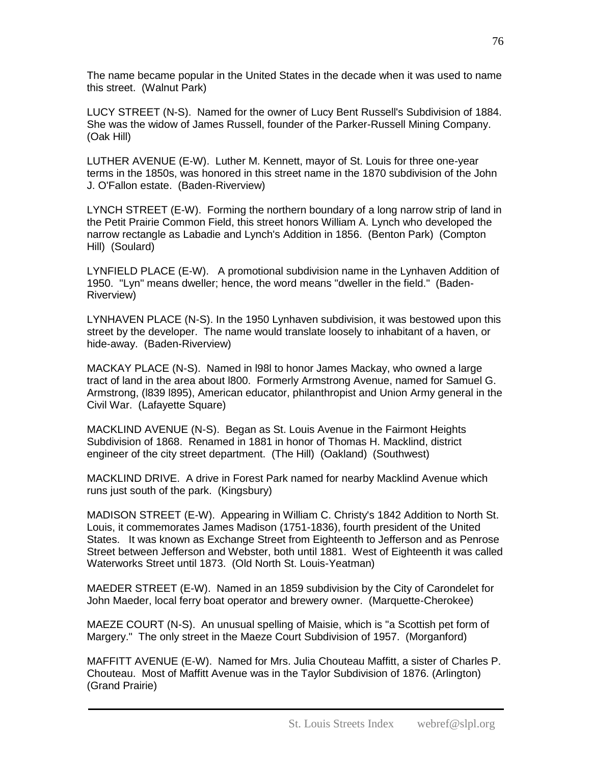The name became popular in the United States in the decade when it was used to name this street. (Walnut Park)

LUCY STREET (N-S). Named for the owner of Lucy Bent Russell's Subdivision of 1884. She was the widow of James Russell, founder of the Parker-Russell Mining Company. (Oak Hill)

LUTHER AVENUE (E-W). Luther M. Kennett, mayor of St. Louis for three one-year terms in the 1850s, was honored in this street name in the 1870 subdivision of the John J. O'Fallon estate. (Baden-Riverview)

LYNCH STREET (E-W). Forming the northern boundary of a long narrow strip of land in the Petit Prairie Common Field, this street honors William A. Lynch who developed the narrow rectangle as Labadie and Lynch's Addition in 1856. (Benton Park) (Compton Hill) (Soulard)

LYNFIELD PLACE (E-W). A promotional subdivision name in the Lynhaven Addition of 1950. "Lyn" means dweller; hence, the word means "dweller in the field." (Baden-Riverview)

LYNHAVEN PLACE (N-S). In the 1950 Lynhaven subdivision, it was bestowed upon this street by the developer. The name would translate loosely to inhabitant of a haven, or hide-away. (Baden-Riverview)

MACKAY PLACE (N-S). Named in l98l to honor James Mackay, who owned a large tract of land in the area about l800. Formerly Armstrong Avenue, named for Samuel G. Armstrong, (l839 l895), American educator, philanthropist and Union Army general in the Civil War. (Lafayette Square)

MACKLIND AVENUE (N-S). Began as St. Louis Avenue in the Fairmont Heights Subdivision of 1868. Renamed in 1881 in honor of Thomas H. Macklind, district engineer of the city street department. (The Hill) (Oakland) (Southwest)

MACKLIND DRIVE. A drive in Forest Park named for nearby Macklind Avenue which runs just south of the park. (Kingsbury)

MADISON STREET (E-W). Appearing in William C. Christy's 1842 Addition to North St. Louis, it commemorates James Madison (1751-1836), fourth president of the United States. It was known as Exchange Street from Eighteenth to Jefferson and as Penrose Street between Jefferson and Webster, both until 1881. West of Eighteenth it was called Waterworks Street until 1873. (Old North St. Louis-Yeatman)

MAEDER STREET (E-W). Named in an 1859 subdivision by the City of Carondelet for John Maeder, local ferry boat operator and brewery owner. (Marquette-Cherokee)

MAEZE COURT (N-S). An unusual spelling of Maisie, which is "a Scottish pet form of Margery." The only street in the Maeze Court Subdivision of 1957. (Morganford)

MAFFITT AVENUE (E-W). Named for Mrs. Julia Chouteau Maffitt, a sister of Charles P. Chouteau. Most of Maffitt Avenue was in the Taylor Subdivision of 1876. (Arlington) (Grand Prairie)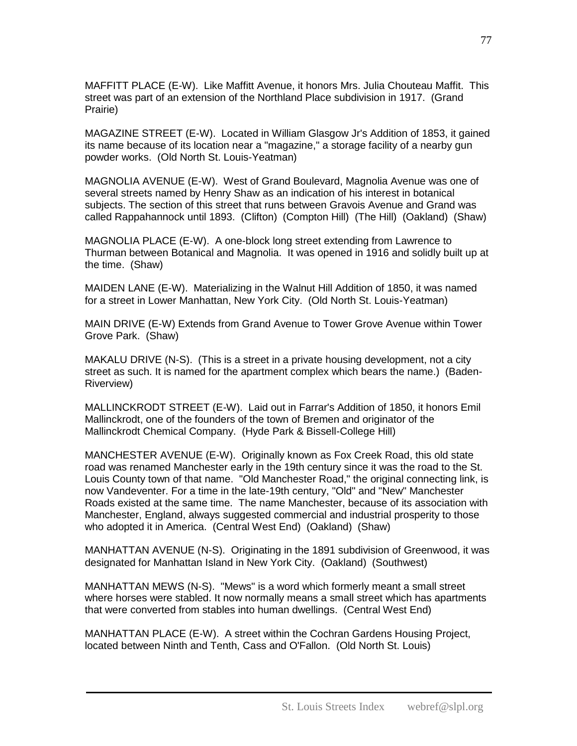MAFFITT PLACE (E-W). Like Maffitt Avenue, it honors Mrs. Julia Chouteau Maffit. This street was part of an extension of the Northland Place subdivision in 1917. (Grand Prairie)

MAGAZINE STREET (E-W). Located in William Glasgow Jr's Addition of 1853, it gained its name because of its location near a "magazine," a storage facility of a nearby gun powder works. (Old North St. Louis-Yeatman)

MAGNOLIA AVENUE (E-W). West of Grand Boulevard, Magnolia Avenue was one of several streets named by Henry Shaw as an indication of his interest in botanical subjects. The section of this street that runs between Gravois Avenue and Grand was called Rappahannock until 1893. (Clifton) (Compton Hill) (The Hill) (Oakland) (Shaw)

MAGNOLIA PLACE (E-W). A one-block long street extending from Lawrence to Thurman between Botanical and Magnolia. It was opened in 1916 and solidly built up at the time. (Shaw)

MAIDEN LANE (E-W). Materializing in the Walnut Hill Addition of 1850, it was named for a street in Lower Manhattan, New York City. (Old North St. Louis-Yeatman)

MAIN DRIVE (E-W) Extends from Grand Avenue to Tower Grove Avenue within Tower Grove Park. (Shaw)

MAKALU DRIVE (N-S). (This is a street in a private housing development, not a city street as such. It is named for the apartment complex which bears the name.) (Baden-Riverview)

MALLINCKRODT STREET (E-W). Laid out in Farrar's Addition of 1850, it honors Emil Mallinckrodt, one of the founders of the town of Bremen and originator of the Mallinckrodt Chemical Company. (Hyde Park & Bissell-College Hill)

MANCHESTER AVENUE (E-W). Originally known as Fox Creek Road, this old state road was renamed Manchester early in the 19th century since it was the road to the St. Louis County town of that name. "Old Manchester Road," the original connecting link, is now Vandeventer. For a time in the late-19th century, "Old" and "New" Manchester Roads existed at the same time. The name Manchester, because of its association with Manchester, England, always suggested commercial and industrial prosperity to those who adopted it in America. (Central West End) (Oakland) (Shaw)

MANHATTAN AVENUE (N-S). Originating in the 1891 subdivision of Greenwood, it was designated for Manhattan Island in New York City. (Oakland) (Southwest)

MANHATTAN MEWS (N-S). "Mews" is a word which formerly meant a small street where horses were stabled. It now normally means a small street which has apartments that were converted from stables into human dwellings. (Central West End)

MANHATTAN PLACE (E-W). A street within the Cochran Gardens Housing Project, located between Ninth and Tenth, Cass and O'Fallon. (Old North St. Louis)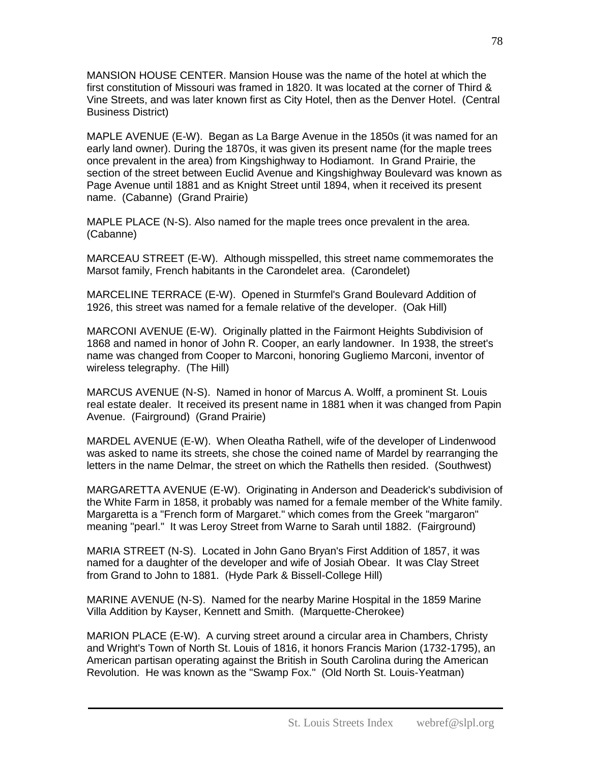MANSION HOUSE CENTER. Mansion House was the name of the hotel at which the first constitution of Missouri was framed in 1820. It was located at the corner of Third & Vine Streets, and was later known first as City Hotel, then as the Denver Hotel. (Central Business District)

MAPLE AVENUE (E-W). Began as La Barge Avenue in the 1850s (it was named for an early land owner). During the 1870s, it was given its present name (for the maple trees once prevalent in the area) from Kingshighway to Hodiamont. In Grand Prairie, the section of the street between Euclid Avenue and Kingshighway Boulevard was known as Page Avenue until 1881 and as Knight Street until 1894, when it received its present name. (Cabanne) (Grand Prairie)

MAPLE PLACE (N-S). Also named for the maple trees once prevalent in the area. (Cabanne)

MARCEAU STREET (E-W). Although misspelled, this street name commemorates the Marsot family, French habitants in the Carondelet area. (Carondelet)

MARCELINE TERRACE (E-W). Opened in Sturmfel's Grand Boulevard Addition of 1926, this street was named for a female relative of the developer. (Oak Hill)

MARCONI AVENUE (E-W). Originally platted in the Fairmont Heights Subdivision of 1868 and named in honor of John R. Cooper, an early landowner. In 1938, the street's name was changed from Cooper to Marconi, honoring Gugliemo Marconi, inventor of wireless telegraphy. (The Hill)

MARCUS AVENUE (N-S). Named in honor of Marcus A. Wolff, a prominent St. Louis real estate dealer. It received its present name in 1881 when it was changed from Papin Avenue. (Fairground) (Grand Prairie)

MARDEL AVENUE (E-W). When Oleatha Rathell, wife of the developer of Lindenwood was asked to name its streets, she chose the coined name of Mardel by rearranging the letters in the name Delmar, the street on which the Rathells then resided. (Southwest)

MARGARETTA AVENUE (E-W). Originating in Anderson and Deaderick's subdivision of the White Farm in 1858, it probably was named for a female member of the White family. Margaretta is a "French form of Margaret." which comes from the Greek "margaron" meaning "pearl." It was Leroy Street from Warne to Sarah until 1882. (Fairground)

MARIA STREET (N-S). Located in John Gano Bryan's First Addition of 1857, it was named for a daughter of the developer and wife of Josiah Obear. It was Clay Street from Grand to John to 1881. (Hyde Park & Bissell-College Hill)

MARINE AVENUE (N-S). Named for the nearby Marine Hospital in the 1859 Marine Villa Addition by Kayser, Kennett and Smith. (Marquette-Cherokee)

MARION PLACE (E-W). A curving street around a circular area in Chambers, Christy and Wright's Town of North St. Louis of 1816, it honors Francis Marion (1732-1795), an American partisan operating against the British in South Carolina during the American Revolution. He was known as the "Swamp Fox." (Old North St. Louis-Yeatman)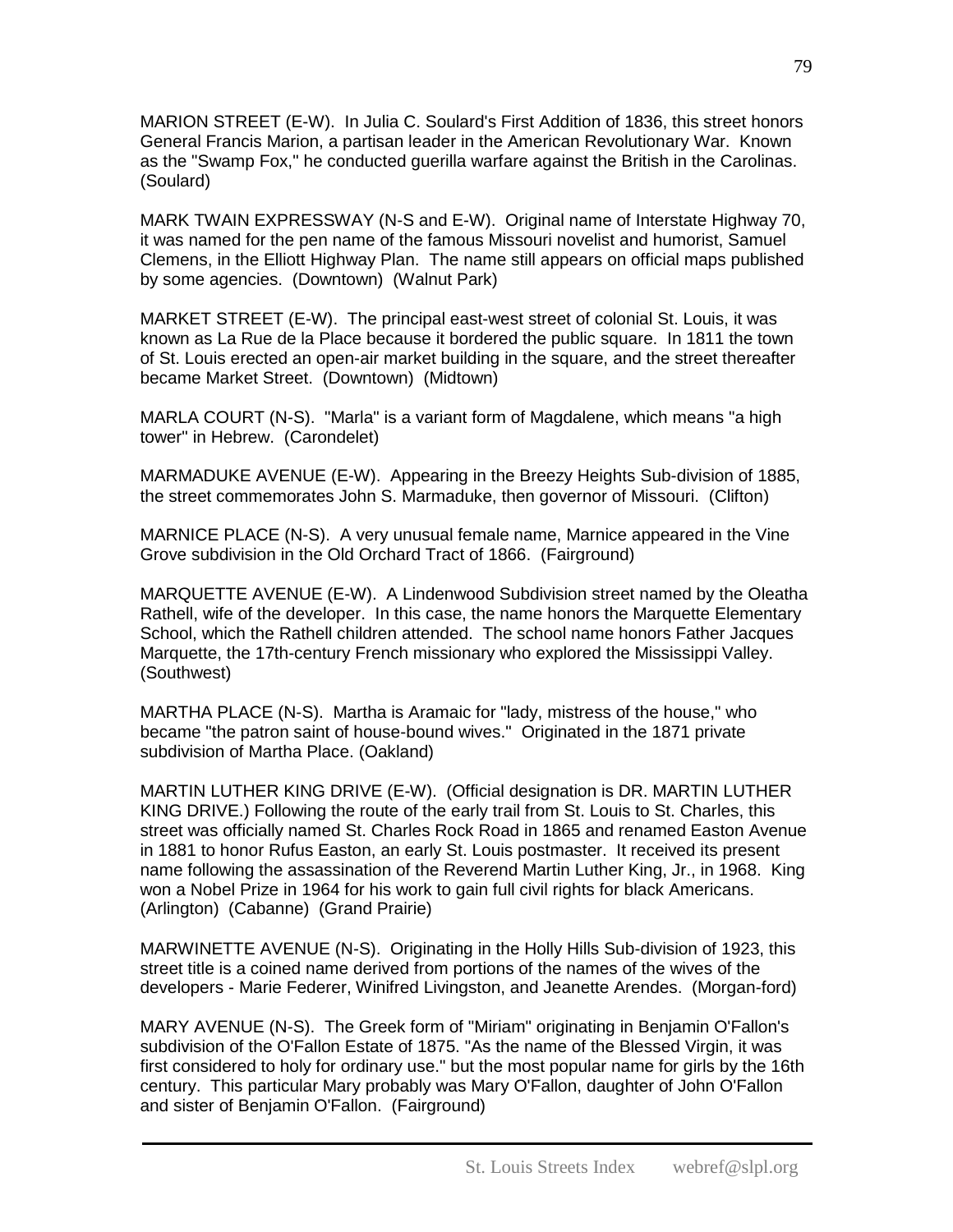MARION STREET (E-W). In Julia C. Soulard's First Addition of 1836, this street honors General Francis Marion, a partisan leader in the American Revolutionary War. Known as the "Swamp Fox," he conducted guerilla warfare against the British in the Carolinas. (Soulard)

MARK TWAIN EXPRESSWAY (N-S and E-W). Original name of Interstate Highway 70, it was named for the pen name of the famous Missouri novelist and humorist, Samuel Clemens, in the Elliott Highway Plan. The name still appears on official maps published by some agencies. (Downtown) (Walnut Park)

MARKET STREET (E-W). The principal east-west street of colonial St. Louis, it was known as La Rue de la Place because it bordered the public square. In 1811 the town of St. Louis erected an open-air market building in the square, and the street thereafter became Market Street. (Downtown) (Midtown)

MARLA COURT (N-S). "Marla" is a variant form of Magdalene, which means "a high tower" in Hebrew. (Carondelet)

MARMADUKE AVENUE (E-W). Appearing in the Breezy Heights Sub-division of 1885, the street commemorates John S. Marmaduke, then governor of Missouri. (Clifton)

MARNICE PLACE (N-S). A very unusual female name, Marnice appeared in the Vine Grove subdivision in the Old Orchard Tract of 1866. (Fairground)

MARQUETTE AVENUE (E-W). A Lindenwood Subdivision street named by the Oleatha Rathell, wife of the developer. In this case, the name honors the Marquette Elementary School, which the Rathell children attended. The school name honors Father Jacques Marquette, the 17th-century French missionary who explored the Mississippi Valley. (Southwest)

MARTHA PLACE (N-S). Martha is Aramaic for "lady, mistress of the house," who became "the patron saint of house-bound wives." Originated in the 1871 private subdivision of Martha Place. (Oakland)

MARTIN LUTHER KING DRIVE (E-W). (Official designation is DR. MARTIN LUTHER KING DRIVE.) Following the route of the early trail from St. Louis to St. Charles, this street was officially named St. Charles Rock Road in 1865 and renamed Easton Avenue in 1881 to honor Rufus Easton, an early St. Louis postmaster. It received its present name following the assassination of the Reverend Martin Luther King, Jr., in 1968. King won a Nobel Prize in 1964 for his work to gain full civil rights for black Americans. (Arlington) (Cabanne) (Grand Prairie)

MARWINETTE AVENUE (N-S). Originating in the Holly Hills Sub-division of 1923, this street title is a coined name derived from portions of the names of the wives of the developers - Marie Federer, Winifred Livingston, and Jeanette Arendes. (Morgan-ford)

MARY AVENUE (N-S). The Greek form of "Miriam" originating in Benjamin O'Fallon's subdivision of the O'Fallon Estate of 1875. "As the name of the Blessed Virgin, it was first considered to holy for ordinary use." but the most popular name for girls by the 16th century. This particular Mary probably was Mary O'Fallon, daughter of John O'Fallon and sister of Benjamin O'Fallon. (Fairground)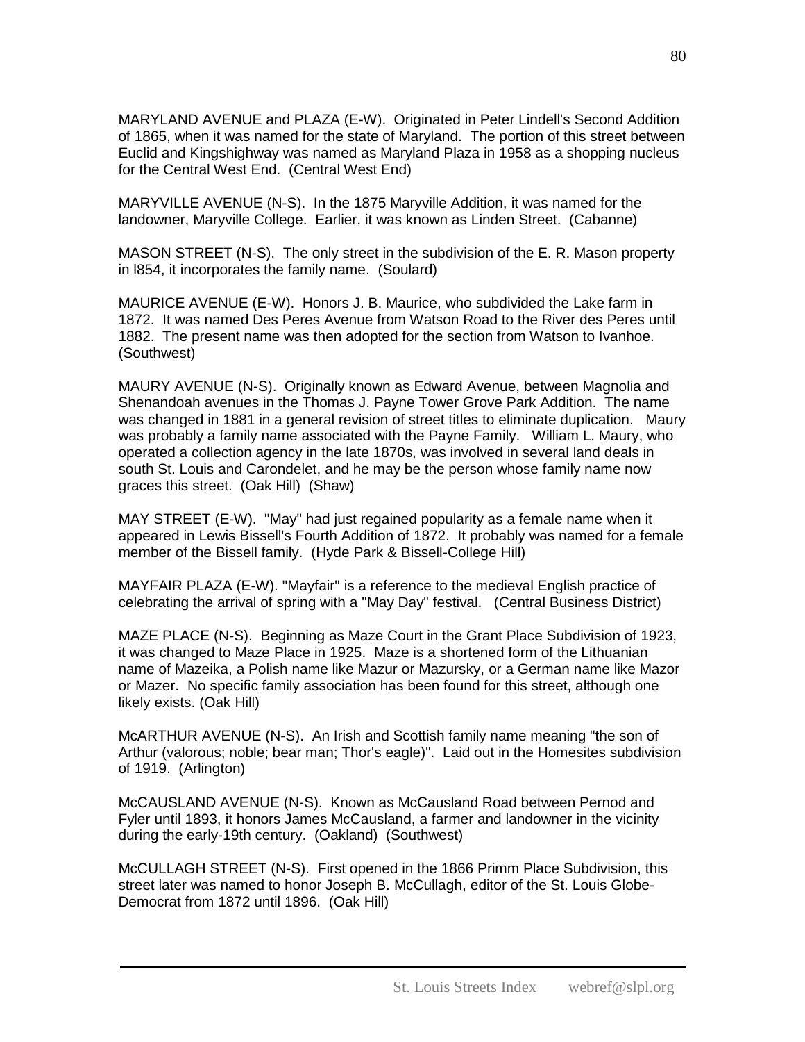MARYLAND AVENUE and PLAZA (E-W). Originated in Peter Lindell's Second Addition of 1865, when it was named for the state of Maryland. The portion of this street between Euclid and Kingshighway was named as Maryland Plaza in 1958 as a shopping nucleus for the Central West End. (Central West End)

MARYVILLE AVENUE (N-S). In the 1875 Maryville Addition, it was named for the landowner, Maryville College. Earlier, it was known as Linden Street. (Cabanne)

MASON STREET (N-S). The only street in the subdivision of the E. R. Mason property in l854, it incorporates the family name. (Soulard)

MAURICE AVENUE (E-W). Honors J. B. Maurice, who subdivided the Lake farm in 1872. It was named Des Peres Avenue from Watson Road to the River des Peres until 1882. The present name was then adopted for the section from Watson to Ivanhoe. (Southwest)

MAURY AVENUE (N-S). Originally known as Edward Avenue, between Magnolia and Shenandoah avenues in the Thomas J. Payne Tower Grove Park Addition. The name was changed in 1881 in a general revision of street titles to eliminate duplication. Maury was probably a family name associated with the Payne Family. William L. Maury, who operated a collection agency in the late 1870s, was involved in several land deals in south St. Louis and Carondelet, and he may be the person whose family name now graces this street. (Oak Hill) (Shaw)

MAY STREET (E-W). "May" had just regained popularity as a female name when it appeared in Lewis Bissell's Fourth Addition of 1872. It probably was named for a female member of the Bissell family. (Hyde Park & Bissell-College Hill)

MAYFAIR PLAZA (E-W). "Mayfair" is a reference to the medieval English practice of celebrating the arrival of spring with a "May Day" festival. (Central Business District)

MAZE PLACE (N-S). Beginning as Maze Court in the Grant Place Subdivision of 1923, it was changed to Maze Place in 1925. Maze is a shortened form of the Lithuanian name of Mazeika, a Polish name like Mazur or Mazursky, or a German name like Mazor or Mazer. No specific family association has been found for this street, although one likely exists. (Oak Hill)

McARTHUR AVENUE (N-S). An Irish and Scottish family name meaning "the son of Arthur (valorous; noble; bear man; Thor's eagle)". Laid out in the Homesites subdivision of 1919. (Arlington)

McCAUSLAND AVENUE (N-S). Known as McCausland Road between Pernod and Fyler until 1893, it honors James McCausland, a farmer and landowner in the vicinity during the early-19th century. (Oakland) (Southwest)

McCULLAGH STREET (N-S). First opened in the 1866 Primm Place Subdivision, this street later was named to honor Joseph B. McCullagh, editor of the St. Louis Globe-Democrat from 1872 until 1896. (Oak Hill)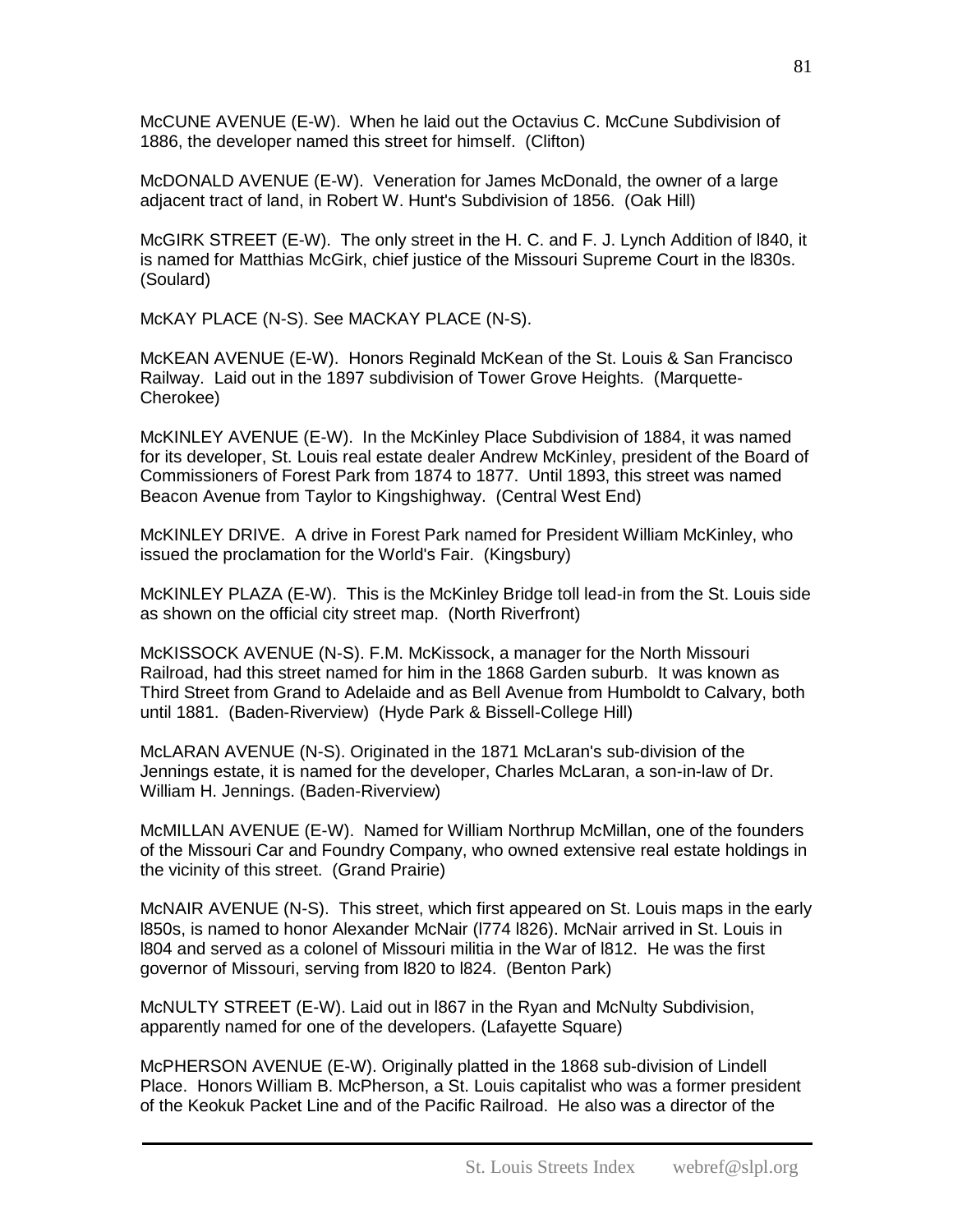McCUNE AVENUE (E-W). When he laid out the Octavius C. McCune Subdivision of 1886, the developer named this street for himself. (Clifton)

McDONALD AVENUE (E-W). Veneration for James McDonald, the owner of a large adjacent tract of land, in Robert W. Hunt's Subdivision of 1856. (Oak Hill)

McGIRK STREET (E-W). The only street in the H. C. and F. J. Lynch Addition of l840, it is named for Matthias McGirk, chief justice of the Missouri Supreme Court in the l830s. (Soulard)

McKAY PLACE (N-S). See MACKAY PLACE (N-S).

McKEAN AVENUE (E-W). Honors Reginald McKean of the St. Louis & San Francisco Railway. Laid out in the 1897 subdivision of Tower Grove Heights. (Marquette-Cherokee)

McKINLEY AVENUE (E-W). In the McKinley Place Subdivision of 1884, it was named for its developer, St. Louis real estate dealer Andrew McKinley, president of the Board of Commissioners of Forest Park from 1874 to 1877. Until 1893, this street was named Beacon Avenue from Taylor to Kingshighway. (Central West End)

McKINLEY DRIVE. A drive in Forest Park named for President William McKinley, who issued the proclamation for the World's Fair. (Kingsbury)

McKINLEY PLAZA (E-W). This is the McKinley Bridge toll lead-in from the St. Louis side as shown on the official city street map. (North Riverfront)

McKISSOCK AVENUE (N-S). F.M. McKissock, a manager for the North Missouri Railroad, had this street named for him in the 1868 Garden suburb. It was known as Third Street from Grand to Adelaide and as Bell Avenue from Humboldt to Calvary, both until 1881. (Baden-Riverview) (Hyde Park & Bissell-College Hill)

McLARAN AVENUE (N-S). Originated in the 1871 McLaran's sub-division of the Jennings estate, it is named for the developer, Charles McLaran, a son-in-law of Dr. William H. Jennings. (Baden-Riverview)

McMILLAN AVENUE (E-W). Named for William Northrup McMillan, one of the founders of the Missouri Car and Foundry Company, who owned extensive real estate holdings in the vicinity of this street. (Grand Prairie)

McNAIR AVENUE (N-S). This street, which first appeared on St. Louis maps in the early l850s, is named to honor Alexander McNair (l774 l826). McNair arrived in St. Louis in l804 and served as a colonel of Missouri militia in the War of l812. He was the first governor of Missouri, serving from l820 to l824. (Benton Park)

McNULTY STREET (E-W). Laid out in l867 in the Ryan and McNulty Subdivision, apparently named for one of the developers. (Lafayette Square)

McPHERSON AVENUE (E-W). Originally platted in the 1868 sub-division of Lindell Place. Honors William B. McPherson, a St. Louis capitalist who was a former president of the Keokuk Packet Line and of the Pacific Railroad. He also was a director of the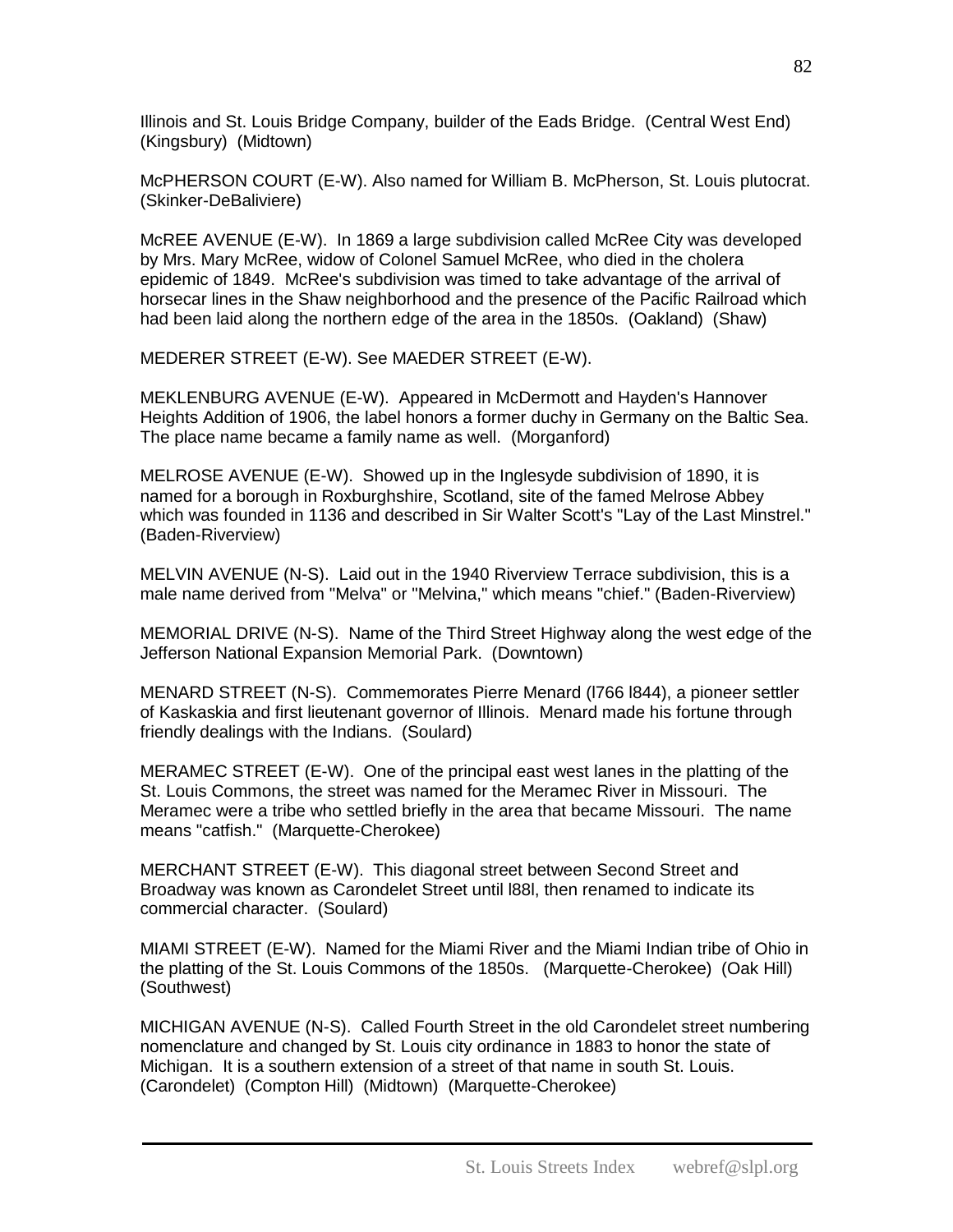Illinois and St. Louis Bridge Company, builder of the Eads Bridge. (Central West End) (Kingsbury) (Midtown)

McPHERSON COURT (E-W). Also named for William B. McPherson, St. Louis plutocrat. (Skinker-DeBaliviere)

McREE AVENUE (E-W). In 1869 a large subdivision called McRee City was developed by Mrs. Mary McRee, widow of Colonel Samuel McRee, who died in the cholera epidemic of 1849. McRee's subdivision was timed to take advantage of the arrival of horsecar lines in the Shaw neighborhood and the presence of the Pacific Railroad which had been laid along the northern edge of the area in the 1850s. (Oakland) (Shaw)

MEDERER STREET (E-W). See MAEDER STREET (E-W).

MEKLENBURG AVENUE (E-W). Appeared in McDermott and Hayden's Hannover Heights Addition of 1906, the label honors a former duchy in Germany on the Baltic Sea. The place name became a family name as well. (Morganford)

MELROSE AVENUE (E-W). Showed up in the Inglesyde subdivision of 1890, it is named for a borough in Roxburghshire, Scotland, site of the famed Melrose Abbey which was founded in 1136 and described in Sir Walter Scott's "Lay of the Last Minstrel." (Baden-Riverview)

MELVIN AVENUE (N-S). Laid out in the 1940 Riverview Terrace subdivision, this is a male name derived from "Melva" or "Melvina," which means "chief." (Baden-Riverview)

MEMORIAL DRIVE (N-S). Name of the Third Street Highway along the west edge of the Jefferson National Expansion Memorial Park. (Downtown)

MENARD STREET (N-S). Commemorates Pierre Menard (l766 l844), a pioneer settler of Kaskaskia and first lieutenant governor of Illinois. Menard made his fortune through friendly dealings with the Indians. (Soulard)

MERAMEC STREET (E-W). One of the principal east west lanes in the platting of the St. Louis Commons, the street was named for the Meramec River in Missouri. The Meramec were a tribe who settled briefly in the area that became Missouri. The name means "catfish." (Marquette-Cherokee)

MERCHANT STREET (E-W). This diagonal street between Second Street and Broadway was known as Carondelet Street until l88l, then renamed to indicate its commercial character. (Soulard)

MIAMI STREET (E-W). Named for the Miami River and the Miami Indian tribe of Ohio in the platting of the St. Louis Commons of the 1850s. (Marquette-Cherokee) (Oak Hill) (Southwest)

MICHIGAN AVENUE (N-S). Called Fourth Street in the old Carondelet street numbering nomenclature and changed by St. Louis city ordinance in 1883 to honor the state of Michigan. It is a southern extension of a street of that name in south St. Louis. (Carondelet) (Compton Hill) (Midtown) (Marquette-Cherokee)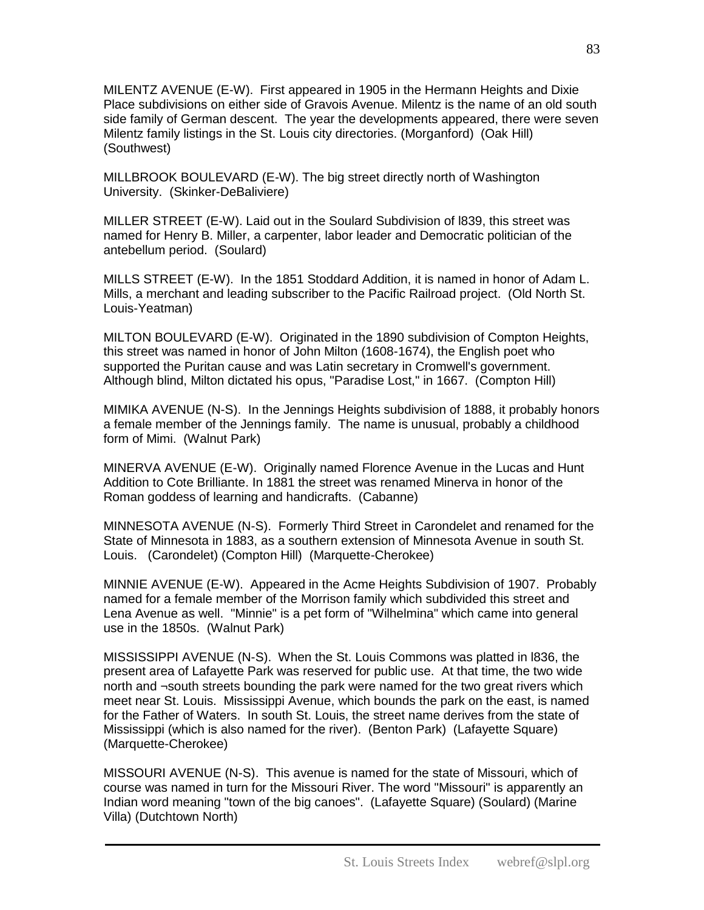MILENTZ AVENUE (E-W). First appeared in 1905 in the Hermann Heights and Dixie Place subdivisions on either side of Gravois Avenue. Milentz is the name of an old south side family of German descent. The year the developments appeared, there were seven Milentz family listings in the St. Louis city directories. (Morganford) (Oak Hill) (Southwest)

MILLBROOK BOULEVARD (E-W). The big street directly north of Washington University. (Skinker-DeBaliviere)

MILLER STREET (E-W). Laid out in the Soulard Subdivision of l839, this street was named for Henry B. Miller, a carpenter, labor leader and Democratic politician of the antebellum period. (Soulard)

MILLS STREET (E-W). In the 1851 Stoddard Addition, it is named in honor of Adam L. Mills, a merchant and leading subscriber to the Pacific Railroad project. (Old North St. Louis-Yeatman)

MILTON BOULEVARD (E-W). Originated in the 1890 subdivision of Compton Heights, this street was named in honor of John Milton (1608-1674), the English poet who supported the Puritan cause and was Latin secretary in Cromwell's government. Although blind, Milton dictated his opus, "Paradise Lost," in 1667. (Compton Hill)

MIMIKA AVENUE (N-S). In the Jennings Heights subdivision of 1888, it probably honors a female member of the Jennings family. The name is unusual, probably a childhood form of Mimi. (Walnut Park)

MINERVA AVENUE (E-W). Originally named Florence Avenue in the Lucas and Hunt Addition to Cote Brilliante. In 1881 the street was renamed Minerva in honor of the Roman goddess of learning and handicrafts. (Cabanne)

MINNESOTA AVENUE (N-S). Formerly Third Street in Carondelet and renamed for the State of Minnesota in 1883, as a southern extension of Minnesota Avenue in south St. Louis. (Carondelet) (Compton Hill) (Marquette-Cherokee)

MINNIE AVENUE (E-W). Appeared in the Acme Heights Subdivision of 1907. Probably named for a female member of the Morrison family which subdivided this street and Lena Avenue as well. "Minnie" is a pet form of "Wilhelmina" which came into general use in the 1850s. (Walnut Park)

MISSISSIPPI AVENUE (N-S). When the St. Louis Commons was platted in l836, the present area of Lafayette Park was reserved for public use. At that time, the two wide north and ¬south streets bounding the park were named for the two great rivers which meet near St. Louis. Mississippi Avenue, which bounds the park on the east, is named for the Father of Waters. In south St. Louis, the street name derives from the state of Mississippi (which is also named for the river). (Benton Park) (Lafayette Square) (Marquette-Cherokee)

MISSOURI AVENUE (N-S). This avenue is named for the state of Missouri, which of course was named in turn for the Missouri River. The word "Missouri" is apparently an Indian word meaning "town of the big canoes". (Lafayette Square) (Soulard) (Marine Villa) (Dutchtown North)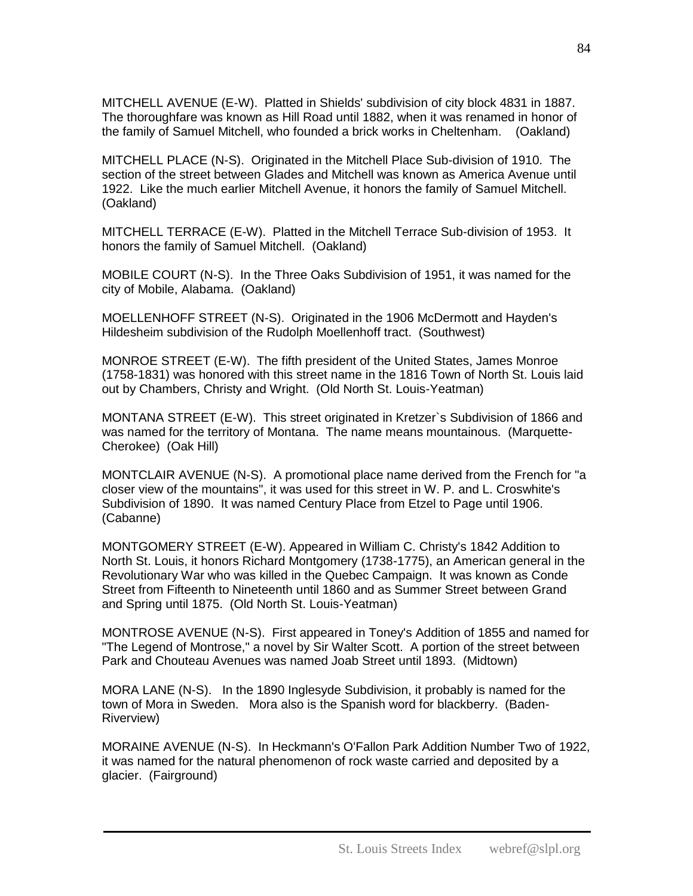MITCHELL AVENUE (E-W). Platted in Shields' subdivision of city block 4831 in 1887. The thoroughfare was known as Hill Road until 1882, when it was renamed in honor of the family of Samuel Mitchell, who founded a brick works in Cheltenham. (Oakland)

MITCHELL PLACE (N-S). Originated in the Mitchell Place Sub-division of 1910. The section of the street between Glades and Mitchell was known as America Avenue until 1922. Like the much earlier Mitchell Avenue, it honors the family of Samuel Mitchell. (Oakland)

MITCHELL TERRACE (E-W). Platted in the Mitchell Terrace Sub-division of 1953. It honors the family of Samuel Mitchell. (Oakland)

MOBILE COURT (N-S). In the Three Oaks Subdivision of 1951, it was named for the city of Mobile, Alabama. (Oakland)

MOELLENHOFF STREET (N-S). Originated in the 1906 McDermott and Hayden's Hildesheim subdivision of the Rudolph Moellenhoff tract. (Southwest)

MONROE STREET (E-W). The fifth president of the United States, James Monroe (1758-1831) was honored with this street name in the 1816 Town of North St. Louis laid out by Chambers, Christy and Wright. (Old North St. Louis-Yeatman)

MONTANA STREET (E-W). This street originated in Kretzer`s Subdivision of 1866 and was named for the territory of Montana. The name means mountainous. (Marquette-Cherokee) (Oak Hill)

MONTCLAIR AVENUE (N-S). A promotional place name derived from the French for "a closer view of the mountains", it was used for this street in W. P. and L. Croswhite's Subdivision of 1890. It was named Century Place from Etzel to Page until 1906. (Cabanne)

MONTGOMERY STREET (E-W). Appeared in William C. Christy's 1842 Addition to North St. Louis, it honors Richard Montgomery (1738-1775), an American general in the Revolutionary War who was killed in the Quebec Campaign. It was known as Conde Street from Fifteenth to Nineteenth until 1860 and as Summer Street between Grand and Spring until 1875. (Old North St. Louis-Yeatman)

MONTROSE AVENUE (N-S). First appeared in Toney's Addition of 1855 and named for "The Legend of Montrose," a novel by Sir Walter Scott. A portion of the street between Park and Chouteau Avenues was named Joab Street until 1893. (Midtown)

MORA LANE (N-S). In the 1890 Inglesyde Subdivision, it probably is named for the town of Mora in Sweden. Mora also is the Spanish word for blackberry. (Baden-Riverview)

MORAINE AVENUE (N-S). In Heckmann's O'Fallon Park Addition Number Two of 1922, it was named for the natural phenomenon of rock waste carried and deposited by a glacier. (Fairground)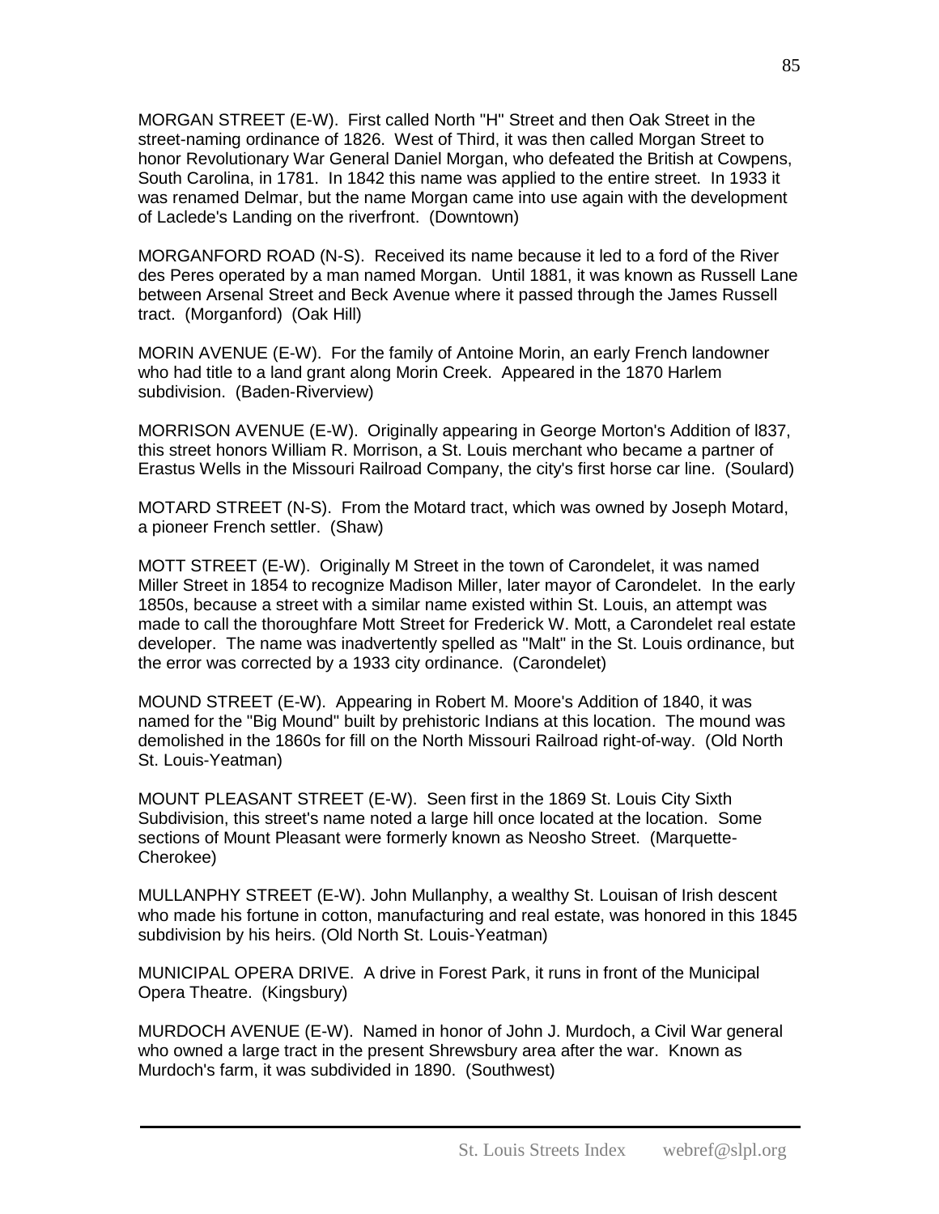MORGAN STREET (E-W). First called North "H" Street and then Oak Street in the street-naming ordinance of 1826. West of Third, it was then called Morgan Street to honor Revolutionary War General Daniel Morgan, who defeated the British at Cowpens, South Carolina, in 1781. In 1842 this name was applied to the entire street. In 1933 it was renamed Delmar, but the name Morgan came into use again with the development of Laclede's Landing on the riverfront. (Downtown)

MORGANFORD ROAD (N-S). Received its name because it led to a ford of the River des Peres operated by a man named Morgan. Until 1881, it was known as Russell Lane between Arsenal Street and Beck Avenue where it passed through the James Russell tract. (Morganford) (Oak Hill)

MORIN AVENUE (E-W). For the family of Antoine Morin, an early French landowner who had title to a land grant along Morin Creek. Appeared in the 1870 Harlem subdivision. (Baden-Riverview)

MORRISON AVENUE (E-W). Originally appearing in George Morton's Addition of l837, this street honors William R. Morrison, a St. Louis merchant who became a partner of Erastus Wells in the Missouri Railroad Company, the city's first horse car line. (Soulard)

MOTARD STREET (N-S). From the Motard tract, which was owned by Joseph Motard, a pioneer French settler. (Shaw)

MOTT STREET (E-W). Originally M Street in the town of Carondelet, it was named Miller Street in 1854 to recognize Madison Miller, later mayor of Carondelet. In the early 1850s, because a street with a similar name existed within St. Louis, an attempt was made to call the thoroughfare Mott Street for Frederick W. Mott, a Carondelet real estate developer. The name was inadvertently spelled as "Malt" in the St. Louis ordinance, but the error was corrected by a 1933 city ordinance. (Carondelet)

MOUND STREET (E-W). Appearing in Robert M. Moore's Addition of 1840, it was named for the "Big Mound" built by prehistoric Indians at this location. The mound was demolished in the 1860s for fill on the North Missouri Railroad right-of-way. (Old North St. Louis-Yeatman)

MOUNT PLEASANT STREET (E-W). Seen first in the 1869 St. Louis City Sixth Subdivision, this street's name noted a large hill once located at the location. Some sections of Mount Pleasant were formerly known as Neosho Street. (Marquette-Cherokee)

MULLANPHY STREET (E-W). John Mullanphy, a wealthy St. Louisan of Irish descent who made his fortune in cotton, manufacturing and real estate, was honored in this 1845 subdivision by his heirs. (Old North St. Louis-Yeatman)

MUNICIPAL OPERA DRIVE. A drive in Forest Park, it runs in front of the Municipal Opera Theatre. (Kingsbury)

MURDOCH AVENUE (E-W). Named in honor of John J. Murdoch, a Civil War general who owned a large tract in the present Shrewsbury area after the war. Known as Murdoch's farm, it was subdivided in 1890. (Southwest)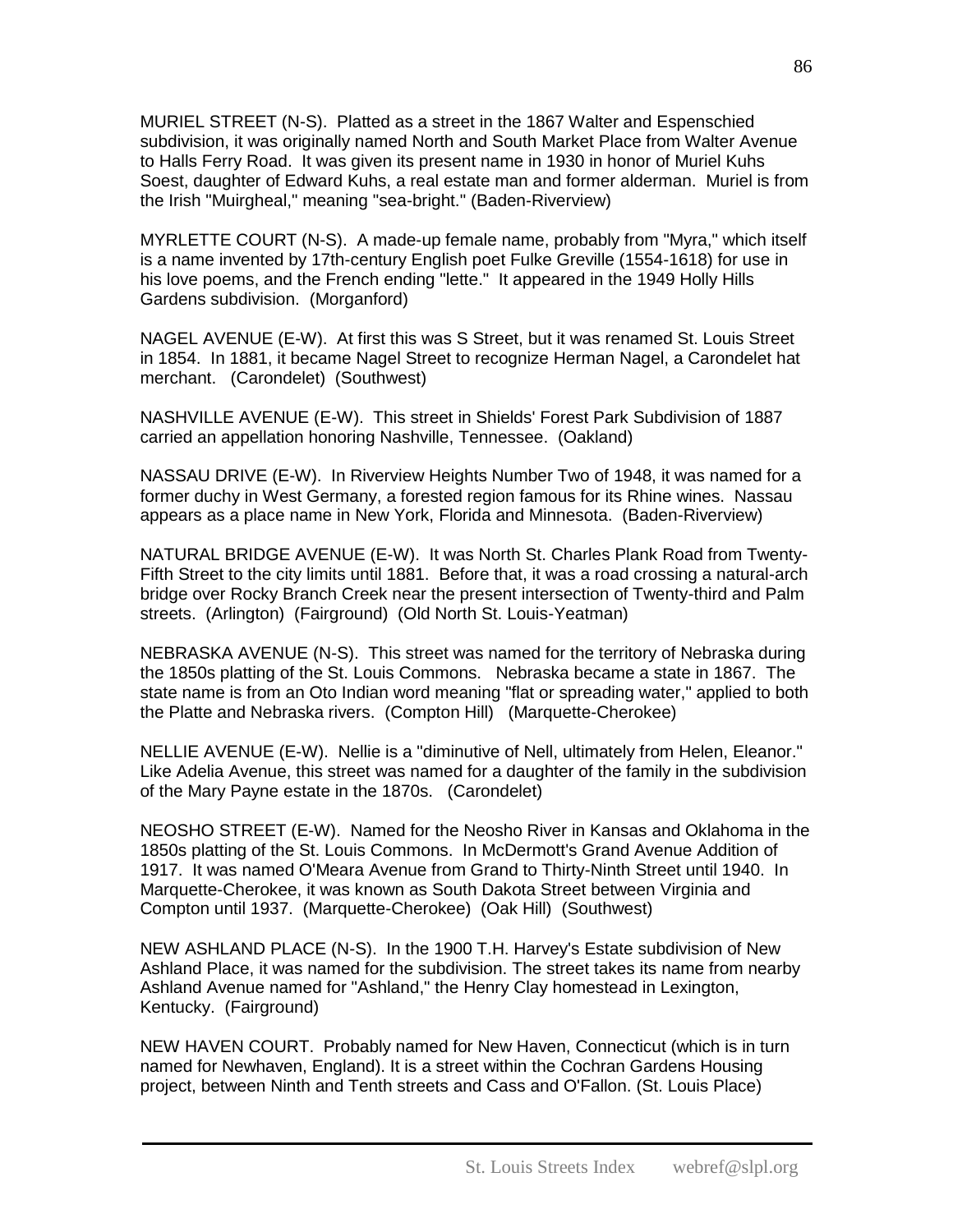MURIEL STREET (N-S). Platted as a street in the 1867 Walter and Espenschied subdivision, it was originally named North and South Market Place from Walter Avenue to Halls Ferry Road. It was given its present name in 1930 in honor of Muriel Kuhs Soest, daughter of Edward Kuhs, a real estate man and former alderman. Muriel is from the Irish "Muirgheal," meaning "sea-bright." (Baden-Riverview)

MYRLETTE COURT (N-S). A made-up female name, probably from "Myra," which itself is a name invented by 17th-century English poet Fulke Greville (1554-1618) for use in his love poems, and the French ending "lette." It appeared in the 1949 Holly Hills Gardens subdivision. (Morganford)

NAGEL AVENUE (E-W). At first this was S Street, but it was renamed St. Louis Street in 1854. In 1881, it became Nagel Street to recognize Herman Nagel, a Carondelet hat merchant. (Carondelet) (Southwest)

NASHVILLE AVENUE (E-W). This street in Shields' Forest Park Subdivision of 1887 carried an appellation honoring Nashville, Tennessee. (Oakland)

NASSAU DRIVE (E-W). In Riverview Heights Number Two of 1948, it was named for a former duchy in West Germany, a forested region famous for its Rhine wines. Nassau appears as a place name in New York, Florida and Minnesota. (Baden-Riverview)

NATURAL BRIDGE AVENUE (E-W). It was North St. Charles Plank Road from Twenty-Fifth Street to the city limits until 1881. Before that, it was a road crossing a natural-arch bridge over Rocky Branch Creek near the present intersection of Twenty-third and Palm streets. (Arlington) (Fairground) (Old North St. Louis-Yeatman)

NEBRASKA AVENUE (N-S). This street was named for the territory of Nebraska during the 1850s platting of the St. Louis Commons. Nebraska became a state in 1867. The state name is from an Oto Indian word meaning "flat or spreading water," applied to both the Platte and Nebraska rivers. (Compton Hill) (Marquette-Cherokee)

NELLIE AVENUE (E-W). Nellie is a "diminutive of Nell, ultimately from Helen, Eleanor." Like Adelia Avenue, this street was named for a daughter of the family in the subdivision of the Mary Payne estate in the 1870s. (Carondelet)

NEOSHO STREET (E-W). Named for the Neosho River in Kansas and Oklahoma in the 1850s platting of the St. Louis Commons. In McDermott's Grand Avenue Addition of 1917. It was named O'Meara Avenue from Grand to Thirty-Ninth Street until 1940. In Marquette-Cherokee, it was known as South Dakota Street between Virginia and Compton until 1937. (Marquette-Cherokee) (Oak Hill) (Southwest)

NEW ASHLAND PLACE (N-S). In the 1900 T.H. Harvey's Estate subdivision of New Ashland Place, it was named for the subdivision. The street takes its name from nearby Ashland Avenue named for "Ashland," the Henry Clay homestead in Lexington, Kentucky. (Fairground)

NEW HAVEN COURT. Probably named for New Haven, Connecticut (which is in turn named for Newhaven, England). It is a street within the Cochran Gardens Housing project, between Ninth and Tenth streets and Cass and O'Fallon. (St. Louis Place)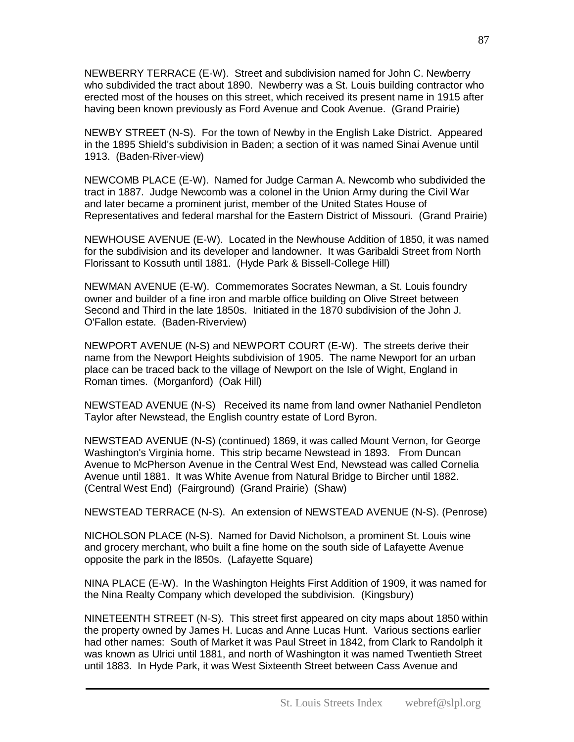NEWBERRY TERRACE (E-W). Street and subdivision named for John C. Newberry who subdivided the tract about 1890. Newberry was a St. Louis building contractor who erected most of the houses on this street, which received its present name in 1915 after having been known previously as Ford Avenue and Cook Avenue. (Grand Prairie)

NEWBY STREET (N-S). For the town of Newby in the English Lake District. Appeared in the 1895 Shield's subdivision in Baden; a section of it was named Sinai Avenue until 1913. (Baden-River-view)

NEWCOMB PLACE (E-W). Named for Judge Carman A. Newcomb who subdivided the tract in 1887. Judge Newcomb was a colonel in the Union Army during the Civil War and later became a prominent jurist, member of the United States House of Representatives and federal marshal for the Eastern District of Missouri. (Grand Prairie)

NEWHOUSE AVENUE (E-W). Located in the Newhouse Addition of 1850, it was named for the subdivision and its developer and landowner. It was Garibaldi Street from North Florissant to Kossuth until 1881. (Hyde Park & Bissell-College Hill)

NEWMAN AVENUE (E-W). Commemorates Socrates Newman, a St. Louis foundry owner and builder of a fine iron and marble office building on Olive Street between Second and Third in the late 1850s. Initiated in the 1870 subdivision of the John J. O'Fallon estate. (Baden-Riverview)

NEWPORT AVENUE (N-S) and NEWPORT COURT (E-W). The streets derive their name from the Newport Heights subdivision of 1905. The name Newport for an urban place can be traced back to the village of Newport on the Isle of Wight, England in Roman times. (Morganford) (Oak Hill)

NEWSTEAD AVENUE (N-S) Received its name from land owner Nathaniel Pendleton Taylor after Newstead, the English country estate of Lord Byron.

NEWSTEAD AVENUE (N-S) (continued) 1869, it was called Mount Vernon, for George Washington's Virginia home. This strip became Newstead in 1893. From Duncan Avenue to McPherson Avenue in the Central West End, Newstead was called Cornelia Avenue until 1881. It was White Avenue from Natural Bridge to Bircher until 1882. (Central West End) (Fairground) (Grand Prairie) (Shaw)

NEWSTEAD TERRACE (N-S). An extension of NEWSTEAD AVENUE (N-S). (Penrose)

NICHOLSON PLACE (N-S). Named for David Nicholson, a prominent St. Louis wine and grocery merchant, who built a fine home on the south side of Lafayette Avenue opposite the park in the l850s. (Lafayette Square)

NINA PLACE (E-W). In the Washington Heights First Addition of 1909, it was named for the Nina Realty Company which developed the subdivision. (Kingsbury)

NINETEENTH STREET (N-S). This street first appeared on city maps about 1850 within the property owned by James H. Lucas and Anne Lucas Hunt. Various sections earlier had other names: South of Market it was Paul Street in 1842, from Clark to Randolph it was known as Ulrici until 1881, and north of Washington it was named Twentieth Street until 1883. In Hyde Park, it was West Sixteenth Street between Cass Avenue and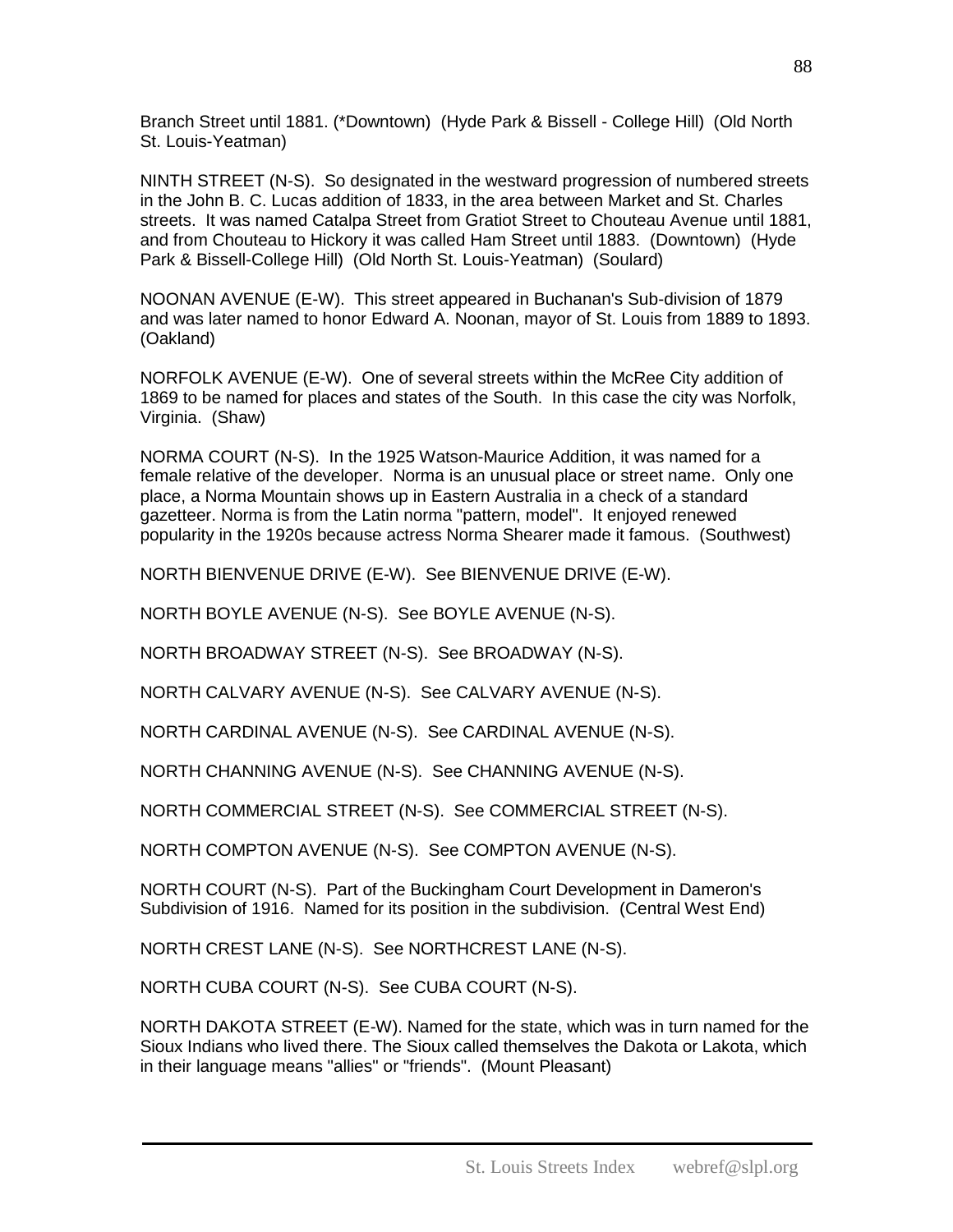Branch Street until 1881. (*Downtown) (Hyde Park & Bissell - College Hill) (Old North St. Louis-Yeatman)

NINTH STREET (N-S). So designated in the westward progression of numbered streets in the John B. C. Lucas addition of 1833, in the area between Market and St. Charles streets. It was named Catalpa Street from Gratiot Street to Chouteau Avenue until 1881, and from Chouteau to Hickory it was called Ham Street until 1883. (Downtown) (Hyde Park & Bissell-College Hill) (Old North St. Louis-Yeatman) (Soulard)

NOONAN AVENUE (E-W). This street appeared in Buchanan's Sub-division of 1879 and was later named to honor Edward A. Noonan, mayor of St. Louis from 1889 to 1893. (Oakland)

NORFOLK AVENUE (E-W). One of several streets within the McRee City addition of 1869 to be named for places and states of the South. In this case the city was Norfolk, Virginia. (Shaw)

NORMA COURT (N-S). In the 1925 Watson-Maurice Addition, it was named for a female relative of the developer. Norma is an unusual place or street name. Only one place, a Norma Mountain shows up in Eastern Australia in a check of a standard gazetteer. Norma is from the Latin norma "pattern, model". It enjoyed renewed popularity in the 1920s because actress Norma Shearer made it famous. (Southwest)

NORTH BIENVENUE DRIVE (E-W). See BIENVENUE DRIVE (E-W).

NORTH BOYLE AVENUE (N-S). See BOYLE AVENUE (N-S).

NORTH BROADWAY STREET (N-S). See BROADWAY (N-S).

NORTH CALVARY AVENUE (N-S). See CALVARY AVENUE (N-S).

NORTH CARDINAL AVENUE (N-S). See CARDINAL AVENUE (N-S).

NORTH CHANNING AVENUE (N-S). See CHANNING AVENUE (N-S).

NORTH COMMERCIAL STREET (N-S). See COMMERCIAL STREET (N-S).

NORTH COMPTON AVENUE (N-S). See COMPTON AVENUE (N-S).

NORTH COURT (N-S). Part of the Buckingham Court Development in Dameron's Subdivision of 1916. Named for its position in the subdivision. (Central West End)

NORTH CREST LANE (N-S). See NORTHCREST LANE (N-S).

NORTH CUBA COURT (N-S). See CUBA COURT (N-S).

NORTH DAKOTA STREET (E-W). Named for the state, which was in turn named for the Sioux Indians who lived there. The Sioux called themselves the Dakota or Lakota, which in their language means "allies" or "friends". (Mount Pleasant)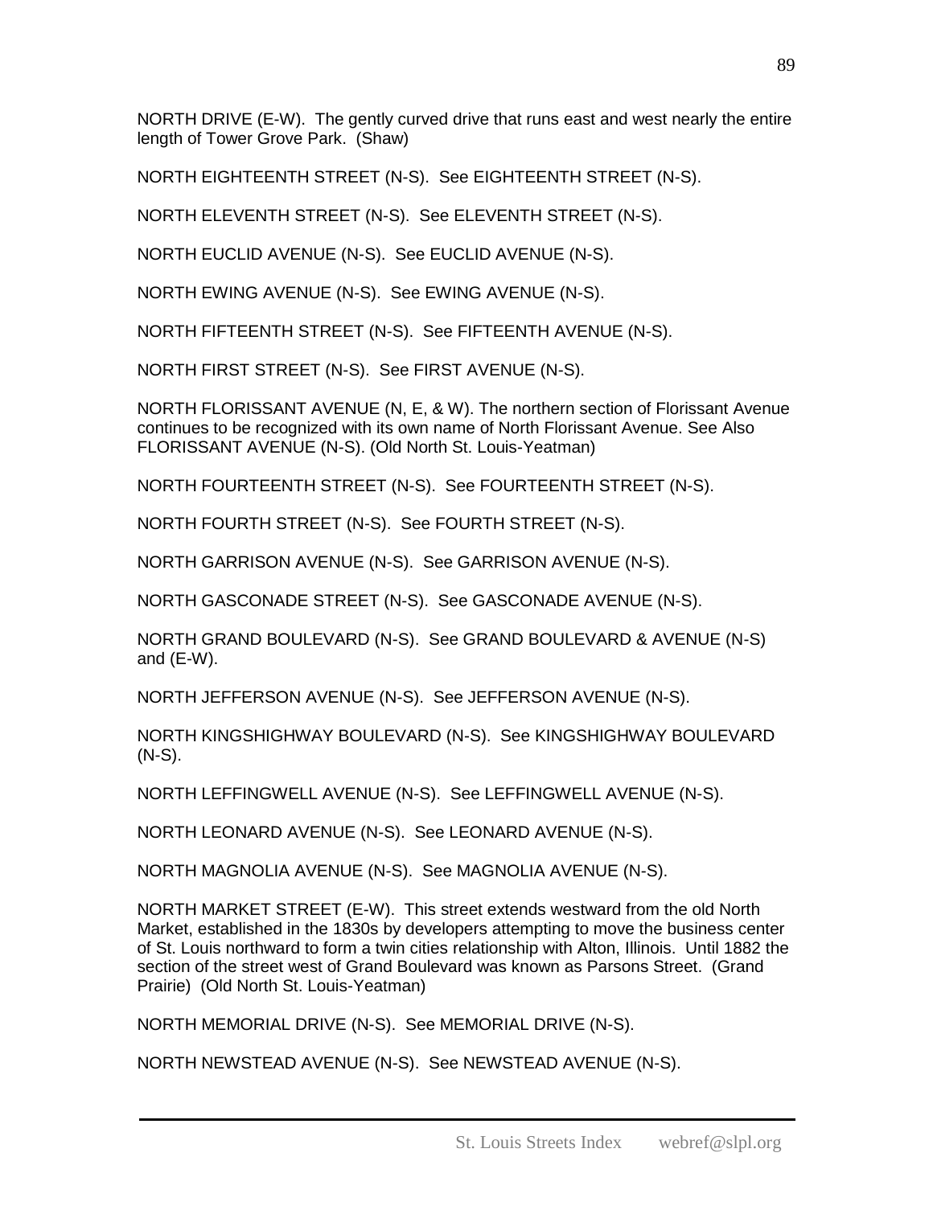NORTH DRIVE (E-W). The gently curved drive that runs east and west nearly the entire length of Tower Grove Park. (Shaw)

NORTH EIGHTEENTH STREET (N-S). See EIGHTEENTH STREET (N-S).

NORTH ELEVENTH STREET (N-S). See ELEVENTH STREET (N-S).

NORTH EUCLID AVENUE (N-S). See EUCLID AVENUE (N-S).

NORTH EWING AVENUE (N-S). See EWING AVENUE (N-S).

NORTH FIFTEENTH STREET (N-S). See FIFTEENTH AVENUE (N-S).

NORTH FIRST STREET (N-S). See FIRST AVENUE (N-S).

NORTH FLORISSANT AVENUE (N, E, & W). The northern section of Florissant Avenue continues to be recognized with its own name of North Florissant Avenue. See Also FLORISSANT AVENUE (N-S). (Old North St. Louis-Yeatman)

NORTH FOURTEENTH STREET (N-S). See FOURTEENTH STREET (N-S).

NORTH FOURTH STREET (N-S). See FOURTH STREET (N-S).

NORTH GARRISON AVENUE (N-S). See GARRISON AVENUE (N-S).

NORTH GASCONADE STREET (N-S). See GASCONADE AVENUE (N-S).

NORTH GRAND BOULEVARD (N-S). See GRAND BOULEVARD & AVENUE (N-S) and (E-W).

NORTH JEFFERSON AVENUE (N-S). See JEFFERSON AVENUE (N-S).

NORTH KINGSHIGHWAY BOULEVARD (N-S). See KINGSHIGHWAY BOULEVARD (N-S).

NORTH LEFFINGWELL AVENUE (N-S). See LEFFINGWELL AVENUE (N-S).

NORTH LEONARD AVENUE (N-S). See LEONARD AVENUE (N-S).

NORTH MAGNOLIA AVENUE (N-S). See MAGNOLIA AVENUE (N-S).

NORTH MARKET STREET (E-W). This street extends westward from the old North Market, established in the 1830s by developers attempting to move the business center of St. Louis northward to form a twin cities relationship with Alton, Illinois. Until 1882 the section of the street west of Grand Boulevard was known as Parsons Street. (Grand Prairie) (Old North St. Louis-Yeatman)

NORTH MEMORIAL DRIVE (N-S). See MEMORIAL DRIVE (N-S).

NORTH NEWSTEAD AVENUE (N-S). See NEWSTEAD AVENUE (N-S).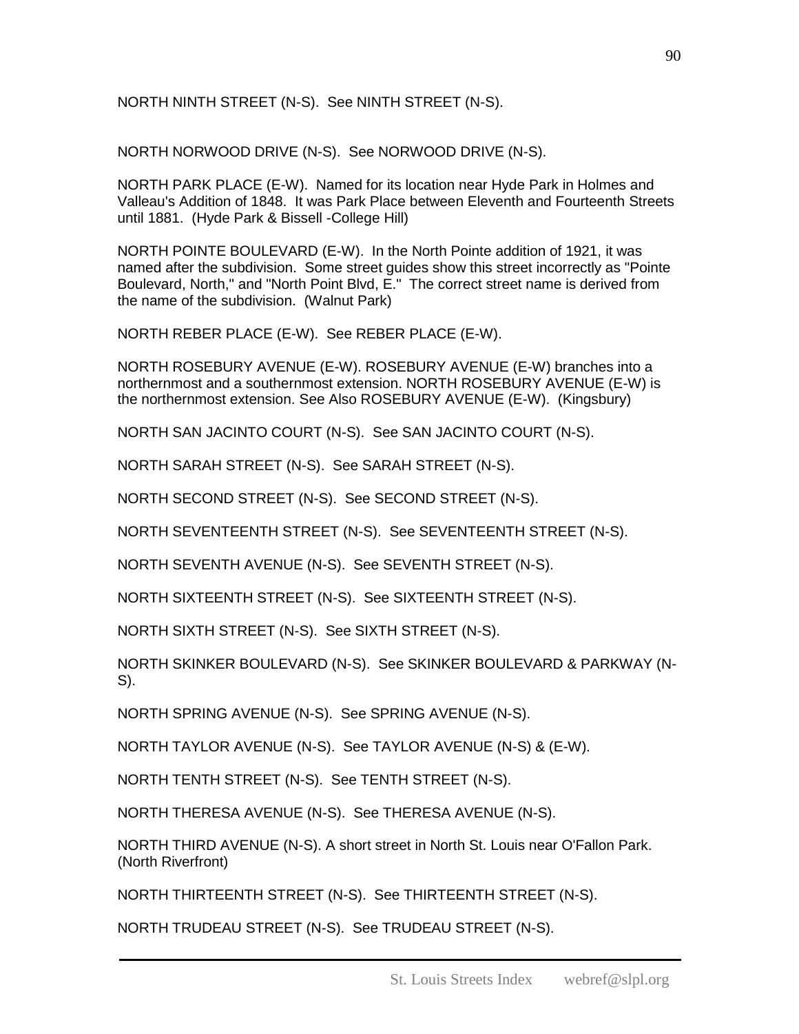NORTH NINTH STREET (N-S). See NINTH STREET (N-S).

NORTH NORWOOD DRIVE (N-S). See NORWOOD DRIVE (N-S).

NORTH PARK PLACE (E-W). Named for its location near Hyde Park in Holmes and Valleau's Addition of 1848. It was Park Place between Eleventh and Fourteenth Streets until 1881. (Hyde Park & Bissell -College Hill)

NORTH POINTE BOULEVARD (E-W). In the North Pointe addition of 1921, it was named after the subdivision. Some street guides show this street incorrectly as "Pointe Boulevard, North," and "North Point Blvd, E." The correct street name is derived from the name of the subdivision. (Walnut Park)

NORTH REBER PLACE (E-W). See REBER PLACE (E-W).

NORTH ROSEBURY AVENUE (E-W). ROSEBURY AVENUE (E-W) branches into a northernmost and a southernmost extension. NORTH ROSEBURY AVENUE (E-W) is the northernmost extension. See Also ROSEBURY AVENUE (E-W). (Kingsbury)

NORTH SAN JACINTO COURT (N-S). See SAN JACINTO COURT (N-S).

NORTH SARAH STREET (N-S). See SARAH STREET (N-S).

NORTH SECOND STREET (N-S). See SECOND STREET (N-S).

NORTH SEVENTEENTH STREET (N-S). See SEVENTEENTH STREET (N-S).

NORTH SEVENTH AVENUE (N-S). See SEVENTH STREET (N-S).

NORTH SIXTEENTH STREET (N-S). See SIXTEENTH STREET (N-S).

NORTH SIXTH STREET (N-S). See SIXTH STREET (N-S).

NORTH SKINKER BOULEVARD (N-S). See SKINKER BOULEVARD & PARKWAY (N-S).

NORTH SPRING AVENUE (N-S). See SPRING AVENUE (N-S).

NORTH TAYLOR AVENUE (N-S). See TAYLOR AVENUE (N-S) & (E-W).

NORTH TENTH STREET (N-S). See TENTH STREET (N-S).

NORTH THERESA AVENUE (N-S). See THERESA AVENUE (N-S).

NORTH THIRD AVENUE (N-S). A short street in North St. Louis near O'Fallon Park. (North Riverfront)

NORTH THIRTEENTH STREET (N-S). See THIRTEENTH STREET (N-S).

NORTH TRUDEAU STREET (N-S). See TRUDEAU STREET (N-S).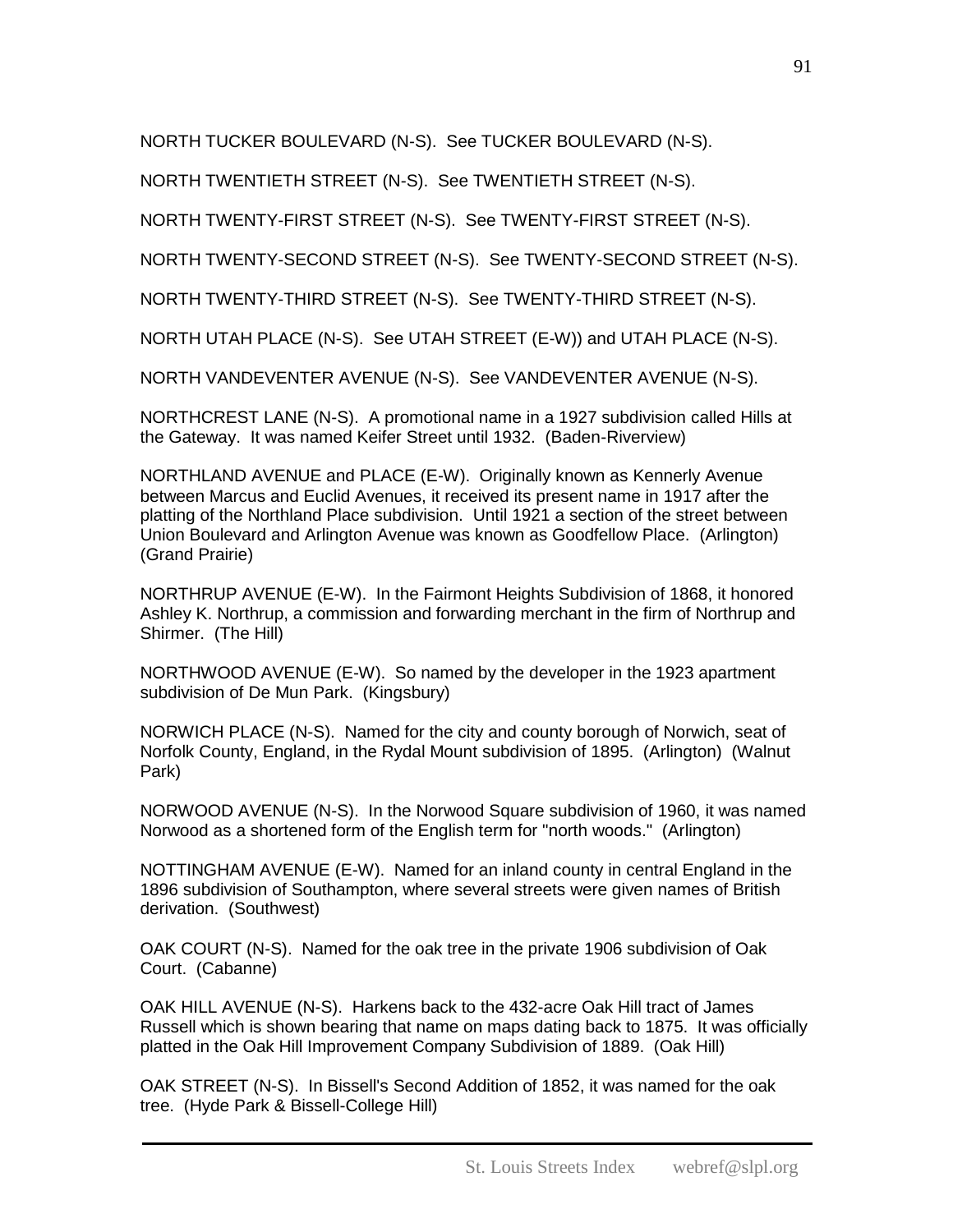NORTH TUCKER BOULEVARD (N-S). See TUCKER BOULEVARD (N-S).

NORTH TWENTIETH STREET (N-S). See TWENTIETH STREET (N-S).

NORTH TWENTY-FIRST STREET (N-S). See TWENTY-FIRST STREET (N-S).

NORTH TWENTY-SECOND STREET (N-S). See TWENTY-SECOND STREET (N-S).

NORTH TWENTY-THIRD STREET (N-S). See TWENTY-THIRD STREET (N-S).

NORTH UTAH PLACE (N-S). See UTAH STREET (E-W)) and UTAH PLACE (N-S).

NORTH VANDEVENTER AVENUE (N-S). See VANDEVENTER AVENUE (N-S).

NORTHCREST LANE (N-S). A promotional name in a 1927 subdivision called Hills at the Gateway. It was named Keifer Street until 1932. (Baden-Riverview)

NORTHLAND AVENUE and PLACE (E-W). Originally known as Kennerly Avenue between Marcus and Euclid Avenues, it received its present name in 1917 after the platting of the Northland Place subdivision. Until 1921 a section of the street between Union Boulevard and Arlington Avenue was known as Goodfellow Place. (Arlington) (Grand Prairie)

NORTHRUP AVENUE (E-W). In the Fairmont Heights Subdivision of 1868, it honored Ashley K. Northrup, a commission and forwarding merchant in the firm of Northrup and Shirmer. (The Hill)

NORTHWOOD AVENUE (E-W). So named by the developer in the 1923 apartment subdivision of De Mun Park. (Kingsbury)

NORWICH PLACE (N-S). Named for the city and county borough of Norwich, seat of Norfolk County, England, in the Rydal Mount subdivision of 1895. (Arlington) (Walnut Park)

NORWOOD AVENUE (N-S). In the Norwood Square subdivision of 1960, it was named Norwood as a shortened form of the English term for "north woods." (Arlington)

NOTTINGHAM AVENUE (E-W). Named for an inland county in central England in the 1896 subdivision of Southampton, where several streets were given names of British derivation. (Southwest)

OAK COURT (N-S). Named for the oak tree in the private 1906 subdivision of Oak Court. (Cabanne)

OAK HILL AVENUE (N-S). Harkens back to the 432-acre Oak Hill tract of James Russell which is shown bearing that name on maps dating back to 1875. It was officially platted in the Oak Hill Improvement Company Subdivision of 1889. (Oak Hill)

OAK STREET (N-S). In Bissell's Second Addition of 1852, it was named for the oak tree. (Hyde Park & Bissell-College Hill)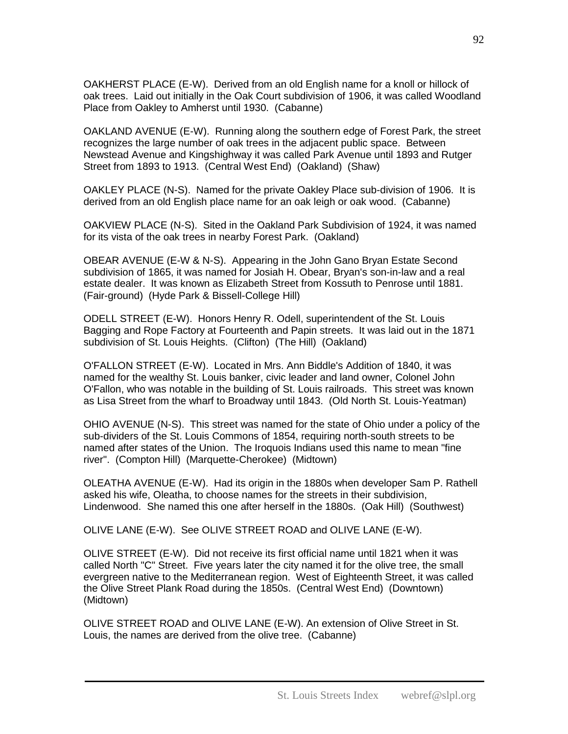OAKHERST PLACE (E-W). Derived from an old English name for a knoll or hillock of oak trees. Laid out initially in the Oak Court subdivision of 1906, it was called Woodland Place from Oakley to Amherst until 1930. (Cabanne)

OAKLAND AVENUE (E-W). Running along the southern edge of Forest Park, the street recognizes the large number of oak trees in the adjacent public space. Between Newstead Avenue and Kingshighway it was called Park Avenue until 1893 and Rutger Street from 1893 to 1913. (Central West End) (Oakland) (Shaw)

OAKLEY PLACE (N-S). Named for the private Oakley Place sub-division of 1906. It is derived from an old English place name for an oak leigh or oak wood. (Cabanne)

OAKVIEW PLACE (N-S). Sited in the Oakland Park Subdivision of 1924, it was named for its vista of the oak trees in nearby Forest Park. (Oakland)

OBEAR AVENUE (E-W & N-S). Appearing in the John Gano Bryan Estate Second subdivision of 1865, it was named for Josiah H. Obear, Bryan's son-in-law and a real estate dealer. It was known as Elizabeth Street from Kossuth to Penrose until 1881. (Fair-ground) (Hyde Park & Bissell-College Hill)

ODELL STREET (E-W). Honors Henry R. Odell, superintendent of the St. Louis Bagging and Rope Factory at Fourteenth and Papin streets. It was laid out in the 1871 subdivision of St. Louis Heights. (Clifton) (The Hill) (Oakland)

O'FALLON STREET (E-W). Located in Mrs. Ann Biddle's Addition of 1840, it was named for the wealthy St. Louis banker, civic leader and land owner, Colonel John O'Fallon, who was notable in the building of St. Louis railroads. This street was known as Lisa Street from the wharf to Broadway until 1843. (Old North St. Louis-Yeatman)

OHIO AVENUE (N-S). This street was named for the state of Ohio under a policy of the sub-dividers of the St. Louis Commons of 1854, requiring north-south streets to be named after states of the Union. The Iroquois Indians used this name to mean "fine river". (Compton Hill) (Marquette-Cherokee) (Midtown)

OLEATHA AVENUE (E-W). Had its origin in the 1880s when developer Sam P. Rathell asked his wife, Oleatha, to choose names for the streets in their subdivision, Lindenwood. She named this one after herself in the 1880s. (Oak Hill) (Southwest)

OLIVE LANE (E-W). See OLIVE STREET ROAD and OLIVE LANE (E-W).

OLIVE STREET (E-W). Did not receive its first official name until 1821 when it was called North "C" Street. Five years later the city named it for the olive tree, the small evergreen native to the Mediterranean region. West of Eighteenth Street, it was called the Olive Street Plank Road during the 1850s. (Central West End) (Downtown) (Midtown)

OLIVE STREET ROAD and OLIVE LANE (E-W). An extension of Olive Street in St. Louis, the names are derived from the olive tree. (Cabanne)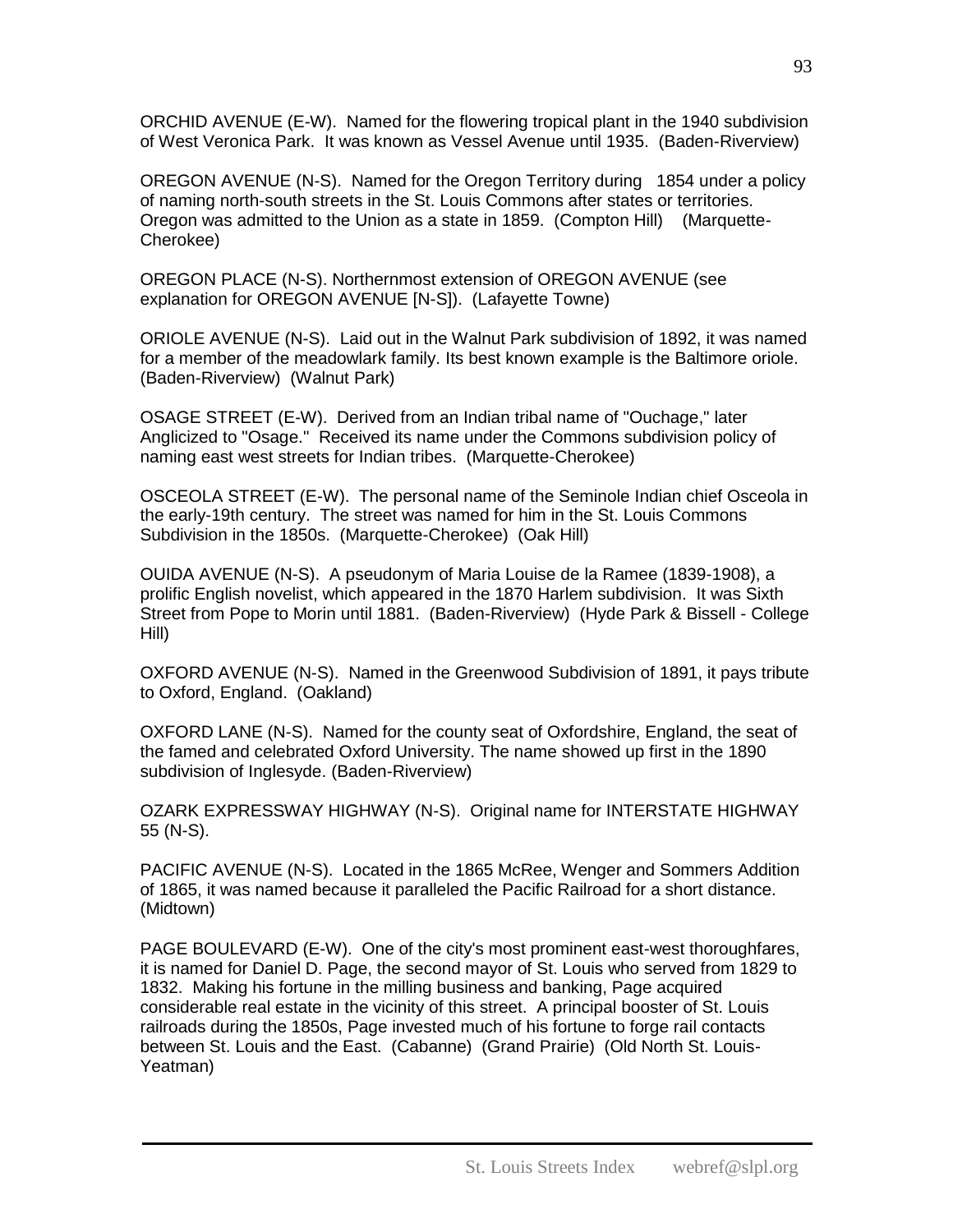ORCHID AVENUE (E-W). Named for the flowering tropical plant in the 1940 subdivision of West Veronica Park. It was known as Vessel Avenue until 1935. (Baden-Riverview)

OREGON AVENUE (N-S). Named for the Oregon Territory during 1854 under a policy of naming north-south streets in the St. Louis Commons after states or territories. Oregon was admitted to the Union as a state in 1859. (Compton Hill) (Marquette-Cherokee)

OREGON PLACE (N-S). Northernmost extension of OREGON AVENUE (see explanation for OREGON AVENUE [N-S]). (Lafayette Towne)

ORIOLE AVENUE (N-S). Laid out in the Walnut Park subdivision of 1892, it was named for a member of the meadowlark family. Its best known example is the Baltimore oriole. (Baden-Riverview) (Walnut Park)

OSAGE STREET (E-W). Derived from an Indian tribal name of "Ouchage," later Anglicized to "Osage." Received its name under the Commons subdivision policy of naming east west streets for Indian tribes. (Marquette-Cherokee)

OSCEOLA STREET (E-W). The personal name of the Seminole Indian chief Osceola in the early-19th century. The street was named for him in the St. Louis Commons Subdivision in the 1850s. (Marquette-Cherokee) (Oak Hill)

OUIDA AVENUE (N-S). A pseudonym of Maria Louise de la Ramee (1839-1908), a prolific English novelist, which appeared in the 1870 Harlem subdivision. It was Sixth Street from Pope to Morin until 1881. (Baden-Riverview) (Hyde Park & Bissell - College Hill)

OXFORD AVENUE (N-S). Named in the Greenwood Subdivision of 1891, it pays tribute to Oxford, England. (Oakland)

OXFORD LANE (N-S). Named for the county seat of Oxfordshire, England, the seat of the famed and celebrated Oxford University. The name showed up first in the 1890 subdivision of Inglesyde. (Baden-Riverview)

OZARK EXPRESSWAY HIGHWAY (N-S). Original name for INTERSTATE HIGHWAY 55 (N-S).

PACIFIC AVENUE (N-S). Located in the 1865 McRee, Wenger and Sommers Addition of 1865, it was named because it paralleled the Pacific Railroad for a short distance. (Midtown)

PAGE BOULEVARD (E-W). One of the city's most prominent east-west thoroughfares, it is named for Daniel D. Page, the second mayor of St. Louis who served from 1829 to 1832. Making his fortune in the milling business and banking, Page acquired considerable real estate in the vicinity of this street. A principal booster of St. Louis railroads during the 1850s, Page invested much of his fortune to forge rail contacts between St. Louis and the East. (Cabanne) (Grand Prairie) (Old North St. Louis-Yeatman)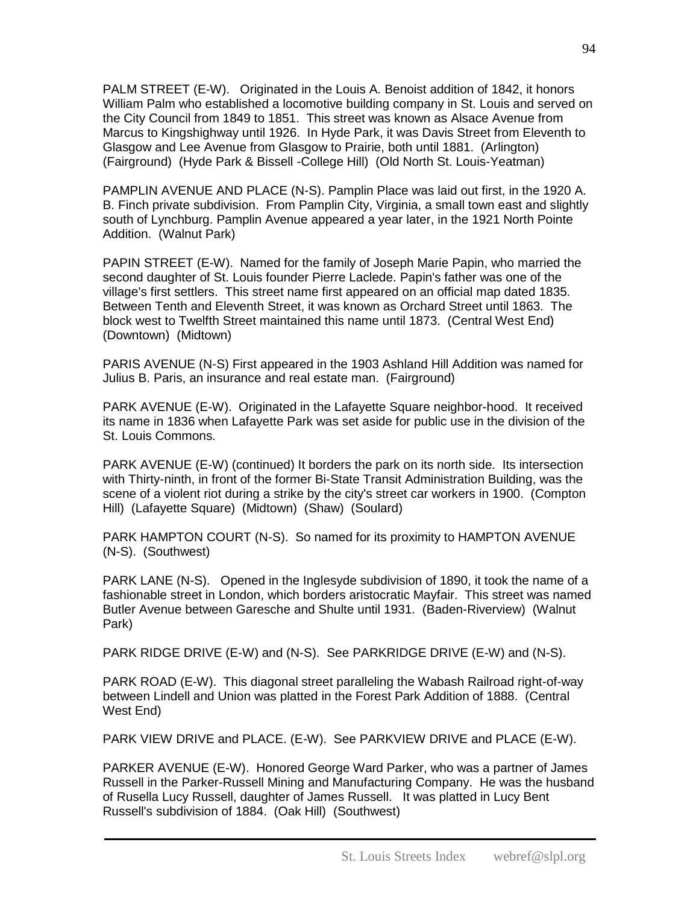PALM STREET (E-W). Originated in the Louis A. Benoist addition of 1842, it honors William Palm who established a locomotive building company in St. Louis and served on the City Council from 1849 to 1851. This street was known as Alsace Avenue from Marcus to Kingshighway until 1926. In Hyde Park, it was Davis Street from Eleventh to Glasgow and Lee Avenue from Glasgow to Prairie, both until 1881. (Arlington) (Fairground) (Hyde Park & Bissell -College Hill) (Old North St. Louis-Yeatman)

PAMPLIN AVENUE AND PLACE (N-S). Pamplin Place was laid out first, in the 1920 A. B. Finch private subdivision. From Pamplin City, Virginia, a small town east and slightly south of Lynchburg. Pamplin Avenue appeared a year later, in the 1921 North Pointe Addition. (Walnut Park)

PAPIN STREET (E-W). Named for the family of Joseph Marie Papin, who married the second daughter of St. Louis founder Pierre Laclede. Papin's father was one of the village's first settlers. This street name first appeared on an official map dated 1835. Between Tenth and Eleventh Street, it was known as Orchard Street until 1863. The block west to Twelfth Street maintained this name until 1873. (Central West End) (Downtown) (Midtown)

PARIS AVENUE (N-S) First appeared in the 1903 Ashland Hill Addition was named for Julius B. Paris, an insurance and real estate man. (Fairground)

PARK AVENUE (E-W). Originated in the Lafayette Square neighbor-hood. It received its name in 1836 when Lafayette Park was set aside for public use in the division of the St. Louis Commons.

PARK AVENUE (E-W) (continued) It borders the park on its north side. Its intersection with Thirty-ninth, in front of the former Bi-State Transit Administration Building, was the scene of a violent riot during a strike by the city's street car workers in 1900. (Compton Hill) (Lafayette Square) (Midtown) (Shaw) (Soulard)

PARK HAMPTON COURT (N-S). So named for its proximity to HAMPTON AVENUE (N-S). (Southwest)

PARK LANE (N-S). Opened in the Inglesyde subdivision of 1890, it took the name of a fashionable street in London, which borders aristocratic Mayfair. This street was named Butler Avenue between Garesche and Shulte until 1931. (Baden-Riverview) (Walnut Park)

PARK RIDGE DRIVE (E-W) and (N-S). See PARKRIDGE DRIVE (E-W) and (N-S).

PARK ROAD (E-W). This diagonal street paralleling the Wabash Railroad right-of-way between Lindell and Union was platted in the Forest Park Addition of 1888. (Central West End)

PARK VIEW DRIVE and PLACE. (E-W). See PARKVIEW DRIVE and PLACE (E-W).

PARKER AVENUE (E-W). Honored George Ward Parker, who was a partner of James Russell in the Parker-Russell Mining and Manufacturing Company. He was the husband of Rusella Lucy Russell, daughter of James Russell. It was platted in Lucy Bent Russell's subdivision of 1884. (Oak Hill) (Southwest)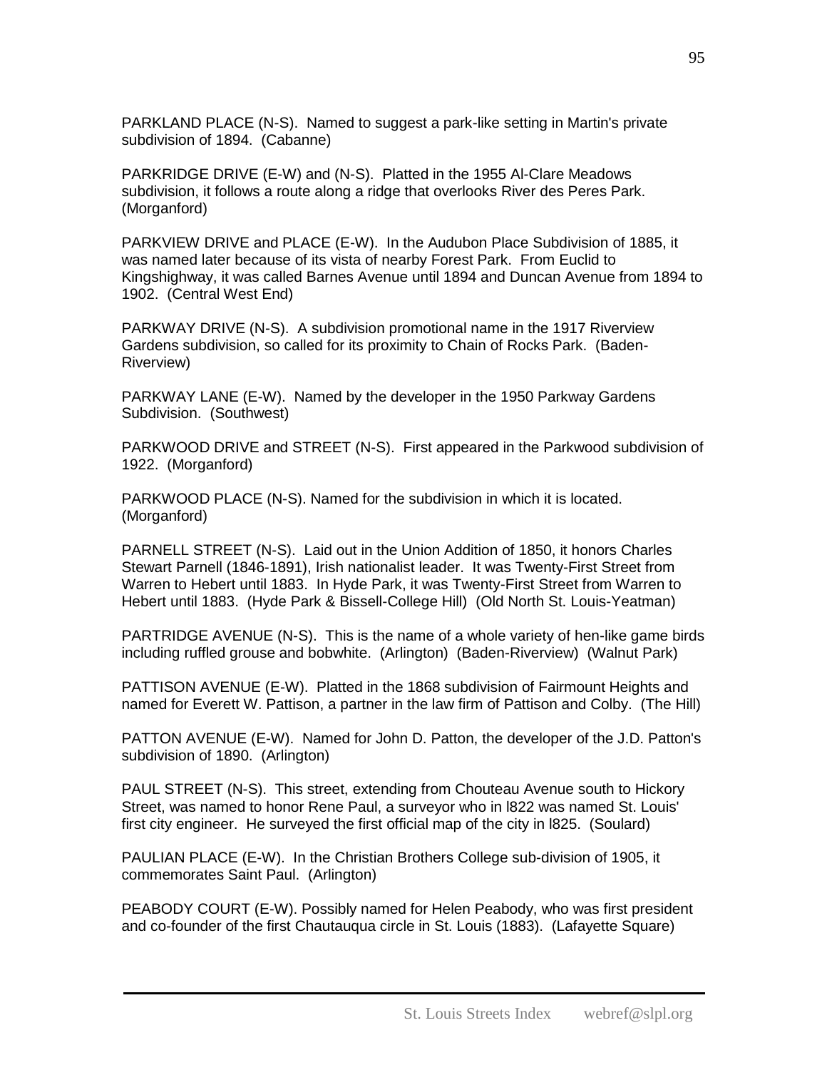PARKLAND PLACE (N-S). Named to suggest a park-like setting in Martin's private subdivision of 1894. (Cabanne)

PARKRIDGE DRIVE (E-W) and (N-S). Platted in the 1955 Al-Clare Meadows subdivision, it follows a route along a ridge that overlooks River des Peres Park. (Morganford)

PARKVIEW DRIVE and PLACE (E-W). In the Audubon Place Subdivision of 1885, it was named later because of its vista of nearby Forest Park. From Euclid to Kingshighway, it was called Barnes Avenue until 1894 and Duncan Avenue from 1894 to 1902. (Central West End)

PARKWAY DRIVE (N-S). A subdivision promotional name in the 1917 Riverview Gardens subdivision, so called for its proximity to Chain of Rocks Park. (Baden-Riverview)

PARKWAY LANE (E-W). Named by the developer in the 1950 Parkway Gardens Subdivision. (Southwest)

PARKWOOD DRIVE and STREET (N-S). First appeared in the Parkwood subdivision of 1922. (Morganford)

PARKWOOD PLACE (N-S). Named for the subdivision in which it is located. (Morganford)

PARNELL STREET (N-S). Laid out in the Union Addition of 1850, it honors Charles Stewart Parnell (1846-1891), Irish nationalist leader. It was Twenty-First Street from Warren to Hebert until 1883. In Hyde Park, it was Twenty-First Street from Warren to Hebert until 1883. (Hyde Park & Bissell-College Hill) (Old North St. Louis-Yeatman)

PARTRIDGE AVENUE (N-S). This is the name of a whole variety of hen-like game birds including ruffled grouse and bobwhite. (Arlington) (Baden-Riverview) (Walnut Park)

PATTISON AVENUE (E-W). Platted in the 1868 subdivision of Fairmount Heights and named for Everett W. Pattison, a partner in the law firm of Pattison and Colby. (The Hill)

PATTON AVENUE (E-W). Named for John D. Patton, the developer of the J.D. Patton's subdivision of 1890. (Arlington)

PAUL STREET (N-S). This street, extending from Chouteau Avenue south to Hickory Street, was named to honor Rene Paul, a surveyor who in l822 was named St. Louis' first city engineer. He surveyed the first official map of the city in l825. (Soulard)

PAULIAN PLACE (E-W). In the Christian Brothers College sub-division of 1905, it commemorates Saint Paul. (Arlington)

PEABODY COURT (E-W). Possibly named for Helen Peabody, who was first president and co-founder of the first Chautauqua circle in St. Louis (1883). (Lafayette Square)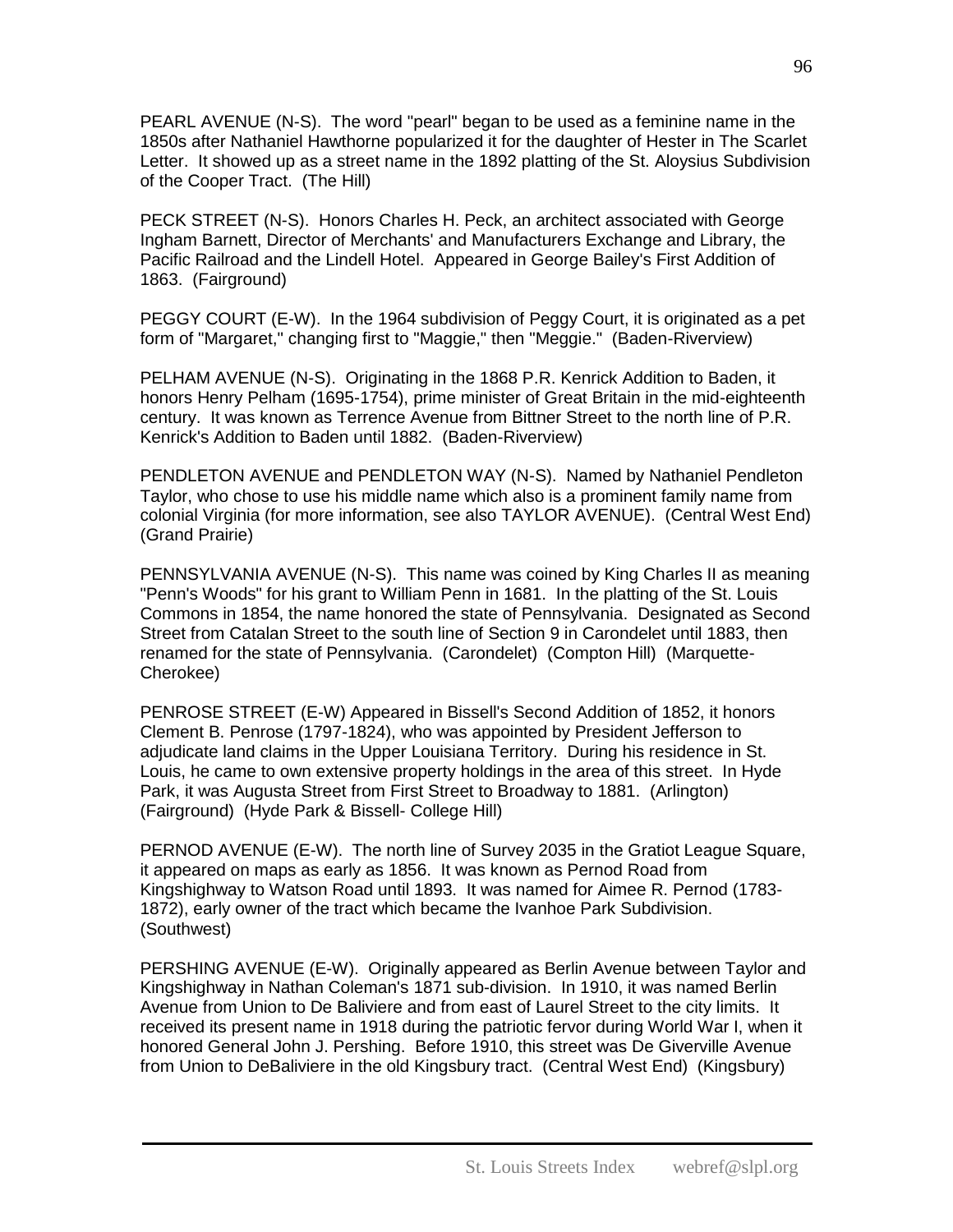PEARL AVENUE (N-S). The word "pearl" began to be used as a feminine name in the 1850s after Nathaniel Hawthorne popularized it for the daughter of Hester in The Scarlet Letter. It showed up as a street name in the 1892 platting of the St. Aloysius Subdivision of the Cooper Tract. (The Hill)

PECK STREET (N-S). Honors Charles H. Peck, an architect associated with George Ingham Barnett, Director of Merchants' and Manufacturers Exchange and Library, the Pacific Railroad and the Lindell Hotel. Appeared in George Bailey's First Addition of 1863. (Fairground)

PEGGY COURT (E-W). In the 1964 subdivision of Peggy Court, it is originated as a pet form of "Margaret," changing first to "Maggie," then "Meggie." (Baden-Riverview)

PELHAM AVENUE (N-S). Originating in the 1868 P.R. Kenrick Addition to Baden, it honors Henry Pelham (1695-1754), prime minister of Great Britain in the mid-eighteenth century. It was known as Terrence Avenue from Bittner Street to the north line of P.R. Kenrick's Addition to Baden until 1882. (Baden-Riverview)

PENDLETON AVENUE and PENDLETON WAY (N-S). Named by Nathaniel Pendleton Taylor, who chose to use his middle name which also is a prominent family name from colonial Virginia (for more information, see also TAYLOR AVENUE). (Central West End) (Grand Prairie)

PENNSYLVANIA AVENUE (N-S). This name was coined by King Charles II as meaning "Penn's Woods" for his grant to William Penn in 1681. In the platting of the St. Louis Commons in 1854, the name honored the state of Pennsylvania. Designated as Second Street from Catalan Street to the south line of Section 9 in Carondelet until 1883, then renamed for the state of Pennsylvania. (Carondelet) (Compton Hill) (Marquette-Cherokee)

PENROSE STREET (E-W) Appeared in Bissell's Second Addition of 1852, it honors Clement B. Penrose (1797-1824), who was appointed by President Jefferson to adjudicate land claims in the Upper Louisiana Territory. During his residence in St. Louis, he came to own extensive property holdings in the area of this street. In Hyde Park, it was Augusta Street from First Street to Broadway to 1881. (Arlington) (Fairground) (Hyde Park & Bissell- College Hill)

PERNOD AVENUE (E-W). The north line of Survey 2035 in the Gratiot League Square, it appeared on maps as early as 1856. It was known as Pernod Road from Kingshighway to Watson Road until 1893. It was named for Aimee R. Pernod (1783-1872), early owner of the tract which became the Ivanhoe Park Subdivision. (Southwest)

PERSHING AVENUE (E-W). Originally appeared as Berlin Avenue between Taylor and Kingshighway in Nathan Coleman's 1871 sub-division. In 1910, it was named Berlin Avenue from Union to De Baliviere and from east of Laurel Street to the city limits. It received its present name in 1918 during the patriotic fervor during World War I, when it honored General John J. Pershing. Before 1910, this street was De Giverville Avenue from Union to DeBaliviere in the old Kingsbury tract. (Central West End) (Kingsbury)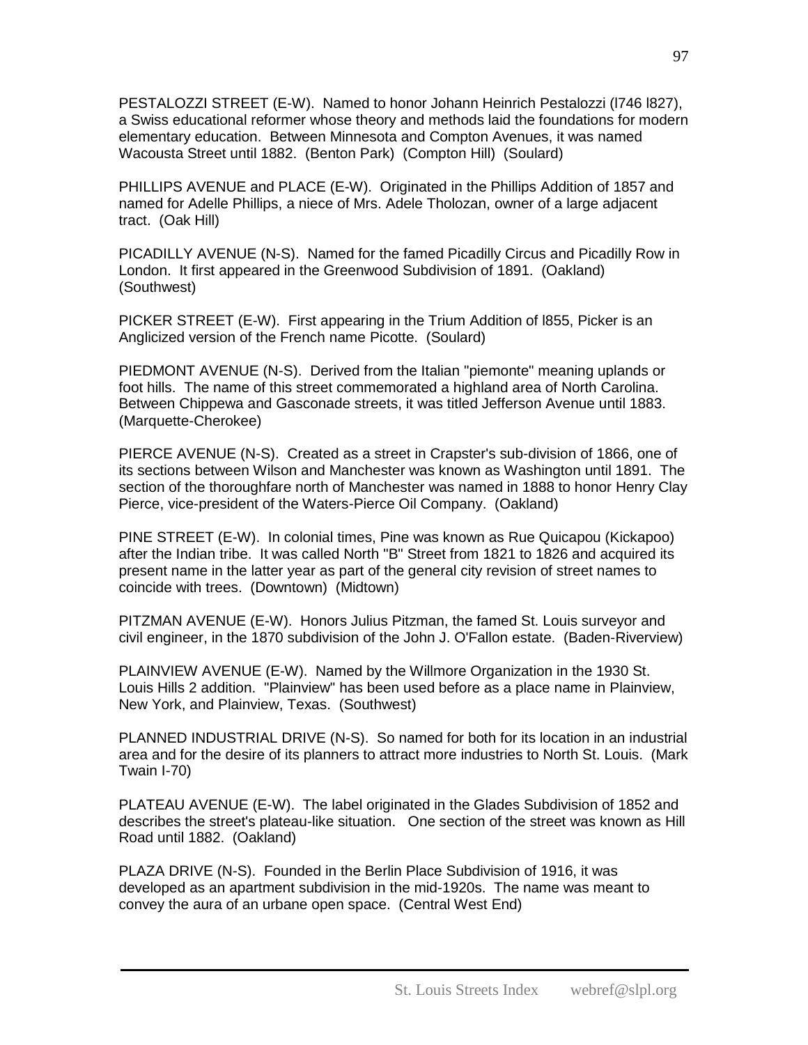PESTALOZZI STREET (E-W). Named to honor Johann Heinrich Pestalozzi (l746 l827), a Swiss educational reformer whose theory and methods laid the foundations for modern elementary education. Between Minnesota and Compton Avenues, it was named Wacousta Street until 1882. (Benton Park) (Compton Hill) (Soulard)

PHILLIPS AVENUE and PLACE (E-W). Originated in the Phillips Addition of 1857 and named for Adelle Phillips, a niece of Mrs. Adele Tholozan, owner of a large adjacent tract. (Oak Hill)

PICADILLY AVENUE (N-S). Named for the famed Picadilly Circus and Picadilly Row in London. It first appeared in the Greenwood Subdivision of 1891. (Oakland) (Southwest)

PICKER STREET (E-W). First appearing in the Trium Addition of l855, Picker is an Anglicized version of the French name Picotte. (Soulard)

PIEDMONT AVENUE (N-S). Derived from the Italian "piemonte" meaning uplands or foot hills. The name of this street commemorated a highland area of North Carolina. Between Chippewa and Gasconade streets, it was titled Jefferson Avenue until 1883. (Marquette-Cherokee)

PIERCE AVENUE (N-S). Created as a street in Crapster's sub-division of 1866, one of its sections between Wilson and Manchester was known as Washington until 1891. The section of the thoroughfare north of Manchester was named in 1888 to honor Henry Clay Pierce, vice-president of the Waters-Pierce Oil Company. (Oakland)

PINE STREET (E-W). In colonial times, Pine was known as Rue Quicapou (Kickapoo) after the Indian tribe. It was called North "B" Street from 1821 to 1826 and acquired its present name in the latter year as part of the general city revision of street names to coincide with trees. (Downtown) (Midtown)

PITZMAN AVENUE (E-W). Honors Julius Pitzman, the famed St. Louis surveyor and civil engineer, in the 1870 subdivision of the John J. O'Fallon estate. (Baden-Riverview)

PLAINVIEW AVENUE (E-W). Named by the Willmore Organization in the 1930 St. Louis Hills 2 addition. "Plainview" has been used before as a place name in Plainview, New York, and Plainview, Texas. (Southwest)

PLANNED INDUSTRIAL DRIVE (N-S). So named for both for its location in an industrial area and for the desire of its planners to attract more industries to North St. Louis. (Mark Twain I-70)

PLATEAU AVENUE (E-W). The label originated in the Glades Subdivision of 1852 and describes the street's plateau-like situation. One section of the street was known as Hill Road until 1882. (Oakland)

PLAZA DRIVE (N-S). Founded in the Berlin Place Subdivision of 1916, it was developed as an apartment subdivision in the mid-1920s. The name was meant to convey the aura of an urbane open space. (Central West End)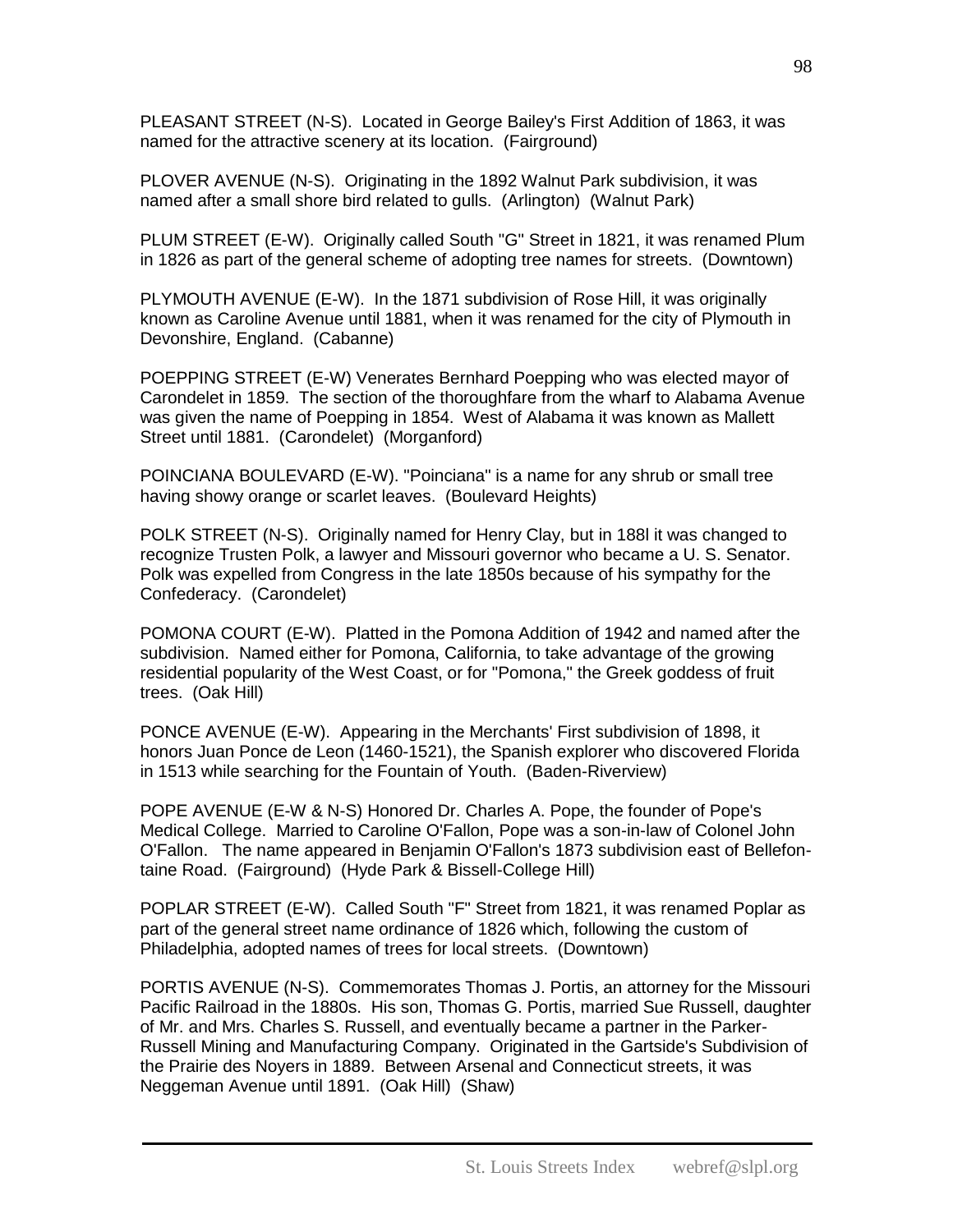PLEASANT STREET (N-S). Located in George Bailey's First Addition of 1863, it was named for the attractive scenery at its location. (Fairground)

PLOVER AVENUE (N-S). Originating in the 1892 Walnut Park subdivision, it was named after a small shore bird related to gulls. (Arlington) (Walnut Park)

PLUM STREET (E-W). Originally called South "G" Street in 1821, it was renamed Plum in 1826 as part of the general scheme of adopting tree names for streets. (Downtown)

PLYMOUTH AVENUE (E-W). In the 1871 subdivision of Rose Hill, it was originally known as Caroline Avenue until 1881, when it was renamed for the city of Plymouth in Devonshire, England. (Cabanne)

POEPPING STREET (E-W) Venerates Bernhard Poepping who was elected mayor of Carondelet in 1859. The section of the thoroughfare from the wharf to Alabama Avenue was given the name of Poepping in 1854. West of Alabama it was known as Mallett Street until 1881. (Carondelet) (Morganford)

POINCIANA BOULEVARD (E-W). "Poinciana" is a name for any shrub or small tree having showy orange or scarlet leaves. (Boulevard Heights)

POLK STREET (N-S). Originally named for Henry Clay, but in 188l it was changed to recognize Trusten Polk, a lawyer and Missouri governor who became a U. S. Senator. Polk was expelled from Congress in the late 1850s because of his sympathy for the Confederacy. (Carondelet)

POMONA COURT (E-W). Platted in the Pomona Addition of 1942 and named after the subdivision. Named either for Pomona, California, to take advantage of the growing residential popularity of the West Coast, or for "Pomona," the Greek goddess of fruit trees. (Oak Hill)

PONCE AVENUE (E-W). Appearing in the Merchants' First subdivision of 1898, it honors Juan Ponce de Leon (1460-1521), the Spanish explorer who discovered Florida in 1513 while searching for the Fountain of Youth. (Baden-Riverview)

POPE AVENUE (E-W & N-S) Honored Dr. Charles A. Pope, the founder of Pope's Medical College. Married to Caroline O'Fallon, Pope was a son-in-law of Colonel John O'Fallon. The name appeared in Benjamin O'Fallon's 1873 subdivision east of Bellefontaine Road. (Fairground) (Hyde Park & Bissell-College Hill)

POPLAR STREET (E-W). Called South "F" Street from 1821, it was renamed Poplar as part of the general street name ordinance of 1826 which, following the custom of Philadelphia, adopted names of trees for local streets. (Downtown)

PORTIS AVENUE (N-S). Commemorates Thomas J. Portis, an attorney for the Missouri Pacific Railroad in the 1880s. His son, Thomas G. Portis, married Sue Russell, daughter of Mr. and Mrs. Charles S. Russell, and eventually became a partner in the Parker-Russell Mining and Manufacturing Company. Originated in the Gartside's Subdivision of the Prairie des Noyers in 1889. Between Arsenal and Connecticut streets, it was Neggeman Avenue until 1891. (Oak Hill) (Shaw)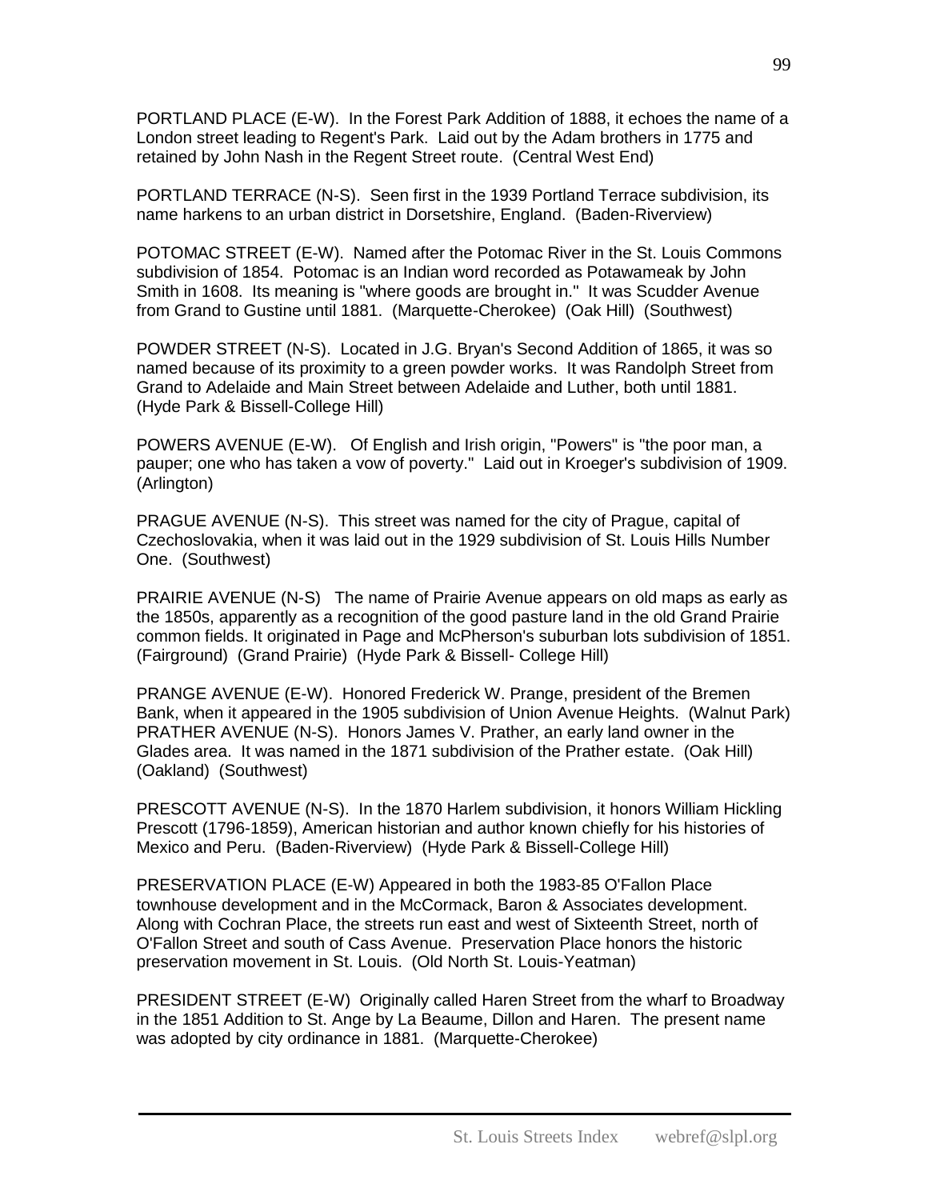PORTLAND PLACE (E-W). In the Forest Park Addition of 1888, it echoes the name of a London street leading to Regent's Park. Laid out by the Adam brothers in 1775 and retained by John Nash in the Regent Street route. (Central West End)

PORTLAND TERRACE (N-S). Seen first in the 1939 Portland Terrace subdivision, its name harkens to an urban district in Dorsetshire, England. (Baden-Riverview)

POTOMAC STREET (E-W). Named after the Potomac River in the St. Louis Commons subdivision of 1854. Potomac is an Indian word recorded as Potawameak by John Smith in 1608. Its meaning is "where goods are brought in." It was Scudder Avenue from Grand to Gustine until 1881. (Marquette-Cherokee) (Oak Hill) (Southwest)

POWDER STREET (N-S). Located in J.G. Bryan's Second Addition of 1865, it was so named because of its proximity to a green powder works. It was Randolph Street from Grand to Adelaide and Main Street between Adelaide and Luther, both until 1881. (Hyde Park & Bissell-College Hill)

POWERS AVENUE (E-W). Of English and Irish origin, "Powers" is "the poor man, a pauper; one who has taken a vow of poverty." Laid out in Kroeger's subdivision of 1909. (Arlington)

PRAGUE AVENUE (N-S). This street was named for the city of Prague, capital of Czechoslovakia, when it was laid out in the 1929 subdivision of St. Louis Hills Number One. (Southwest)

PRAIRIE AVENUE (N-S) The name of Prairie Avenue appears on old maps as early as the 1850s, apparently as a recognition of the good pasture land in the old Grand Prairie common fields. It originated in Page and McPherson's suburban lots subdivision of 1851. (Fairground) (Grand Prairie) (Hyde Park & Bissell- College Hill)

PRANGE AVENUE (E-W). Honored Frederick W. Prange, president of the Bremen Bank, when it appeared in the 1905 subdivision of Union Avenue Heights. (Walnut Park)

PRATHER AVENUE (N-S). Honors James V. Prather, an early land owner in the Glades area. It was named in the 1871 subdivision of the Prather estate. (Oak Hill) (Oakland) (Southwest)

PRESCOTT AVENUE (N-S). In the 1870 Harlem subdivision, it honors William Hickling Prescott (1796-1859), American historian and author known chiefly for his histories of Mexico and Peru. (Baden-Riverview) (Hyde Park & Bissell-College Hill)

PRESERVATION PLACE (E-W) Appeared in both the 1983-85 O'Fallon Place townhouse development and in the McCormack, Baron & Associates development. Along with Cochran Place, the streets run east and west of Sixteenth Street, north of O'Fallon Street and south of Cass Avenue. Preservation Place honors the historic preservation movement in St. Louis. (Old North St. Louis-Yeatman)

PRESIDENT STREET (E-W) Originally called Haren Street from the wharf to Broadway in the 1851 Addition to St. Ange by La Beaume, Dillon and Haren. The present name was adopted by city ordinance in 1881. (Marquette-Cherokee)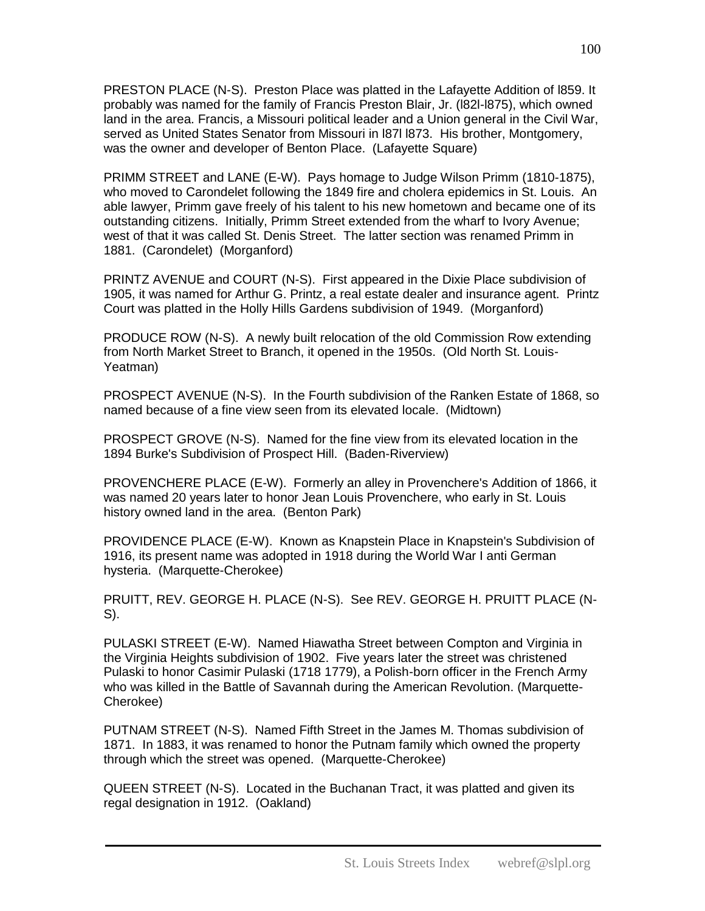PRESTON PLACE (N-S). Preston Place was platted in the Lafayette Addition of l859. It probably was named for the family of Francis Preston Blair, Jr. (l82l-l875), which owned land in the area. Francis, a Missouri political leader and a Union general in the Civil War, served as United States Senator from Missouri in l87l l873. His brother, Montgomery, was the owner and developer of Benton Place. (Lafayette Square)

PRIMM STREET and LANE (E-W). Pays homage to Judge Wilson Primm (1810-1875), who moved to Carondelet following the 1849 fire and cholera epidemics in St. Louis. An able lawyer, Primm gave freely of his talent to his new hometown and became one of its outstanding citizens. Initially, Primm Street extended from the wharf to Ivory Avenue; west of that it was called St. Denis Street. The latter section was renamed Primm in 1881. (Carondelet) (Morganford)

PRINTZ AVENUE and COURT (N-S). First appeared in the Dixie Place subdivision of 1905, it was named for Arthur G. Printz, a real estate dealer and insurance agent. Printz Court was platted in the Holly Hills Gardens subdivision of 1949. (Morganford)

PRODUCE ROW (N-S). A newly built relocation of the old Commission Row extending from North Market Street to Branch, it opened in the 1950s. (Old North St. Louis-Yeatman)

PROSPECT AVENUE (N-S). In the Fourth subdivision of the Ranken Estate of 1868, so named because of a fine view seen from its elevated locale. (Midtown)

PROSPECT GROVE (N-S). Named for the fine view from its elevated location in the 1894 Burke's Subdivision of Prospect Hill. (Baden-Riverview)

PROVENCHERE PLACE (E-W). Formerly an alley in Provenchere's Addition of 1866, it was named 20 years later to honor Jean Louis Provenchere, who early in St. Louis history owned land in the area. (Benton Park)

PROVIDENCE PLACE (E-W). Known as Knapstein Place in Knapstein's Subdivision of 1916, its present name was adopted in 1918 during the World War I anti German hysteria. (Marquette-Cherokee)

PRUITT, REV. GEORGE H. PLACE (N-S). See REV. GEORGE H. PRUITT PLACE (N-S).

PULASKI STREET (E-W). Named Hiawatha Street between Compton and Virginia in the Virginia Heights subdivision of 1902. Five years later the street was christened Pulaski to honor Casimir Pulaski (1718 1779), a Polish-born officer in the French Army who was killed in the Battle of Savannah during the American Revolution. (Marquette-Cherokee)

PUTNAM STREET (N-S). Named Fifth Street in the James M. Thomas subdivision of 1871. In 1883, it was renamed to honor the Putnam family which owned the property through which the street was opened. (Marquette-Cherokee)

QUEEN STREET (N-S). Located in the Buchanan Tract, it was platted and given its regal designation in 1912. (Oakland)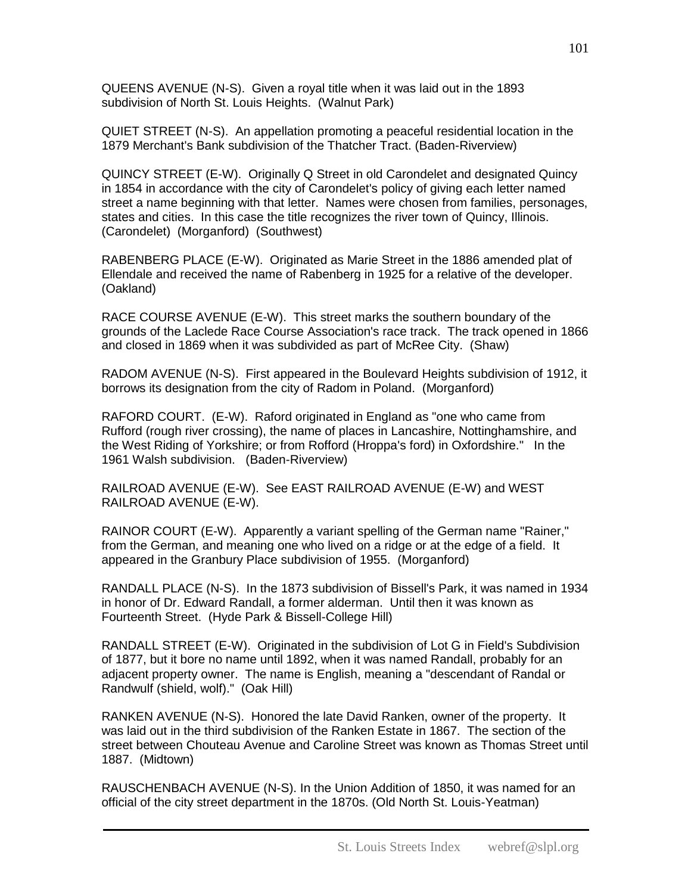QUEENS AVENUE (N-S). Given a royal title when it was laid out in the 1893 subdivision of North St. Louis Heights. (Walnut Park)

QUIET STREET (N-S). An appellation promoting a peaceful residential location in the 1879 Merchant's Bank subdivision of the Thatcher Tract. (Baden-Riverview)

QUINCY STREET (E-W). Originally Q Street in old Carondelet and designated Quincy in 1854 in accordance with the city of Carondelet's policy of giving each letter named street a name beginning with that letter. Names were chosen from families, personages, states and cities. In this case the title recognizes the river town of Quincy, Illinois. (Carondelet) (Morganford) (Southwest)

RABENBERG PLACE (E-W). Originated as Marie Street in the 1886 amended plat of Ellendale and received the name of Rabenberg in 1925 for a relative of the developer. (Oakland)

RACE COURSE AVENUE (E-W). This street marks the southern boundary of the grounds of the Laclede Race Course Association's race track. The track opened in 1866 and closed in 1869 when it was subdivided as part of McRee City. (Shaw)

RADOM AVENUE (N-S). First appeared in the Boulevard Heights subdivision of 1912, it borrows its designation from the city of Radom in Poland. (Morganford)

RAFORD COURT. (E-W). Raford originated in England as "one who came from Rufford (rough river crossing), the name of places in Lancashire, Nottinghamshire, and the West Riding of Yorkshire; or from Rofford (Hroppa's ford) in Oxfordshire." In the 1961 Walsh subdivision. (Baden-Riverview)

RAILROAD AVENUE (E-W). See EAST RAILROAD AVENUE (E-W) and WEST RAILROAD AVENUE (E-W).

RAINOR COURT (E-W). Apparently a variant spelling of the German name "Rainer," from the German, and meaning one who lived on a ridge or at the edge of a field. It appeared in the Granbury Place subdivision of 1955. (Morganford)

RANDALL PLACE (N-S). In the 1873 subdivision of Bissell's Park, it was named in 1934 in honor of Dr. Edward Randall, a former alderman. Until then it was known as Fourteenth Street. (Hyde Park & Bissell-College Hill)

RANDALL STREET (E-W). Originated in the subdivision of Lot G in Field's Subdivision of 1877, but it bore no name until 1892, when it was named Randall, probably for an adjacent property owner. The name is English, meaning a "descendant of Randal or Randwulf (shield, wolf)." (Oak Hill)

RANKEN AVENUE (N-S). Honored the late David Ranken, owner of the property. It was laid out in the third subdivision of the Ranken Estate in 1867. The section of the street between Chouteau Avenue and Caroline Street was known as Thomas Street until 1887. (Midtown)

RAUSCHENBACH AVENUE (N-S). In the Union Addition of 1850, it was named for an official of the city street department in the 1870s. (Old North St. Louis-Yeatman)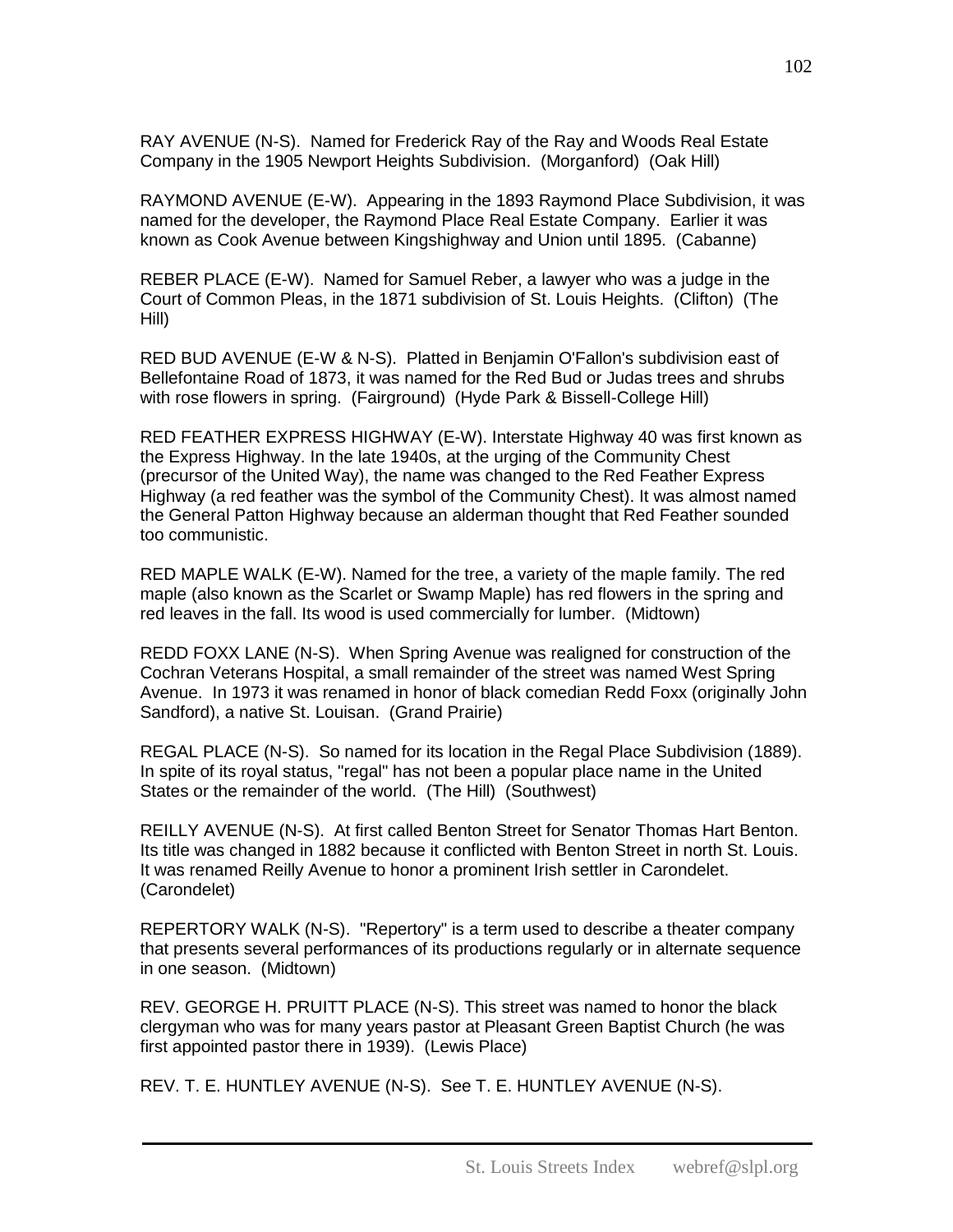RAY AVENUE (N-S). Named for Frederick Ray of the Ray and Woods Real Estate Company in the 1905 Newport Heights Subdivision. (Morganford) (Oak Hill)

RAYMOND AVENUE (E-W). Appearing in the 1893 Raymond Place Subdivision, it was named for the developer, the Raymond Place Real Estate Company. Earlier it was known as Cook Avenue between Kingshighway and Union until 1895. (Cabanne)

REBER PLACE (E-W). Named for Samuel Reber, a lawyer who was a judge in the Court of Common Pleas, in the 1871 subdivision of St. Louis Heights. (Clifton) (The Hill)

RED BUD AVENUE (E-W & N-S). Platted in Benjamin O'Fallon's subdivision east of Bellefontaine Road of 1873, it was named for the Red Bud or Judas trees and shrubs with rose flowers in spring. (Fairground) (Hyde Park & Bissell-College Hill)

RED FEATHER EXPRESS HIGHWAY (E-W). Interstate Highway 40 was first known as the Express Highway. In the late 1940s, at the urging of the Community Chest (precursor of the United Way), the name was changed to the Red Feather Express Highway (a red feather was the symbol of the Community Chest). It was almost named the General Patton Highway because an alderman thought that Red Feather sounded too communistic.

RED MAPLE WALK (E-W). Named for the tree, a variety of the maple family. The red maple (also known as the Scarlet or Swamp Maple) has red flowers in the spring and red leaves in the fall. Its wood is used commercially for lumber. (Midtown)

REDD FOXX LANE (N-S). When Spring Avenue was realigned for construction of the Cochran Veterans Hospital, a small remainder of the street was named West Spring Avenue. In 1973 it was renamed in honor of black comedian Redd Foxx (originally John Sandford), a native St. Louisan. (Grand Prairie)

REGAL PLACE (N-S). So named for its location in the Regal Place Subdivision (1889). In spite of its royal status, "regal" has not been a popular place name in the United States or the remainder of the world. (The Hill) (Southwest)

REILLY AVENUE (N-S). At first called Benton Street for Senator Thomas Hart Benton. Its title was changed in 1882 because it conflicted with Benton Street in north St. Louis. It was renamed Reilly Avenue to honor a prominent Irish settler in Carondelet. (Carondelet)

REPERTORY WALK (N-S). "Repertory" is a term used to describe a theater company that presents several performances of its productions regularly or in alternate sequence in one season. (Midtown)

REV. GEORGE H. PRUITT PLACE (N-S). This street was named to honor the black clergyman who was for many years pastor at Pleasant Green Baptist Church (he was first appointed pastor there in 1939). (Lewis Place)

REV. T. E. HUNTLEY AVENUE (N-S). See T. E. HUNTLEY AVENUE (N-S).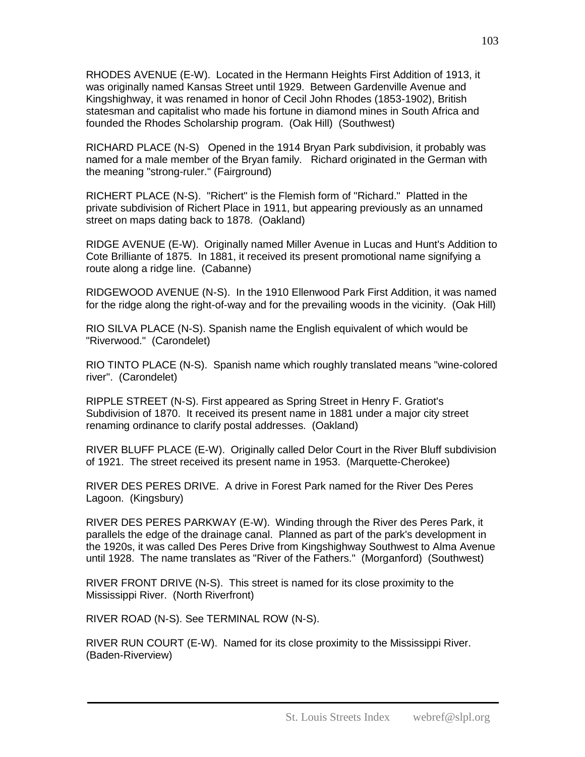RHODES AVENUE (E-W). Located in the Hermann Heights First Addition of 1913, it was originally named Kansas Street until 1929. Between Gardenville Avenue and Kingshighway, it was renamed in honor of Cecil John Rhodes (1853-1902), British statesman and capitalist who made his fortune in diamond mines in South Africa and founded the Rhodes Scholarship program. (Oak Hill) (Southwest)

RICHARD PLACE (N-S) Opened in the 1914 Bryan Park subdivision, it probably was named for a male member of the Bryan family. Richard originated in the German with the meaning "strong-ruler." (Fairground)

RICHERT PLACE (N-S). "Richert" is the Flemish form of "Richard." Platted in the private subdivision of Richert Place in 1911, but appearing previously as an unnamed street on maps dating back to 1878. (Oakland)

RIDGE AVENUE (E-W). Originally named Miller Avenue in Lucas and Hunt's Addition to Cote Brilliante of 1875. In 1881, it received its present promotional name signifying a route along a ridge line. (Cabanne)

RIDGEWOOD AVENUE (N-S). In the 1910 Ellenwood Park First Addition, it was named for the ridge along the right-of-way and for the prevailing woods in the vicinity. (Oak Hill)

RIO SILVA PLACE (N-S). Spanish name the English equivalent of which would be "Riverwood." (Carondelet)

RIO TINTO PLACE (N-S). Spanish name which roughly translated means "wine-colored river". (Carondelet)

RIPPLE STREET (N-S). First appeared as Spring Street in Henry F. Gratiot's Subdivision of 1870. It received its present name in 1881 under a major city street renaming ordinance to clarify postal addresses. (Oakland)

RIVER BLUFF PLACE (E-W). Originally called Delor Court in the River Bluff subdivision of 1921. The street received its present name in 1953. (Marquette-Cherokee)

RIVER DES PERES DRIVE. A drive in Forest Park named for the River Des Peres Lagoon. (Kingsbury)

RIVER DES PERES PARKWAY (E-W). Winding through the River des Peres Park, it parallels the edge of the drainage canal. Planned as part of the park's development in the 1920s, it was called Des Peres Drive from Kingshighway Southwest to Alma Avenue until 1928. The name translates as "River of the Fathers." (Morganford) (Southwest)

RIVER FRONT DRIVE (N-S). This street is named for its close proximity to the Mississippi River. (North Riverfront)

RIVER ROAD (N-S). See TERMINAL ROW (N-S).

RIVER RUN COURT (E-W). Named for its close proximity to the Mississippi River. (Baden-Riverview)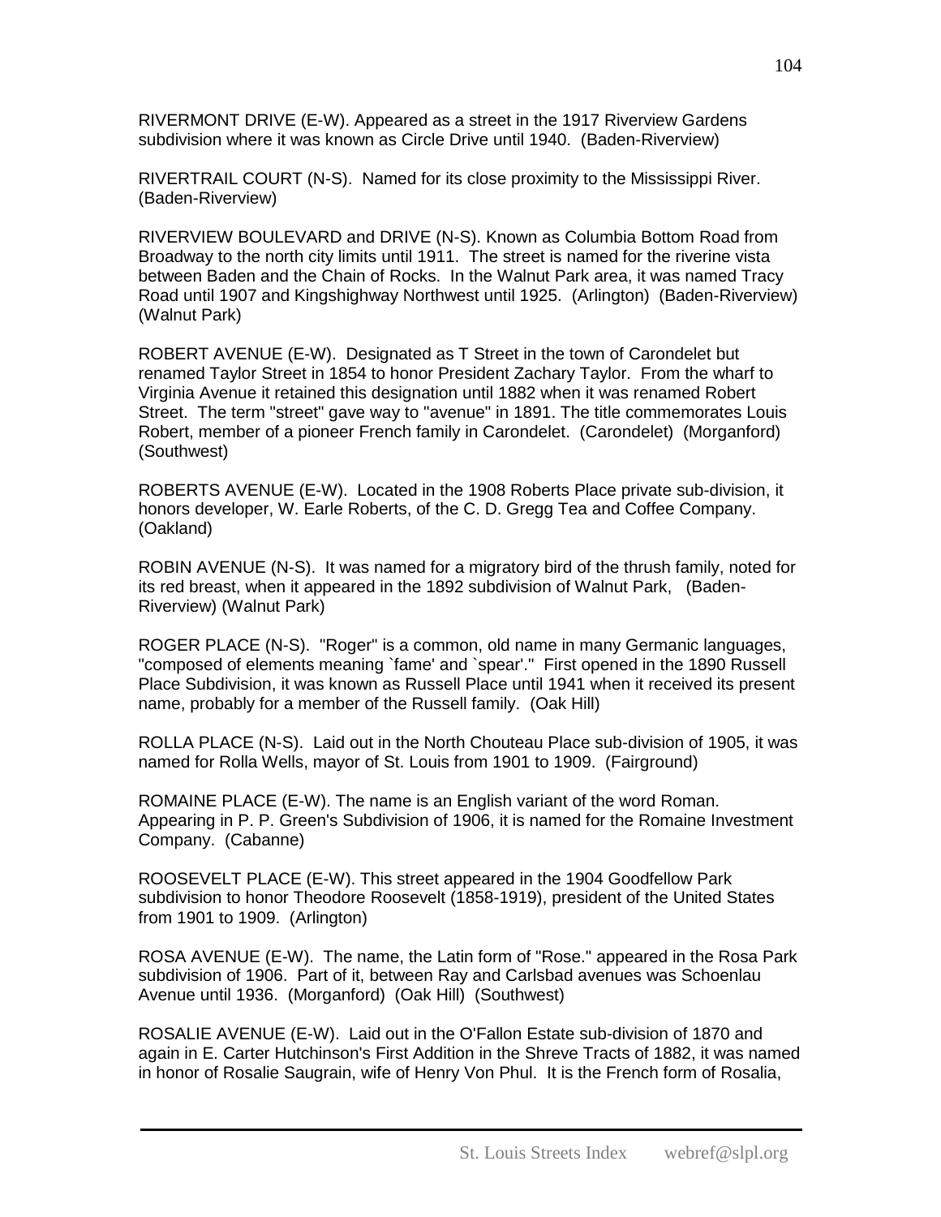RIVERMONT DRIVE (E-W). Appeared as a street in the 1917 Riverview Gardens subdivision where it was known as Circle Drive until 1940. (Baden-Riverview)

RIVERTRAIL COURT (N-S). Named for its close proximity to the Mississippi River. (Baden-Riverview)

RIVERVIEW BOULEVARD and DRIVE (N-S). Known as Columbia Bottom Road from Broadway to the north city limits until 1911. The street is named for the riverine vista between Baden and the Chain of Rocks. In the Walnut Park area, it was named Tracy Road until 1907 and Kingshighway Northwest until 1925. (Arlington) (Baden-Riverview) (Walnut Park)

ROBERT AVENUE (E-W). Designated as T Street in the town of Carondelet but renamed Taylor Street in 1854 to honor President Zachary Taylor. From the wharf to Virginia Avenue it retained this designation until 1882 when it was renamed Robert Street. The term "street" gave way to "avenue" in 1891. The title commemorates Louis Robert, member of a pioneer French family in Carondelet. (Carondelet) (Morganford) (Southwest)

ROBERTS AVENUE (E-W). Located in the 1908 Roberts Place private sub-division, it honors developer, W. Earle Roberts, of the C. D. Gregg Tea and Coffee Company. (Oakland)

ROBIN AVENUE (N-S). It was named for a migratory bird of the thrush family, noted for its red breast, when it appeared in the 1892 subdivision of Walnut Park, (Baden-Riverview) (Walnut Park)

ROGER PLACE (N-S). "Roger" is a common, old name in many Germanic languages, "composed of elements meaning `fame' and `spear'." First opened in the 1890 Russell Place Subdivision, it was known as Russell Place until 1941 when it received its present name, probably for a member of the Russell family. (Oak Hill)

ROLLA PLACE (N-S). Laid out in the North Chouteau Place sub-division of 1905, it was named for Rolla Wells, mayor of St. Louis from 1901 to 1909. (Fairground)

ROMAINE PLACE (E-W). The name is an English variant of the word Roman. Appearing in P. P. Green's Subdivision of 1906, it is named for the Romaine Investment Company. (Cabanne)

ROOSEVELT PLACE (E-W). This street appeared in the 1904 Goodfellow Park subdivision to honor Theodore Roosevelt (1858-1919), president of the United States from 1901 to 1909. (Arlington)

ROSA AVENUE (E-W). The name, the Latin form of "Rose." appeared in the Rosa Park subdivision of 1906. Part of it, between Ray and Carlsbad avenues was Schoenlau Avenue until 1936. (Morganford) (Oak Hill) (Southwest)

ROSALIE AVENUE (E-W). Laid out in the O'Fallon Estate sub-division of 1870 and again in E. Carter Hutchinson's First Addition in the Shreve Tracts of 1882, it was named in honor of Rosalie Saugrain, wife of Henry Von Phul. It is the French form of Rosalia,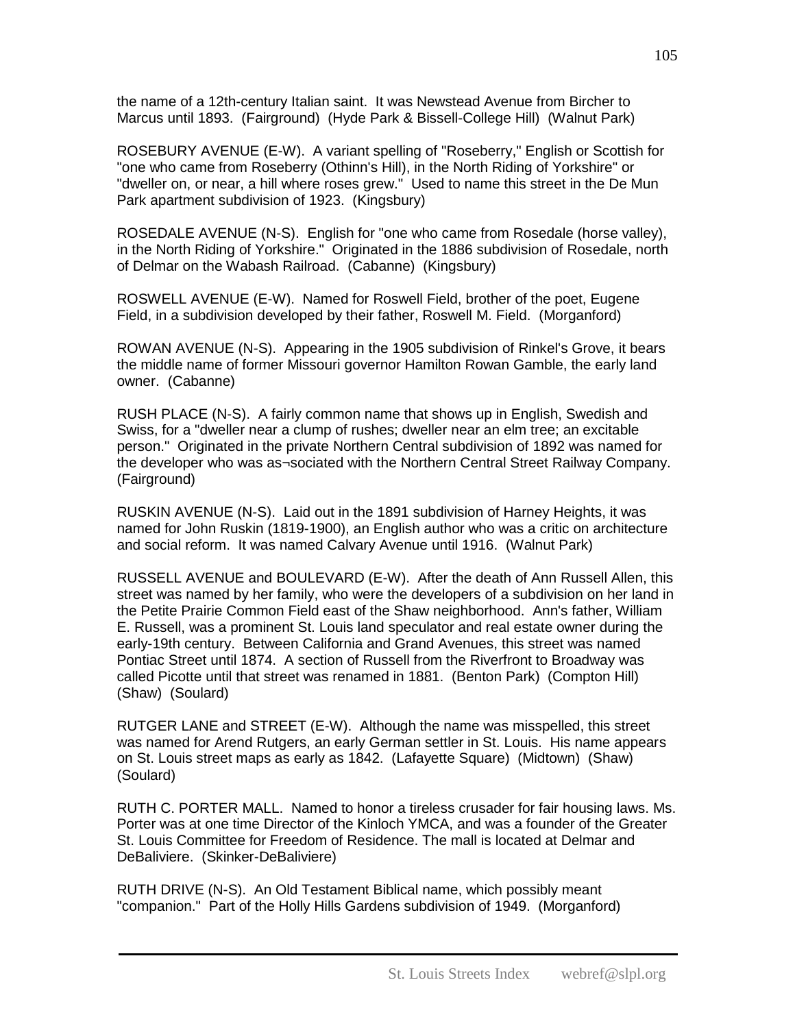the name of a 12th-century Italian saint. It was Newstead Avenue from Bircher to Marcus until 1893. (Fairground) (Hyde Park & Bissell-College Hill) (Walnut Park)

ROSEBURY AVENUE (E-W). A variant spelling of "Roseberry," English or Scottish for "one who came from Roseberry (Othinn's Hill), in the North Riding of Yorkshire" or "dweller on, or near, a hill where roses grew." Used to name this street in the De Mun Park apartment subdivision of 1923. (Kingsbury)

ROSEDALE AVENUE (N-S). English for "one who came from Rosedale (horse valley), in the North Riding of Yorkshire." Originated in the 1886 subdivision of Rosedale, north of Delmar on the Wabash Railroad. (Cabanne) (Kingsbury)

ROSWELL AVENUE (E-W). Named for Roswell Field, brother of the poet, Eugene Field, in a subdivision developed by their father, Roswell M. Field. (Morganford)

ROWAN AVENUE (N-S). Appearing in the 1905 subdivision of Rinkel's Grove, it bears the middle name of former Missouri governor Hamilton Rowan Gamble, the early land owner. (Cabanne)

RUSH PLACE (N-S). A fairly common name that shows up in English, Swedish and Swiss, for a "dweller near a clump of rushes; dweller near an elm tree; an excitable person." Originated in the private Northern Central subdivision of 1892 was named for the developer who was as¬sociated with the Northern Central Street Railway Company. (Fairground)

RUSKIN AVENUE (N-S). Laid out in the 1891 subdivision of Harney Heights, it was named for John Ruskin (1819-1900), an English author who was a critic on architecture and social reform. It was named Calvary Avenue until 1916. (Walnut Park)

RUSSELL AVENUE and BOULEVARD (E-W). After the death of Ann Russell Allen, this street was named by her family, who were the developers of a subdivision on her land in the Petite Prairie Common Field east of the Shaw neighborhood. Ann's father, William E. Russell, was a prominent St. Louis land speculator and real estate owner during the early-19th century. Between California and Grand Avenues, this street was named Pontiac Street until 1874. A section of Russell from the Riverfront to Broadway was called Picotte until that street was renamed in 1881. (Benton Park) (Compton Hill) (Shaw) (Soulard)

RUTGER LANE and STREET (E-W). Although the name was misspelled, this street was named for Arend Rutgers, an early German settler in St. Louis. His name appears on St. Louis street maps as early as 1842. (Lafayette Square) (Midtown) (Shaw) (Soulard)

RUTH C. PORTER MALL. Named to honor a tireless crusader for fair housing laws. Ms. Porter was at one time Director of the Kinloch YMCA, and was a founder of the Greater St. Louis Committee for Freedom of Residence. The mall is located at Delmar and DeBaliviere. (Skinker-DeBaliviere)

RUTH DRIVE (N-S). An Old Testament Biblical name, which possibly meant "companion." Part of the Holly Hills Gardens subdivision of 1949. (Morganford)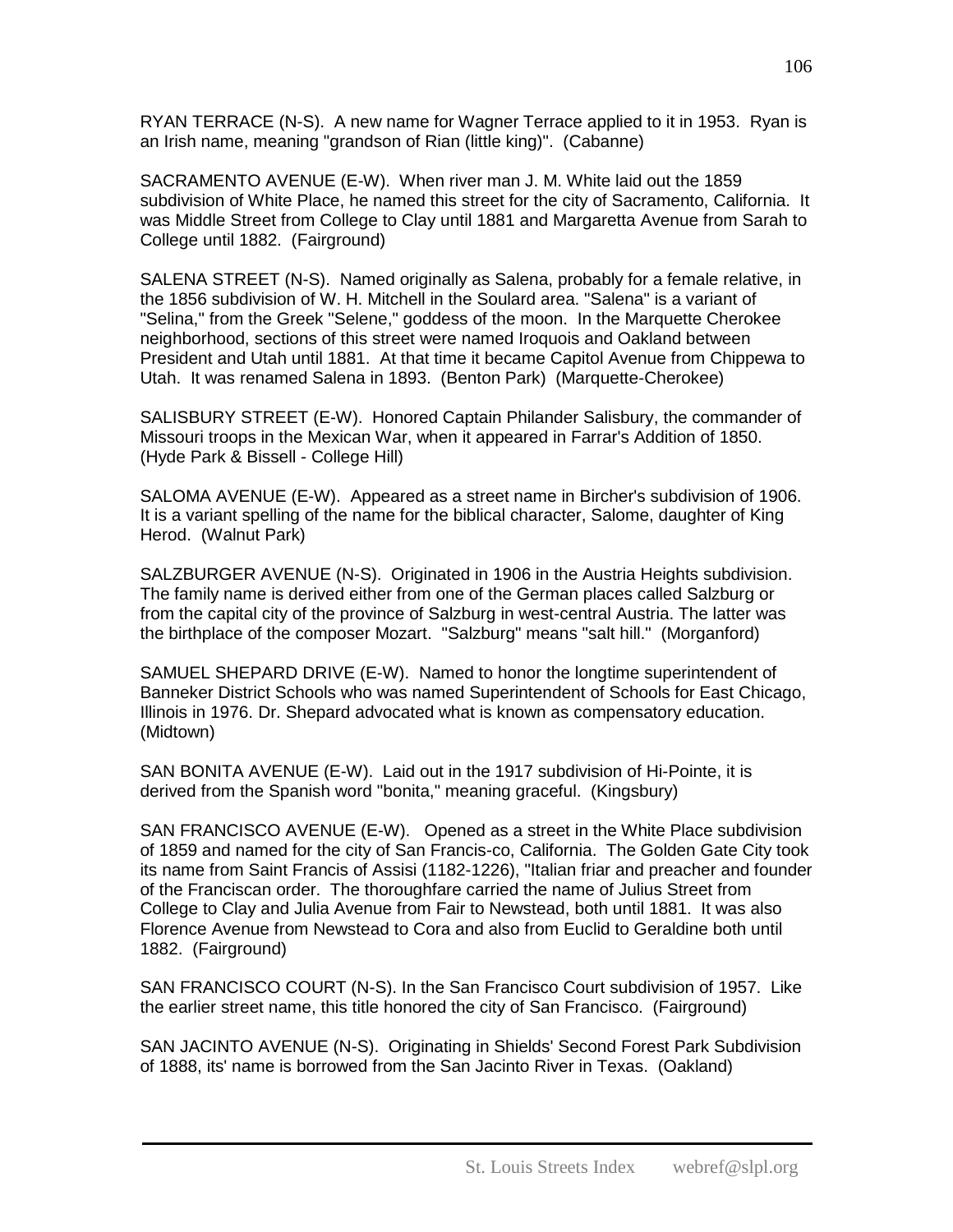RYAN TERRACE (N-S). A new name for Wagner Terrace applied to it in 1953. Ryan is an Irish name, meaning "grandson of Rian (little king)". (Cabanne)

SACRAMENTO AVENUE (E-W). When river man J. M. White laid out the 1859 subdivision of White Place, he named this street for the city of Sacramento, California. It was Middle Street from College to Clay until 1881 and Margaretta Avenue from Sarah to College until 1882. (Fairground)

SALENA STREET (N-S). Named originally as Salena, probably for a female relative, in the 1856 subdivision of W. H. Mitchell in the Soulard area. "Salena" is a variant of "Selina," from the Greek "Selene," goddess of the moon. In the Marquette Cherokee neighborhood, sections of this street were named Iroquois and Oakland between President and Utah until 1881. At that time it became Capitol Avenue from Chippewa to Utah. It was renamed Salena in 1893. (Benton Park) (Marquette-Cherokee)

SALISBURY STREET (E-W). Honored Captain Philander Salisbury, the commander of Missouri troops in the Mexican War, when it appeared in Farrar's Addition of 1850. (Hyde Park & Bissell - College Hill)

SALOMA AVENUE (E-W). Appeared as a street name in Bircher's subdivision of 1906. It is a variant spelling of the name for the biblical character, Salome, daughter of King Herod. (Walnut Park)

SALZBURGER AVENUE (N-S). Originated in 1906 in the Austria Heights subdivision. The family name is derived either from one of the German places called Salzburg or from the capital city of the province of Salzburg in west-central Austria. The latter was the birthplace of the composer Mozart. "Salzburg" means "salt hill." (Morganford)

SAMUEL SHEPARD DRIVE (E-W). Named to honor the longtime superintendent of Banneker District Schools who was named Superintendent of Schools for East Chicago, Illinois in 1976. Dr. Shepard advocated what is known as compensatory education. (Midtown)

SAN BONITA AVENUE (E-W). Laid out in the 1917 subdivision of Hi-Pointe, it is derived from the Spanish word "bonita," meaning graceful. (Kingsbury)

SAN FRANCISCO AVENUE (E-W). Opened as a street in the White Place subdivision of 1859 and named for the city of San Francis-co, California. The Golden Gate City took its name from Saint Francis of Assisi (1182-1226), "Italian friar and preacher and founder of the Franciscan order. The thoroughfare carried the name of Julius Street from College to Clay and Julia Avenue from Fair to Newstead, both until 1881. It was also Florence Avenue from Newstead to Cora and also from Euclid to Geraldine both until 1882. (Fairground)

SAN FRANCISCO COURT (N-S). In the San Francisco Court subdivision of 1957. Like the earlier street name, this title honored the city of San Francisco. (Fairground)

SAN JACINTO AVENUE (N-S). Originating in Shields' Second Forest Park Subdivision of 1888, its' name is borrowed from the San Jacinto River in Texas. (Oakland)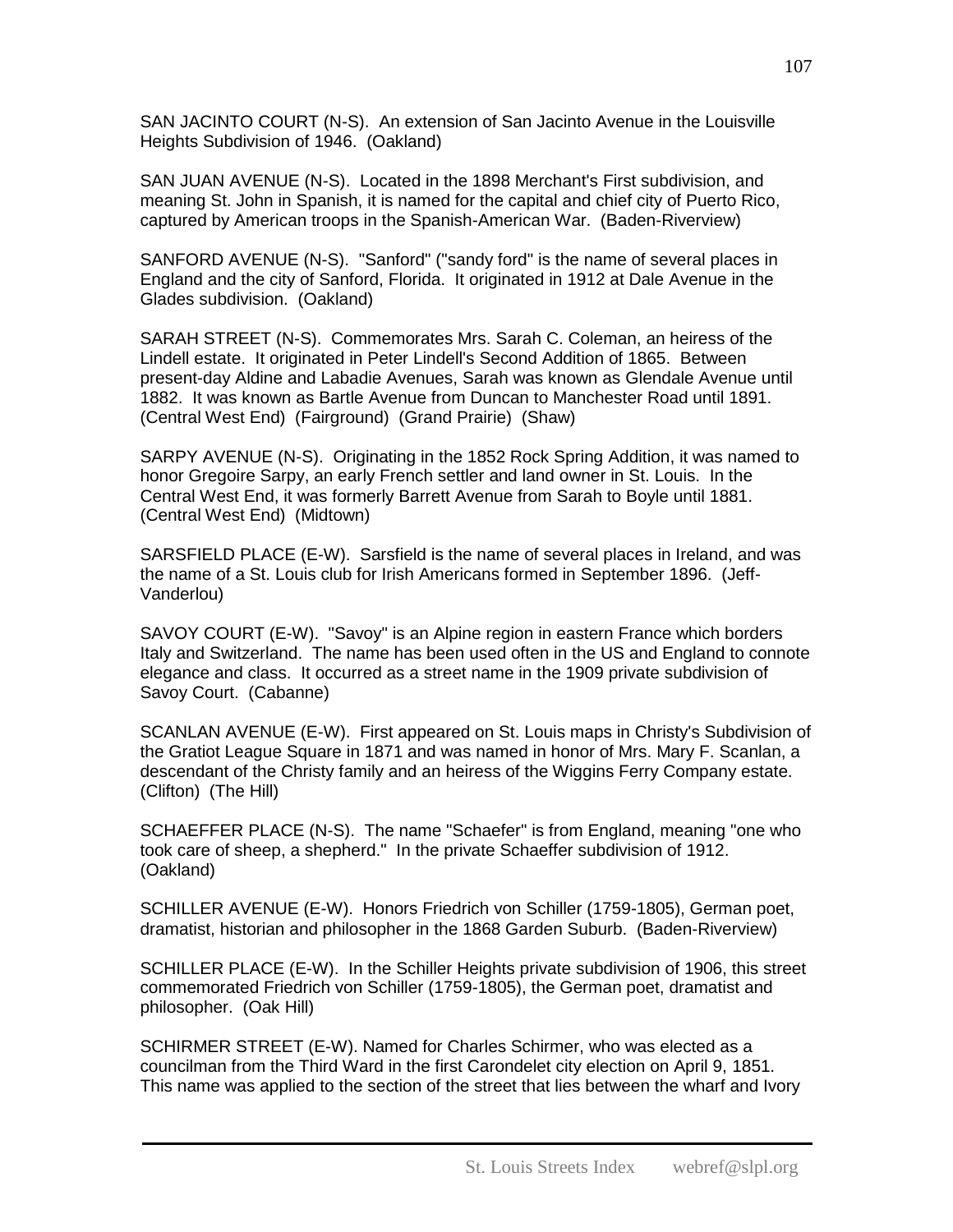SAN JACINTO COURT (N-S). An extension of San Jacinto Avenue in the Louisville Heights Subdivision of 1946. (Oakland)

SAN JUAN AVENUE (N-S). Located in the 1898 Merchant's First subdivision, and meaning St. John in Spanish, it is named for the capital and chief city of Puerto Rico, captured by American troops in the Spanish-American War. (Baden-Riverview)

SANFORD AVENUE (N-S). "Sanford" ("sandy ford" is the name of several places in England and the city of Sanford, Florida. It originated in 1912 at Dale Avenue in the Glades subdivision. (Oakland)

SARAH STREET (N-S). Commemorates Mrs. Sarah C. Coleman, an heiress of the Lindell estate. It originated in Peter Lindell's Second Addition of 1865. Between present-day Aldine and Labadie Avenues, Sarah was known as Glendale Avenue until 1882. It was known as Bartle Avenue from Duncan to Manchester Road until 1891. (Central West End) (Fairground) (Grand Prairie) (Shaw)

SARPY AVENUE (N-S). Originating in the 1852 Rock Spring Addition, it was named to honor Gregoire Sarpy, an early French settler and land owner in St. Louis. In the Central West End, it was formerly Barrett Avenue from Sarah to Boyle until 1881. (Central West End) (Midtown)

SARSFIELD PLACE (E-W). Sarsfield is the name of several places in Ireland, and was the name of a St. Louis club for Irish Americans formed in September 1896. (Jeff-Vanderlou)

SAVOY COURT (E-W). "Savoy" is an Alpine region in eastern France which borders Italy and Switzerland. The name has been used often in the US and England to connote elegance and class. It occurred as a street name in the 1909 private subdivision of Savoy Court. (Cabanne)

SCANLAN AVENUE (E-W). First appeared on St. Louis maps in Christy's Subdivision of the Gratiot League Square in 1871 and was named in honor of Mrs. Mary F. Scanlan, a descendant of the Christy family and an heiress of the Wiggins Ferry Company estate. (Clifton) (The Hill)

SCHAEFFER PLACE (N-S). The name "Schaefer" is from England, meaning "one who took care of sheep, a shepherd." In the private Schaeffer subdivision of 1912. (Oakland)

SCHILLER AVENUE (E-W). Honors Friedrich von Schiller (1759-1805), German poet, dramatist, historian and philosopher in the 1868 Garden Suburb. (Baden-Riverview)

SCHILLER PLACE (E-W). In the Schiller Heights private subdivision of 1906, this street commemorated Friedrich von Schiller (1759-1805), the German poet, dramatist and philosopher. (Oak Hill)

SCHIRMER STREET (E-W). Named for Charles Schirmer, who was elected as a councilman from the Third Ward in the first Carondelet city election on April 9, 1851. This name was applied to the section of the street that lies between the wharf and Ivory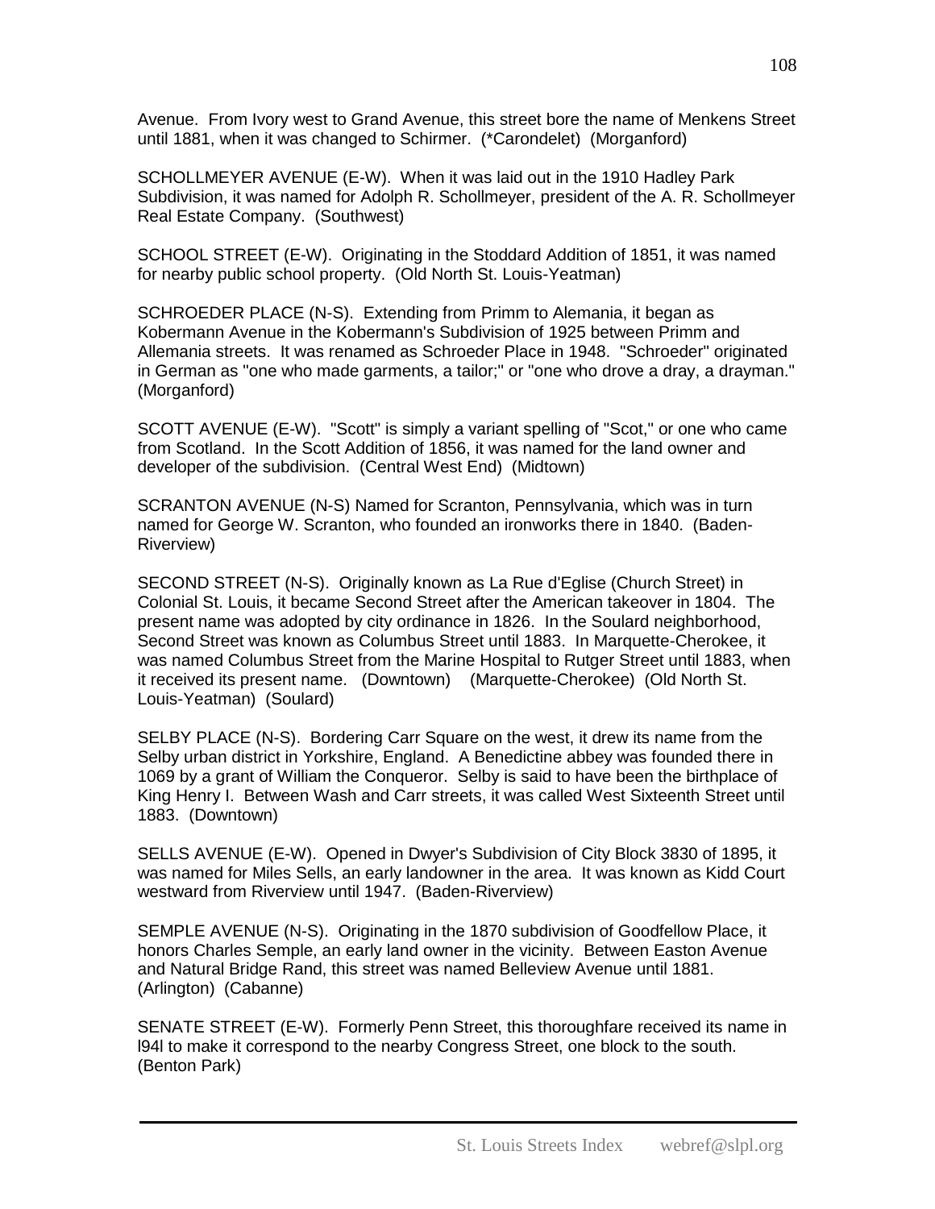Avenue. From Ivory west to Grand Avenue, this street bore the name of Menkens Street until 1881, when it was changed to Schirmer. (*Carondelet) (Morganford)

SCHOLLMEYER AVENUE (E-W). When it was laid out in the 1910 Hadley Park Subdivision, it was named for Adolph R. Schollmeyer, president of the A. R. Schollmeyer Real Estate Company. (Southwest)

SCHOOL STREET (E-W). Originating in the Stoddard Addition of 1851, it was named for nearby public school property. (Old North St. Louis-Yeatman)

SCHROEDER PLACE (N-S). Extending from Primm to Alemania, it began as Kobermann Avenue in the Kobermann's Subdivision of 1925 between Primm and Allemania streets. It was renamed as Schroeder Place in 1948. "Schroeder" originated in German as "one who made garments, a tailor;" or "one who drove a dray, a drayman." (Morganford)

SCOTT AVENUE (E-W). "Scott" is simply a variant spelling of "Scot," or one who came from Scotland. In the Scott Addition of 1856, it was named for the land owner and developer of the subdivision. (Central West End) (Midtown)

SCRANTON AVENUE (N-S) Named for Scranton, Pennsylvania, which was in turn named for George W. Scranton, who founded an ironworks there in 1840. (Baden-Riverview)

SECOND STREET (N-S). Originally known as La Rue d'Eglise (Church Street) in Colonial St. Louis, it became Second Street after the American takeover in 1804. The present name was adopted by city ordinance in 1826. In the Soulard neighborhood, Second Street was known as Columbus Street until 1883. In Marquette-Cherokee, it was named Columbus Street from the Marine Hospital to Rutger Street until 1883, when it received its present name. (Downtown) (Marquette-Cherokee) (Old North St. Louis-Yeatman) (Soulard)

SELBY PLACE (N-S). Bordering Carr Square on the west, it drew its name from the Selby urban district in Yorkshire, England. A Benedictine abbey was founded there in 1069 by a grant of William the Conqueror. Selby is said to have been the birthplace of King Henry I. Between Wash and Carr streets, it was called West Sixteenth Street until 1883. (Downtown)

SELLS AVENUE (E-W). Opened in Dwyer's Subdivision of City Block 3830 of 1895, it was named for Miles Sells, an early landowner in the area. It was known as Kidd Court westward from Riverview until 1947. (Baden-Riverview)

SEMPLE AVENUE (N-S). Originating in the 1870 subdivision of Goodfellow Place, it honors Charles Semple, an early land owner in the vicinity. Between Easton Avenue and Natural Bridge Rand, this street was named Belleview Avenue until 1881. (Arlington) (Cabanne)

SENATE STREET (E-W). Formerly Penn Street, this thoroughfare received its name in l94l to make it correspond to the nearby Congress Street, one block to the south. (Benton Park)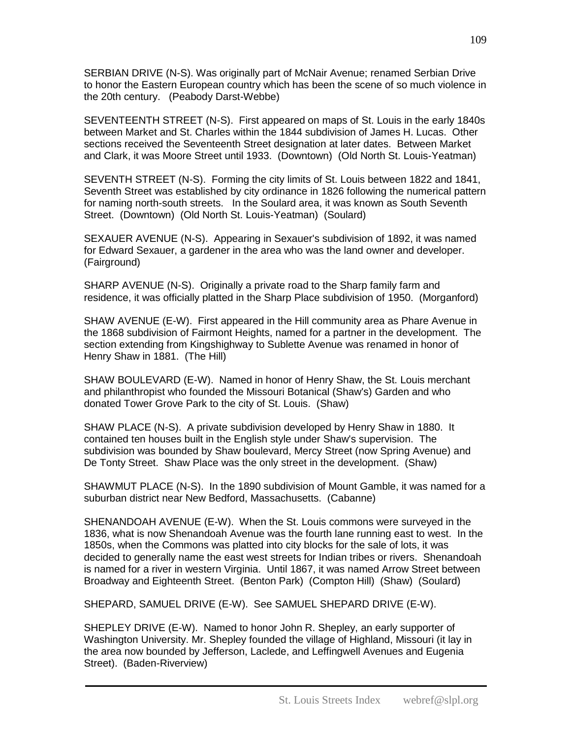SERBIAN DRIVE (N-S). Was originally part of McNair Avenue; renamed Serbian Drive to honor the Eastern European country which has been the scene of so much violence in the 20th century. (Peabody Darst-Webbe)

SEVENTEENTH STREET (N-S). First appeared on maps of St. Louis in the early 1840s between Market and St. Charles within the 1844 subdivision of James H. Lucas. Other sections received the Seventeenth Street designation at later dates. Between Market and Clark, it was Moore Street until 1933. (Downtown) (Old North St. Louis-Yeatman)

SEVENTH STREET (N-S). Forming the city limits of St. Louis between 1822 and 1841, Seventh Street was established by city ordinance in 1826 following the numerical pattern for naming north-south streets. In the Soulard area, it was known as South Seventh Street. (Downtown) (Old North St. Louis-Yeatman) (Soulard)

SEXAUER AVENUE (N-S). Appearing in Sexauer's subdivision of 1892, it was named for Edward Sexauer, a gardener in the area who was the land owner and developer. (Fairground)

SHARP AVENUE (N-S). Originally a private road to the Sharp family farm and residence, it was officially platted in the Sharp Place subdivision of 1950. (Morganford)

SHAW AVENUE (E-W). First appeared in the Hill community area as Phare Avenue in the 1868 subdivision of Fairmont Heights, named for a partner in the development. The section extending from Kingshighway to Sublette Avenue was renamed in honor of Henry Shaw in 1881. (The Hill)

SHAW BOULEVARD (E-W). Named in honor of Henry Shaw, the St. Louis merchant and philanthropist who founded the Missouri Botanical (Shaw's) Garden and who donated Tower Grove Park to the city of St. Louis. (Shaw)

SHAW PLACE (N-S). A private subdivision developed by Henry Shaw in 1880. It contained ten houses built in the English style under Shaw's supervision. The subdivision was bounded by Shaw boulevard, Mercy Street (now Spring Avenue) and De Tonty Street. Shaw Place was the only street in the development. (Shaw)

SHAWMUT PLACE (N-S). In the 1890 subdivision of Mount Gamble, it was named for a suburban district near New Bedford, Massachusetts. (Cabanne)

SHENANDOAH AVENUE (E-W). When the St. Louis commons were surveyed in the 1836, what is now Shenandoah Avenue was the fourth lane running east to west. In the 1850s, when the Commons was platted into city blocks for the sale of lots, it was decided to generally name the east west streets for Indian tribes or rivers. Shenandoah is named for a river in western Virginia. Until 1867, it was named Arrow Street between Broadway and Eighteenth Street. (Benton Park) (Compton Hill) (Shaw) (Soulard)

SHEPARD, SAMUEL DRIVE (E-W). See SAMUEL SHEPARD DRIVE (E-W).

SHEPLEY DRIVE (E-W). Named to honor John R. Shepley, an early supporter of Washington University. Mr. Shepley founded the village of Highland, Missouri (it lay in the area now bounded by Jefferson, Laclede, and Leffingwell Avenues and Eugenia Street). (Baden-Riverview)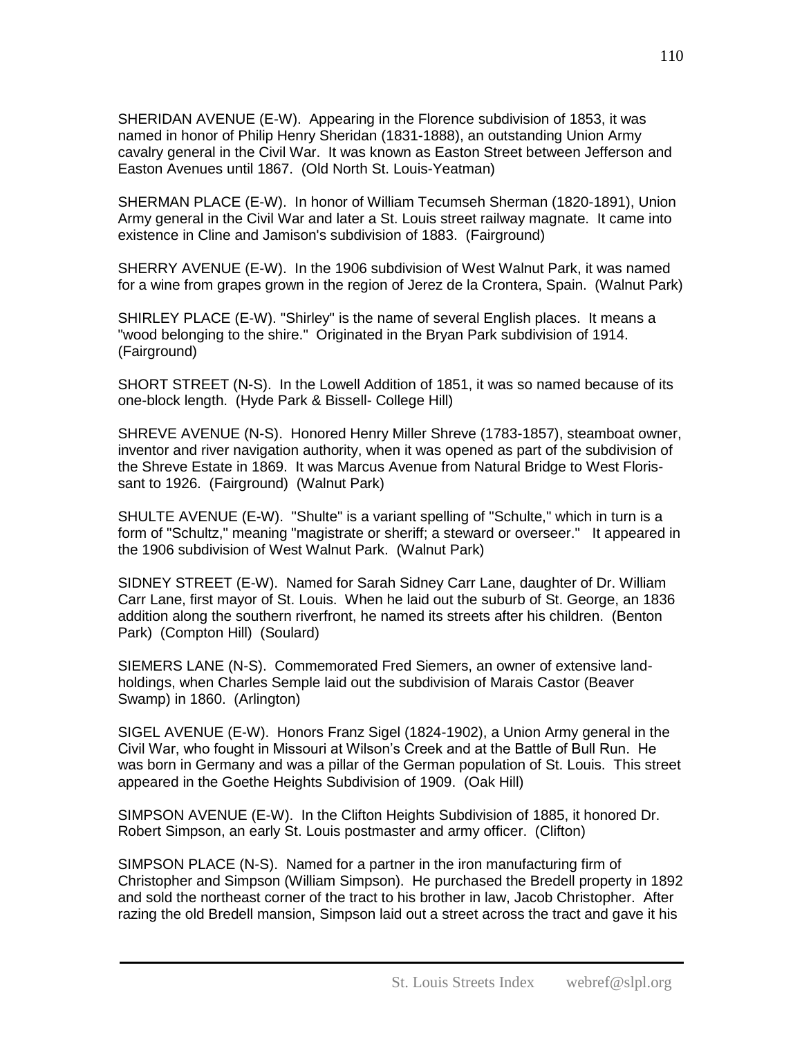SHERIDAN AVENUE (E-W). Appearing in the Florence subdivision of 1853, it was named in honor of Philip Henry Sheridan (1831-1888), an outstanding Union Army cavalry general in the Civil War. It was known as Easton Street between Jefferson and Easton Avenues until 1867. (Old North St. Louis-Yeatman)

SHERMAN PLACE (E-W). In honor of William Tecumseh Sherman (1820-1891), Union Army general in the Civil War and later a St. Louis street railway magnate. It came into existence in Cline and Jamison's subdivision of 1883. (Fairground)

SHERRY AVENUE (E-W). In the 1906 subdivision of West Walnut Park, it was named for a wine from grapes grown in the region of Jerez de la Crontera, Spain. (Walnut Park)

SHIRLEY PLACE (E-W). "Shirley" is the name of several English places. It means a "wood belonging to the shire." Originated in the Bryan Park subdivision of 1914. (Fairground)

SHORT STREET (N-S). In the Lowell Addition of 1851, it was so named because of its one-block length. (Hyde Park & Bissell- College Hill)

SHREVE AVENUE (N-S). Honored Henry Miller Shreve (1783-1857), steamboat owner, inventor and river navigation authority, when it was opened as part of the subdivision of the Shreve Estate in 1869. It was Marcus Avenue from Natural Bridge to West Florissant to 1926. (Fairground) (Walnut Park)

SHULTE AVENUE (E-W). "Shulte" is a variant spelling of "Schulte," which in turn is a form of "Schultz," meaning "magistrate or sheriff; a steward or overseer." It appeared in the 1906 subdivision of West Walnut Park. (Walnut Park)

SIDNEY STREET (E-W). Named for Sarah Sidney Carr Lane, daughter of Dr. William Carr Lane, first mayor of St. Louis. When he laid out the suburb of St. George, an 1836 addition along the southern riverfront, he named its streets after his children. (Benton Park) (Compton Hill) (Soulard)

SIEMERS LANE (N-S). Commemorated Fred Siemers, an owner of extensive landholdings, when Charles Semple laid out the subdivision of Marais Castor (Beaver Swamp) in 1860. (Arlington)

SIGEL AVENUE (E-W). Honors Franz Sigel (1824-1902), a Union Army general in the Civil War, who fought in Missouri at Wilson's Creek and at the Battle of Bull Run. He was born in Germany and was a pillar of the German population of St. Louis. This street appeared in the Goethe Heights Subdivision of 1909. (Oak Hill)

SIMPSON AVENUE (E-W). In the Clifton Heights Subdivision of 1885, it honored Dr. Robert Simpson, an early St. Louis postmaster and army officer. (Clifton)

SIMPSON PLACE (N-S). Named for a partner in the iron manufacturing firm of Christopher and Simpson (William Simpson). He purchased the Bredell property in 1892 and sold the northeast corner of the tract to his brother in law, Jacob Christopher. After razing the old Bredell mansion, Simpson laid out a street across the tract and gave it his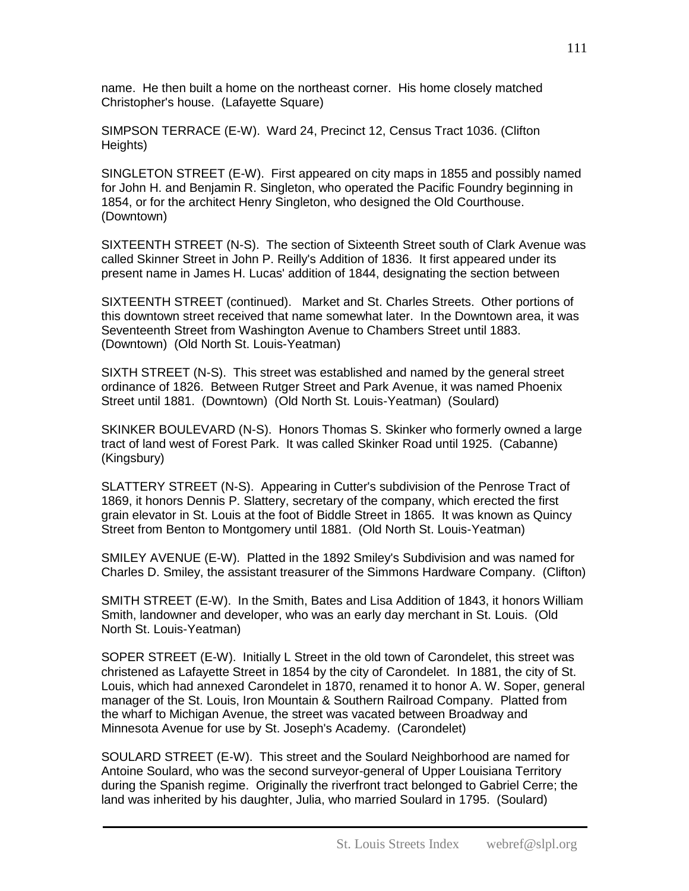name. He then built a home on the northeast corner. His home closely matched Christopher's house. (Lafayette Square)

SIMPSON TERRACE (E-W). Ward 24, Precinct 12, Census Tract 1036. (Clifton Heights)

SINGLETON STREET (E-W). First appeared on city maps in 1855 and possibly named for John H. and Benjamin R. Singleton, who operated the Pacific Foundry beginning in 1854, or for the architect Henry Singleton, who designed the Old Courthouse. (Downtown)

SIXTEENTH STREET (N-S). The section of Sixteenth Street south of Clark Avenue was called Skinner Street in John P. Reilly's Addition of 1836. It first appeared under its present name in James H. Lucas' addition of 1844, designating the section between

SIXTEENTH STREET (continued). Market and St. Charles Streets. Other portions of this downtown street received that name somewhat later. In the Downtown area, it was Seventeenth Street from Washington Avenue to Chambers Street until 1883. (Downtown) (Old North St. Louis-Yeatman)

SIXTH STREET (N-S). This street was established and named by the general street ordinance of 1826. Between Rutger Street and Park Avenue, it was named Phoenix Street until 1881. (Downtown) (Old North St. Louis-Yeatman) (Soulard)

SKINKER BOULEVARD (N-S). Honors Thomas S. Skinker who formerly owned a large tract of land west of Forest Park. It was called Skinker Road until 1925. (Cabanne) (Kingsbury)

SLATTERY STREET (N-S). Appearing in Cutter's subdivision of the Penrose Tract of 1869, it honors Dennis P. Slattery, secretary of the company, which erected the first grain elevator in St. Louis at the foot of Biddle Street in 1865. It was known as Quincy Street from Benton to Montgomery until 1881. (Old North St. Louis-Yeatman)

SMILEY AVENUE (E-W). Platted in the 1892 Smiley's Subdivision and was named for Charles D. Smiley, the assistant treasurer of the Simmons Hardware Company. (Clifton)

SMITH STREET (E-W). In the Smith, Bates and Lisa Addition of 1843, it honors William Smith, landowner and developer, who was an early day merchant in St. Louis. (Old North St. Louis-Yeatman)

SOPER STREET (E-W). Initially L Street in the old town of Carondelet, this street was christened as Lafayette Street in 1854 by the city of Carondelet. In 1881, the city of St. Louis, which had annexed Carondelet in 1870, renamed it to honor A. W. Soper, general manager of the St. Louis, Iron Mountain & Southern Railroad Company. Platted from the wharf to Michigan Avenue, the street was vacated between Broadway and Minnesota Avenue for use by St. Joseph's Academy. (Carondelet)

SOULARD STREET (E-W). This street and the Soulard Neighborhood are named for Antoine Soulard, who was the second surveyor-general of Upper Louisiana Territory during the Spanish regime. Originally the riverfront tract belonged to Gabriel Cerre; the land was inherited by his daughter, Julia, who married Soulard in 1795. (Soulard)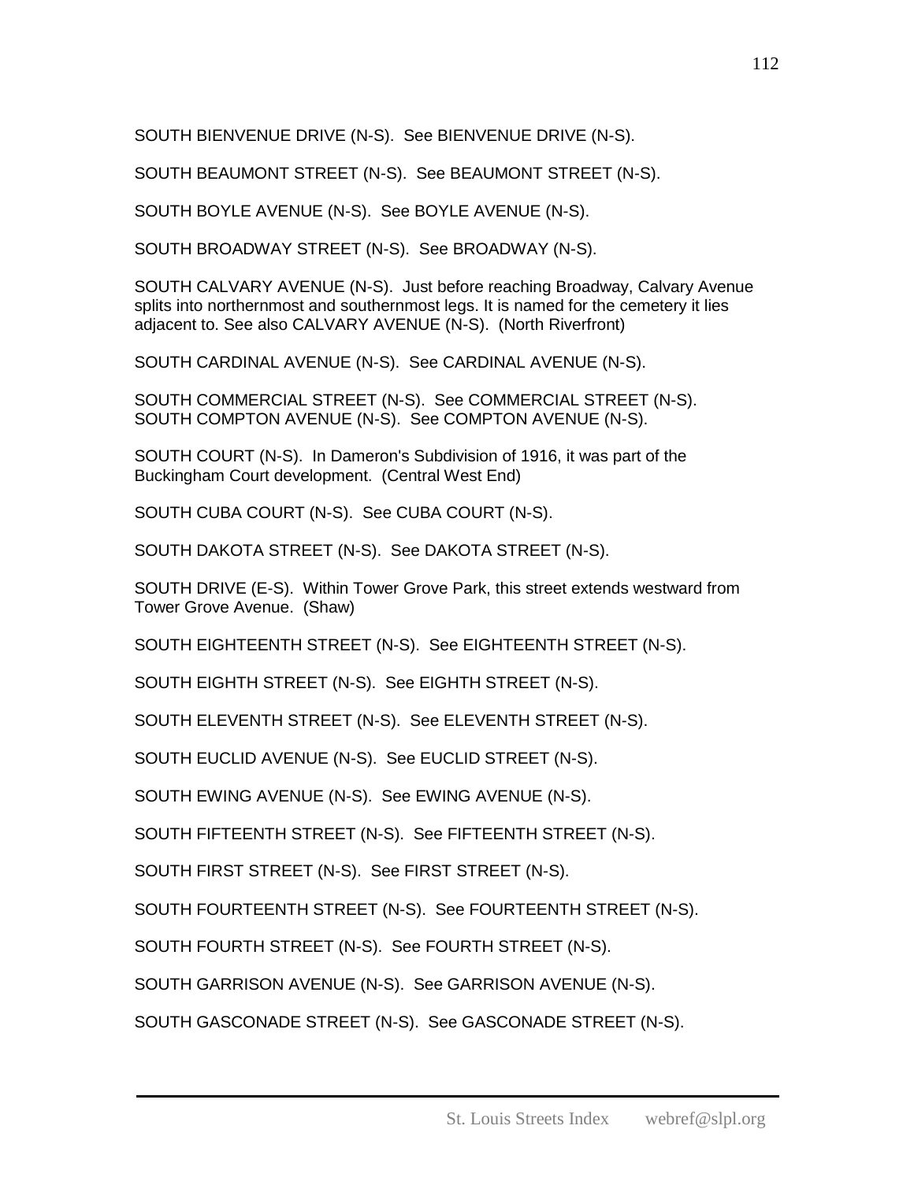SOUTH BIENVENUE DRIVE (N-S). See BIENVENUE DRIVE (N-S).

SOUTH BEAUMONT STREET (N-S). See BEAUMONT STREET (N-S).

SOUTH BOYLE AVENUE (N-S). See BOYLE AVENUE (N-S).

SOUTH BROADWAY STREET (N-S). See BROADWAY (N-S).

SOUTH CALVARY AVENUE (N-S). Just before reaching Broadway, Calvary Avenue splits into northernmost and southernmost legs. It is named for the cemetery it lies adjacent to. See also CALVARY AVENUE (N-S). (North Riverfront)

SOUTH CARDINAL AVENUE (N-S). See CARDINAL AVENUE (N-S).

SOUTH COMMERCIAL STREET (N-S). See COMMERCIAL STREET (N-S).
SOUTH COMPTON AVENUE (N-S). See COMPTON AVENUE (N-S).

SOUTH COURT (N-S). In Dameron's Subdivision of 1916, it was part of the Buckingham Court development. (Central West End)

SOUTH CUBA COURT (N-S). See CUBA COURT (N-S).

SOUTH DAKOTA STREET (N-S). See DAKOTA STREET (N-S).

SOUTH DRIVE (E-S). Within Tower Grove Park, this street extends westward from Tower Grove Avenue. (Shaw)

SOUTH EIGHTEENTH STREET (N-S). See EIGHTEENTH STREET (N-S).

SOUTH EIGHTH STREET (N-S). See EIGHTH STREET (N-S).

SOUTH ELEVENTH STREET (N-S). See ELEVENTH STREET (N-S).

SOUTH EUCLID AVENUE (N-S). See EUCLID STREET (N-S).

SOUTH EWING AVENUE (N-S). See EWING AVENUE (N-S).

SOUTH FIFTEENTH STREET (N-S). See FIFTEENTH STREET (N-S).

SOUTH FIRST STREET (N-S). See FIRST STREET (N-S).

SOUTH FOURTEENTH STREET (N-S). See FOURTEENTH STREET (N-S).

SOUTH FOURTH STREET (N-S). See FOURTH STREET (N-S).

SOUTH GARRISON AVENUE (N-S). See GARRISON AVENUE (N-S).

SOUTH GASCONADE STREET (N-S). See GASCONADE STREET (N-S).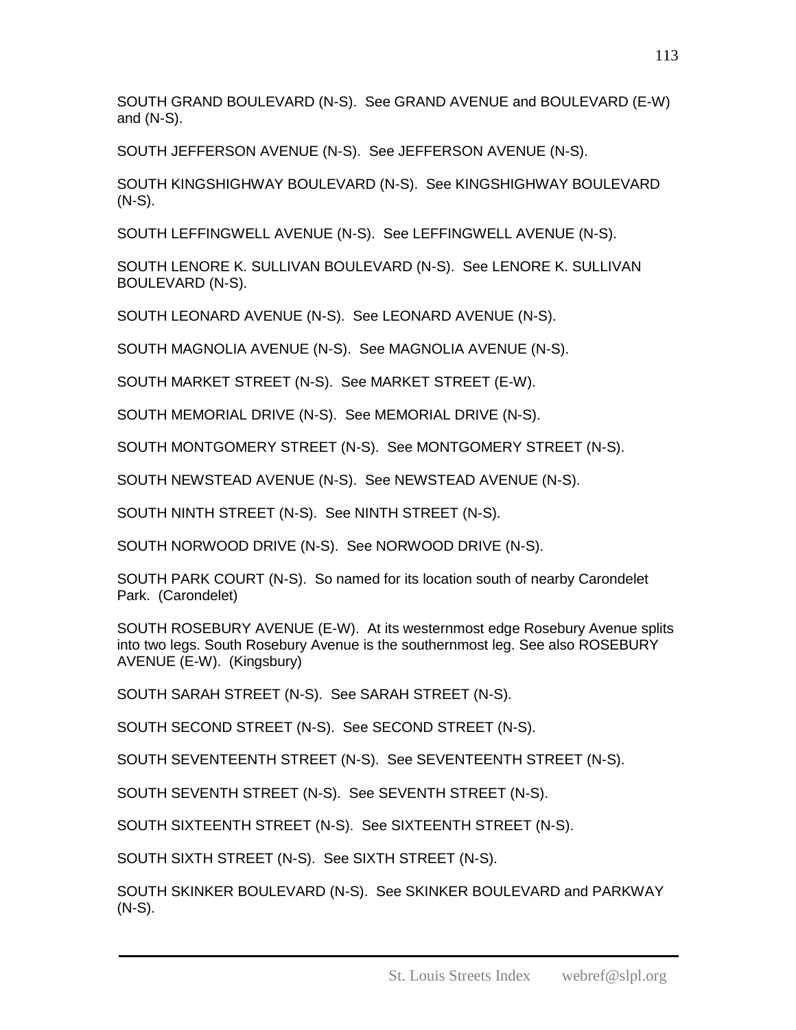SOUTH GRAND BOULEVARD (N-S). See GRAND AVENUE and BOULEVARD (E-W) and (N-S).

SOUTH JEFFERSON AVENUE (N-S). See JEFFERSON AVENUE (N-S).

SOUTH KINGSHIGHWAY BOULEVARD (N-S). See KINGSHIGHWAY BOULEVARD (N-S).

SOUTH LEFFINGWELL AVENUE (N-S). See LEFFINGWELL AVENUE (N-S).

SOUTH LENORE K. SULLIVAN BOULEVARD (N-S). See LENORE K. SULLIVAN BOULEVARD (N-S).

SOUTH LEONARD AVENUE (N-S). See LEONARD AVENUE (N-S).

SOUTH MAGNOLIA AVENUE (N-S). See MAGNOLIA AVENUE (N-S).

SOUTH MARKET STREET (N-S). See MARKET STREET (E-W).

SOUTH MEMORIAL DRIVE (N-S). See MEMORIAL DRIVE (N-S).

SOUTH MONTGOMERY STREET (N-S). See MONTGOMERY STREET (N-S).

SOUTH NEWSTEAD AVENUE (N-S). See NEWSTEAD AVENUE (N-S).

SOUTH NINTH STREET (N-S). See NINTH STREET (N-S).

SOUTH NORWOOD DRIVE (N-S). See NORWOOD DRIVE (N-S).

SOUTH PARK COURT (N-S). So named for its location south of nearby Carondelet Park. (Carondelet)

SOUTH ROSEBURY AVENUE (E-W). At its westernmost edge Rosebury Avenue splits into two legs. South Rosebury Avenue is the southernmost leg. See also ROSEBURY AVENUE (E-W). (Kingsbury)

SOUTH SARAH STREET (N-S). See SARAH STREET (N-S).

SOUTH SECOND STREET (N-S). See SECOND STREET (N-S).

SOUTH SEVENTEENTH STREET (N-S). See SEVENTEENTH STREET (N-S).

SOUTH SEVENTH STREET (N-S). See SEVENTH STREET (N-S).

SOUTH SIXTEENTH STREET (N-S). See SIXTEENTH STREET (N-S).

SOUTH SIXTH STREET (N-S). See SIXTH STREET (N-S).

SOUTH SKINKER BOULEVARD (N-S). See SKINKER BOULEVARD and PARKWAY (N-S).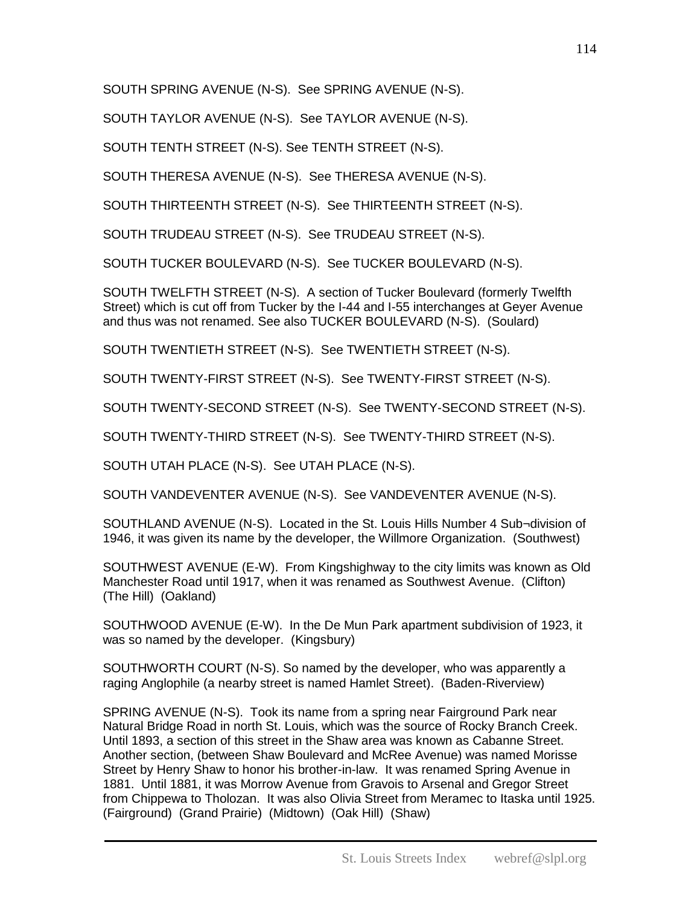SOUTH SPRING AVENUE (N-S). See SPRING AVENUE (N-S).

SOUTH TAYLOR AVENUE (N-S). See TAYLOR AVENUE (N-S).

SOUTH TENTH STREET (N-S). See TENTH STREET (N-S).

SOUTH THERESA AVENUE (N-S). See THERESA AVENUE (N-S).

SOUTH THIRTEENTH STREET (N-S). See THIRTEENTH STREET (N-S).

SOUTH TRUDEAU STREET (N-S). See TRUDEAU STREET (N-S).

SOUTH TUCKER BOULEVARD (N-S). See TUCKER BOULEVARD (N-S).

SOUTH TWELFTH STREET (N-S). A section of Tucker Boulevard (formerly Twelfth Street) which is cut off from Tucker by the I-44 and I-55 interchanges at Geyer Avenue and thus was not renamed. See also TUCKER BOULEVARD (N-S). (Soulard)

SOUTH TWENTIETH STREET (N-S). See TWENTIETH STREET (N-S).

SOUTH TWENTY-FIRST STREET (N-S). See TWENTY-FIRST STREET (N-S).

SOUTH TWENTY-SECOND STREET (N-S). See TWENTY-SECOND STREET (N-S).

SOUTH TWENTY-THIRD STREET (N-S). See TWENTY-THIRD STREET (N-S).

SOUTH UTAH PLACE (N-S). See UTAH PLACE (N-S).

SOUTH VANDEVENTER AVENUE (N-S). See VANDEVENTER AVENUE (N-S).

SOUTHLAND AVENUE (N-S). Located in the St. Louis Hills Number 4 Sub¬division of 1946, it was given its name by the developer, the Willmore Organization. (Southwest)

SOUTHWEST AVENUE (E-W). From Kingshighway to the city limits was known as Old Manchester Road until 1917, when it was renamed as Southwest Avenue. (Clifton) (The Hill) (Oakland)

SOUTHWOOD AVENUE (E-W). In the De Mun Park apartment subdivision of 1923, it was so named by the developer. (Kingsbury)

SOUTHWORTH COURT (N-S). So named by the developer, who was apparently a raging Anglophile (a nearby street is named Hamlet Street). (Baden-Riverview)

SPRING AVENUE (N-S). Took its name from a spring near Fairground Park near Natural Bridge Road in north St. Louis, which was the source of Rocky Branch Creek. Until 1893, a section of this street in the Shaw area was known as Cabanne Street. Another section, (between Shaw Boulevard and McRee Avenue) was named Morisse Street by Henry Shaw to honor his brother-in-law. It was renamed Spring Avenue in 1881. Until 1881, it was Morrow Avenue from Gravois to Arsenal and Gregor Street from Chippewa to Tholozan. It was also Olivia Street from Meramec to Itaska until 1925. (Fairground) (Grand Prairie) (Midtown) (Oak Hill) (Shaw)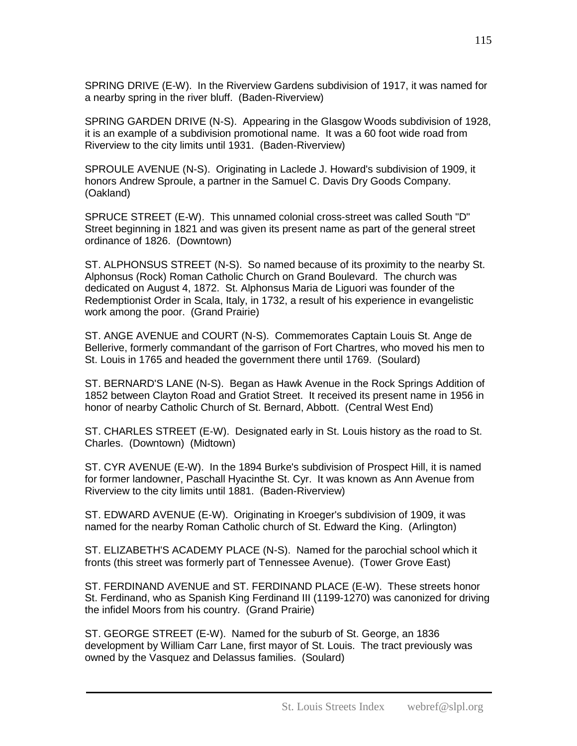SPRING DRIVE (E-W). In the Riverview Gardens subdivision of 1917, it was named for a nearby spring in the river bluff. (Baden-Riverview)

SPRING GARDEN DRIVE (N-S). Appearing in the Glasgow Woods subdivision of 1928, it is an example of a subdivision promotional name. It was a 60 foot wide road from Riverview to the city limits until 1931. (Baden-Riverview)

SPROULE AVENUE (N-S). Originating in Laclede J. Howard's subdivision of 1909, it honors Andrew Sproule, a partner in the Samuel C. Davis Dry Goods Company. (Oakland)

SPRUCE STREET (E-W). This unnamed colonial cross-street was called South "D" Street beginning in 1821 and was given its present name as part of the general street ordinance of 1826. (Downtown)

ST. ALPHONSUS STREET (N-S). So named because of its proximity to the nearby St. Alphonsus (Rock) Roman Catholic Church on Grand Boulevard. The church was dedicated on August 4, 1872. St. Alphonsus Maria de Liguori was founder of the Redemptionist Order in Scala, Italy, in 1732, a result of his experience in evangelistic work among the poor. (Grand Prairie)

ST. ANGE AVENUE and COURT (N-S). Commemorates Captain Louis St. Ange de Bellerive, formerly commandant of the garrison of Fort Chartres, who moved his men to St. Louis in 1765 and headed the government there until 1769. (Soulard)

ST. BERNARD'S LANE (N-S). Began as Hawk Avenue in the Rock Springs Addition of 1852 between Clayton Road and Gratiot Street. It received its present name in 1956 in honor of nearby Catholic Church of St. Bernard, Abbott. (Central West End)

ST. CHARLES STREET (E-W). Designated early in St. Louis history as the road to St. Charles. (Downtown) (Midtown)

ST. CYR AVENUE (E-W). In the 1894 Burke's subdivision of Prospect Hill, it is named for former landowner, Paschall Hyacinthe St. Cyr. It was known as Ann Avenue from Riverview to the city limits until 1881. (Baden-Riverview)

ST. EDWARD AVENUE (E-W). Originating in Kroeger's subdivision of 1909, it was named for the nearby Roman Catholic church of St. Edward the King. (Arlington)

ST. ELIZABETH'S ACADEMY PLACE (N-S). Named for the parochial school which it fronts (this street was formerly part of Tennessee Avenue). (Tower Grove East)

ST. FERDINAND AVENUE and ST. FERDINAND PLACE (E-W). These streets honor St. Ferdinand, who as Spanish King Ferdinand III (1199-1270) was canonized for driving the infidel Moors from his country. (Grand Prairie)

ST. GEORGE STREET (E-W). Named for the suburb of St. George, an 1836 development by William Carr Lane, first mayor of St. Louis. The tract previously was owned by the Vasquez and Delassus families. (Soulard)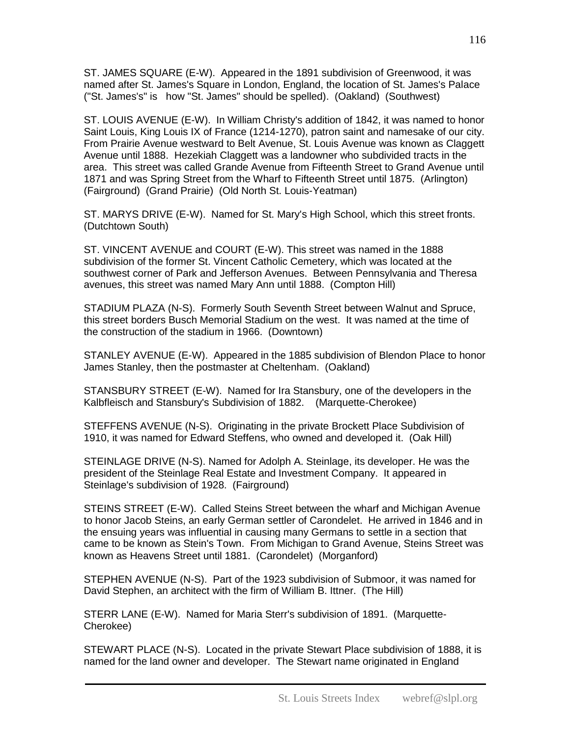ST. JAMES SQUARE (E-W). Appeared in the 1891 subdivision of Greenwood, it was named after St. James's Square in London, England, the location of St. James's Palace ("St. James's" is how "St. James" should be spelled). (Oakland) (Southwest)

ST. LOUIS AVENUE (E-W). In William Christy's addition of 1842, it was named to honor Saint Louis, King Louis IX of France (1214-1270), patron saint and namesake of our city. From Prairie Avenue westward to Belt Avenue, St. Louis Avenue was known as Claggett Avenue until 1888. Hezekiah Claggett was a landowner who subdivided tracts in the area. This street was called Grande Avenue from Fifteenth Street to Grand Avenue until 1871 and was Spring Street from the Wharf to Fifteenth Street until 1875. (Arlington) (Fairground) (Grand Prairie) (Old North St. Louis-Yeatman)

ST. MARYS DRIVE (E-W). Named for St. Mary's High School, which this street fronts. (Dutchtown South)

ST. VINCENT AVENUE and COURT (E-W). This street was named in the 1888 subdivision of the former St. Vincent Catholic Cemetery, which was located at the southwest corner of Park and Jefferson Avenues. Between Pennsylvania and Theresa avenues, this street was named Mary Ann until 1888. (Compton Hill)

STADIUM PLAZA (N-S). Formerly South Seventh Street between Walnut and Spruce, this street borders Busch Memorial Stadium on the west. It was named at the time of the construction of the stadium in 1966. (Downtown)

STANLEY AVENUE (E-W). Appeared in the 1885 subdivision of Blendon Place to honor James Stanley, then the postmaster at Cheltenham. (Oakland)

STANSBURY STREET (E-W). Named for Ira Stansbury, one of the developers in the Kalbfleisch and Stansbury's Subdivision of 1882. (Marquette-Cherokee)

STEFFENS AVENUE (N-S). Originating in the private Brockett Place Subdivision of 1910, it was named for Edward Steffens, who owned and developed it. (Oak Hill)

STEINLAGE DRIVE (N-S). Named for Adolph A. Steinlage, its developer. He was the president of the Steinlage Real Estate and Investment Company. It appeared in Steinlage's subdivision of 1928. (Fairground)

STEINS STREET (E-W). Called Steins Street between the wharf and Michigan Avenue to honor Jacob Steins, an early German settler of Carondelet. He arrived in 1846 and in the ensuing years was influential in causing many Germans to settle in a section that came to be known as Stein's Town. From Michigan to Grand Avenue, Steins Street was known as Heavens Street until 1881. (Carondelet) (Morganford)

STEPHEN AVENUE (N-S). Part of the 1923 subdivision of Submoor, it was named for David Stephen, an architect with the firm of William B. Ittner. (The Hill)

STERR LANE (E-W). Named for Maria Sterr's subdivision of 1891. (Marquette-Cherokee)

STEWART PLACE (N-S). Located in the private Stewart Place subdivision of 1888, it is named for the land owner and developer. The Stewart name originated in England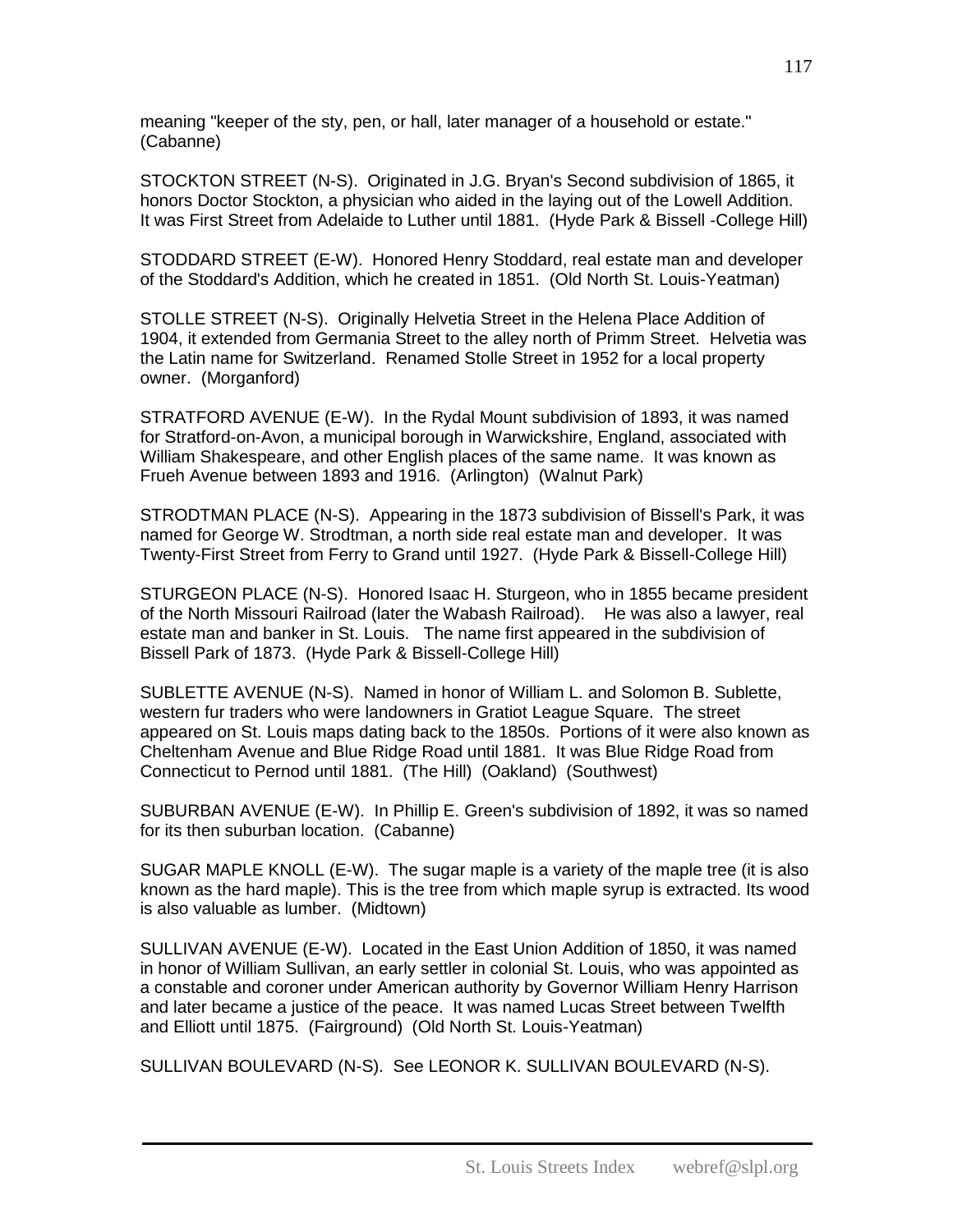meaning "keeper of the sty, pen, or hall, later manager of a household or estate." (Cabanne)

STOCKTON STREET (N-S). Originated in J.G. Bryan's Second subdivision of 1865, it honors Doctor Stockton, a physician who aided in the laying out of the Lowell Addition. It was First Street from Adelaide to Luther until 1881. (Hyde Park & Bissell -College Hill)

STODDARD STREET (E-W). Honored Henry Stoddard, real estate man and developer of the Stoddard's Addition, which he created in 1851. (Old North St. Louis-Yeatman)

STOLLE STREET (N-S). Originally Helvetia Street in the Helena Place Addition of 1904, it extended from Germania Street to the alley north of Primm Street. Helvetia was the Latin name for Switzerland. Renamed Stolle Street in 1952 for a local property owner. (Morganford)

STRATFORD AVENUE (E-W). In the Rydal Mount subdivision of 1893, it was named for Stratford-on-Avon, a municipal borough in Warwickshire, England, associated with William Shakespeare, and other English places of the same name. It was known as Frueh Avenue between 1893 and 1916. (Arlington) (Walnut Park)

STRODTMAN PLACE (N-S). Appearing in the 1873 subdivision of Bissell's Park, it was named for George W. Strodtman, a north side real estate man and developer. It was Twenty-First Street from Ferry to Grand until 1927. (Hyde Park & Bissell-College Hill)

STURGEON PLACE (N-S). Honored Isaac H. Sturgeon, who in 1855 became president of the North Missouri Railroad (later the Wabash Railroad). He was also a lawyer, real estate man and banker in St. Louis. The name first appeared in the subdivision of Bissell Park of 1873. (Hyde Park & Bissell-College Hill)

SUBLETTE AVENUE (N-S). Named in honor of William L. and Solomon B. Sublette, western fur traders who were landowners in Gratiot League Square. The street appeared on St. Louis maps dating back to the 1850s. Portions of it were also known as Cheltenham Avenue and Blue Ridge Road until 1881. It was Blue Ridge Road from Connecticut to Pernod until 1881. (The Hill) (Oakland) (Southwest)

SUBURBAN AVENUE (E-W). In Phillip E. Green's subdivision of 1892, it was so named for its then suburban location. (Cabanne)

SUGAR MAPLE KNOLL (E-W). The sugar maple is a variety of the maple tree (it is also known as the hard maple). This is the tree from which maple syrup is extracted. Its wood is also valuable as lumber. (Midtown)

SULLIVAN AVENUE (E-W). Located in the East Union Addition of 1850, it was named in honor of William Sullivan, an early settler in colonial St. Louis, who was appointed as a constable and coroner under American authority by Governor William Henry Harrison and later became a justice of the peace. It was named Lucas Street between Twelfth and Elliott until 1875. (Fairground) (Old North St. Louis-Yeatman)

SULLIVAN BOULEVARD (N-S). See LEONOR K. SULLIVAN BOULEVARD (N-S).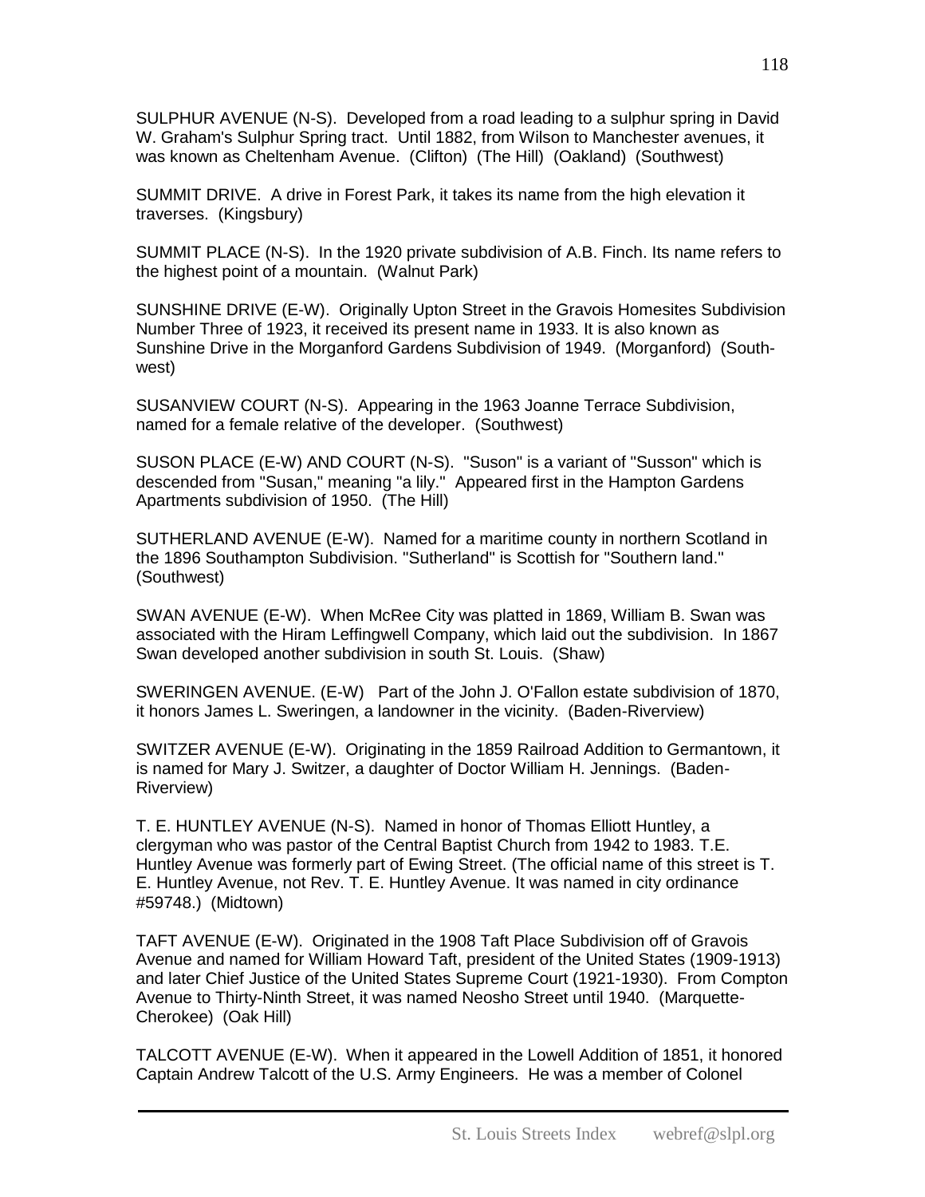SULPHUR AVENUE (N-S). Developed from a road leading to a sulphur spring in David W. Graham's Sulphur Spring tract. Until 1882, from Wilson to Manchester avenues, it was known as Cheltenham Avenue. (Clifton) (The Hill) (Oakland) (Southwest)

SUMMIT DRIVE. A drive in Forest Park, it takes its name from the high elevation it traverses. (Kingsbury)

SUMMIT PLACE (N-S). In the 1920 private subdivision of A.B. Finch. Its name refers to the highest point of a mountain. (Walnut Park)

SUNSHINE DRIVE (E-W). Originally Upton Street in the Gravois Homesites Subdivision Number Three of 1923, it received its present name in 1933. It is also known as Sunshine Drive in the Morganford Gardens Subdivision of 1949. (Morganford) (South-west)

SUSANVIEW COURT (N-S). Appearing in the 1963 Joanne Terrace Subdivision, named for a female relative of the developer. (Southwest)

SUSON PLACE (E-W) AND COURT (N-S). "Suson" is a variant of "Susson" which is descended from "Susan," meaning "a lily." Appeared first in the Hampton Gardens Apartments subdivision of 1950. (The Hill)

SUTHERLAND AVENUE (E-W). Named for a maritime county in northern Scotland in the 1896 Southampton Subdivision. "Sutherland" is Scottish for "Southern land." (Southwest)

SWAN AVENUE (E-W). When McRee City was platted in 1869, William B. Swan was associated with the Hiram Leffingwell Company, which laid out the subdivision. In 1867 Swan developed another subdivision in south St. Louis. (Shaw)

SWERINGEN AVENUE. (E-W) Part of the John J. O'Fallon estate subdivision of 1870, it honors James L. Sweringen, a landowner in the vicinity. (Baden-Riverview)

SWITZER AVENUE (E-W). Originating in the 1859 Railroad Addition to Germantown, it is named for Mary J. Switzer, a daughter of Doctor William H. Jennings. (Baden-Riverview)

T. E. HUNTLEY AVENUE (N-S). Named in honor of Thomas Elliott Huntley, a clergyman who was pastor of the Central Baptist Church from 1942 to 1983. T.E. Huntley Avenue was formerly part of Ewing Street. (The official name of this street is T. E. Huntley Avenue, not Rev. T. E. Huntley Avenue. It was named in city ordinance #59748.) (Midtown)

TAFT AVENUE (E-W). Originated in the 1908 Taft Place Subdivision off of Gravois Avenue and named for William Howard Taft, president of the United States (1909-1913) and later Chief Justice of the United States Supreme Court (1921-1930). From Compton Avenue to Thirty-Ninth Street, it was named Neosho Street until 1940. (Marquette-Cherokee) (Oak Hill)

TALCOTT AVENUE (E-W). When it appeared in the Lowell Addition of 1851, it honored Captain Andrew Talcott of the U.S. Army Engineers. He was a member of Colonel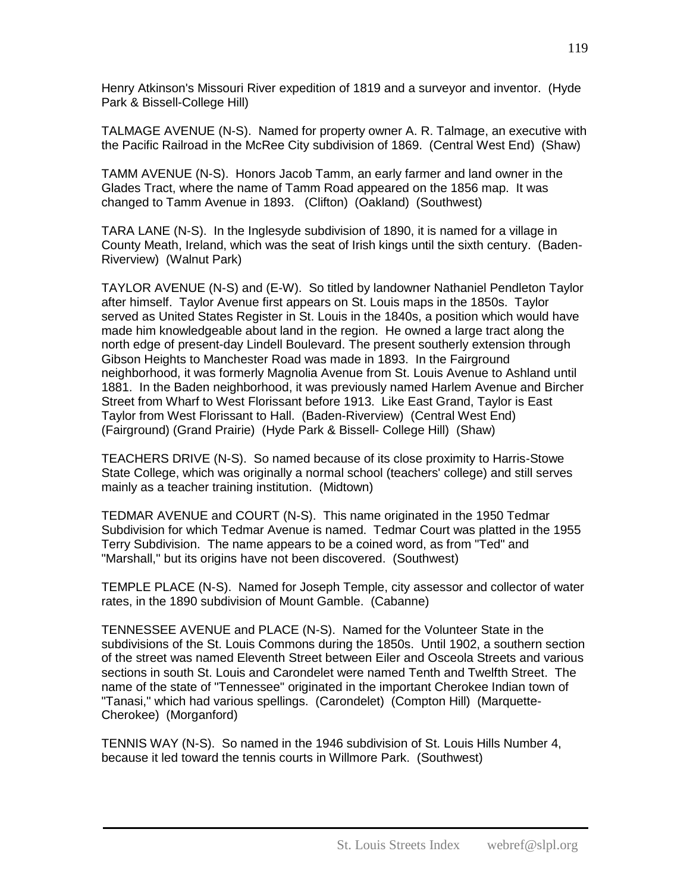Henry Atkinson's Missouri River expedition of 1819 and a surveyor and inventor. (Hyde Park & Bissell-College Hill)

TALMAGE AVENUE (N-S). Named for property owner A. R. Talmage, an executive with the Pacific Railroad in the McRee City subdivision of 1869. (Central West End) (Shaw)

TAMM AVENUE (N-S). Honors Jacob Tamm, an early farmer and land owner in the Glades Tract, where the name of Tamm Road appeared on the 1856 map. It was changed to Tamm Avenue in 1893. (Clifton) (Oakland) (Southwest)

TARA LANE (N-S). In the Inglesyde subdivision of 1890, it is named for a village in County Meath, Ireland, which was the seat of Irish kings until the sixth century. (Baden-Riverview) (Walnut Park)

TAYLOR AVENUE (N-S) and (E-W). So titled by landowner Nathaniel Pendleton Taylor after himself. Taylor Avenue first appears on St. Louis maps in the 1850s. Taylor served as United States Register in St. Louis in the 1840s, a position which would have made him knowledgeable about land in the region. He owned a large tract along the north edge of present-day Lindell Boulevard. The present southerly extension through Gibson Heights to Manchester Road was made in 1893. In the Fairground neighborhood, it was formerly Magnolia Avenue from St. Louis Avenue to Ashland until 1881. In the Baden neighborhood, it was previously named Harlem Avenue and Bircher Street from Wharf to West Florissant before 1913. Like East Grand, Taylor is East Taylor from West Florissant to Hall. (Baden-Riverview) (Central West End) (Fairground) (Grand Prairie) (Hyde Park & Bissell- College Hill) (Shaw)

TEACHERS DRIVE (N-S). So named because of its close proximity to Harris-Stowe State College, which was originally a normal school (teachers' college) and still serves mainly as a teacher training institution. (Midtown)

TEDMAR AVENUE and COURT (N-S). This name originated in the 1950 Tedmar Subdivision for which Tedmar Avenue is named. Tedmar Court was platted in the 1955 Terry Subdivision. The name appears to be a coined word, as from "Ted" and "Marshall," but its origins have not been discovered. (Southwest)

TEMPLE PLACE (N-S). Named for Joseph Temple, city assessor and collector of water rates, in the 1890 subdivision of Mount Gamble. (Cabanne)

TENNESSEE AVENUE and PLACE (N-S). Named for the Volunteer State in the subdivisions of the St. Louis Commons during the 1850s. Until 1902, a southern section of the street was named Eleventh Street between Eiler and Osceola Streets and various sections in south St. Louis and Carondelet were named Tenth and Twelfth Street. The name of the state of "Tennessee" originated in the important Cherokee Indian town of "Tanasi," which had various spellings. (Carondelet) (Compton Hill) (Marquette-Cherokee) (Morganford)

TENNIS WAY (N-S). So named in the 1946 subdivision of St. Louis Hills Number 4, because it led toward the tennis courts in Willmore Park. (Southwest)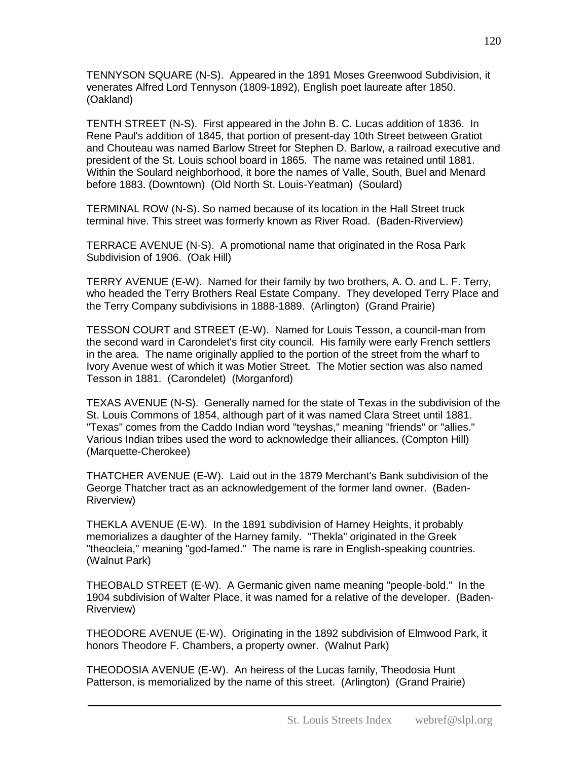TENNYSON SQUARE (N-S). Appeared in the 1891 Moses Greenwood Subdivision, it venerates Alfred Lord Tennyson (1809-1892), English poet laureate after 1850. (Oakland)

TENTH STREET (N-S). First appeared in the John B. C. Lucas addition of 1836. In Rene Paul's addition of 1845, that portion of present-day 10th Street between Gratiot and Chouteau was named Barlow Street for Stephen D. Barlow, a railroad executive and president of the St. Louis school board in 1865. The name was retained until 1881. Within the Soulard neighborhood, it bore the names of Valle, South, Buel and Menard before 1883. (Downtown) (Old North St. Louis-Yeatman) (Soulard)

TERMINAL ROW (N-S). So named because of its location in the Hall Street truck terminal hive. This street was formerly known as River Road. (Baden-Riverview)

TERRACE AVENUE (N-S). A promotional name that originated in the Rosa Park Subdivision of 1906. (Oak Hill)

TERRY AVENUE (E-W). Named for their family by two brothers, A. O. and L. F. Terry, who headed the Terry Brothers Real Estate Company. They developed Terry Place and the Terry Company subdivisions in 1888-1889. (Arlington) (Grand Prairie)

TESSON COURT and STREET (E-W). Named for Louis Tesson, a council-man from the second ward in Carondelet's first city council. His family were early French settlers in the area. The name originally applied to the portion of the street from the wharf to Ivory Avenue west of which it was Motier Street. The Motier section was also named Tesson in 1881. (Carondelet) (Morganford)

TEXAS AVENUE (N-S). Generally named for the state of Texas in the subdivision of the St. Louis Commons of 1854, although part of it was named Clara Street until 1881. "Texas" comes from the Caddo Indian word "teyshas," meaning "friends" or "allies." Various Indian tribes used the word to acknowledge their alliances. (Compton Hill) (Marquette-Cherokee)

THATCHER AVENUE (E-W). Laid out in the 1879 Merchant's Bank subdivision of the George Thatcher tract as an acknowledgement of the former land owner. (Baden-Riverview)

THEKLA AVENUE (E-W). In the 1891 subdivision of Harney Heights, it probably memorializes a daughter of the Harney family. "Thekla" originated in the Greek "theocleia," meaning "god-famed." The name is rare in English-speaking countries. (Walnut Park)

THEOBALD STREET (E-W). A Germanic given name meaning "people-bold." In the 1904 subdivision of Walter Place, it was named for a relative of the developer. (Baden-Riverview)

THEODORE AVENUE (E-W). Originating in the 1892 subdivision of Elmwood Park, it honors Theodore F. Chambers, a property owner. (Walnut Park)

THEODOSIA AVENUE (E-W). An heiress of the Lucas family, Theodosia Hunt Patterson, is memorialized by the name of this street. (Arlington) (Grand Prairie)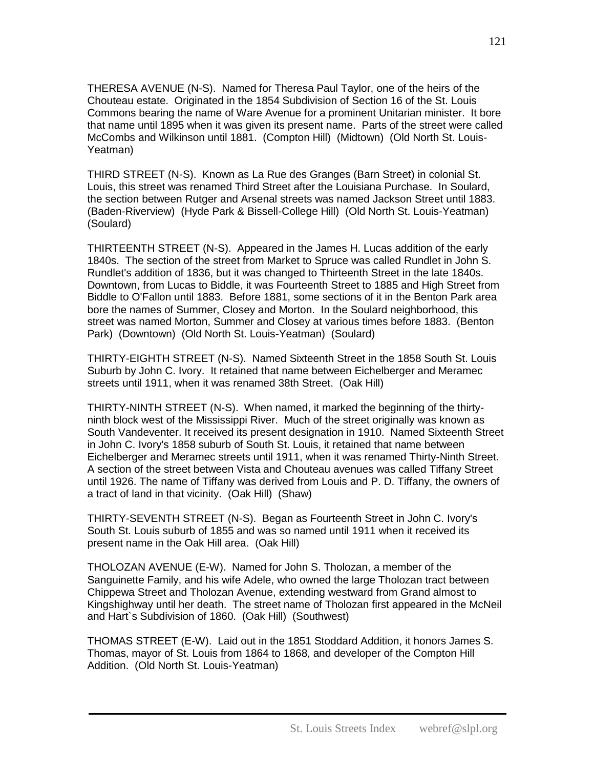THERESA AVENUE (N-S). Named for Theresa Paul Taylor, one of the heirs of the Chouteau estate. Originated in the 1854 Subdivision of Section 16 of the St. Louis Commons bearing the name of Ware Avenue for a prominent Unitarian minister. It bore that name until 1895 when it was given its present name. Parts of the street were called McCombs and Wilkinson until 1881. (Compton Hill) (Midtown) (Old North St. Louis-Yeatman)

THIRD STREET (N-S). Known as La Rue des Granges (Barn Street) in colonial St. Louis, this street was renamed Third Street after the Louisiana Purchase. In Soulard, the section between Rutger and Arsenal streets was named Jackson Street until 1883. (Baden-Riverview) (Hyde Park & Bissell-College Hill) (Old North St. Louis-Yeatman) (Soulard)

THIRTEENTH STREET (N-S). Appeared in the James H. Lucas addition of the early 1840s. The section of the street from Market to Spruce was called Rundlet in John S. Rundlet's addition of 1836, but it was changed to Thirteenth Street in the late 1840s. Downtown, from Lucas to Biddle, it was Fourteenth Street to 1885 and High Street from Biddle to O'Fallon until 1883. Before 1881, some sections of it in the Benton Park area bore the names of Summer, Closey and Morton. In the Soulard neighborhood, this street was named Morton, Summer and Closey at various times before 1883. (Benton Park) (Downtown) (Old North St. Louis-Yeatman) (Soulard)

THIRTY-EIGHTH STREET (N-S). Named Sixteenth Street in the 1858 South St. Louis Suburb by John C. Ivory. It retained that name between Eichelberger and Meramec streets until 1911, when it was renamed 38th Street. (Oak Hill)

THIRTY-NINTH STREET (N-S). When named, it marked the beginning of the thirty-ninth block west of the Mississippi River. Much of the street originally was known as South Vandeventer. It received its present designation in 1910. Named Sixteenth Street in John C. Ivory's 1858 suburb of South St. Louis, it retained that name between Eichelberger and Meramec streets until 1911, when it was renamed Thirty-Ninth Street. A section of the street between Vista and Chouteau avenues was called Tiffany Street until 1926. The name of Tiffany was derived from Louis and P. D. Tiffany, the owners of a tract of land in that vicinity. (Oak Hill) (Shaw)

THIRTY-SEVENTH STREET (N-S). Began as Fourteenth Street in John C. Ivory's South St. Louis suburb of 1855 and was so named until 1911 when it received its present name in the Oak Hill area. (Oak Hill)

THOLOZAN AVENUE (E-W). Named for John S. Tholozan, a member of the Sanguinette Family, and his wife Adele, who owned the large Tholozan tract between Chippewa Street and Tholozan Avenue, extending westward from Grand almost to Kingshighway until her death. The street name of Tholozan first appeared in the McNeil and Hart`s Subdivision of 1860. (Oak Hill) (Southwest)

THOMAS STREET (E-W). Laid out in the 1851 Stoddard Addition, it honors James S. Thomas, mayor of St. Louis from 1864 to 1868, and developer of the Compton Hill Addition. (Old North St. Louis-Yeatman)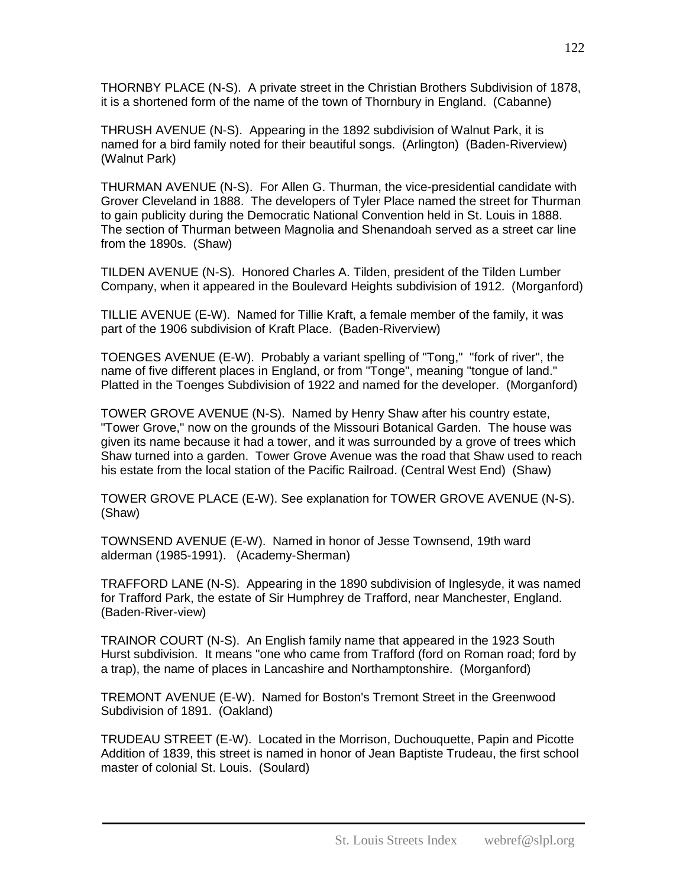THORNBY PLACE (N-S). A private street in the Christian Brothers Subdivision of 1878, it is a shortened form of the name of the town of Thornbury in England. (Cabanne)

THRUSH AVENUE (N-S). Appearing in the 1892 subdivision of Walnut Park, it is named for a bird family noted for their beautiful songs. (Arlington) (Baden-Riverview) (Walnut Park)

THURMAN AVENUE (N-S). For Allen G. Thurman, the vice-presidential candidate with Grover Cleveland in 1888. The developers of Tyler Place named the street for Thurman to gain publicity during the Democratic National Convention held in St. Louis in 1888. The section of Thurman between Magnolia and Shenandoah served as a street car line from the 1890s. (Shaw)

TILDEN AVENUE (N-S). Honored Charles A. Tilden, president of the Tilden Lumber Company, when it appeared in the Boulevard Heights subdivision of 1912. (Morganford)

TILLIE AVENUE (E-W). Named for Tillie Kraft, a female member of the family, it was part of the 1906 subdivision of Kraft Place. (Baden-Riverview)

TOENGES AVENUE (E-W). Probably a variant spelling of "Tong," "fork of river", the name of five different places in England, or from "Tonge", meaning "tongue of land." Platted in the Toenges Subdivision of 1922 and named for the developer. (Morganford)

TOWER GROVE AVENUE (N-S). Named by Henry Shaw after his country estate, "Tower Grove," now on the grounds of the Missouri Botanical Garden. The house was given its name because it had a tower, and it was surrounded by a grove of trees which Shaw turned into a garden. Tower Grove Avenue was the road that Shaw used to reach his estate from the local station of the Pacific Railroad. (Central West End) (Shaw)

TOWER GROVE PLACE (E-W). See explanation for TOWER GROVE AVENUE (N-S). (Shaw)

TOWNSEND AVENUE (E-W). Named in honor of Jesse Townsend, 19th ward alderman (1985-1991). (Academy-Sherman)

TRAFFORD LANE (N-S). Appearing in the 1890 subdivision of Inglesyde, it was named for Trafford Park, the estate of Sir Humphrey de Trafford, near Manchester, England. (Baden-River-view)

TRAINOR COURT (N-S). An English family name that appeared in the 1923 South Hurst subdivision. It means "one who came from Trafford (ford on Roman road; ford by a trap), the name of places in Lancashire and Northamptonshire. (Morganford)

TREMONT AVENUE (E-W). Named for Boston's Tremont Street in the Greenwood Subdivision of 1891. (Oakland)

TRUDEAU STREET (E-W). Located in the Morrison, Duchouquette, Papin and Picotte Addition of 1839, this street is named in honor of Jean Baptiste Trudeau, the first school master of colonial St. Louis. (Soulard)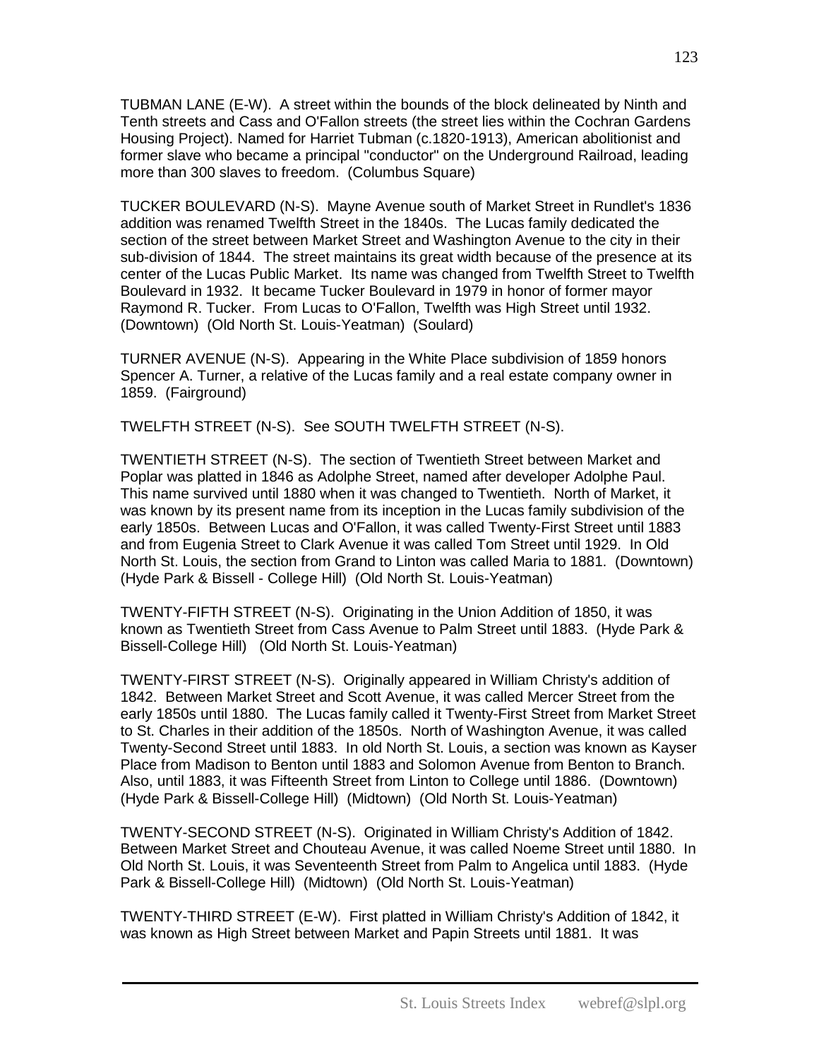TUBMAN LANE (E-W). A street within the bounds of the block delineated by Ninth and Tenth streets and Cass and O'Fallon streets (the street lies within the Cochran Gardens Housing Project). Named for Harriet Tubman (c.1820-1913), American abolitionist and former slave who became a principal "conductor" on the Underground Railroad, leading more than 300 slaves to freedom. (Columbus Square)

TUCKER BOULEVARD (N-S). Mayne Avenue south of Market Street in Rundlet's 1836 addition was renamed Twelfth Street in the 1840s. The Lucas family dedicated the section of the street between Market Street and Washington Avenue to the city in their sub-division of 1844. The street maintains its great width because of the presence at its center of the Lucas Public Market. Its name was changed from Twelfth Street to Twelfth Boulevard in 1932. It became Tucker Boulevard in 1979 in honor of former mayor Raymond R. Tucker. From Lucas to O'Fallon, Twelfth was High Street until 1932. (Downtown) (Old North St. Louis-Yeatman) (Soulard)

TURNER AVENUE (N-S). Appearing in the White Place subdivision of 1859 honors Spencer A. Turner, a relative of the Lucas family and a real estate company owner in 1859. (Fairground)

TWELFTH STREET (N-S). See SOUTH TWELFTH STREET (N-S).

TWENTIETH STREET (N-S). The section of Twentieth Street between Market and Poplar was platted in 1846 as Adolphe Street, named after developer Adolphe Paul. This name survived until 1880 when it was changed to Twentieth. North of Market, it was known by its present name from its inception in the Lucas family subdivision of the early 1850s. Between Lucas and O'Fallon, it was called Twenty-First Street until 1883 and from Eugenia Street to Clark Avenue it was called Tom Street until 1929. In Old North St. Louis, the section from Grand to Linton was called Maria to 1881. (Downtown) (Hyde Park & Bissell - College Hill) (Old North St. Louis-Yeatman)

TWENTY-FIFTH STREET (N-S). Originating in the Union Addition of 1850, it was known as Twentieth Street from Cass Avenue to Palm Street until 1883. (Hyde Park & Bissell-College Hill) (Old North St. Louis-Yeatman)

TWENTY-FIRST STREET (N-S). Originally appeared in William Christy's addition of 1842. Between Market Street and Scott Avenue, it was called Mercer Street from the early 1850s until 1880. The Lucas family called it Twenty-First Street from Market Street to St. Charles in their addition of the 1850s. North of Washington Avenue, it was called Twenty-Second Street until 1883. In old North St. Louis, a section was known as Kayser Place from Madison to Benton until 1883 and Solomon Avenue from Benton to Branch. Also, until 1883, it was Fifteenth Street from Linton to College until 1886. (Downtown) (Hyde Park & Bissell-College Hill) (Midtown) (Old North St. Louis-Yeatman)

TWENTY-SECOND STREET (N-S). Originated in William Christy's Addition of 1842. Between Market Street and Chouteau Avenue, it was called Noeme Street until 1880. In Old North St. Louis, it was Seventeenth Street from Palm to Angelica until 1883. (Hyde Park & Bissell-College Hill) (Midtown) (Old North St. Louis-Yeatman)

TWENTY-THIRD STREET (E-W). First platted in William Christy's Addition of 1842, it was known as High Street between Market and Papin Streets until 1881. It was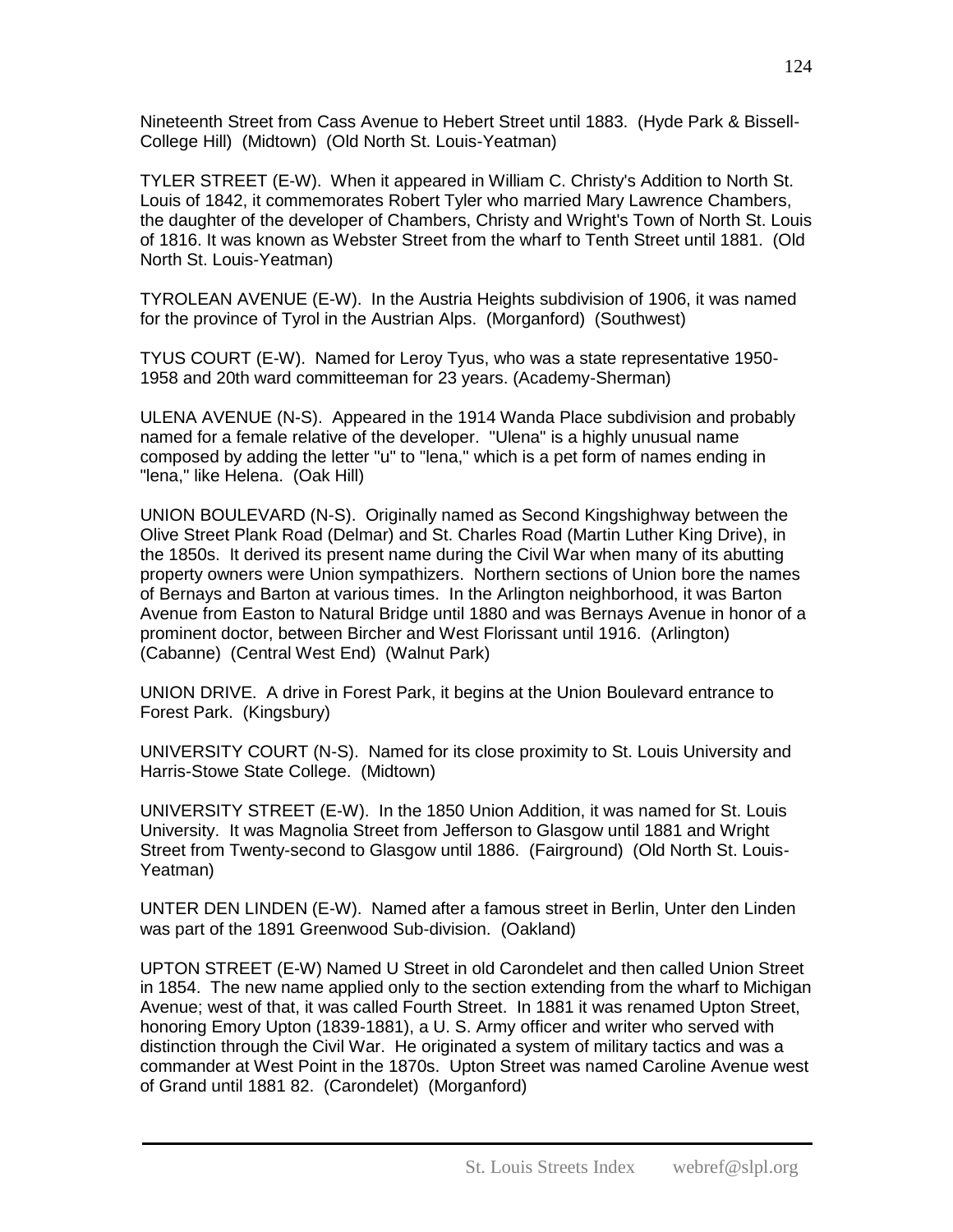Nineteenth Street from Cass Avenue to Hebert Street until 1883. (Hyde Park & Bissell-College Hill) (Midtown) (Old North St. Louis-Yeatman)

TYLER STREET (E-W). When it appeared in William C. Christy's Addition to North St. Louis of 1842, it commemorates Robert Tyler who married Mary Lawrence Chambers, the daughter of the developer of Chambers, Christy and Wright's Town of North St. Louis of 1816. It was known as Webster Street from the wharf to Tenth Street until 1881. (Old North St. Louis-Yeatman)

TYROLEAN AVENUE (E-W). In the Austria Heights subdivision of 1906, it was named for the province of Tyrol in the Austrian Alps. (Morganford) (Southwest)

TYUS COURT (E-W). Named for Leroy Tyus, who was a state representative 1950-1958 and 20th ward committeeman for 23 years. (Academy-Sherman)

ULENA AVENUE (N-S). Appeared in the 1914 Wanda Place subdivision and probably named for a female relative of the developer. "Ulena" is a highly unusual name composed by adding the letter "u" to "lena," which is a pet form of names ending in "lena," like Helena. (Oak Hill)

UNION BOULEVARD (N-S). Originally named as Second Kingshighway between the Olive Street Plank Road (Delmar) and St. Charles Road (Martin Luther King Drive), in the 1850s. It derived its present name during the Civil War when many of its abutting property owners were Union sympathizers. Northern sections of Union bore the names of Bernays and Barton at various times. In the Arlington neighborhood, it was Barton Avenue from Easton to Natural Bridge until 1880 and was Bernays Avenue in honor of a prominent doctor, between Bircher and West Florissant until 1916. (Arlington) (Cabanne) (Central West End) (Walnut Park)

UNION DRIVE. A drive in Forest Park, it begins at the Union Boulevard entrance to Forest Park. (Kingsbury)

UNIVERSITY COURT (N-S). Named for its close proximity to St. Louis University and Harris-Stowe State College. (Midtown)

UNIVERSITY STREET (E-W). In the 1850 Union Addition, it was named for St. Louis University. It was Magnolia Street from Jefferson to Glasgow until 1881 and Wright Street from Twenty-second to Glasgow until 1886. (Fairground) (Old North St. Louis-Yeatman)

UNTER DEN LINDEN (E-W). Named after a famous street in Berlin, Unter den Linden was part of the 1891 Greenwood Sub-division. (Oakland)

UPTON STREET (E-W) Named U Street in old Carondelet and then called Union Street in 1854. The new name applied only to the section extending from the wharf to Michigan Avenue; west of that, it was called Fourth Street. In 1881 it was renamed Upton Street, honoring Emory Upton (1839-1881), a U. S. Army officer and writer who served with distinction through the Civil War. He originated a system of military tactics and was a commander at West Point in the 1870s. Upton Street was named Caroline Avenue west of Grand until 1881 82. (Carondelet) (Morganford)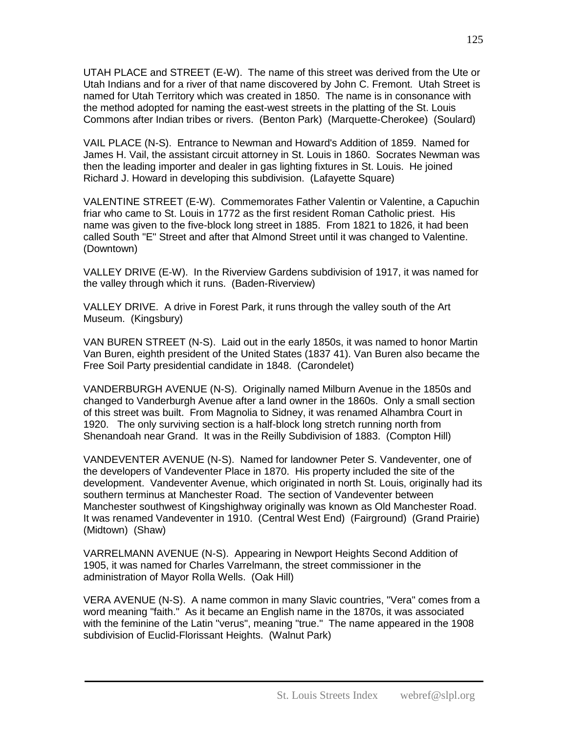UTAH PLACE and STREET (E-W). The name of this street was derived from the Ute or Utah Indians and for a river of that name discovered by John C. Fremont. Utah Street is named for Utah Territory which was created in 1850. The name is in consonance with the method adopted for naming the east-west streets in the platting of the St. Louis Commons after Indian tribes or rivers. (Benton Park) (Marquette-Cherokee) (Soulard)

VAIL PLACE (N-S). Entrance to Newman and Howard's Addition of 1859. Named for James H. Vail, the assistant circuit attorney in St. Louis in 1860. Socrates Newman was then the leading importer and dealer in gas lighting fixtures in St. Louis. He joined Richard J. Howard in developing this subdivision. (Lafayette Square)

VALENTINE STREET (E-W). Commemorates Father Valentin or Valentine, a Capuchin friar who came to St. Louis in 1772 as the first resident Roman Catholic priest. His name was given to the five-block long street in 1885. From 1821 to 1826, it had been called South "E" Street and after that Almond Street until it was changed to Valentine. (Downtown)

VALLEY DRIVE (E-W). In the Riverview Gardens subdivision of 1917, it was named for the valley through which it runs. (Baden-Riverview)

VALLEY DRIVE. A drive in Forest Park, it runs through the valley south of the Art Museum. (Kingsbury)

VAN BUREN STREET (N-S). Laid out in the early 1850s, it was named to honor Martin Van Buren, eighth president of the United States (1837 41). Van Buren also became the Free Soil Party presidential candidate in 1848. (Carondelet)

VANDERBURGH AVENUE (N-S). Originally named Milburn Avenue in the 1850s and changed to Vanderburgh Avenue after a land owner in the 1860s. Only a small section of this street was built. From Magnolia to Sidney, it was renamed Alhambra Court in 1920. The only surviving section is a half-block long stretch running north from Shenandoah near Grand. It was in the Reilly Subdivision of 1883. (Compton Hill)

VANDEVENTER AVENUE (N-S). Named for landowner Peter S. Vandeventer, one of the developers of Vandeventer Place in 1870. His property included the site of the development. Vandeventer Avenue, which originated in north St. Louis, originally had its southern terminus at Manchester Road. The section of Vandeventer between Manchester southwest of Kingshighway originally was known as Old Manchester Road. It was renamed Vandeventer in 1910. (Central West End) (Fairground) (Grand Prairie) (Midtown) (Shaw)

VARRELMANN AVENUE (N-S). Appearing in Newport Heights Second Addition of 1905, it was named for Charles Varrelmann, the street commissioner in the administration of Mayor Rolla Wells. (Oak Hill)

VERA AVENUE (N-S). A name common in many Slavic countries, "Vera" comes from a word meaning "faith." As it became an English name in the 1870s, it was associated with the feminine of the Latin "verus", meaning "true." The name appeared in the 1908 subdivision of Euclid-Florissant Heights. (Walnut Park)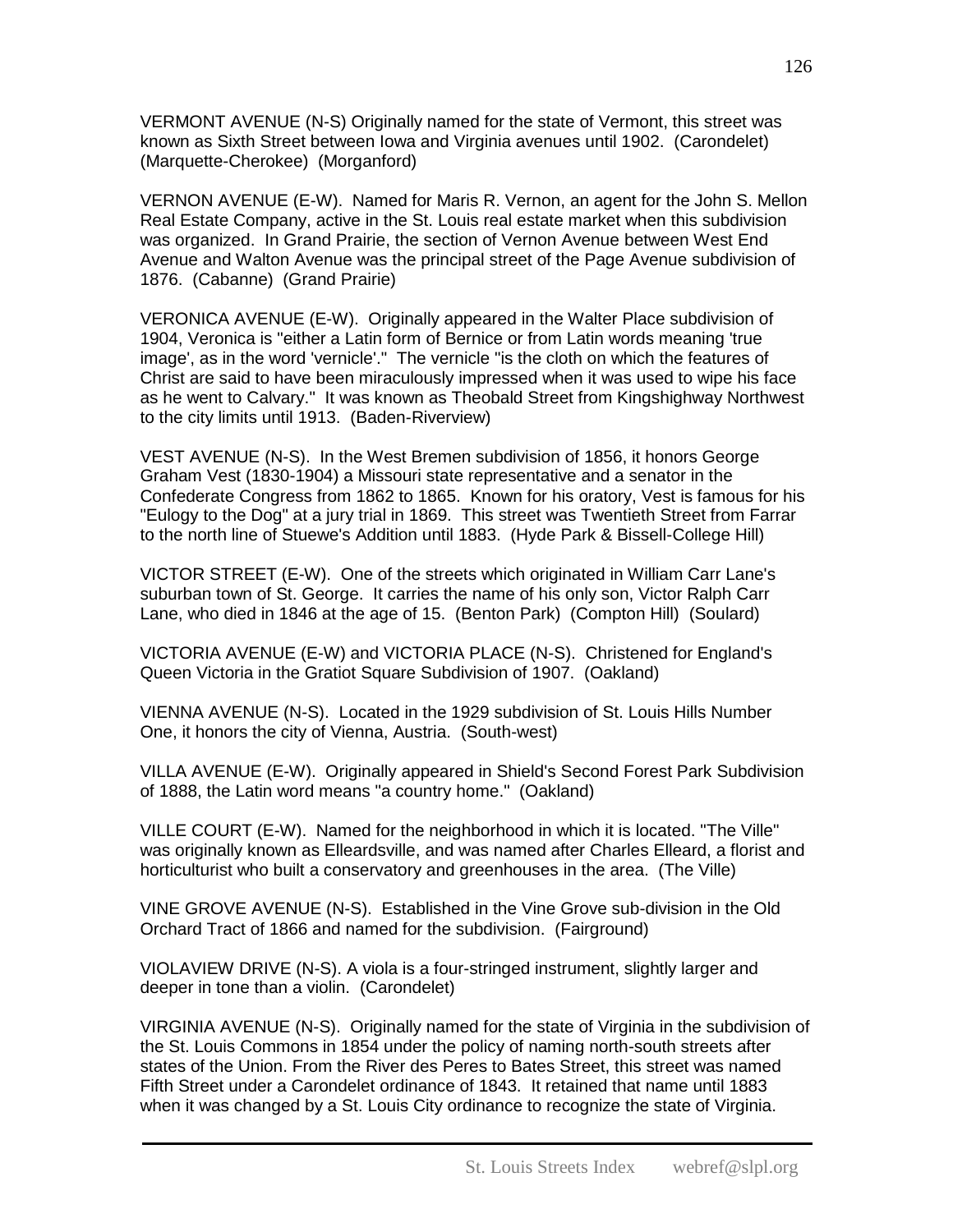VERMONT AVENUE (N-S) Originally named for the state of Vermont, this street was known as Sixth Street between Iowa and Virginia avenues until 1902. (Carondelet) (Marquette-Cherokee) (Morganford)

VERNON AVENUE (E-W). Named for Maris R. Vernon, an agent for the John S. Mellon Real Estate Company, active in the St. Louis real estate market when this subdivision was organized. In Grand Prairie, the section of Vernon Avenue between West End Avenue and Walton Avenue was the principal street of the Page Avenue subdivision of 1876. (Cabanne) (Grand Prairie)

VERONICA AVENUE (E-W). Originally appeared in the Walter Place subdivision of 1904, Veronica is "either a Latin form of Bernice or from Latin words meaning 'true image', as in the word 'vernicle'." The vernicle "is the cloth on which the features of Christ are said to have been miraculously impressed when it was used to wipe his face as he went to Calvary." It was known as Theobald Street from Kingshighway Northwest to the city limits until 1913. (Baden-Riverview)

VEST AVENUE (N-S). In the West Bremen subdivision of 1856, it honors George Graham Vest (1830-1904) a Missouri state representative and a senator in the Confederate Congress from 1862 to 1865. Known for his oratory, Vest is famous for his "Eulogy to the Dog" at a jury trial in 1869. This street was Twentieth Street from Farrar to the north line of Stuewe's Addition until 1883. (Hyde Park & Bissell-College Hill)

VICTOR STREET (E-W). One of the streets which originated in William Carr Lane's suburban town of St. George. It carries the name of his only son, Victor Ralph Carr Lane, who died in 1846 at the age of 15. (Benton Park) (Compton Hill) (Soulard)

VICTORIA AVENUE (E-W) and VICTORIA PLACE (N-S). Christened for England's Queen Victoria in the Gratiot Square Subdivision of 1907. (Oakland)

VIENNA AVENUE (N-S). Located in the 1929 subdivision of St. Louis Hills Number One, it honors the city of Vienna, Austria. (South-west)

VILLA AVENUE (E-W). Originally appeared in Shield's Second Forest Park Subdivision of 1888, the Latin word means "a country home." (Oakland)

VILLE COURT (E-W). Named for the neighborhood in which it is located. "The Ville" was originally known as Elleardsville, and was named after Charles Elleard, a florist and horticulturist who built a conservatory and greenhouses in the area. (The Ville)

VINE GROVE AVENUE (N-S). Established in the Vine Grove sub-division in the Old Orchard Tract of 1866 and named for the subdivision. (Fairground)

VIOLAVIEW DRIVE (N-S). A viola is a four-stringed instrument, slightly larger and deeper in tone than a violin. (Carondelet)

VIRGINIA AVENUE (N-S). Originally named for the state of Virginia in the subdivision of the St. Louis Commons in 1854 under the policy of naming north-south streets after states of the Union. From the River des Peres to Bates Street, this street was named Fifth Street under a Carondelet ordinance of 1843. It retained that name until 1883 when it was changed by a St. Louis City ordinance to recognize the state of Virginia.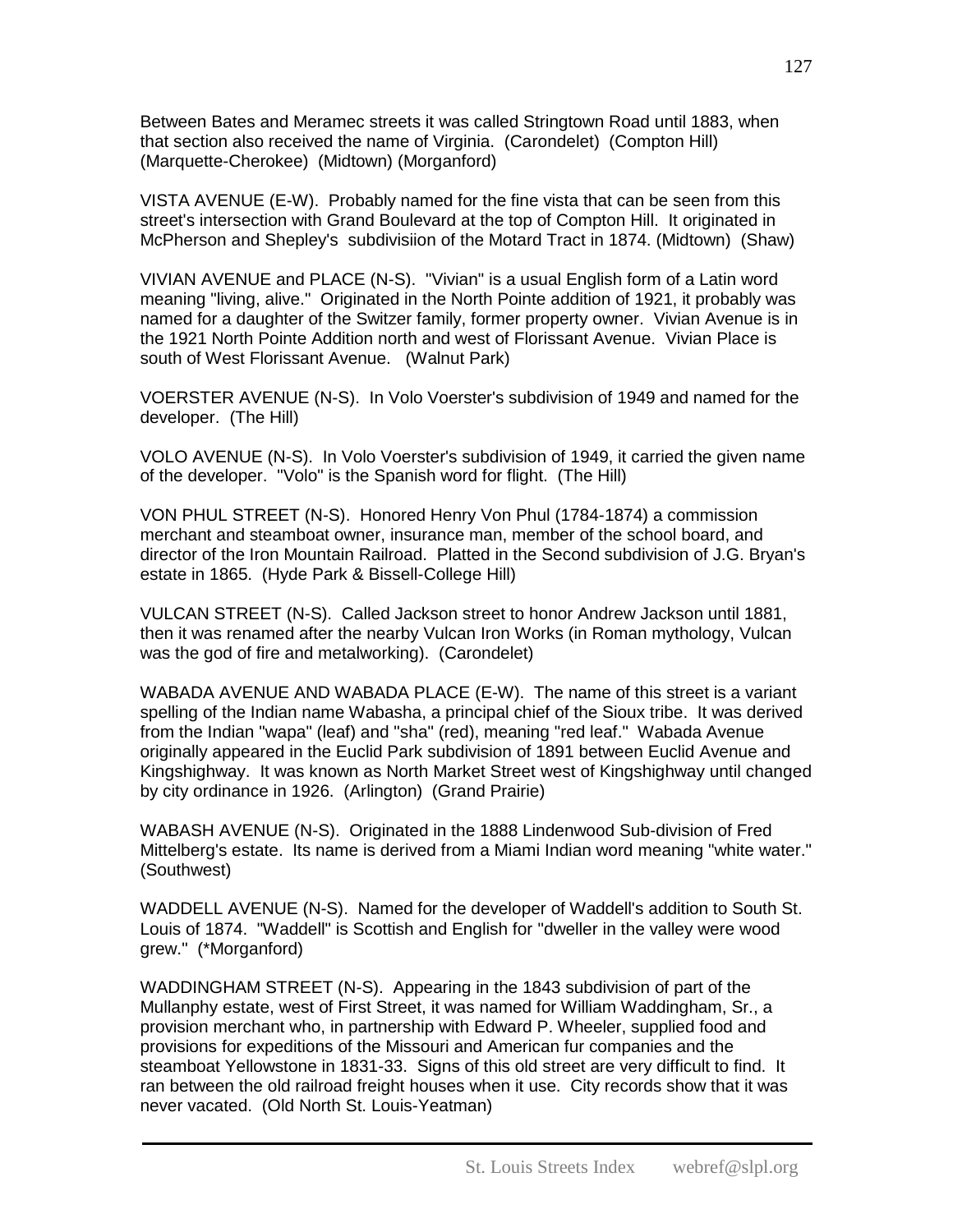Between Bates and Meramec streets it was called Stringtown Road until 1883, when that section also received the name of Virginia. (Carondelet) (Compton Hill) (Marquette-Cherokee) (Midtown) (Morganford)

VISTA AVENUE (E-W). Probably named for the fine vista that can be seen from this street's intersection with Grand Boulevard at the top of Compton Hill. It originated in McPherson and Shepley's subdivisiion of the Motard Tract in 1874. (Midtown) (Shaw)

VIVIAN AVENUE and PLACE (N-S). "Vivian" is a usual English form of a Latin word meaning "living, alive." Originated in the North Pointe addition of 1921, it probably was named for a daughter of the Switzer family, former property owner. Vivian Avenue is in the 1921 North Pointe Addition north and west of Florissant Avenue. Vivian Place is south of West Florissant Avenue. (Walnut Park)

VOERSTER AVENUE (N-S). In Volo Voerster's subdivision of 1949 and named for the developer. (The Hill)

VOLO AVENUE (N-S). In Volo Voerster's subdivision of 1949, it carried the given name of the developer. "Volo" is the Spanish word for flight. (The Hill)

VON PHUL STREET (N-S). Honored Henry Von Phul (1784-1874) a commission merchant and steamboat owner, insurance man, member of the school board, and director of the Iron Mountain Railroad. Platted in the Second subdivision of J.G. Bryan's estate in 1865. (Hyde Park & Bissell-College Hill)

VULCAN STREET (N-S). Called Jackson street to honor Andrew Jackson until 1881, then it was renamed after the nearby Vulcan Iron Works (in Roman mythology, Vulcan was the god of fire and metalworking). (Carondelet)

WABADA AVENUE AND WABADA PLACE (E-W). The name of this street is a variant spelling of the Indian name Wabasha, a principal chief of the Sioux tribe. It was derived from the Indian "wapa" (leaf) and "sha" (red), meaning "red leaf." Wabada Avenue originally appeared in the Euclid Park subdivision of 1891 between Euclid Avenue and Kingshighway. It was known as North Market Street west of Kingshighway until changed by city ordinance in 1926. (Arlington) (Grand Prairie)

WABASH AVENUE (N-S). Originated in the 1888 Lindenwood Sub-division of Fred Mittelberg's estate. Its name is derived from a Miami Indian word meaning "white water." (Southwest)

WADDELL AVENUE (N-S). Named for the developer of Waddell's addition to South St. Louis of 1874. "Waddell" is Scottish and English for "dweller in the valley were wood grew." (*Morganford)

WADDINGHAM STREET (N-S). Appearing in the 1843 subdivision of part of the Mullanphy estate, west of First Street, it was named for William Waddingham, Sr., a provision merchant who, in partnership with Edward P. Wheeler, supplied food and provisions for expeditions of the Missouri and American fur companies and the steamboat Yellowstone in 1831-33. Signs of this old street are very difficult to find. It ran between the old railroad freight houses when it use. City records show that it was never vacated. (Old North St. Louis-Yeatman)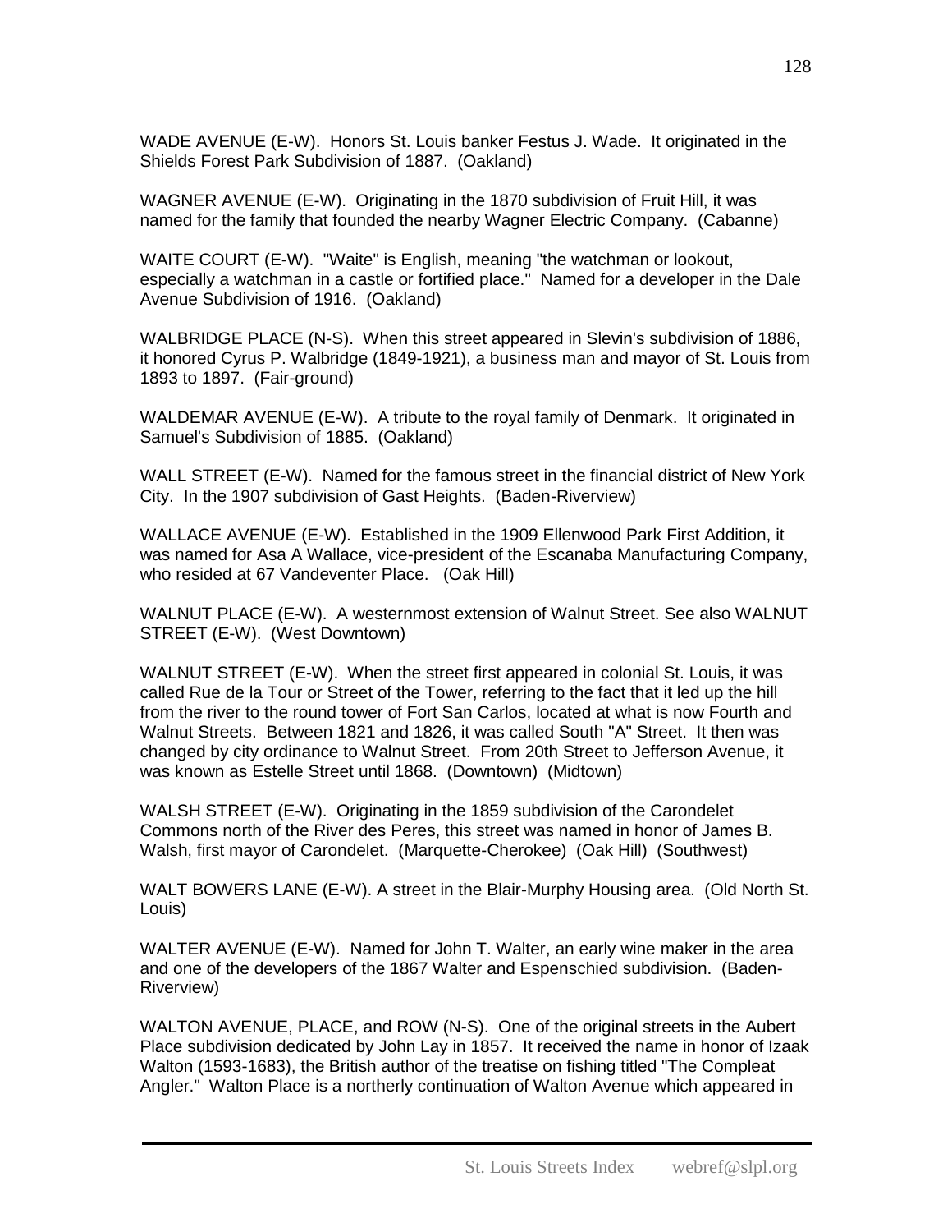WADE AVENUE (E-W). Honors St. Louis banker Festus J. Wade. It originated in the Shields Forest Park Subdivision of 1887. (Oakland)

WAGNER AVENUE (E-W). Originating in the 1870 subdivision of Fruit Hill, it was named for the family that founded the nearby Wagner Electric Company. (Cabanne)

WAITE COURT (E-W). "Waite" is English, meaning "the watchman or lookout, especially a watchman in a castle or fortified place." Named for a developer in the Dale Avenue Subdivision of 1916. (Oakland)

WALBRIDGE PLACE (N-S). When this street appeared in Slevin's subdivision of 1886, it honored Cyrus P. Walbridge (1849-1921), a business man and mayor of St. Louis from 1893 to 1897. (Fair-ground)

WALDEMAR AVENUE (E-W). A tribute to the royal family of Denmark. It originated in Samuel's Subdivision of 1885. (Oakland)

WALL STREET (E-W). Named for the famous street in the financial district of New York City. In the 1907 subdivision of Gast Heights. (Baden-Riverview)

WALLACE AVENUE (E-W). Established in the 1909 Ellenwood Park First Addition, it was named for Asa A Wallace, vice-president of the Escanaba Manufacturing Company, who resided at 67 Vandeventer Place. (Oak Hill)

WALNUT PLACE (E-W). A westernmost extension of Walnut Street. See also WALNUT STREET (E-W). (West Downtown)

WALNUT STREET (E-W). When the street first appeared in colonial St. Louis, it was called Rue de la Tour or Street of the Tower, referring to the fact that it led up the hill from the river to the round tower of Fort San Carlos, located at what is now Fourth and Walnut Streets. Between 1821 and 1826, it was called South "A" Street. It then was changed by city ordinance to Walnut Street. From 20th Street to Jefferson Avenue, it was known as Estelle Street until 1868. (Downtown) (Midtown)

WALSH STREET (E-W). Originating in the 1859 subdivision of the Carondelet Commons north of the River des Peres, this street was named in honor of James B. Walsh, first mayor of Carondelet. (Marquette-Cherokee) (Oak Hill) (Southwest)

WALT BOWERS LANE (E-W). A street in the Blair-Murphy Housing area. (Old North St. Louis)

WALTER AVENUE (E-W). Named for John T. Walter, an early wine maker in the area and one of the developers of the 1867 Walter and Espenschied subdivision. (Baden-Riverview)

WALTON AVENUE, PLACE, and ROW (N-S). One of the original streets in the Aubert Place subdivision dedicated by John Lay in 1857. It received the name in honor of Izaak Walton (1593-1683), the British author of the treatise on fishing titled "The Compleat Angler." Walton Place is a northerly continuation of Walton Avenue which appeared in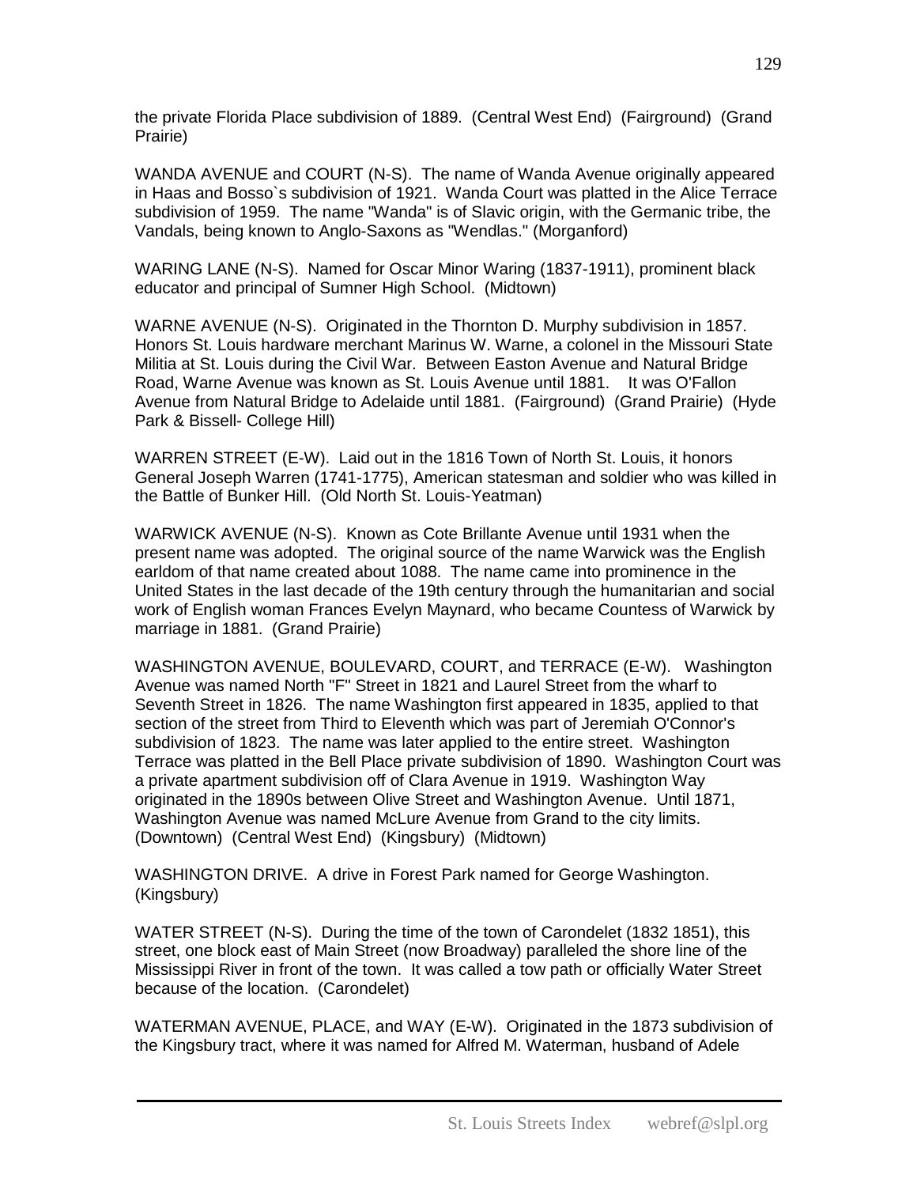the private Florida Place subdivision of 1889. (Central West End) (Fairground) (Grand Prairie)

WANDA AVENUE and COURT (N-S). The name of Wanda Avenue originally appeared in Haas and Bosso`s subdivision of 1921. Wanda Court was platted in the Alice Terrace subdivision of 1959. The name "Wanda" is of Slavic origin, with the Germanic tribe, the Vandals, being known to Anglo-Saxons as "Wendlas." (Morganford)

WARING LANE (N-S). Named for Oscar Minor Waring (1837-1911), prominent black educator and principal of Sumner High School. (Midtown)

WARNE AVENUE (N-S). Originated in the Thornton D. Murphy subdivision in 1857. Honors St. Louis hardware merchant Marinus W. Warne, a colonel in the Missouri State Militia at St. Louis during the Civil War. Between Easton Avenue and Natural Bridge Road, Warne Avenue was known as St. Louis Avenue until 1881. It was O'Fallon Avenue from Natural Bridge to Adelaide until 1881. (Fairground) (Grand Prairie) (Hyde Park & Bissell- College Hill)

WARREN STREET (E-W). Laid out in the 1816 Town of North St. Louis, it honors General Joseph Warren (1741-1775), American statesman and soldier who was killed in the Battle of Bunker Hill. (Old North St. Louis-Yeatman)

WARWICK AVENUE (N-S). Known as Cote Brillante Avenue until 1931 when the present name was adopted. The original source of the name Warwick was the English earldom of that name created about 1088. The name came into prominence in the United States in the last decade of the 19th century through the humanitarian and social work of English woman Frances Evelyn Maynard, who became Countess of Warwick by marriage in 1881. (Grand Prairie)

WASHINGTON AVENUE, BOULEVARD, COURT, and TERRACE (E-W). Washington Avenue was named North "F" Street in 1821 and Laurel Street from the wharf to Seventh Street in 1826. The name Washington first appeared in 1835, applied to that section of the street from Third to Eleventh which was part of Jeremiah O'Connor's subdivision of 1823. The name was later applied to the entire street. Washington Terrace was platted in the Bell Place private subdivision of 1890. Washington Court was a private apartment subdivision off of Clara Avenue in 1919. Washington Way originated in the 1890s between Olive Street and Washington Avenue. Until 1871, Washington Avenue was named McLure Avenue from Grand to the city limits. (Downtown) (Central West End) (Kingsbury) (Midtown)

WASHINGTON DRIVE. A drive in Forest Park named for George Washington. (Kingsbury)

WATER STREET (N-S). During the time of the town of Carondelet (1832 1851), this street, one block east of Main Street (now Broadway) paralleled the shore line of the Mississippi River in front of the town. It was called a tow path or officially Water Street because of the location. (Carondelet)

WATERMAN AVENUE, PLACE, and WAY (E-W). Originated in the 1873 subdivision of the Kingsbury tract, where it was named for Alfred M. Waterman, husband of Adele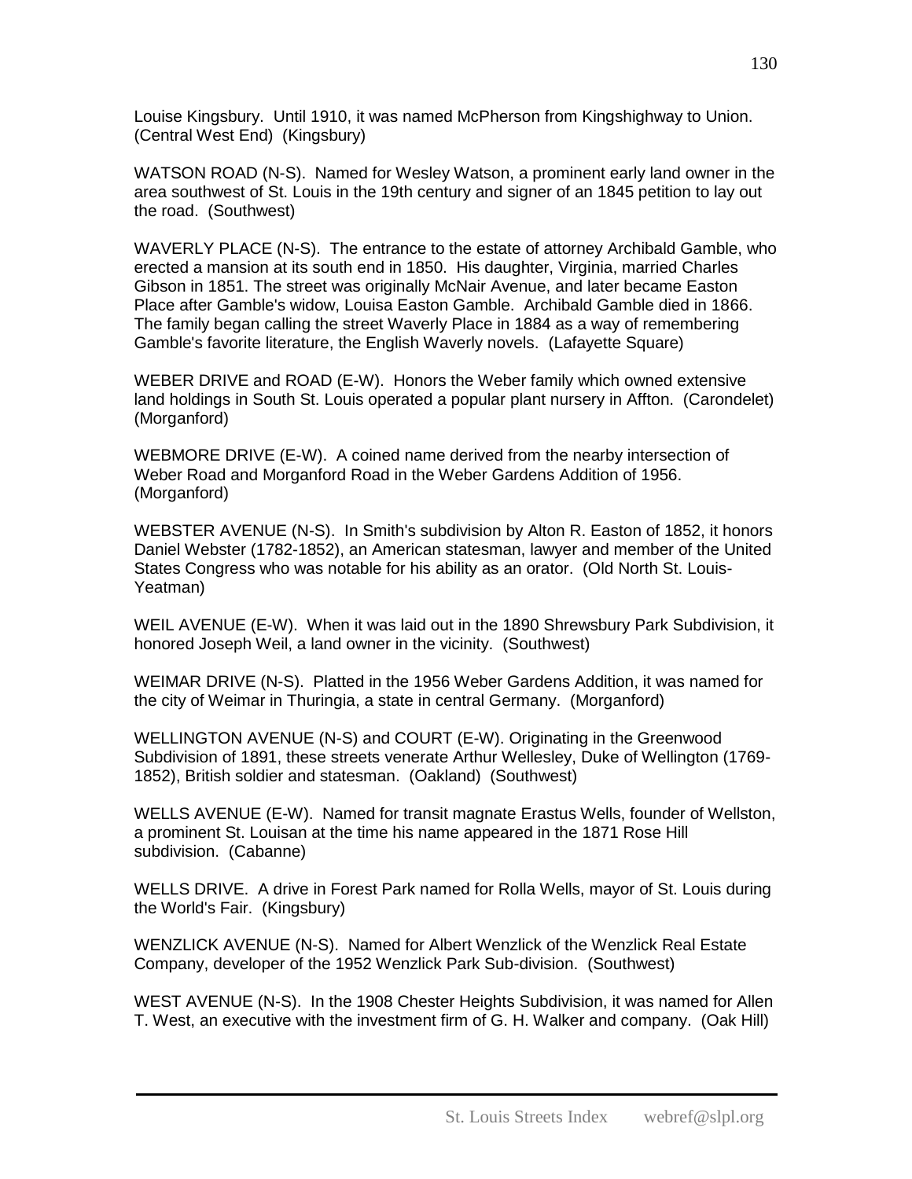Louise Kingsbury. Until 1910, it was named McPherson from Kingshighway to Union. (Central West End) (Kingsbury)

WATSON ROAD (N-S). Named for Wesley Watson, a prominent early land owner in the area southwest of St. Louis in the 19th century and signer of an 1845 petition to lay out the road. (Southwest)

WAVERLY PLACE (N-S). The entrance to the estate of attorney Archibald Gamble, who erected a mansion at its south end in 1850. His daughter, Virginia, married Charles Gibson in 1851. The street was originally McNair Avenue, and later became Easton Place after Gamble's widow, Louisa Easton Gamble. Archibald Gamble died in 1866. The family began calling the street Waverly Place in 1884 as a way of remembering Gamble's favorite literature, the English Waverly novels. (Lafayette Square)

WEBER DRIVE and ROAD (E-W). Honors the Weber family which owned extensive land holdings in South St. Louis operated a popular plant nursery in Affton. (Carondelet) (Morganford)

WEBMORE DRIVE (E-W). A coined name derived from the nearby intersection of Weber Road and Morganford Road in the Weber Gardens Addition of 1956. (Morganford)

WEBSTER AVENUE (N-S). In Smith's subdivision by Alton R. Easton of 1852, it honors Daniel Webster (1782-1852), an American statesman, lawyer and member of the United States Congress who was notable for his ability as an orator. (Old North St. Louis-Yeatman)

WEIL AVENUE (E-W). When it was laid out in the 1890 Shrewsbury Park Subdivision, it honored Joseph Weil, a land owner in the vicinity. (Southwest)

WEIMAR DRIVE (N-S). Platted in the 1956 Weber Gardens Addition, it was named for the city of Weimar in Thuringia, a state in central Germany. (Morganford)

WELLINGTON AVENUE (N-S) and COURT (E-W). Originating in the Greenwood Subdivision of 1891, these streets venerate Arthur Wellesley, Duke of Wellington (1769-1852), British soldier and statesman. (Oakland) (Southwest)

WELLS AVENUE (E-W). Named for transit magnate Erastus Wells, founder of Wellston, a prominent St. Louisan at the time his name appeared in the 1871 Rose Hill subdivision. (Cabanne)

WELLS DRIVE. A drive in Forest Park named for Rolla Wells, mayor of St. Louis during the World's Fair. (Kingsbury)

WENZLICK AVENUE (N-S). Named for Albert Wenzlick of the Wenzlick Real Estate Company, developer of the 1952 Wenzlick Park Sub-division. (Southwest)

WEST AVENUE (N-S). In the 1908 Chester Heights Subdivision, it was named for Allen T. West, an executive with the investment firm of G. H. Walker and company. (Oak Hill)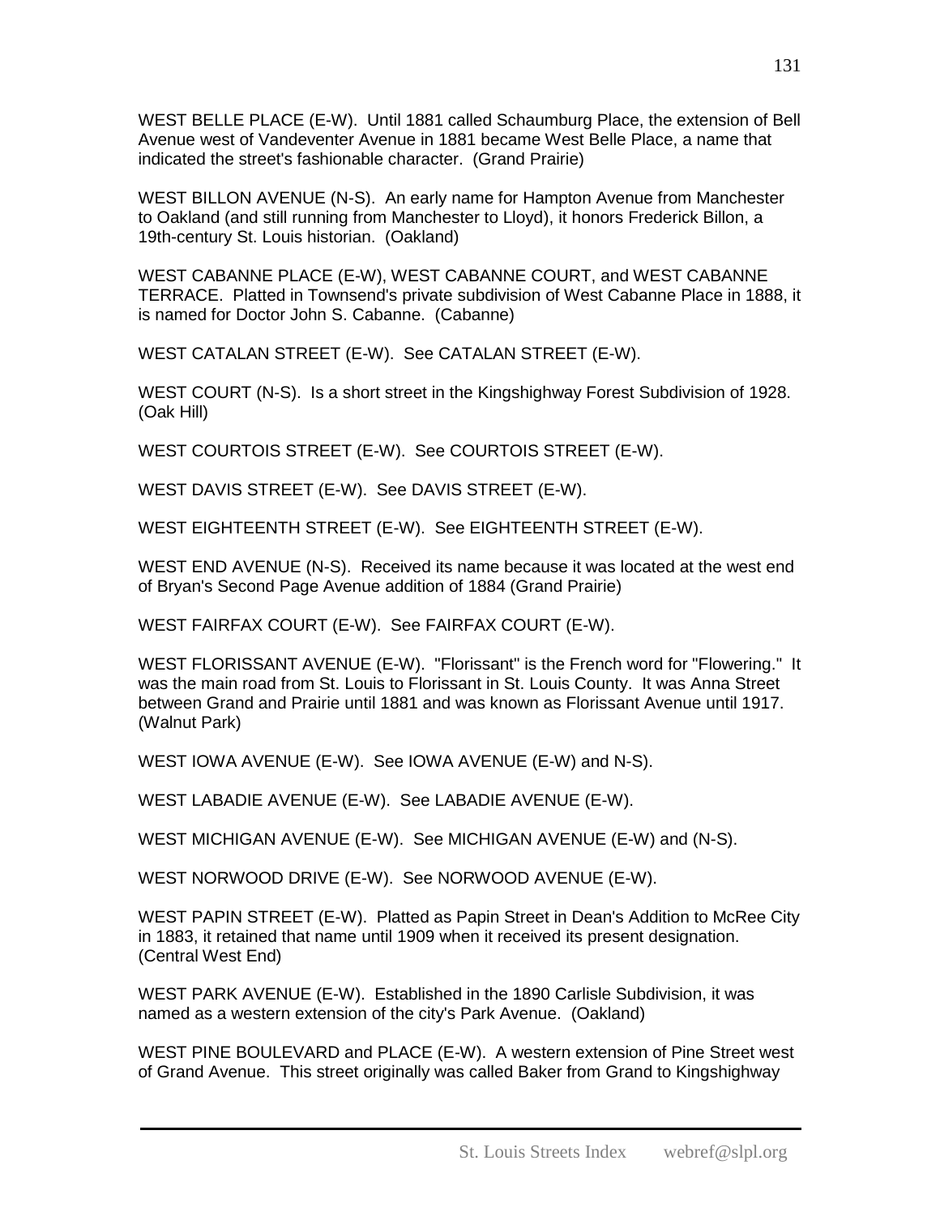WEST BELLE PLACE (E-W). Until 1881 called Schaumburg Place, the extension of Bell Avenue west of Vandeventer Avenue in 1881 became West Belle Place, a name that indicated the street's fashionable character. (Grand Prairie)

WEST BILLON AVENUE (N-S). An early name for Hampton Avenue from Manchester to Oakland (and still running from Manchester to Lloyd), it honors Frederick Billon, a 19th-century St. Louis historian. (Oakland)

WEST CABANNE PLACE (E-W), WEST CABANNE COURT, and WEST CABANNE TERRACE. Platted in Townsend's private subdivision of West Cabanne Place in 1888, it is named for Doctor John S. Cabanne. (Cabanne)

WEST CATALAN STREET (E-W). See CATALAN STREET (E-W).

WEST COURT (N-S). Is a short street in the Kingshighway Forest Subdivision of 1928. (Oak Hill)

WEST COURTOIS STREET (E-W). See COURTOIS STREET (E-W).

WEST DAVIS STREET (E-W). See DAVIS STREET (E-W).

WEST EIGHTEENTH STREET (E-W). See EIGHTEENTH STREET (E-W).

WEST END AVENUE (N-S). Received its name because it was located at the west end of Bryan's Second Page Avenue addition of 1884 (Grand Prairie)

WEST FAIRFAX COURT (E-W). See FAIRFAX COURT (E-W).

WEST FLORISSANT AVENUE (E-W). "Florissant" is the French word for "Flowering." It was the main road from St. Louis to Florissant in St. Louis County. It was Anna Street between Grand and Prairie until 1881 and was known as Florissant Avenue until 1917. (Walnut Park)

WEST IOWA AVENUE (E-W). See IOWA AVENUE (E-W) and N-S).

WEST LABADIE AVENUE (E-W). See LABADIE AVENUE (E-W).

WEST MICHIGAN AVENUE (E-W). See MICHIGAN AVENUE (E-W) and (N-S).

WEST NORWOOD DRIVE (E-W). See NORWOOD AVENUE (E-W).

WEST PAPIN STREET (E-W). Platted as Papin Street in Dean's Addition to McRee City in 1883, it retained that name until 1909 when it received its present designation. (Central West End)

WEST PARK AVENUE (E-W). Established in the 1890 Carlisle Subdivision, it was named as a western extension of the city's Park Avenue. (Oakland)

WEST PINE BOULEVARD and PLACE (E-W). A western extension of Pine Street west of Grand Avenue. This street originally was called Baker from Grand to Kingshighway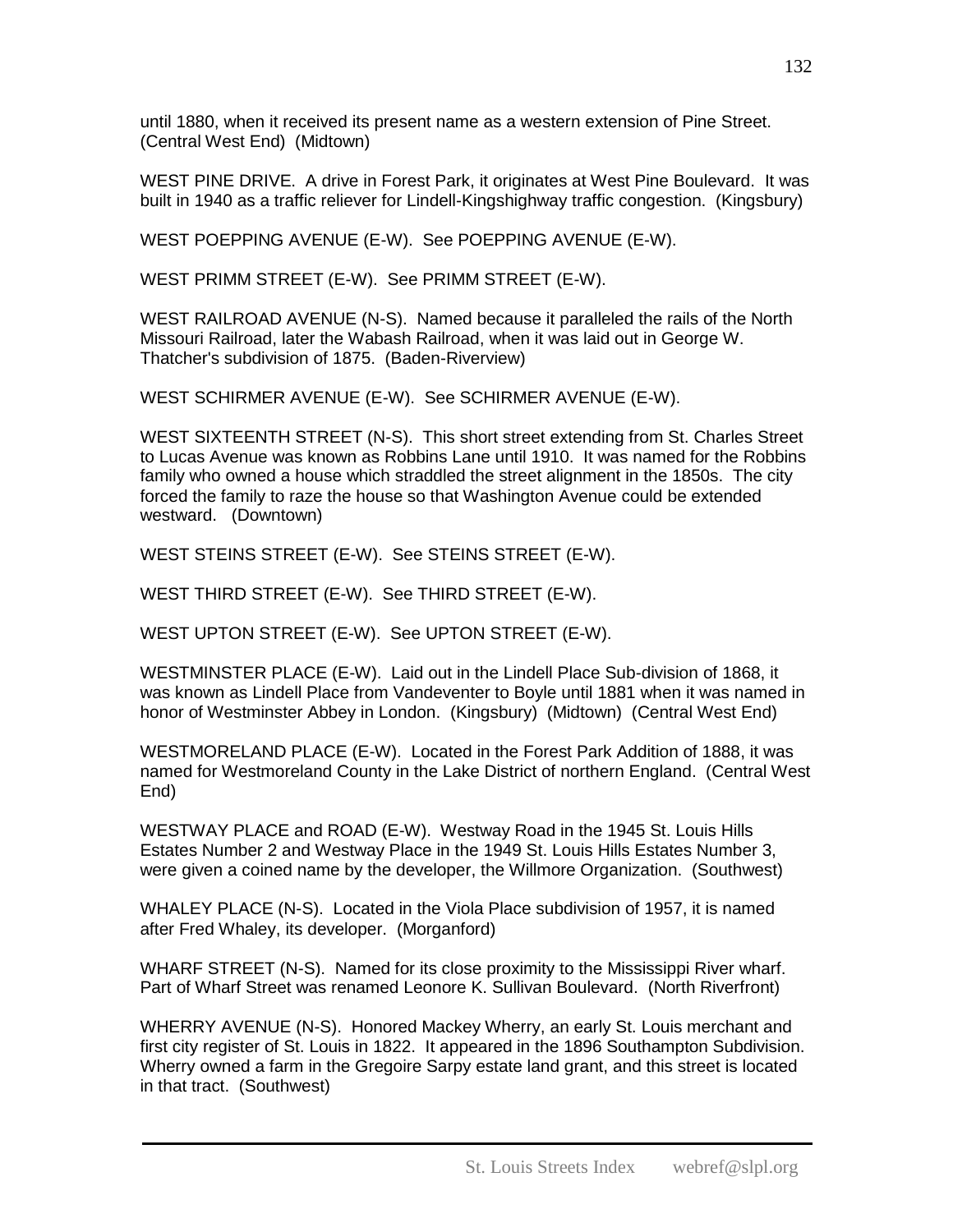until 1880, when it received its present name as a western extension of Pine Street. (Central West End) (Midtown)

WEST PINE DRIVE. A drive in Forest Park, it originates at West Pine Boulevard. It was built in 1940 as a traffic reliever for Lindell-Kingshighway traffic congestion. (Kingsbury)

WEST POEPPING AVENUE (E-W). See POEPPING AVENUE (E-W).

WEST PRIMM STREET (E-W). See PRIMM STREET (E-W).

WEST RAILROAD AVENUE (N-S). Named because it paralleled the rails of the North Missouri Railroad, later the Wabash Railroad, when it was laid out in George W. Thatcher's subdivision of 1875. (Baden-Riverview)

WEST SCHIRMER AVENUE (E-W). See SCHIRMER AVENUE (E-W).

WEST SIXTEENTH STREET (N-S). This short street extending from St. Charles Street to Lucas Avenue was known as Robbins Lane until 1910. It was named for the Robbins family who owned a house which straddled the street alignment in the 1850s. The city forced the family to raze the house so that Washington Avenue could be extended westward. (Downtown)

WEST STEINS STREET (E-W). See STEINS STREET (E-W).

WEST THIRD STREET (E-W). See THIRD STREET (E-W).

WEST UPTON STREET (E-W). See UPTON STREET (E-W).

WESTMINSTER PLACE (E-W). Laid out in the Lindell Place Sub-division of 1868, it was known as Lindell Place from Vandeventer to Boyle until 1881 when it was named in honor of Westminster Abbey in London. (Kingsbury) (Midtown) (Central West End)

WESTMORELAND PLACE (E-W). Located in the Forest Park Addition of 1888, it was named for Westmoreland County in the Lake District of northern England. (Central West End)

WESTWAY PLACE and ROAD (E-W). Westway Road in the 1945 St. Louis Hills Estates Number 2 and Westway Place in the 1949 St. Louis Hills Estates Number 3, were given a coined name by the developer, the Willmore Organization. (Southwest)

WHALEY PLACE (N-S). Located in the Viola Place subdivision of 1957, it is named after Fred Whaley, its developer. (Morganford)

WHARF STREET (N-S). Named for its close proximity to the Mississippi River wharf. Part of Wharf Street was renamed Leonore K. Sullivan Boulevard. (North Riverfront)

WHERRY AVENUE (N-S). Honored Mackey Wherry, an early St. Louis merchant and first city register of St. Louis in 1822. It appeared in the 1896 Southampton Subdivision. Wherry owned a farm in the Gregoire Sarpy estate land grant, and this street is located in that tract. (Southwest)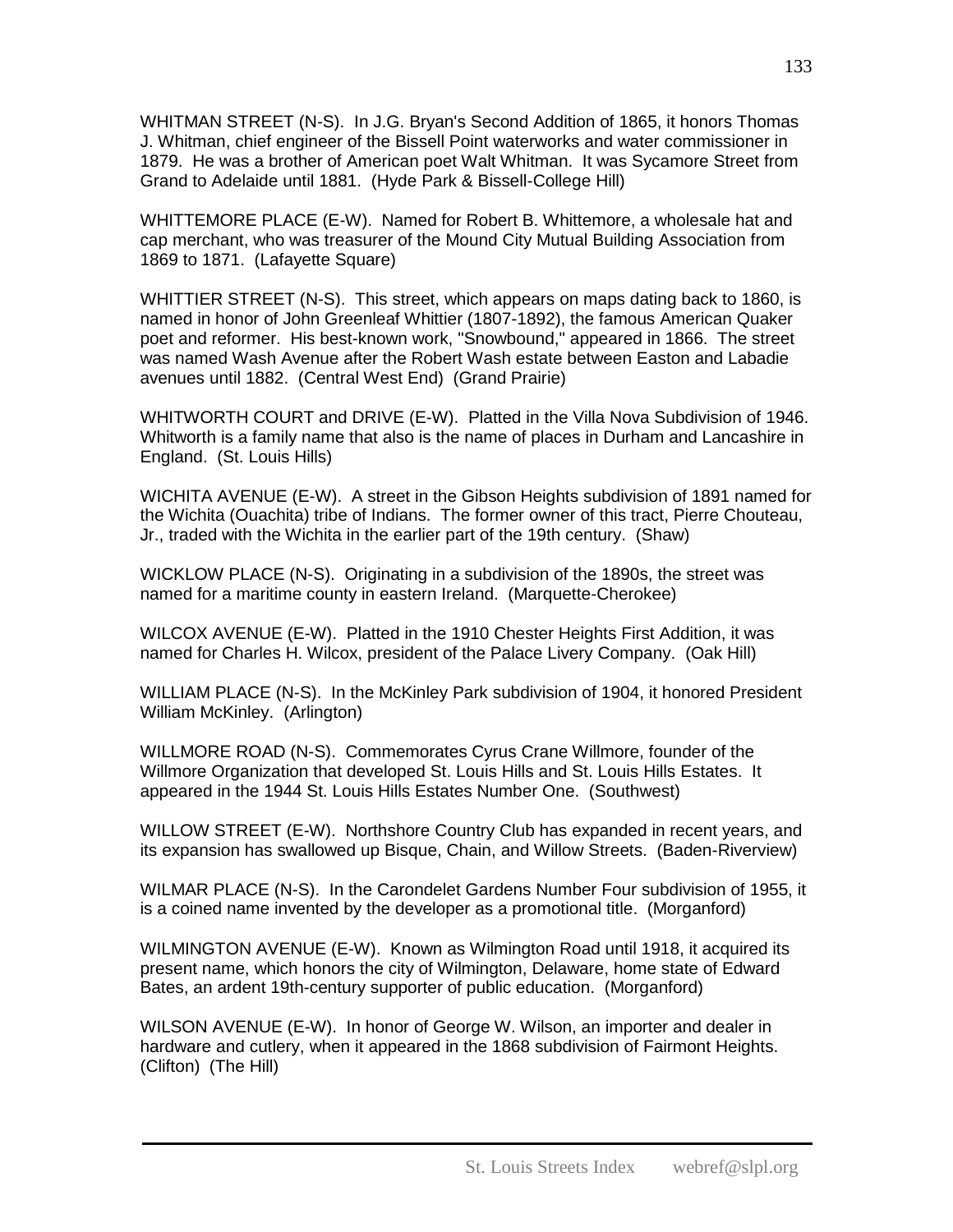WHITMAN STREET (N-S). In J.G. Bryan's Second Addition of 1865, it honors Thomas J. Whitman, chief engineer of the Bissell Point waterworks and water commissioner in 1879. He was a brother of American poet Walt Whitman. It was Sycamore Street from Grand to Adelaide until 1881. (Hyde Park & Bissell-College Hill)

WHITTEMORE PLACE (E-W). Named for Robert B. Whittemore, a wholesale hat and cap merchant, who was treasurer of the Mound City Mutual Building Association from 1869 to 1871. (Lafayette Square)

WHITTIER STREET (N-S). This street, which appears on maps dating back to 1860, is named in honor of John Greenleaf Whittier (1807-1892), the famous American Quaker poet and reformer. His best-known work, "Snowbound," appeared in 1866. The street was named Wash Avenue after the Robert Wash estate between Easton and Labadie avenues until 1882. (Central West End) (Grand Prairie)

WHITWORTH COURT and DRIVE (E-W). Platted in the Villa Nova Subdivision of 1946. Whitworth is a family name that also is the name of places in Durham and Lancashire in England. (St. Louis Hills)

WICHITA AVENUE (E-W). A street in the Gibson Heights subdivision of 1891 named for the Wichita (Ouachita) tribe of Indians. The former owner of this tract, Pierre Chouteau, Jr., traded with the Wichita in the earlier part of the 19th century. (Shaw)

WICKLOW PLACE (N-S). Originating in a subdivision of the 1890s, the street was named for a maritime county in eastern Ireland. (Marquette-Cherokee)

WILCOX AVENUE (E-W). Platted in the 1910 Chester Heights First Addition, it was named for Charles H. Wilcox, president of the Palace Livery Company. (Oak Hill)

WILLIAM PLACE (N-S). In the McKinley Park subdivision of 1904, it honored President William McKinley. (Arlington)

WILLMORE ROAD (N-S). Commemorates Cyrus Crane Willmore, founder of the Willmore Organization that developed St. Louis Hills and St. Louis Hills Estates. It appeared in the 1944 St. Louis Hills Estates Number One. (Southwest)

WILLOW STREET (E-W). Northshore Country Club has expanded in recent years, and its expansion has swallowed up Bisque, Chain, and Willow Streets. (Baden-Riverview)

WILMAR PLACE (N-S). In the Carondelet Gardens Number Four subdivision of 1955, it is a coined name invented by the developer as a promotional title. (Morganford)

WILMINGTON AVENUE (E-W). Known as Wilmington Road until 1918, it acquired its present name, which honors the city of Wilmington, Delaware, home state of Edward Bates, an ardent 19th-century supporter of public education. (Morganford)

WILSON AVENUE (E-W). In honor of George W. Wilson, an importer and dealer in hardware and cutlery, when it appeared in the 1868 subdivision of Fairmont Heights. (Clifton) (The Hill)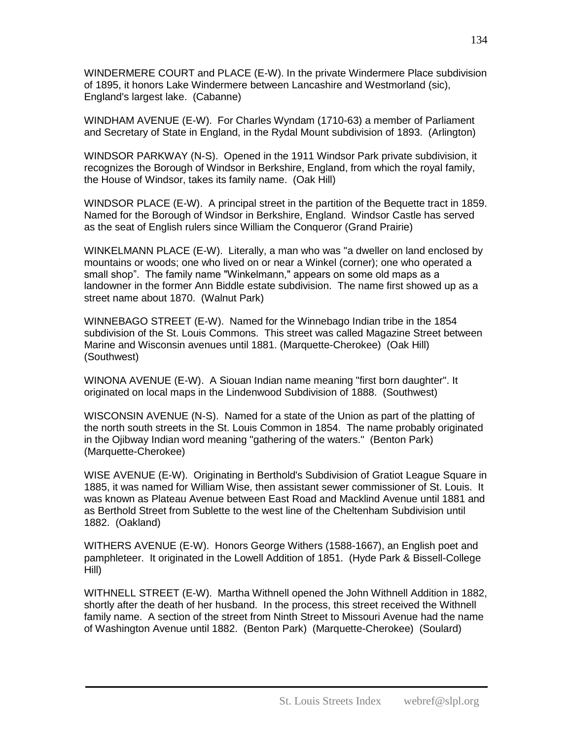WINDERMERE COURT and PLACE (E-W). In the private Windermere Place subdivision of 1895, it honors Lake Windermere between Lancashire and Westmorland (sic), England's largest lake. (Cabanne)

WINDHAM AVENUE (E-W). For Charles Wyndam (1710-63) a member of Parliament and Secretary of State in England, in the Rydal Mount subdivision of 1893. (Arlington)

WINDSOR PARKWAY (N-S). Opened in the 1911 Windsor Park private subdivision, it recognizes the Borough of Windsor in Berkshire, England, from which the royal family, the House of Windsor, takes its family name. (Oak Hill)

WINDSOR PLACE (E-W). A principal street in the partition of the Bequette tract in 1859. Named for the Borough of Windsor in Berkshire, England. Windsor Castle has served as the seat of English rulers since William the Conqueror (Grand Prairie)

WINKELMANN PLACE (E-W). Literally, a man who was "a dweller on land enclosed by mountains or woods; one who lived on or near a Winkel (corner); one who operated a small shop". The family name "Winkelmann," appears on some old maps as a landowner in the former Ann Biddle estate subdivision. The name first showed up as a street name about 1870. (Walnut Park)

WINNEBAGO STREET (E-W). Named for the Winnebago Indian tribe in the 1854 subdivision of the St. Louis Commons. This street was called Magazine Street between Marine and Wisconsin avenues until 1881. (Marquette-Cherokee) (Oak Hill) (Southwest)

WINONA AVENUE (E-W). A Siouan Indian name meaning "first born daughter". It originated on local maps in the Lindenwood Subdivision of 1888. (Southwest)

WISCONSIN AVENUE (N-S). Named for a state of the Union as part of the platting of the north south streets in the St. Louis Common in 1854. The name probably originated in the Ojibway Indian word meaning "gathering of the waters." (Benton Park) (Marquette-Cherokee)

WISE AVENUE (E-W). Originating in Berthold's Subdivision of Gratiot League Square in 1885, it was named for William Wise, then assistant sewer commissioner of St. Louis. It was known as Plateau Avenue between East Road and Macklind Avenue until 1881 and as Berthold Street from Sublette to the west line of the Cheltenham Subdivision until 1882. (Oakland)

WITHERS AVENUE (E-W). Honors George Withers (1588-1667), an English poet and pamphleteer. It originated in the Lowell Addition of 1851. (Hyde Park & Bissell-College Hill)

WITHNELL STREET (E-W). Martha Withnell opened the John Withnell Addition in 1882, shortly after the death of her husband. In the process, this street received the Withnell family name. A section of the street from Ninth Street to Missouri Avenue had the name of Washington Avenue until 1882. (Benton Park) (Marquette-Cherokee) (Soulard)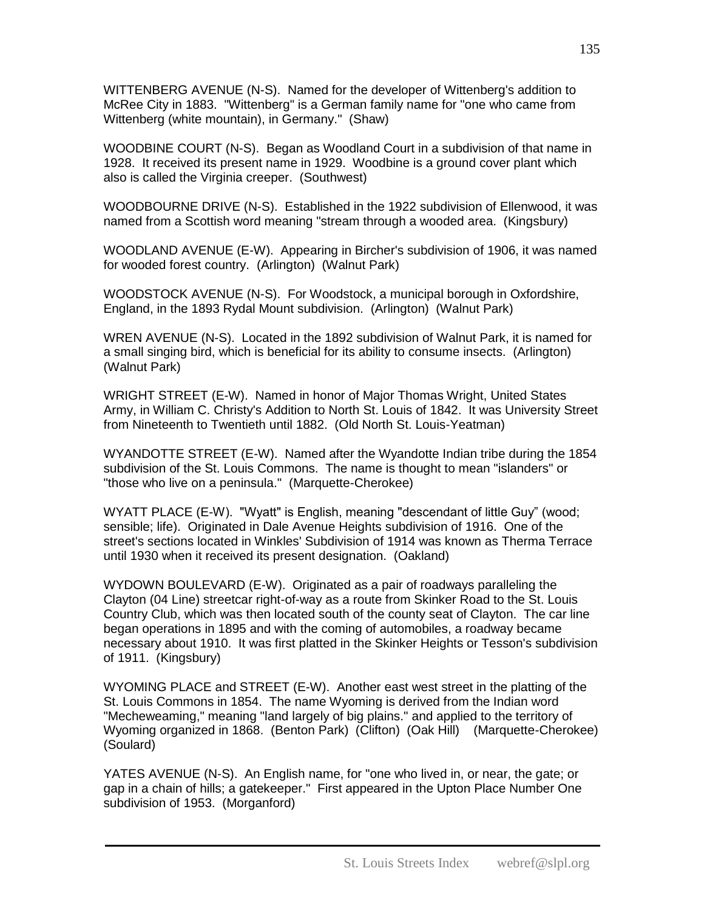WITTENBERG AVENUE (N-S). Named for the developer of Wittenberg's addition to McRee City in 1883. "Wittenberg" is a German family name for "one who came from Wittenberg (white mountain), in Germany." (Shaw)

WOODBINE COURT (N-S). Began as Woodland Court in a subdivision of that name in 1928. It received its present name in 1929. Woodbine is a ground cover plant which also is called the Virginia creeper. (Southwest)

WOODBOURNE DRIVE (N-S). Established in the 1922 subdivision of Ellenwood, it was named from a Scottish word meaning "stream through a wooded area. (Kingsbury)

WOODLAND AVENUE (E-W). Appearing in Bircher's subdivision of 1906, it was named for wooded forest country. (Arlington) (Walnut Park)

WOODSTOCK AVENUE (N-S). For Woodstock, a municipal borough in Oxfordshire, England, in the 1893 Rydal Mount subdivision. (Arlington) (Walnut Park)

WREN AVENUE (N-S). Located in the 1892 subdivision of Walnut Park, it is named for a small singing bird, which is beneficial for its ability to consume insects. (Arlington) (Walnut Park)

WRIGHT STREET (E-W). Named in honor of Major Thomas Wright, United States Army, in William C. Christy's Addition to North St. Louis of 1842. It was University Street from Nineteenth to Twentieth until 1882. (Old North St. Louis-Yeatman)

WYANDOTTE STREET (E-W). Named after the Wyandotte Indian tribe during the 1854 subdivision of the St. Louis Commons. The name is thought to mean "islanders" or "those who live on a peninsula." (Marquette-Cherokee)

WYATT PLACE (E-W). "Wyatt" is English, meaning "descendant of little Guy" (wood; sensible; life). Originated in Dale Avenue Heights subdivision of 1916. One of the street's sections located in Winkles' Subdivision of 1914 was known as Therma Terrace until 1930 when it received its present designation. (Oakland)

WYDOWN BOULEVARD (E-W). Originated as a pair of roadways paralleling the Clayton (04 Line) streetcar right-of-way as a route from Skinker Road to the St. Louis Country Club, which was then located south of the county seat of Clayton. The car line began operations in 1895 and with the coming of automobiles, a roadway became necessary about 1910. It was first platted in the Skinker Heights or Tesson's subdivision of 1911. (Kingsbury)

WYOMING PLACE and STREET (E-W). Another east west street in the platting of the St. Louis Commons in 1854. The name Wyoming is derived from the Indian word "Mecheweaming," meaning "land largely of big plains." and applied to the territory of Wyoming organized in 1868. (Benton Park) (Clifton) (Oak Hill) (Marquette-Cherokee) (Soulard)

YATES AVENUE (N-S). An English name, for "one who lived in, or near, the gate; or gap in a chain of hills; a gatekeeper." First appeared in the Upton Place Number One subdivision of 1953. (Morganford)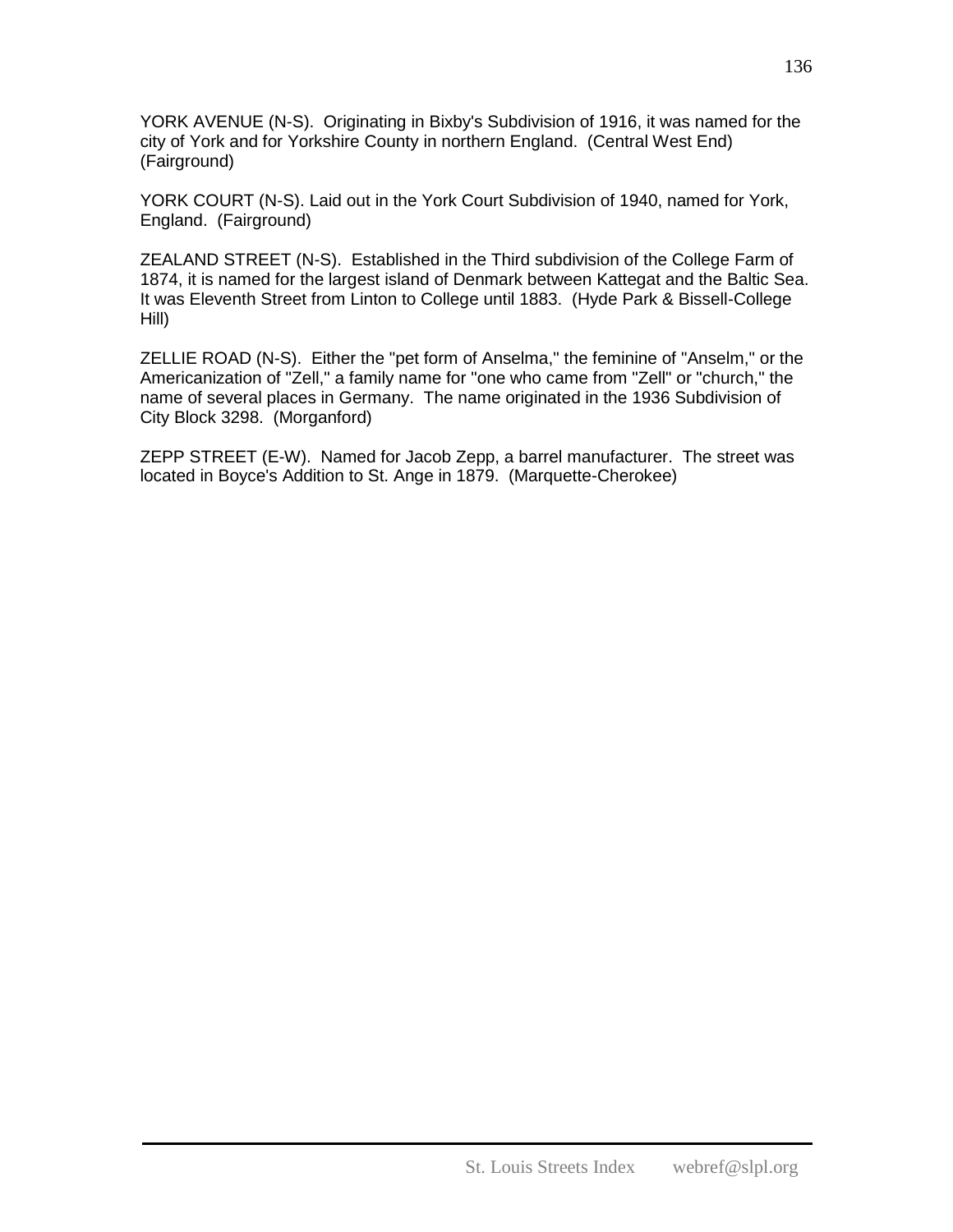YORK AVENUE (N-S). Originating in Bixby's Subdivision of 1916, it was named for the city of York and for Yorkshire County in northern England. (Central West End) (Fairground)

YORK COURT (N-S). Laid out in the York Court Subdivision of 1940, named for York, England. (Fairground)

ZEALAND STREET (N-S). Established in the Third subdivision of the College Farm of 1874, it is named for the largest island of Denmark between Kattegat and the Baltic Sea. It was Eleventh Street from Linton to College until 1883. (Hyde Park & Bissell-College Hill)

ZELLIE ROAD (N-S). Either the "pet form of Anselma," the feminine of "Anselm," or the Americanization of "Zell," a family name for "one who came from "Zell" or "church," the name of several places in Germany. The name originated in the 1936 Subdivision of City Block 3298. (Morganford)

ZEPP STREET (E-W). Named for Jacob Zepp, a barrel manufacturer. The street was located in Boyce's Addition to St. Ange in 1879. (Marquette-Cherokee)